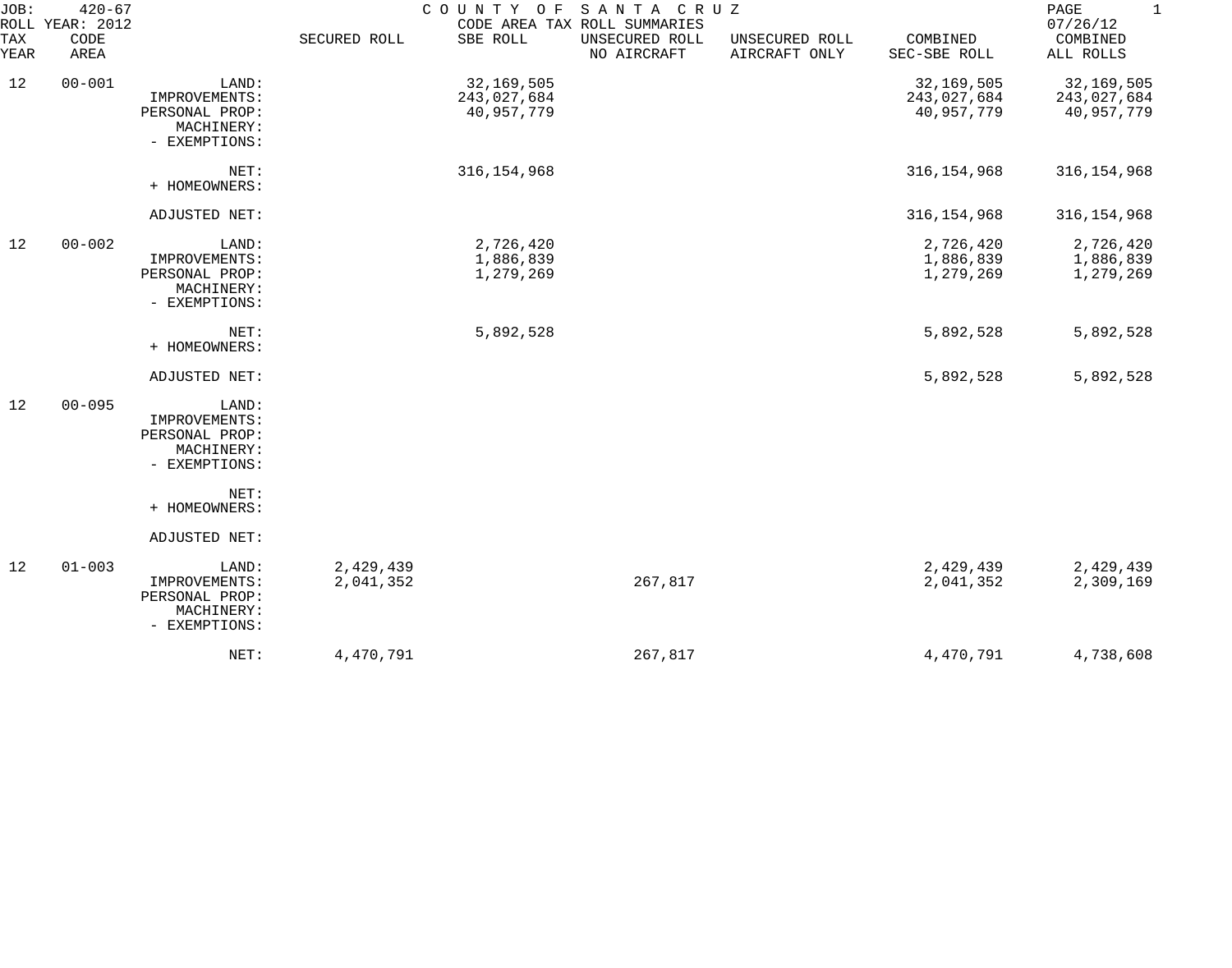JOB: 420-67 COUNTY OF SANTA CRUZ 07/26/12

ROLL YEAR: 2012 CODE AREA TAX ROLL SUMMARIES

| TAX YEAR | CODE AREA | | SECURED ROLL | SBE ROLL | UNSECURED ROLL NO AIRCRAFT | UNSECURED ROLL AIRCRAFT ONLY | COMBINED SEC-SBE ROLL | COMBINED ALL ROLLS |
|---|---|---|---|---|---|---|---|---|
| 12 | 00-001 | LAND: | | 32,169,505 | | | 32,169,505 | 32,169,505 |
| | | IMPROVEMENTS: | | 243,027,684 | | | 243,027,684 | 243,027,684 |
| | | PERSONAL PROP: | | 40,957,779 | | | 40,957,779 | 40,957,779 |
| | | MACHINERY: | | | | | | |
| | | - EXEMPTIONS: | | | | | | |
| | | NET: | | 316,154,968 | | | 316,154,968 | 316,154,968 |
| | | + HOMEOWNERS: | | | | | | |
| | | ADJUSTED NET: | | | | | 316,154,968 | 316,154,968 |
| 12 | 00-002 | LAND: | | 2,726,420 | | | 2,726,420 | 2,726,420 |
| | | IMPROVEMENTS: | | 1,886,839 | | | 1,886,839 | 1,886,839 |
| | | PERSONAL PROP: | | 1,279,269 | | | 1,279,269 | 1,279,269 |
| | | MACHINERY: | | | | | | |
| | | - EXEMPTIONS: | | | | | | |
| | | NET: | | 5,892,528 | | | 5,892,528 | 5,892,528 |
| | | + HOMEOWNERS: | | | | | | |
| | | ADJUSTED NET: | | | | | 5,892,528 | 5,892,528 |
| 12 | 00-095 | LAND: | | | | | | |
| | | IMPROVEMENTS: | | | | | | |
| | | PERSONAL PROP: | | | | | | |
| | | MACHINERY: | | | | | | |
| | | - EXEMPTIONS: | | | | | | |
| | | NET: | | | | | | |
| | | + HOMEOWNERS: | | | | | | |
| | | ADJUSTED NET: | | | | | | |
| 12 | 01-003 | LAND: | 2,429,439 | | | | 2,429,439 | 2,429,439 |
| | | IMPROVEMENTS: | 2,041,352 | | 267,817 | | 2,041,352 | 2,309,169 |
| | | PERSONAL PROP: | | | | | | |
| | | MACHINERY: | | | | | | |
| | | - EXEMPTIONS: | | | | | | |
| | | NET: | 4,470,791 | | 267,817 | | 4,470,791 | 4,738,608 |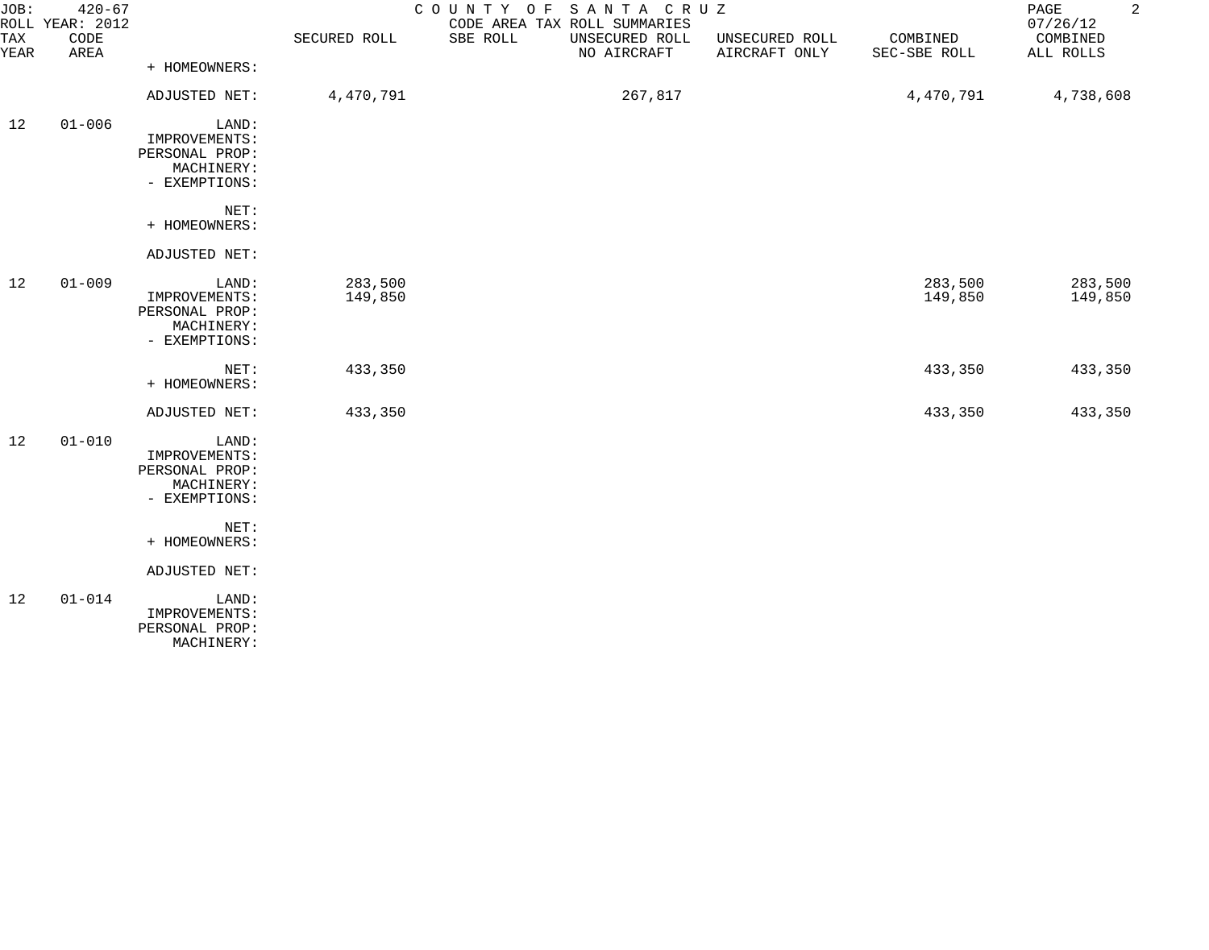# COUNTY OF SANTA CRUZ

## CODE AREA TAX ROLL SUMMARIES

JOB: 420-67
ROLL YEAR: 2012
07/26/12

| TAX YEAR | CODE AREA | | SECURED ROLL | SBE ROLL | UNSECURED ROLL NO AIRCRAFT | UNSECURED ROLL AIRCRAFT ONLY | COMBINED SEC-SBE ROLL | COMBINED ALL ROLLS |
|---|---|---|---|---|---|---|---|---|
| | | + HOMEOWNERS: | | | | | | |
| | | ADJUSTED NET: | 4,470,791 | | 267,817 | | 4,470,791 | 4,738,608 |
| 12 | 01-006 | LAND: | | | | | | |
| | | IMPROVEMENTS: | | | | | | |
| | | PERSONAL PROP: | | | | | | |
| | | MACHINERY: | | | | | | |
| | | - EXEMPTIONS: | | | | | | |
| | | NET: | | | | | | |
| | | + HOMEOWNERS: | | | | | | |
| | | ADJUSTED NET: | | | | | | |
| 12 | 01-009 | LAND: | 283,500 | | | | 283,500 | 283,500 |
| | | IMPROVEMENTS: | 149,850 | | | | 149,850 | 149,850 |
| | | PERSONAL PROP: | | | | | | |
| | | MACHINERY: | | | | | | |
| | | - EXEMPTIONS: | | | | | | |
| | | NET: | 433,350 | | | | 433,350 | 433,350 |
| | | + HOMEOWNERS: | | | | | | |
| | | ADJUSTED NET: | 433,350 | | | | 433,350 | 433,350 |
| 12 | 01-010 | LAND: | | | | | | |
| | | IMPROVEMENTS: | | | | | | |
| | | PERSONAL PROP: | | | | | | |
| | | MACHINERY: | | | | | | |
| | | - EXEMPTIONS: | | | | | | |
| | | NET: | | | | | | |
| | | + HOMEOWNERS: | | | | | | |
| | | ADJUSTED NET: | | | | | | |
| 12 | 01-014 | LAND: | | | | | | |
| | | IMPROVEMENTS: | | | | | | |
| | | PERSONAL PROP: | | | | | | |
| | | MACHINERY: | | | | | | |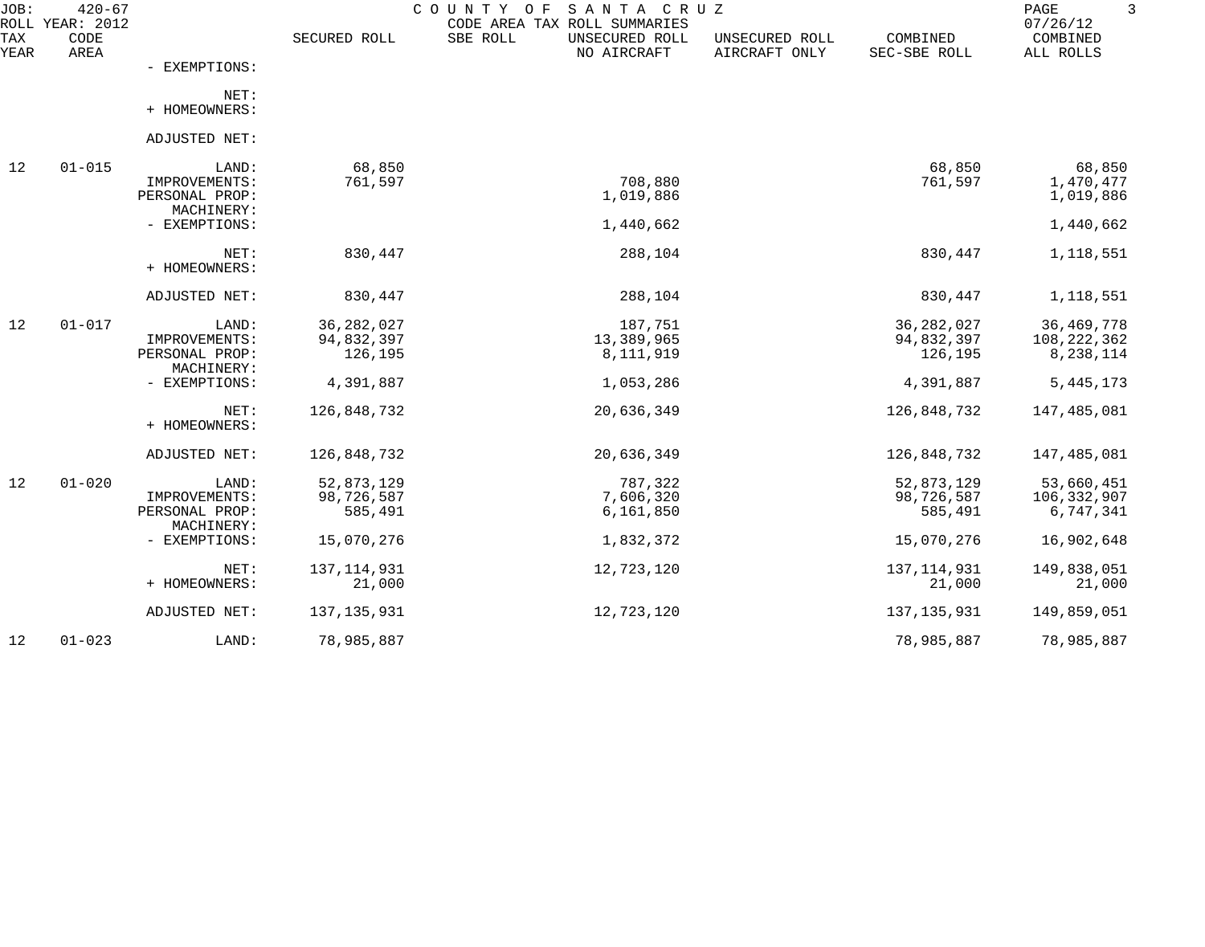JOB: 420-67 COUNTY OF SANTA CRUZ
ROLL YEAR: 2012 CODE AREA TAX ROLL SUMMARIES 07/26/12

| TAX YEAR | CODE AREA | | SECURED ROLL | SBE ROLL | UNSECURED ROLL NO AIRCRAFT | UNSECURED ROLL AIRCRAFT ONLY | COMBINED SEC-SBE ROLL | COMBINED ALL ROLLS |
|---|---|---|---|---|---|---|---|---|
| | | - EXEMPTIONS: | | | | | | |
| | | NET: | | | | | | |
| | | + HOMEOWNERS: | | | | | | |
| | | ADJUSTED NET: | | | | | | |
| 12 | 01-015 | LAND: | 68,850 | | | | 68,850 | 68,850 |
| | | IMPROVEMENTS: | 761,597 | | 708,880 | | 761,597 | 1,470,477 |
| | | PERSONAL PROP: | | | 1,019,886 | | | 1,019,886 |
| | | MACHINERY: | | | | | | |
| | | - EXEMPTIONS: | | | 1,440,662 | | | 1,440,662 |
| | | NET: | 830,447 | | 288,104 | | 830,447 | 1,118,551 |
| | | + HOMEOWNERS: | | | | | | |
| | | ADJUSTED NET: | 830,447 | | 288,104 | | 830,447 | 1,118,551 |
| 12 | 01-017 | LAND: | 36,282,027 | | 187,751 | | 36,282,027 | 36,469,778 |
| | | IMPROVEMENTS: | 94,832,397 | | 13,389,965 | | 94,832,397 | 108,222,362 |
| | | PERSONAL PROP: | 126,195 | | 8,111,919 | | 126,195 | 8,238,114 |
| | | MACHINERY: | | | | | | |
| | | - EXEMPTIONS: | 4,391,887 | | 1,053,286 | | 4,391,887 | 5,445,173 |
| | | NET: | 126,848,732 | | 20,636,349 | | 126,848,732 | 147,485,081 |
| | | + HOMEOWNERS: | | | | | | |
| | | ADJUSTED NET: | 126,848,732 | | 20,636,349 | | 126,848,732 | 147,485,081 |
| 12 | 01-020 | LAND: | 52,873,129 | | 787,322 | | 52,873,129 | 53,660,451 |
| | | IMPROVEMENTS: | 98,726,587 | | 7,606,320 | | 98,726,587 | 106,332,907 |
| | | PERSONAL PROP: | 585,491 | | 6,161,850 | | 585,491 | 6,747,341 |
| | | MACHINERY: | | | | | | |
| | | - EXEMPTIONS: | 15,070,276 | | 1,832,372 | | 15,070,276 | 16,902,648 |
| | | NET: | 137,114,931 | | 12,723,120 | | 137,114,931 | 149,838,051 |
| | | + HOMEOWNERS: | 21,000 | | | | 21,000 | 21,000 |
| | | ADJUSTED NET: | 137,135,931 | | 12,723,120 | | 137,135,931 | 149,859,051 |
| 12 | 01-023 | LAND: | 78,985,887 | | | | 78,985,887 | 78,985,887 |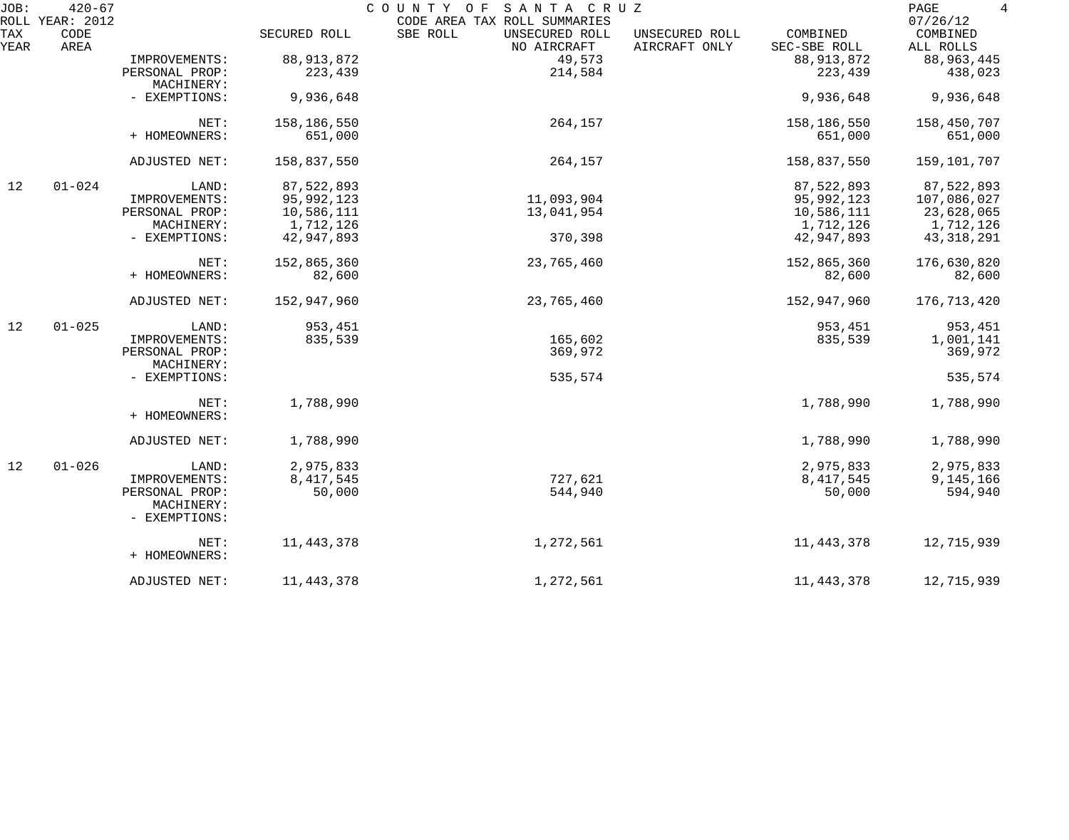JOB: 420-67 COUNTY OF SANTA CRUZ
ROLL YEAR: 2012 CODE AREA TAX ROLL SUMMARIES 07/26/12

| TAX YEAR | CODE AREA | | SECURED ROLL | SBE ROLL | UNSECURED ROLL NO AIRCRAFT | UNSECURED ROLL AIRCRAFT ONLY | COMBINED SEC-SBE ROLL | COMBINED ALL ROLLS |
|---|---|---|---|---|---|---|---|---|
| | | IMPROVEMENTS: | 88,913,872 | | 49,573 | | 88,913,872 | 88,963,445 |
| | | PERSONAL PROP: | 223,439 | | 214,584 | | 223,439 | 438,023 |
| | | MACHINERY: | | | | | | |
| | | - EXEMPTIONS: | 9,936,648 | | | | 9,936,648 | 9,936,648 |
| | | NET: | 158,186,550 | | 264,157 | | 158,186,550 | 158,450,707 |
| | | + HOMEOWNERS: | 651,000 | | | | 651,000 | 651,000 |
| | | ADJUSTED NET: | 158,837,550 | | 264,157 | | 158,837,550 | 159,101,707 |
| 12 | 01-024 | LAND: | 87,522,893 | | | | 87,522,893 | 87,522,893 |
| | | IMPROVEMENTS: | 95,992,123 | | 11,093,904 | | 95,992,123 | 107,086,027 |
| | | PERSONAL PROP: | 10,586,111 | | 13,041,954 | | 10,586,111 | 23,628,065 |
| | | MACHINERY: | 1,712,126 | | | | 1,712,126 | 1,712,126 |
| | | - EXEMPTIONS: | 42,947,893 | | 370,398 | | 42,947,893 | 43,318,291 |
| | | NET: | 152,865,360 | | 23,765,460 | | 152,865,360 | 176,630,820 |
| | | + HOMEOWNERS: | 82,600 | | | | 82,600 | 82,600 |
| | | ADJUSTED NET: | 152,947,960 | | 23,765,460 | | 152,947,960 | 176,713,420 |
| 12 | 01-025 | LAND: | 953,451 | | | | 953,451 | 953,451 |
| | | IMPROVEMENTS: | 835,539 | | 165,602 | | 835,539 | 1,001,141 |
| | | PERSONAL PROP: | | | 369,972 | | | 369,972 |
| | | MACHINERY: | | | | | | |
| | | - EXEMPTIONS: | | | 535,574 | | | 535,574 |
| | | NET: | 1,788,990 | | | | 1,788,990 | 1,788,990 |
| | | + HOMEOWNERS: | | | | | | |
| | | ADJUSTED NET: | 1,788,990 | | | | 1,788,990 | 1,788,990 |
| 12 | 01-026 | LAND: | 2,975,833 | | | | 2,975,833 | 2,975,833 |
| | | IMPROVEMENTS: | 8,417,545 | | 727,621 | | 8,417,545 | 9,145,166 |
| | | PERSONAL PROP: | 50,000 | | 544,940 | | 50,000 | 594,940 |
| | | MACHINERY: | | | | | | |
| | | - EXEMPTIONS: | | | | | | |
| | | NET: | 11,443,378 | | 1,272,561 | | 11,443,378 | 12,715,939 |
| | | + HOMEOWNERS: | | | | | | |
| | | ADJUSTED NET: | 11,443,378 | | 1,272,561 | | 11,443,378 | 12,715,939 |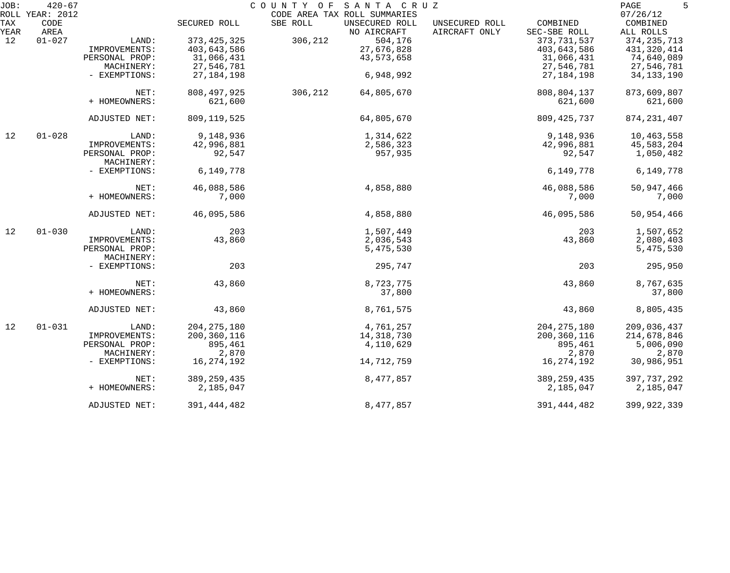JOB: 420-67
ROLL YEAR: 2012

# COUNTY OF SANTA CRUZ

CODE AREA TAX ROLL SUMMARIES

07/26/12

| TAX YEAR | CODE AREA | | SECURED ROLL | SBE ROLL | UNSECURED ROLL NO AIRCRAFT | UNSECURED ROLL AIRCRAFT ONLY | COMBINED SEC-SBE ROLL | COMBINED ALL ROLLS |
|---|---|---|---|---|---|---|---|---|
| 12 | 01-027 | LAND: | 373,425,325 | 306,212 | 504,176 | | 373,731,537 | 374,235,713 |
| | | IMPROVEMENTS: | 403,643,586 | | 27,676,828 | | 403,643,586 | 431,320,414 |
| | | PERSONAL PROP: | 31,066,431 | | 43,573,658 | | 31,066,431 | 74,640,089 |
| | | MACHINERY: | 27,546,781 | | | | 27,546,781 | 27,546,781 |
| | | - EXEMPTIONS: | 27,184,198 | | 6,948,992 | | 27,184,198 | 34,133,190 |
| | | NET: | 808,497,925 | 306,212 | 64,805,670 | | 808,804,137 | 873,609,807 |
| | | + HOMEOWNERS: | 621,600 | | | | 621,600 | 621,600 |
| | | ADJUSTED NET: | 809,119,525 | | 64,805,670 | | 809,425,737 | 874,231,407 |
| 12 | 01-028 | LAND: | 9,148,936 | | 1,314,622 | | 9,148,936 | 10,463,558 |
| | | IMPROVEMENTS: | 42,996,881 | | 2,586,323 | | 42,996,881 | 45,583,204 |
| | | PERSONAL PROP: | 92,547 | | 957,935 | | 92,547 | 1,050,482 |
| | | MACHINERY: | | | | | | |
| | | - EXEMPTIONS: | 6,149,778 | | | | 6,149,778 | 6,149,778 |
| | | NET: | 46,088,586 | | 4,858,880 | | 46,088,586 | 50,947,466 |
| | | + HOMEOWNERS: | 7,000 | | | | 7,000 | 7,000 |
| | | ADJUSTED NET: | 46,095,586 | | 4,858,880 | | 46,095,586 | 50,954,466 |
| 12 | 01-030 | LAND: | 203 | | 1,507,449 | | 203 | 1,507,652 |
| | | IMPROVEMENTS: | 43,860 | | 2,036,543 | | 43,860 | 2,080,403 |
| | | PERSONAL PROP: | | | 5,475,530 | | | 5,475,530 |
| | | MACHINERY: | | | | | | |
| | | - EXEMPTIONS: | 203 | | 295,747 | | 203 | 295,950 |
| | | NET: | 43,860 | | 8,723,775 | | 43,860 | 8,767,635 |
| | | + HOMEOWNERS: | | | 37,800 | | | 37,800 |
| | | ADJUSTED NET: | 43,860 | | 8,761,575 | | 43,860 | 8,805,435 |
| 12 | 01-031 | LAND: | 204,275,180 | | 4,761,257 | | 204,275,180 | 209,036,437 |
| | | IMPROVEMENTS: | 200,360,116 | | 14,318,730 | | 200,360,116 | 214,678,846 |
| | | PERSONAL PROP: | 895,461 | | 4,110,629 | | 895,461 | 5,006,090 |
| | | MACHINERY: | 2,870 | | | | 2,870 | 2,870 |
| | | - EXEMPTIONS: | 16,274,192 | | 14,712,759 | | 16,274,192 | 30,986,951 |
| | | NET: | 389,259,435 | | 8,477,857 | | 389,259,435 | 397,737,292 |
| | | + HOMEOWNERS: | 2,185,047 | | | | 2,185,047 | 2,185,047 |
| | | ADJUSTED NET: | 391,444,482 | | 8,477,857 | | 391,444,482 | 399,922,339 |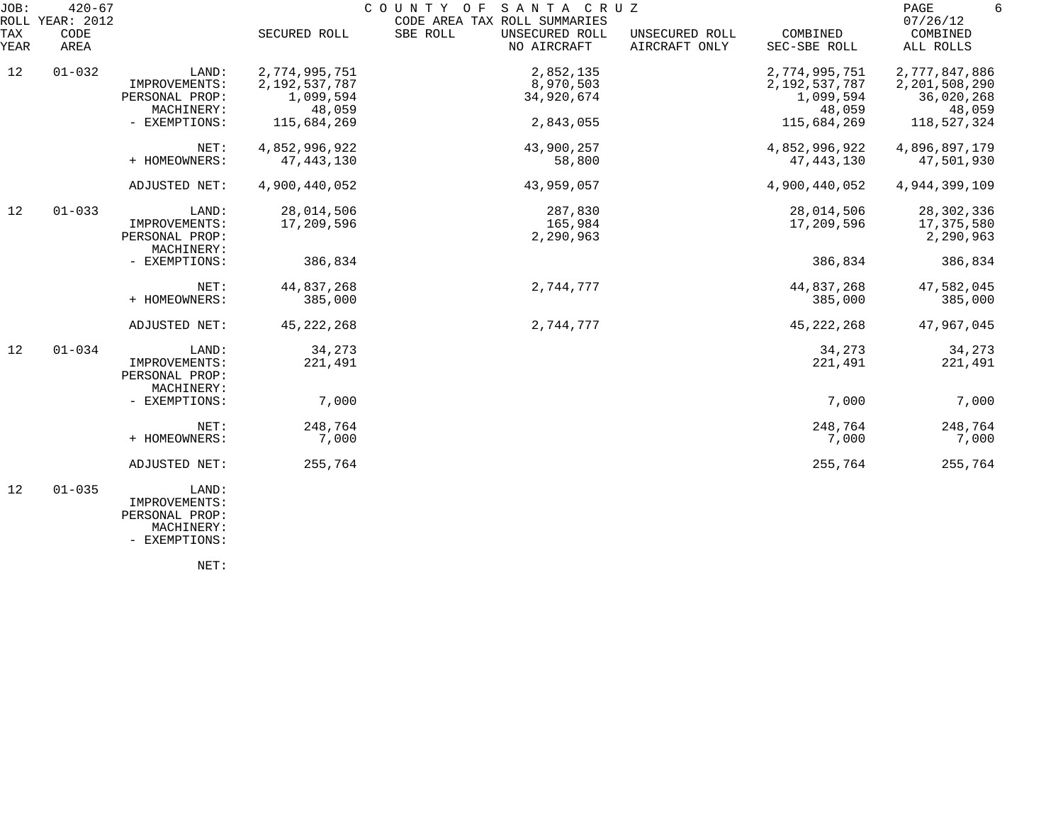JOB: 420-67 COUNTY OF SANTA CRUZ
ROLL YEAR: 2012 CODE AREA TAX ROLL SUMMARIES 07/26/12

| TAX YEAR | CODE AREA | | SECURED ROLL | SBE ROLL | UNSECURED ROLL NO AIRCRAFT | UNSECURED ROLL AIRCRAFT ONLY | COMBINED SEC-SBE ROLL | COMBINED ALL ROLLS |
|---|---|---|---|---|---|---|---|---|
| 12 | 01-032 | LAND: | 2,774,995,751 | | 2,852,135 | | 2,774,995,751 | 2,777,847,886 |
| | | IMPROVEMENTS: | 2,192,537,787 | | 8,970,503 | | 2,192,537,787 | 2,201,508,290 |
| | | PERSONAL PROP: | 1,099,594 | | 34,920,674 | | 1,099,594 | 36,020,268 |
| | | MACHINERY: | 48,059 | | | | 48,059 | 48,059 |
| | | - EXEMPTIONS: | 115,684,269 | | 2,843,055 | | 115,684,269 | 118,527,324 |
| | | NET: | 4,852,996,922 | | 43,900,257 | | 4,852,996,922 | 4,896,897,179 |
| | | + HOMEOWNERS: | 47,443,130 | | 58,800 | | 47,443,130 | 47,501,930 |
| | | ADJUSTED NET: | 4,900,440,052 | | 43,959,057 | | 4,900,440,052 | 4,944,399,109 |
| 12 | 01-033 | LAND: | 28,014,506 | | 287,830 | | 28,014,506 | 28,302,336 |
| | | IMPROVEMENTS: | 17,209,596 | | 165,984 | | 17,209,596 | 17,375,580 |
| | | PERSONAL PROP: | | | 2,290,963 | | | 2,290,963 |
| | | MACHINERY: | | | | | | |
| | | - EXEMPTIONS: | 386,834 | | | | 386,834 | 386,834 |
| | | NET: | 44,837,268 | | 2,744,777 | | 44,837,268 | 47,582,045 |
| | | + HOMEOWNERS: | 385,000 | | | | 385,000 | 385,000 |
| | | ADJUSTED NET: | 45,222,268 | | 2,744,777 | | 45,222,268 | 47,967,045 |
| 12 | 01-034 | LAND: | 34,273 | | | | 34,273 | 34,273 |
| | | IMPROVEMENTS: | 221,491 | | | | 221,491 | 221,491 |
| | | PERSONAL PROP: | | | | | | |
| | | MACHINERY: | | | | | | |
| | | - EXEMPTIONS: | 7,000 | | | | 7,000 | 7,000 |
| | | NET: | 248,764 | | | | 248,764 | 248,764 |
| | | + HOMEOWNERS: | 7,000 | | | | 7,000 | 7,000 |
| | | ADJUSTED NET: | 255,764 | | | | 255,764 | 255,764 |
| 12 | 01-035 | LAND: | | | | | | |
| | | IMPROVEMENTS: | | | | | | |
| | | PERSONAL PROP: | | | | | | |
| | | MACHINERY: | | | | | | |
| | | - EXEMPTIONS: | | | | | | |
| | | NET: | | | | | | |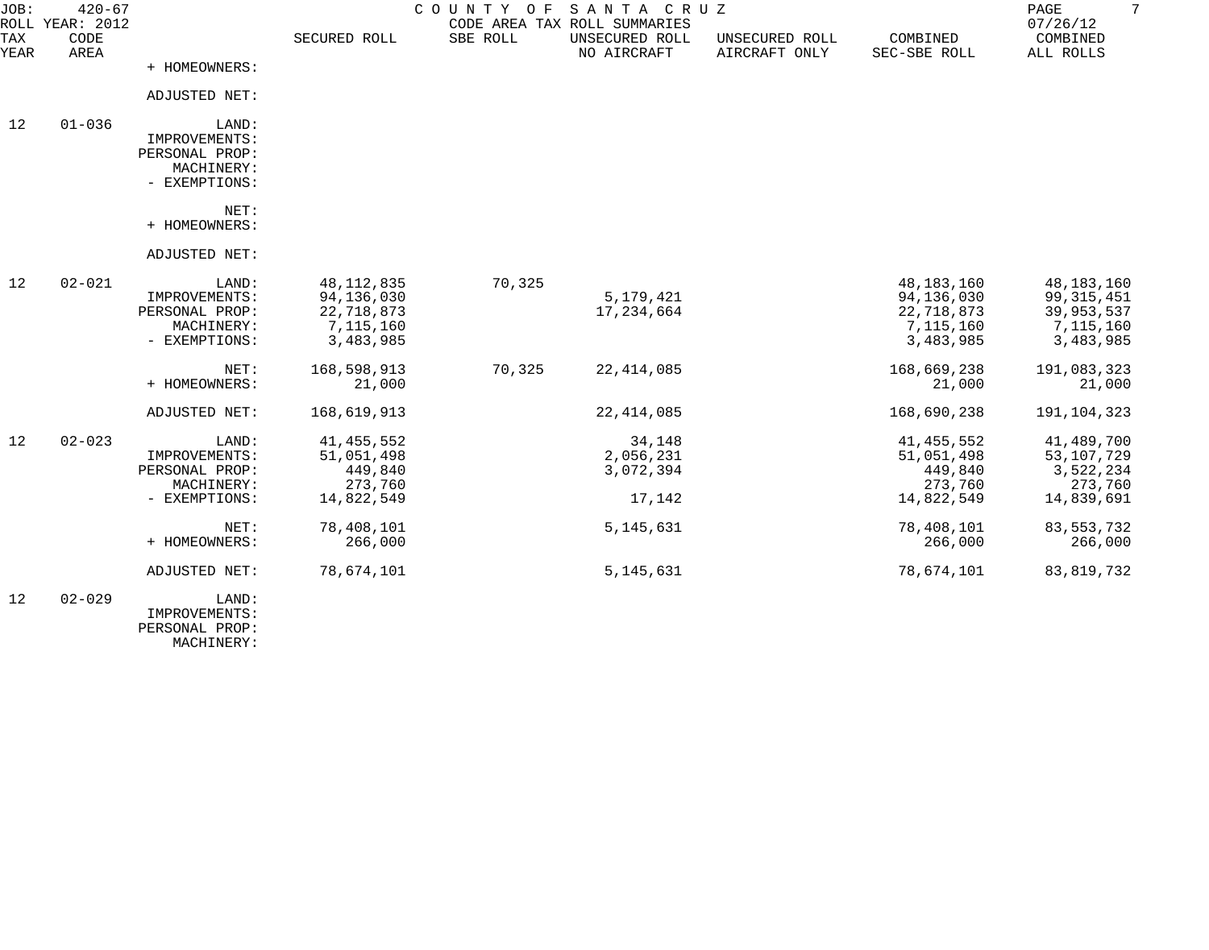JOB: 420-67 COUNTY OF SANTA CRUZ
ROLL YEAR: 2012 CODE AREA TAX ROLL SUMMARIES 07/26/12

| TAX YEAR | CODE AREA | | SECURED ROLL | SBE ROLL | UNSECURED ROLL NO AIRCRAFT | UNSECURED ROLL AIRCRAFT ONLY | COMBINED SEC-SBE ROLL | COMBINED ALL ROLLS |
|---|---|---|---|---|---|---|---|---|
| | | + HOMEOWNERS: | | | | | | |
| | | ADJUSTED NET: | | | | | | |
| 12 | 01-036 | LAND: | | | | | | |
| | | IMPROVEMENTS: | | | | | | |
| | | PERSONAL PROP: | | | | | | |
| | | MACHINERY: | | | | | | |
| | | - EXEMPTIONS: | | | | | | |
| | | NET: | | | | | | |
| | | + HOMEOWNERS: | | | | | | |
| | | ADJUSTED NET: | | | | | | |
| 12 | 02-021 | LAND: | 48,112,835 | 70,325 | | | 48,183,160 | 48,183,160 |
| | | IMPROVEMENTS: | 94,136,030 | | 5,179,421 | | 94,136,030 | 99,315,451 |
| | | PERSONAL PROP: | 22,718,873 | | 17,234,664 | | 22,718,873 | 39,953,537 |
| | | MACHINERY: | 7,115,160 | | | | 7,115,160 | 7,115,160 |
| | | - EXEMPTIONS: | 3,483,985 | | | | 3,483,985 | 3,483,985 |
| | | NET: | 168,598,913 | 70,325 | 22,414,085 | | 168,669,238 | 191,083,323 |
| | | + HOMEOWNERS: | 21,000 | | | | 21,000 | 21,000 |
| | | ADJUSTED NET: | 168,619,913 | | 22,414,085 | | 168,690,238 | 191,104,323 |
| 12 | 02-023 | LAND: | 41,455,552 | | 34,148 | | 41,455,552 | 41,489,700 |
| | | IMPROVEMENTS: | 51,051,498 | | 2,056,231 | | 51,051,498 | 53,107,729 |
| | | PERSONAL PROP: | 449,840 | | 3,072,394 | | 449,840 | 3,522,234 |
| | | MACHINERY: | 273,760 | | | | 273,760 | 273,760 |
| | | - EXEMPTIONS: | 14,822,549 | | 17,142 | | 14,822,549 | 14,839,691 |
| | | NET: | 78,408,101 | | 5,145,631 | | 78,408,101 | 83,553,732 |
| | | + HOMEOWNERS: | 266,000 | | | | 266,000 | 266,000 |
| | | ADJUSTED NET: | 78,674,101 | | 5,145,631 | | 78,674,101 | 83,819,732 |
| 12 | 02-029 | LAND: | | | | | | |
| | | IMPROVEMENTS: | | | | | | |
| | | PERSONAL PROP: | | | | | | |
| | | MACHINERY: | | | | | | |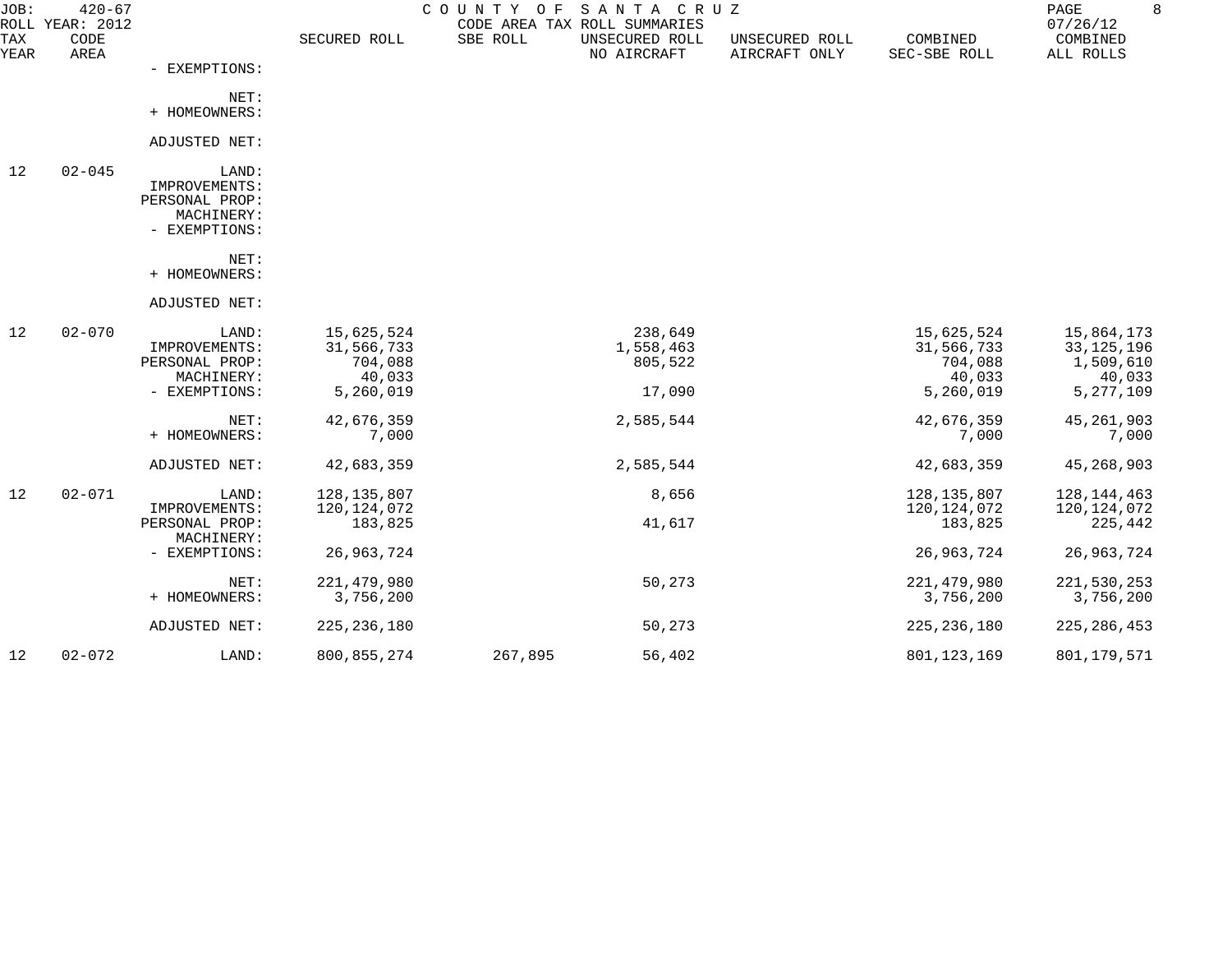JOB: 420-67 COUNTY OF SANTA CRUZ
ROLL YEAR: 2012 CODE AREA TAX ROLL SUMMARIES 07/26/12

| TAX YEAR | CODE AREA | | SECURED ROLL | SBE ROLL | UNSECURED ROLL NO AIRCRAFT | UNSECURED ROLL AIRCRAFT ONLY | COMBINED SEC-SBE ROLL | COMBINED ALL ROLLS |
|---|---|---|---|---|---|---|---|---|
| | | - EXEMPTIONS: | | | | | | |
| | | NET: | | | | | | |
| | | + HOMEOWNERS: | | | | | | |
| | | ADJUSTED NET: | | | | | | |
| 12 | 02-045 | LAND: | | | | | | |
| | | IMPROVEMENTS: | | | | | | |
| | | PERSONAL PROP: | | | | | | |
| | | MACHINERY: | | | | | | |
| | | - EXEMPTIONS: | | | | | | |
| | | NET: | | | | | | |
| | | + HOMEOWNERS: | | | | | | |
| | | ADJUSTED NET: | | | | | | |
| 12 | 02-070 | LAND: | 15,625,524 | | 238,649 | | 15,625,524 | 15,864,173 |
| | | IMPROVEMENTS: | 31,566,733 | | 1,558,463 | | 31,566,733 | 33,125,196 |
| | | PERSONAL PROP: | 704,088 | | 805,522 | | 704,088 | 1,509,610 |
| | | MACHINERY: | 40,033 | | | | 40,033 | 40,033 |
| | | - EXEMPTIONS: | 5,260,019 | | 17,090 | | 5,260,019 | 5,277,109 |
| | | NET: | 42,676,359 | | 2,585,544 | | 42,676,359 | 45,261,903 |
| | | + HOMEOWNERS: | 7,000 | | | | 7,000 | 7,000 |
| | | ADJUSTED NET: | 42,683,359 | | 2,585,544 | | 42,683,359 | 45,268,903 |
| 12 | 02-071 | LAND: | 128,135,807 | | 8,656 | | 128,135,807 | 128,144,463 |
| | | IMPROVEMENTS: | 120,124,072 | | | | 120,124,072 | 120,124,072 |
| | | PERSONAL PROP: | 183,825 | | 41,617 | | 183,825 | 225,442 |
| | | MACHINERY: | | | | | | |
| | | - EXEMPTIONS: | 26,963,724 | | | | 26,963,724 | 26,963,724 |
| | | NET: | 221,479,980 | | 50,273 | | 221,479,980 | 221,530,253 |
| | | + HOMEOWNERS: | 3,756,200 | | | | 3,756,200 | 3,756,200 |
| | | ADJUSTED NET: | 225,236,180 | | 50,273 | | 225,236,180 | 225,286,453 |
| 12 | 02-072 | LAND: | 800,855,274 | 267,895 | 56,402 | | 801,123,169 | 801,179,571 |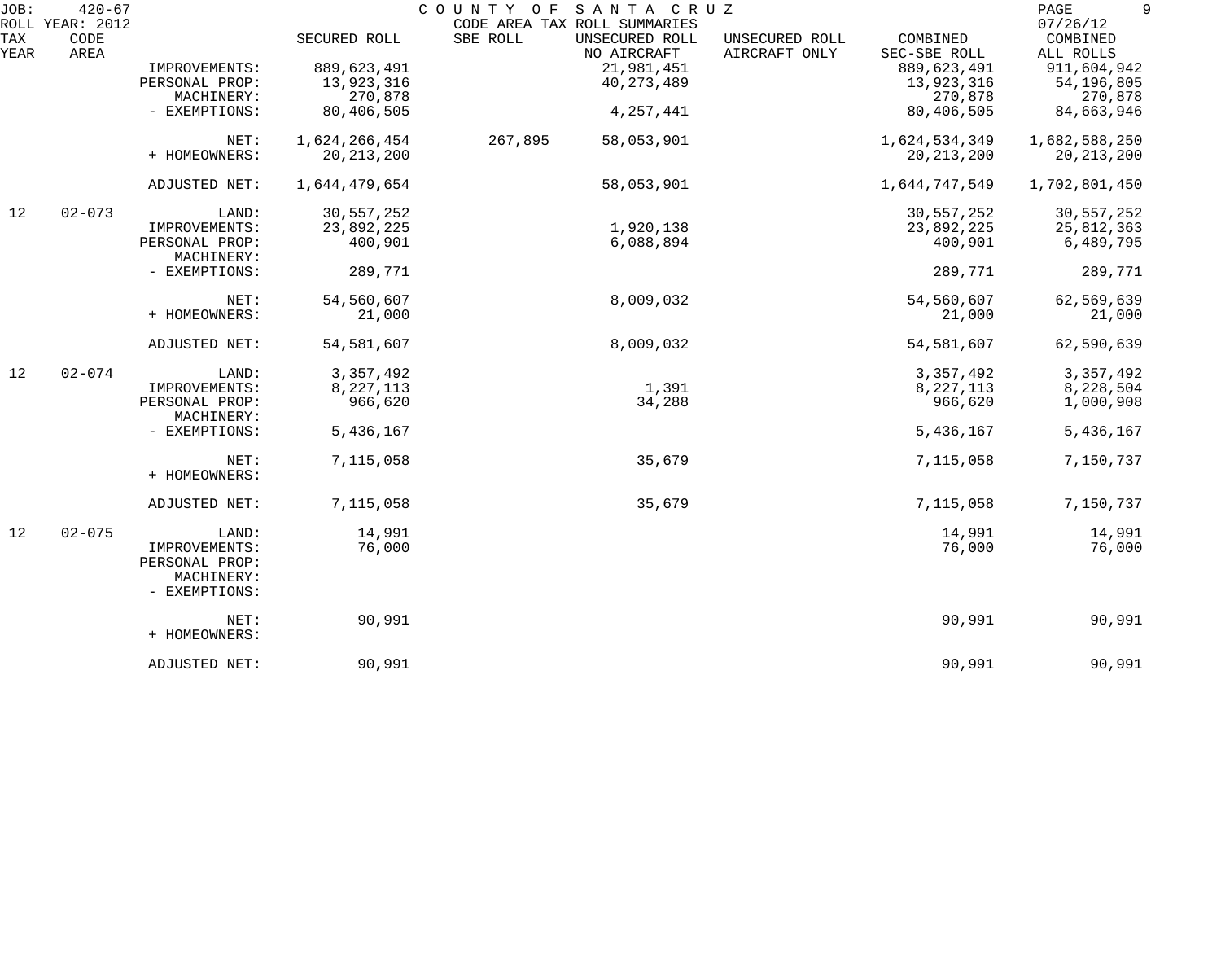JOB: 420-67 COUNTY OF SANTA CRUZ
ROLL YEAR: 2012 CODE AREA TAX ROLL SUMMARIES 07/26/12

| TAX YEAR | CODE AREA | | SECURED ROLL | SBE ROLL | UNSECURED ROLL NO AIRCRAFT | UNSECURED ROLL AIRCRAFT ONLY | COMBINED SEC-SBE ROLL | COMBINED ALL ROLLS |
|---|---|---|---|---|---|---|---|---|
| | | IMPROVEMENTS: | 889,623,491 | | 21,981,451 | | 889,623,491 | 911,604,942 |
| | | PERSONAL PROP: | 13,923,316 | | 40,273,489 | | 13,923,316 | 54,196,805 |
| | | MACHINERY: | 270,878 | | | | 270,878 | 270,878 |
| | | - EXEMPTIONS: | 80,406,505 | | 4,257,441 | | 80,406,505 | 84,663,946 |
| | | NET: | 1,624,266,454 | 267,895 | 58,053,901 | | 1,624,534,349 | 1,682,588,250 |
| | | + HOMEOWNERS: | 20,213,200 | | | | 20,213,200 | 20,213,200 |
| | | ADJUSTED NET: | 1,644,479,654 | | 58,053,901 | | 1,644,747,549 | 1,702,801,450 |
| 12 | 02-073 | LAND: | 30,557,252 | | | | 30,557,252 | 30,557,252 |
| | | IMPROVEMENTS: | 23,892,225 | | 1,920,138 | | 23,892,225 | 25,812,363 |
| | | PERSONAL PROP: | 400,901 | | 6,088,894 | | 400,901 | 6,489,795 |
| | | MACHINERY: | | | | | | |
| | | - EXEMPTIONS: | 289,771 | | | | 289,771 | 289,771 |
| | | NET: | 54,560,607 | | 8,009,032 | | 54,560,607 | 62,569,639 |
| | | + HOMEOWNERS: | 21,000 | | | | 21,000 | 21,000 |
| | | ADJUSTED NET: | 54,581,607 | | 8,009,032 | | 54,581,607 | 62,590,639 |
| 12 | 02-074 | LAND: | 3,357,492 | | | | 3,357,492 | 3,357,492 |
| | | IMPROVEMENTS: | 8,227,113 | | 1,391 | | 8,227,113 | 8,228,504 |
| | | PERSONAL PROP: | 966,620 | | 34,288 | | 966,620 | 1,000,908 |
| | | MACHINERY: | | | | | | |
| | | - EXEMPTIONS: | 5,436,167 | | | | 5,436,167 | 5,436,167 |
| | | NET: | 7,115,058 | | 35,679 | | 7,115,058 | 7,150,737 |
| | | + HOMEOWNERS: | | | | | | |
| | | ADJUSTED NET: | 7,115,058 | | 35,679 | | 7,115,058 | 7,150,737 |
| 12 | 02-075 | LAND: | 14,991 | | | | 14,991 | 14,991 |
| | | IMPROVEMENTS: | 76,000 | | | | 76,000 | 76,000 |
| | | PERSONAL PROP: | | | | | | |
| | | MACHINERY: | | | | | | |
| | | - EXEMPTIONS: | | | | | | |
| | | NET: | 90,991 | | | | 90,991 | 90,991 |
| | | + HOMEOWNERS: | | | | | | |
| | | ADJUSTED NET: | 90,991 | | | | 90,991 | 90,991 |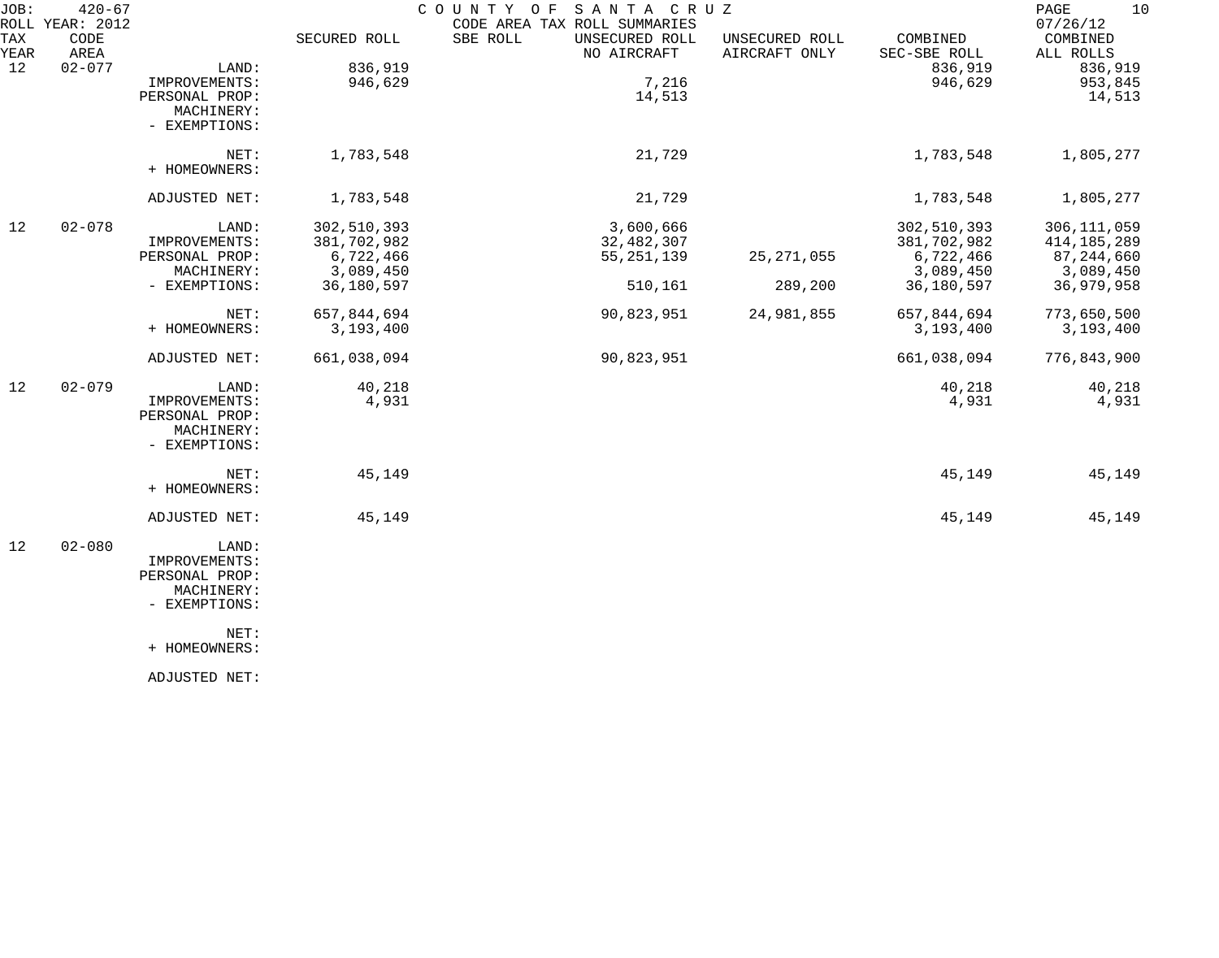JOB: 420-67 COUNTY OF SANTA CRUZ 07/26/12
ROLL YEAR: 2012 CODE AREA TAX ROLL SUMMARIES

| TAX YEAR | CODE AREA | | SECURED ROLL | SBE ROLL | UNSECURED ROLL NO AIRCRAFT | UNSECURED ROLL AIRCRAFT ONLY | COMBINED SEC-SBE ROLL | COMBINED ALL ROLLS |
|---|---|---|---|---|---|---|---|---|
| 12 | 02-077 | LAND: | 836,919 | | | | 836,919 | 836,919 |
| | | IMPROVEMENTS: | 946,629 | | 7,216 | | 946,629 | 953,845 |
| | | PERSONAL PROP: | | | 14,513 | | | 14,513 |
| | | MACHINERY: | | | | | | |
| | | - EXEMPTIONS: | | | | | | |
| | | NET: | 1,783,548 | | 21,729 | | 1,783,548 | 1,805,277 |
| | | + HOMEOWNERS: | | | | | | |
| | | ADJUSTED NET: | 1,783,548 | | 21,729 | | 1,783,548 | 1,805,277 |
| 12 | 02-078 | LAND: | 302,510,393 | | 3,600,666 | | 302,510,393 | 306,111,059 |
| | | IMPROVEMENTS: | 381,702,982 | | 32,482,307 | | 381,702,982 | 414,185,289 |
| | | PERSONAL PROP: | 6,722,466 | | 55,251,139 | 25,271,055 | 6,722,466 | 87,244,660 |
| | | MACHINERY: | 3,089,450 | | | | 3,089,450 | 3,089,450 |
| | | - EXEMPTIONS: | 36,180,597 | | 510,161 | 289,200 | 36,180,597 | 36,979,958 |
| | | NET: | 657,844,694 | | 90,823,951 | 24,981,855 | 657,844,694 | 773,650,500 |
| | | + HOMEOWNERS: | 3,193,400 | | | | 3,193,400 | 3,193,400 |
| | | ADJUSTED NET: | 661,038,094 | | 90,823,951 | | 661,038,094 | 776,843,900 |
| 12 | 02-079 | LAND: | 40,218 | | | | 40,218 | 40,218 |
| | | IMPROVEMENTS: | 4,931 | | | | 4,931 | 4,931 |
| | | PERSONAL PROP: | | | | | | |
| | | MACHINERY: | | | | | | |
| | | - EXEMPTIONS: | | | | | | |
| | | NET: | 45,149 | | | | 45,149 | 45,149 |
| | | + HOMEOWNERS: | | | | | | |
| | | ADJUSTED NET: | 45,149 | | | | 45,149 | 45,149 |
| 12 | 02-080 | LAND: | | | | | | |
| | | IMPROVEMENTS: | | | | | | |
| | | PERSONAL PROP: | | | | | | |
| | | MACHINERY: | | | | | | |
| | | - EXEMPTIONS: | | | | | | |
| | | NET: | | | | | | |
| | | + HOMEOWNERS: | | | | | | |
| | | ADJUSTED NET: | | | | | | |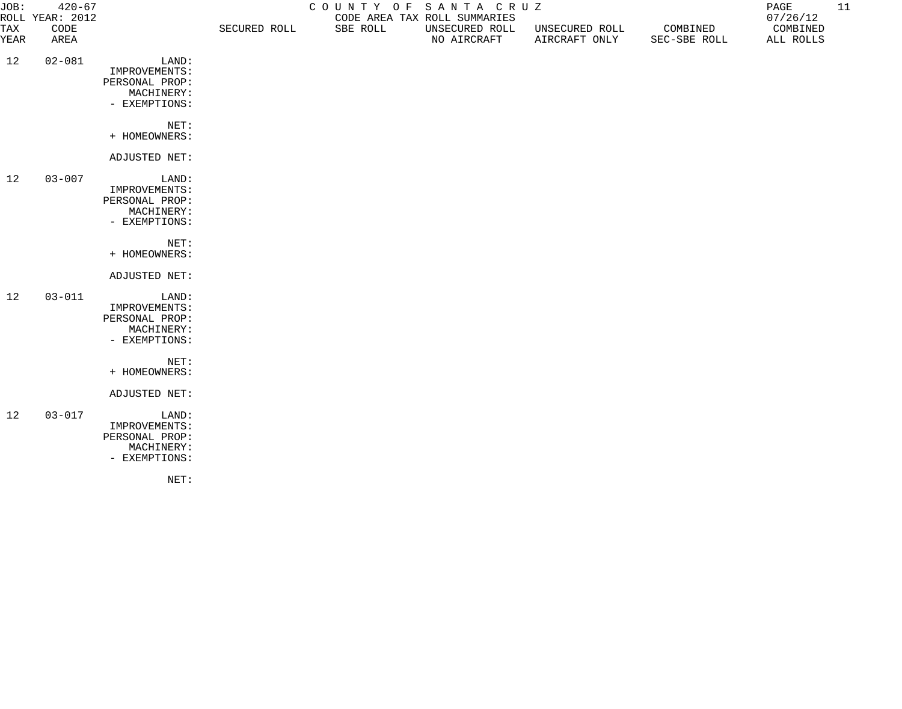JOB: 420-67 ROLL YEAR: 2012

# COUNTY OF SANTA CRUZ

CODE AREA TAX ROLL SUMMARIES

07/26/12

| TAX YEAR | CODE AREA | | SECURED ROLL | SBE ROLL | UNSECURED ROLL NO AIRCRAFT | UNSECURED ROLL AIRCRAFT ONLY | COMBINED SEC-SBE ROLL | COMBINED ALL ROLLS |
|---|---|---|---|---|---|---|---|---|
| 12 | 02-081 | LAND: | | | | | | |
| | | IMPROVEMENTS: | | | | | | |
| | | PERSONAL PROP: | | | | | | |
| | | MACHINERY: | | | | | | |
| | | - EXEMPTIONS: | | | | | | |
| | | NET: | | | | | | |
| | | + HOMEOWNERS: | | | | | | |
| | | ADJUSTED NET: | | | | | | |
| 12 | 03-007 | LAND: | | | | | | |
| | | IMPROVEMENTS: | | | | | | |
| | | PERSONAL PROP: | | | | | | |
| | | MACHINERY: | | | | | | |
| | | - EXEMPTIONS: | | | | | | |
| | | NET: | | | | | | |
| | | + HOMEOWNERS: | | | | | | |
| | | ADJUSTED NET: | | | | | | |
| 12 | 03-011 | LAND: | | | | | | |
| | | IMPROVEMENTS: | | | | | | |
| | | PERSONAL PROP: | | | | | | |
| | | MACHINERY: | | | | | | |
| | | - EXEMPTIONS: | | | | | | |
| | | NET: | | | | | | |
| | | + HOMEOWNERS: | | | | | | |
| | | ADJUSTED NET: | | | | | | |
| 12 | 03-017 | LAND: | | | | | | |
| | | IMPROVEMENTS: | | | | | | |
| | | PERSONAL PROP: | | | | | | |
| | | MACHINERY: | | | | | | |
| | | - EXEMPTIONS: | | | | | | |
| | | NET: | | | | | | |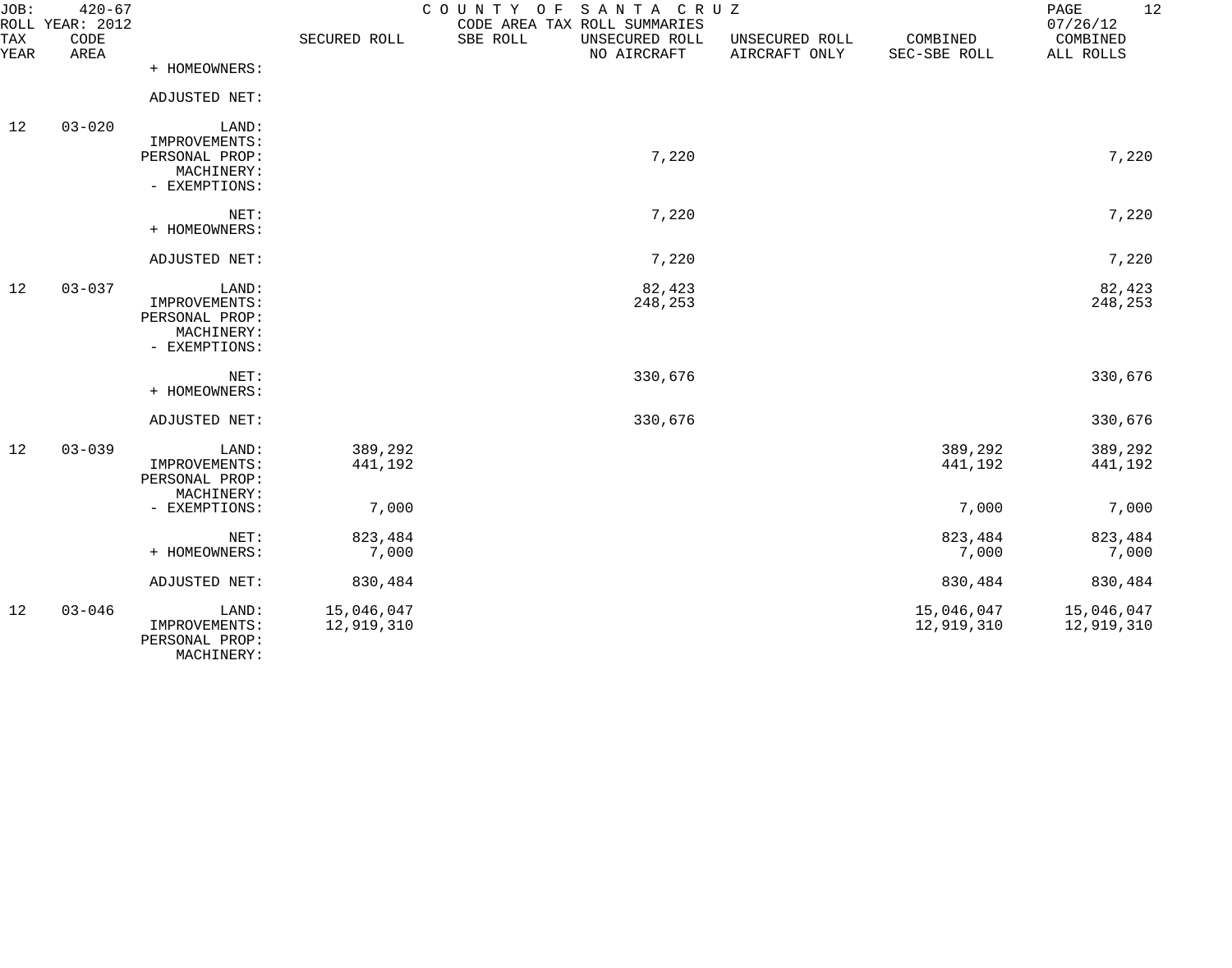| TAX YEAR | CODE AREA | | SECURED ROLL | SBE ROLL | UNSECURED ROLL NO AIRCRAFT | UNSECURED ROLL AIRCRAFT ONLY | COMBINED SEC-SBE ROLL | COMBINED ALL ROLLS |
|---|---|---|---|---|---|---|---|---|
| | | + HOMEOWNERS: | | | | | | |
| | | ADJUSTED NET: | | | | | | |
| 12 | 03-020 | LAND: | | | | | | |
| | | IMPROVEMENTS: | | | | | | |
| | | PERSONAL PROP: | | | 7,220 | | | 7,220 |
| | | MACHINERY: | | | | | | |
| | | - EXEMPTIONS: | | | | | | |
| | | NET: | | | 7,220 | | | 7,220 |
| | | + HOMEOWNERS: | | | | | | |
| | | ADJUSTED NET: | | | 7,220 | | | 7,220 |
| 12 | 03-037 | LAND: | | | 82,423 | | | 82,423 |
| | | IMPROVEMENTS: | | | 248,253 | | | 248,253 |
| | | PERSONAL PROP: | | | | | | |
| | | MACHINERY: | | | | | | |
| | | - EXEMPTIONS: | | | | | | |
| | | NET: | | | 330,676 | | | 330,676 |
| | | + HOMEOWNERS: | | | | | | |
| | | ADJUSTED NET: | | | 330,676 | | | 330,676 |
| 12 | 03-039 | LAND: | 389,292 | | | | 389,292 | 389,292 |
| | | IMPROVEMENTS: | 441,192 | | | | 441,192 | 441,192 |
| | | PERSONAL PROP: | | | | | | |
| | | MACHINERY: | | | | | | |
| | | - EXEMPTIONS: | 7,000 | | | | 7,000 | 7,000 |
| | | NET: | 823,484 | | | | 823,484 | 823,484 |
| | | + HOMEOWNERS: | 7,000 | | | | 7,000 | 7,000 |
| | | ADJUSTED NET: | 830,484 | | | | 830,484 | 830,484 |
| 12 | 03-046 | LAND: | 15,046,047 | | | | 15,046,047 | 15,046,047 |
| | | IMPROVEMENTS: | 12,919,310 | | | | 12,919,310 | 12,919,310 |
| | | PERSONAL PROP: | | | | | | |
| | | MACHINERY: | | | | | | |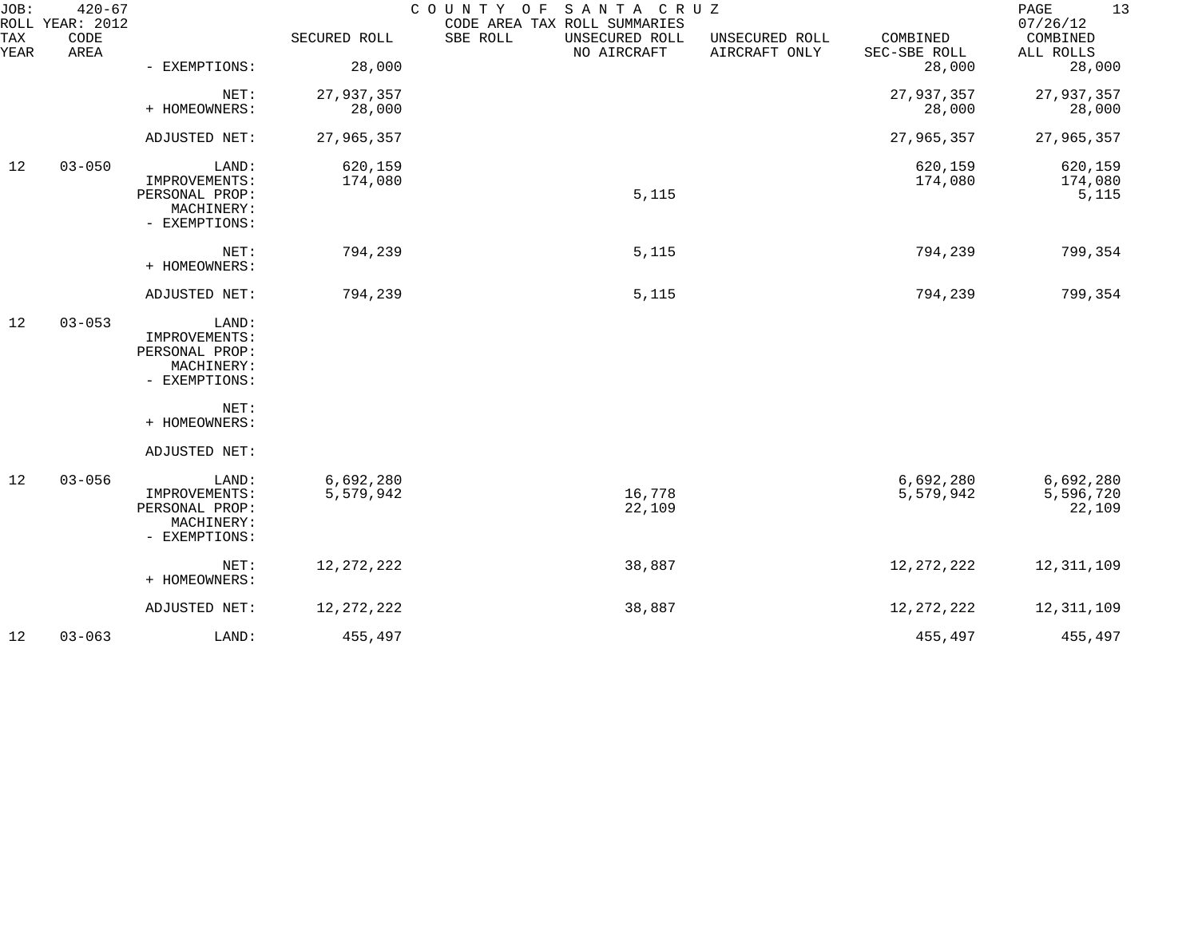JOB: 420-67 COUNTY OF SANTA CRUZ
ROLL YEAR: 2012 CODE AREA TAX ROLL SUMMARIES 07/26/12

| TAX YEAR | CODE AREA | | SECURED ROLL | SBE ROLL | UNSECURED ROLL NO AIRCRAFT | UNSECURED ROLL AIRCRAFT ONLY | COMBINED SEC-SBE ROLL | COMBINED ALL ROLLS |
|---|---|---|---|---|---|---|---|---|
| | | - EXEMPTIONS: | 28,000 | | | | 28,000 | 28,000 |
| | | NET: | 27,937,357 | | | | 27,937,357 | 27,937,357 |
| | | + HOMEOWNERS: | 28,000 | | | | 28,000 | 28,000 |
| | | ADJUSTED NET: | 27,965,357 | | | | 27,965,357 | 27,965,357 |
| 12 | 03-050 | LAND: | 620,159 | | | | 620,159 | 620,159 |
| | | IMPROVEMENTS: | 174,080 | | | | 174,080 | 174,080 |
| | | PERSONAL PROP: | | | 5,115 | | | 5,115 |
| | | MACHINERY: | | | | | | |
| | | - EXEMPTIONS: | | | | | | |
| | | NET: | 794,239 | | 5,115 | | 794,239 | 799,354 |
| | | + HOMEOWNERS: | | | | | | |
| | | ADJUSTED NET: | 794,239 | | 5,115 | | 794,239 | 799,354 |
| 12 | 03-053 | LAND: | | | | | | |
| | | IMPROVEMENTS: | | | | | | |
| | | PERSONAL PROP: | | | | | | |
| | | MACHINERY: | | | | | | |
| | | - EXEMPTIONS: | | | | | | |
| | | NET: | | | | | | |
| | | + HOMEOWNERS: | | | | | | |
| | | ADJUSTED NET: | | | | | | |
| 12 | 03-056 | LAND: | 6,692,280 | | | | 6,692,280 | 6,692,280 |
| | | IMPROVEMENTS: | 5,579,942 | | 16,778 | | 5,579,942 | 5,596,720 |
| | | PERSONAL PROP: | | | 22,109 | | | 22,109 |
| | | MACHINERY: | | | | | | |
| | | - EXEMPTIONS: | | | | | | |
| | | NET: | 12,272,222 | | 38,887 | | 12,272,222 | 12,311,109 |
| | | + HOMEOWNERS: | | | | | | |
| | | ADJUSTED NET: | 12,272,222 | | 38,887 | | 12,272,222 | 12,311,109 |
| 12 | 03-063 | LAND: | 455,497 | | | | 455,497 | 455,497 |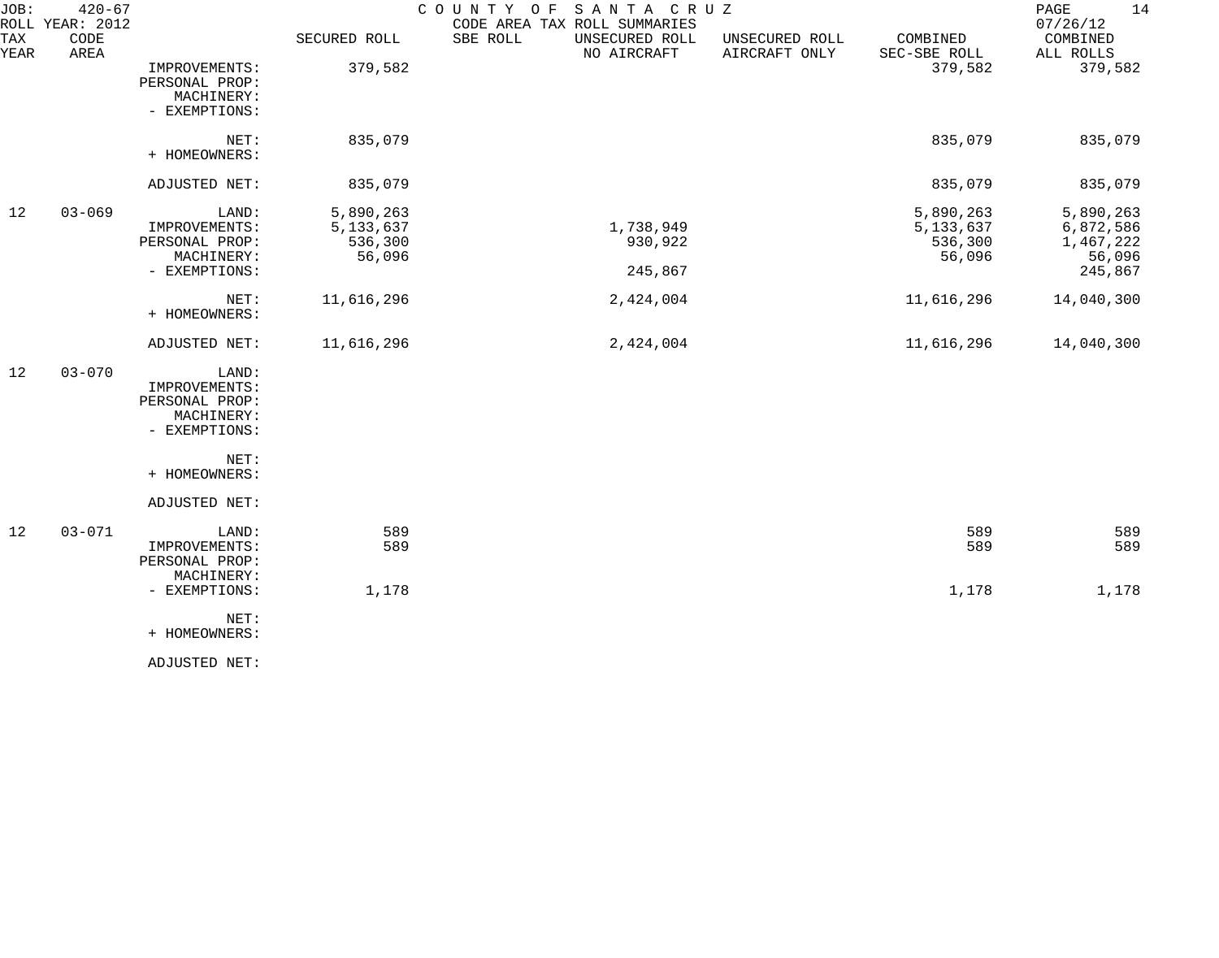JOB: 420-67 COUNTY OF SANTA CRUZ
ROLL YEAR: 2012 CODE AREA TAX ROLL SUMMARIES 07/26/12

| TAX YEAR | CODE AREA | | SECURED ROLL | SBE ROLL | UNSECURED ROLL NO AIRCRAFT | UNSECURED ROLL AIRCRAFT ONLY | COMBINED SEC-SBE ROLL | COMBINED ALL ROLLS |
|---|---|---|---|---|---|---|---|---|
| | | IMPROVEMENTS: | 379,582 | | | | 379,582 | 379,582 |
| | | PERSONAL PROP: | | | | | | |
| | | MACHINERY: | | | | | | |
| | | - EXEMPTIONS: | | | | | | |
| | | NET: | 835,079 | | | | 835,079 | 835,079 |
| | | + HOMEOWNERS: | | | | | | |
| | | ADJUSTED NET: | 835,079 | | | | 835,079 | 835,079 |
| 12 | 03-069 | LAND: | 5,890,263 | | | | 5,890,263 | 5,890,263 |
| | | IMPROVEMENTS: | 5,133,637 | | 1,738,949 | | 5,133,637 | 6,872,586 |
| | | PERSONAL PROP: | 536,300 | | 930,922 | | 536,300 | 1,467,222 |
| | | MACHINERY: | 56,096 | | | | 56,096 | 56,096 |
| | | - EXEMPTIONS: | | | 245,867 | | | 245,867 |
| | | NET: | 11,616,296 | | 2,424,004 | | 11,616,296 | 14,040,300 |
| | | + HOMEOWNERS: | | | | | | |
| | | ADJUSTED NET: | 11,616,296 | | 2,424,004 | | 11,616,296 | 14,040,300 |
| 12 | 03-070 | LAND: | | | | | | |
| | | IMPROVEMENTS: | | | | | | |
| | | PERSONAL PROP: | | | | | | |
| | | MACHINERY: | | | | | | |
| | | - EXEMPTIONS: | | | | | | |
| | | NET: | | | | | | |
| | | + HOMEOWNERS: | | | | | | |
| | | ADJUSTED NET: | | | | | | |
| 12 | 03-071 | LAND: | 589 | | | | 589 | 589 |
| | | IMPROVEMENTS: | 589 | | | | 589 | 589 |
| | | PERSONAL PROP: | | | | | | |
| | | MACHINERY: | | | | | | |
| | | - EXEMPTIONS: | 1,178 | | | | 1,178 | 1,178 |
| | | NET: | | | | | | |
| | | + HOMEOWNERS: | | | | | | |
| | | ADJUSTED NET: | | | | | | |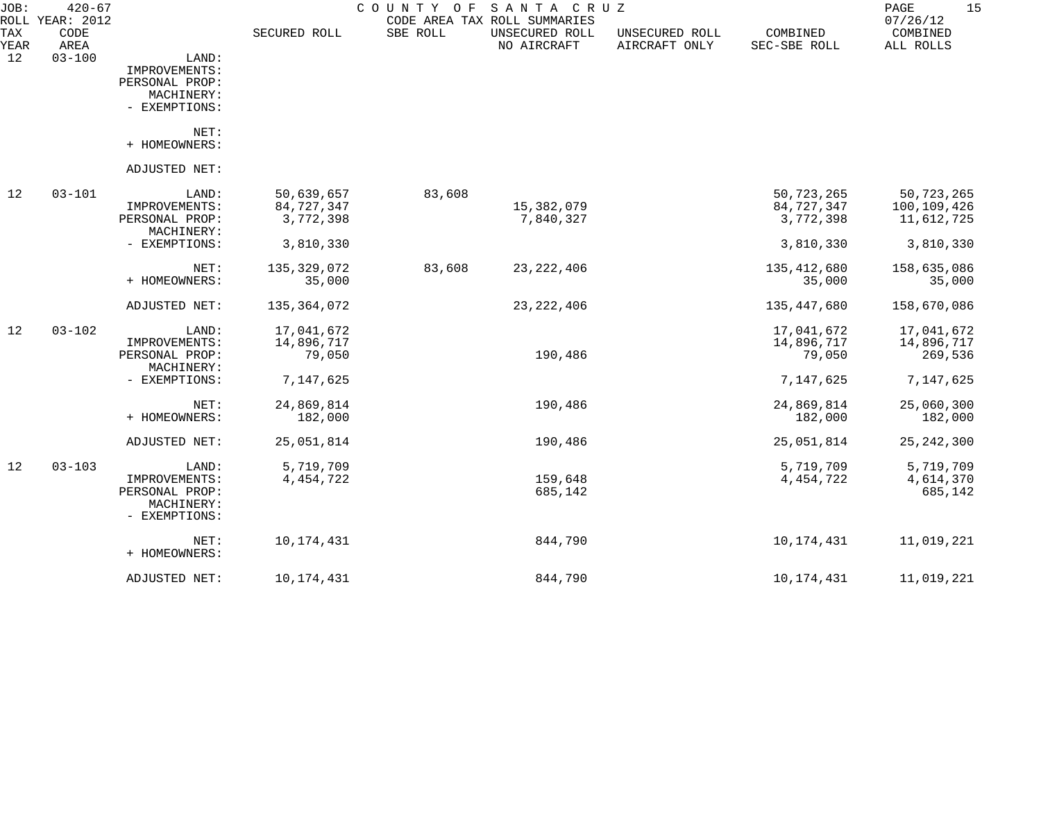JOB: 420-67 COUNTY OF SANTA CRUZ
ROLL YEAR: 2012 CODE AREA TAX ROLL SUMMARIES 07/26/12

| TAX YEAR | CODE AREA | | SECURED ROLL | SBE ROLL | UNSECURED ROLL NO AIRCRAFT | UNSECURED ROLL AIRCRAFT ONLY | COMBINED SEC-SBE ROLL | COMBINED ALL ROLLS |
|---|---|---|---|---|---|---|---|---|
| 12 | 03-100 | LAND: | | | | | | |
| | | IMPROVEMENTS: | | | | | | |
| | | PERSONAL PROP: | | | | | | |
| | | MACHINERY: | | | | | | |
| | | - EXEMPTIONS: | | | | | | |
| | | NET: | | | | | | |
| | | + HOMEOWNERS: | | | | | | |
| | | ADJUSTED NET: | | | | | | |
| 12 | 03-101 | LAND: | 50,639,657 | 83,608 | | | 50,723,265 | 50,723,265 |
| | | IMPROVEMENTS: | 84,727,347 | | 15,382,079 | | 84,727,347 | 100,109,426 |
| | | PERSONAL PROP: | 3,772,398 | | 7,840,327 | | 3,772,398 | 11,612,725 |
| | | MACHINERY: | | | | | | |
| | | - EXEMPTIONS: | 3,810,330 | | | | 3,810,330 | 3,810,330 |
| | | NET: | 135,329,072 | 83,608 | 23,222,406 | | 135,412,680 | 158,635,086 |
| | | + HOMEOWNERS: | 35,000 | | | | 35,000 | 35,000 |
| | | ADJUSTED NET: | 135,364,072 | | 23,222,406 | | 135,447,680 | 158,670,086 |
| 12 | 03-102 | LAND: | 17,041,672 | | | | 17,041,672 | 17,041,672 |
| | | IMPROVEMENTS: | 14,896,717 | | | | 14,896,717 | 14,896,717 |
| | | PERSONAL PROP: | 79,050 | | 190,486 | | 79,050 | 269,536 |
| | | MACHINERY: | | | | | | |
| | | - EXEMPTIONS: | 7,147,625 | | | | 7,147,625 | 7,147,625 |
| | | NET: | 24,869,814 | | 190,486 | | 24,869,814 | 25,060,300 |
| | | + HOMEOWNERS: | 182,000 | | | | 182,000 | 182,000 |
| | | ADJUSTED NET: | 25,051,814 | | 190,486 | | 25,051,814 | 25,242,300 |
| 12 | 03-103 | LAND: | 5,719,709 | | | | 5,719,709 | 5,719,709 |
| | | IMPROVEMENTS: | 4,454,722 | | 159,648 | | 4,454,722 | 4,614,370 |
| | | PERSONAL PROP: | | | 685,142 | | | 685,142 |
| | | MACHINERY: | | | | | | |
| | | - EXEMPTIONS: | | | | | | |
| | | NET: | 10,174,431 | | 844,790 | | 10,174,431 | 11,019,221 |
| | | + HOMEOWNERS: | | | | | | |
| | | ADJUSTED NET: | 10,174,431 | | 844,790 | | 10,174,431 | 11,019,221 |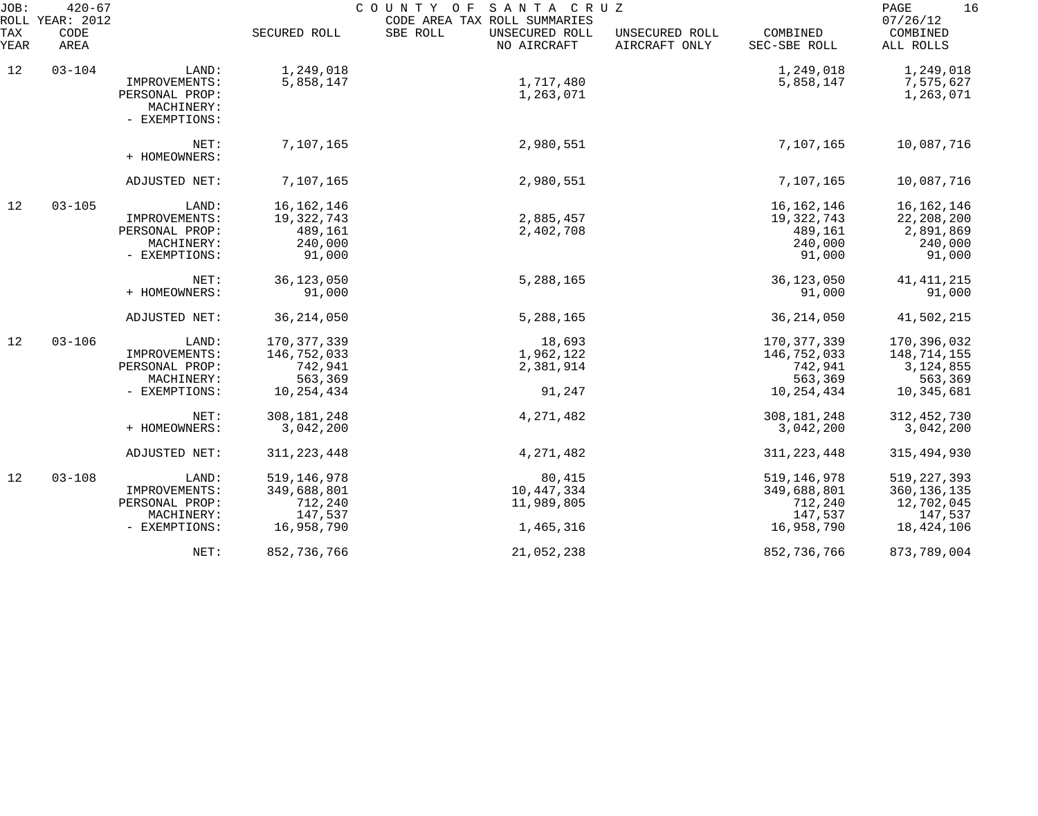JOB: 420-67 COUNTY OF SANTA CRUZ
ROLL YEAR: 2012 CODE AREA TAX ROLL SUMMARIES 07/26/12

| TAX YEAR | CODE AREA | | SECURED ROLL | SBE ROLL | UNSECURED ROLL NO AIRCRAFT | UNSECURED ROLL AIRCRAFT ONLY | COMBINED SEC-SBE ROLL | COMBINED ALL ROLLS |
|---|---|---|---|---|---|---|---|---|
| 12 | 03-104 | LAND: | 1,249,018 | | | | 1,249,018 | 1,249,018 |
| | | IMPROVEMENTS: | 5,858,147 | | 1,717,480 | | 5,858,147 | 7,575,627 |
| | | PERSONAL PROP: | | | 1,263,071 | | | 1,263,071 |
| | | MACHINERY: | | | | | | |
| | | - EXEMPTIONS: | | | | | | |
| | | NET: | 7,107,165 | | 2,980,551 | | 7,107,165 | 10,087,716 |
| | | + HOMEOWNERS: | | | | | | |
| | | ADJUSTED NET: | 7,107,165 | | 2,980,551 | | 7,107,165 | 10,087,716 |
| 12 | 03-105 | LAND: | 16,162,146 | | | | 16,162,146 | 16,162,146 |
| | | IMPROVEMENTS: | 19,322,743 | | 2,885,457 | | 19,322,743 | 22,208,200 |
| | | PERSONAL PROP: | 489,161 | | 2,402,708 | | 489,161 | 2,891,869 |
| | | MACHINERY: | 240,000 | | | | 240,000 | 240,000 |
| | | - EXEMPTIONS: | 91,000 | | | | 91,000 | 91,000 |
| | | NET: | 36,123,050 | | 5,288,165 | | 36,123,050 | 41,411,215 |
| | | + HOMEOWNERS: | 91,000 | | | | 91,000 | 91,000 |
| | | ADJUSTED NET: | 36,214,050 | | 5,288,165 | | 36,214,050 | 41,502,215 |
| 12 | 03-106 | LAND: | 170,377,339 | | 18,693 | | 170,377,339 | 170,396,032 |
| | | IMPROVEMENTS: | 146,752,033 | | 1,962,122 | | 146,752,033 | 148,714,155 |
| | | PERSONAL PROP: | 742,941 | | 2,381,914 | | 742,941 | 3,124,855 |
| | | MACHINERY: | 563,369 | | | | 563,369 | 563,369 |
| | | - EXEMPTIONS: | 10,254,434 | | 91,247 | | 10,254,434 | 10,345,681 |
| | | NET: | 308,181,248 | | 4,271,482 | | 308,181,248 | 312,452,730 |
| | | + HOMEOWNERS: | 3,042,200 | | | | 3,042,200 | 3,042,200 |
| | | ADJUSTED NET: | 311,223,448 | | 4,271,482 | | 311,223,448 | 315,494,930 |
| 12 | 03-108 | LAND: | 519,146,978 | | 80,415 | | 519,146,978 | 519,227,393 |
| | | IMPROVEMENTS: | 349,688,801 | | 10,447,334 | | 349,688,801 | 360,136,135 |
| | | PERSONAL PROP: | 712,240 | | 11,989,805 | | 712,240 | 12,702,045 |
| | | MACHINERY: | 147,537 | | | | 147,537 | 147,537 |
| | | - EXEMPTIONS: | 16,958,790 | | 1,465,316 | | 16,958,790 | 18,424,106 |
| | | NET: | 852,736,766 | | 21,052,238 | | 852,736,766 | 873,789,004 |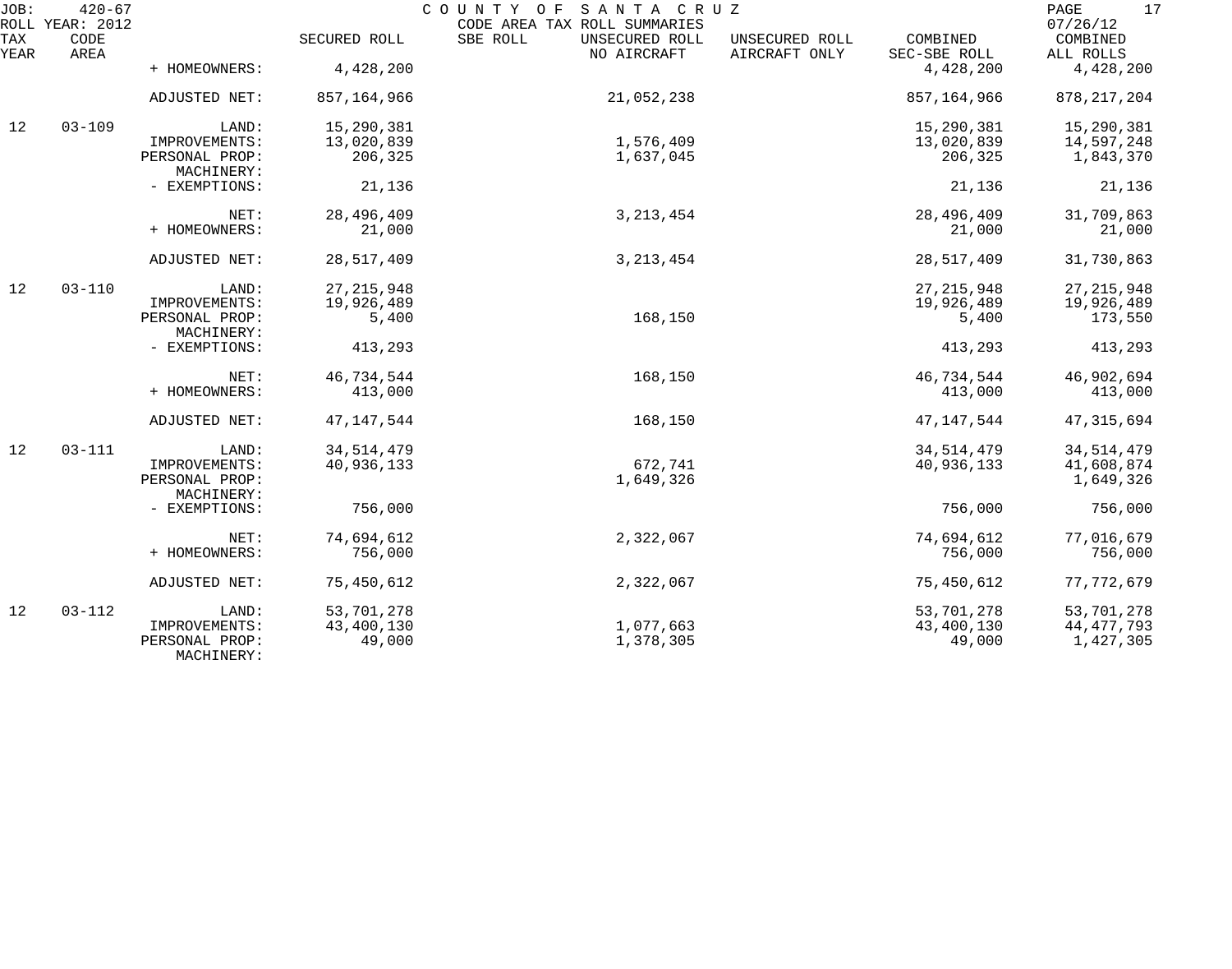JOB: 420-67 COUNTY OF SANTA CRUZ

ROLL YEAR: 2012 CODE AREA TAX ROLL SUMMARIES 07/26/12

| TAX YEAR | CODE AREA | | SECURED ROLL | SBE ROLL | UNSECURED ROLL NO AIRCRAFT | UNSECURED ROLL AIRCRAFT ONLY | COMBINED SEC-SBE ROLL | COMBINED ALL ROLLS |
|---|---|---|---|---|---|---|---|---|
| | | + HOMEOWNERS: | 4,428,200 | | | | 4,428,200 | 4,428,200 |
| | | ADJUSTED NET: | 857,164,966 | | 21,052,238 | | 857,164,966 | 878,217,204 |
| 12 | 03-109 | LAND: | 15,290,381 | | | | 15,290,381 | 15,290,381 |
| | | IMPROVEMENTS: | 13,020,839 | | 1,576,409 | | 13,020,839 | 14,597,248 |
| | | PERSONAL PROP: | 206,325 | | 1,637,045 | | 206,325 | 1,843,370 |
| | | MACHINERY: | | | | | | |
| | | - EXEMPTIONS: | 21,136 | | | | 21,136 | 21,136 |
| | | NET: | 28,496,409 | | 3,213,454 | | 28,496,409 | 31,709,863 |
| | | + HOMEOWNERS: | 21,000 | | | | 21,000 | 21,000 |
| | | ADJUSTED NET: | 28,517,409 | | 3,213,454 | | 28,517,409 | 31,730,863 |
| 12 | 03-110 | LAND: | 27,215,948 | | | | 27,215,948 | 27,215,948 |
| | | IMPROVEMENTS: | 19,926,489 | | | | 19,926,489 | 19,926,489 |
| | | PERSONAL PROP: | 5,400 | | 168,150 | | 5,400 | 173,550 |
| | | MACHINERY: | | | | | | |
| | | - EXEMPTIONS: | 413,293 | | | | 413,293 | 413,293 |
| | | NET: | 46,734,544 | | 168,150 | | 46,734,544 | 46,902,694 |
| | | + HOMEOWNERS: | 413,000 | | | | 413,000 | 413,000 |
| | | ADJUSTED NET: | 47,147,544 | | 168,150 | | 47,147,544 | 47,315,694 |
| 12 | 03-111 | LAND: | 34,514,479 | | | | 34,514,479 | 34,514,479 |
| | | IMPROVEMENTS: | 40,936,133 | | 672,741 | | 40,936,133 | 41,608,874 |
| | | PERSONAL PROP: | | | 1,649,326 | | | 1,649,326 |
| | | MACHINERY: | | | | | | |
| | | - EXEMPTIONS: | 756,000 | | | | 756,000 | 756,000 |
| | | NET: | 74,694,612 | | 2,322,067 | | 74,694,612 | 77,016,679 |
| | | + HOMEOWNERS: | 756,000 | | | | 756,000 | 756,000 |
| | | ADJUSTED NET: | 75,450,612 | | 2,322,067 | | 75,450,612 | 77,772,679 |
| 12 | 03-112 | LAND: | 53,701,278 | | | | 53,701,278 | 53,701,278 |
| | | IMPROVEMENTS: | 43,400,130 | | 1,077,663 | | 43,400,130 | 44,477,793 |
| | | PERSONAL PROP: | 49,000 | | 1,378,305 | | 49,000 | 1,427,305 |
| | | MACHINERY: | | | | | | |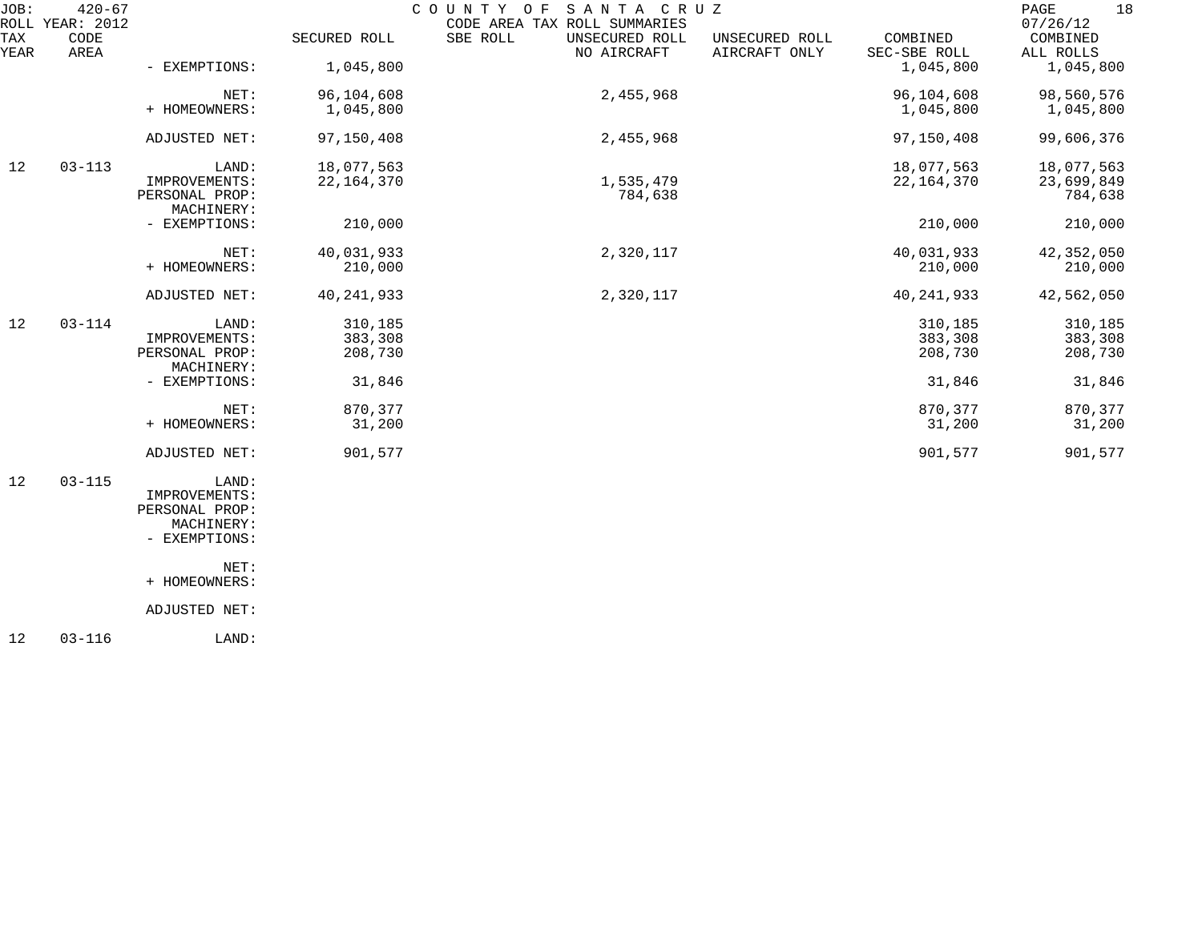JOB: 420-67 COUNTY OF SANTA CRUZ
ROLL YEAR: 2012 CODE AREA TAX ROLL SUMMARIES 07/26/12

| TAX YEAR | CODE AREA | | SECURED ROLL | SBE ROLL | UNSECURED ROLL NO AIRCRAFT | UNSECURED ROLL AIRCRAFT ONLY | COMBINED SEC-SBE ROLL | COMBINED ALL ROLLS |
|---|---|---|---|---|---|---|---|---|
| | | - EXEMPTIONS: | 1,045,800 | | | | 1,045,800 | 1,045,800 |
| | | NET: | 96,104,608 | | 2,455,968 | | 96,104,608 | 98,560,576 |
| | | + HOMEOWNERS: | 1,045,800 | | | | 1,045,800 | 1,045,800 |
| | | ADJUSTED NET: | 97,150,408 | | 2,455,968 | | 97,150,408 | 99,606,376 |
| 12 | 03-113 | LAND: | 18,077,563 | | | | 18,077,563 | 18,077,563 |
| | | IMPROVEMENTS: | 22,164,370 | | 1,535,479 | | 22,164,370 | 23,699,849 |
| | | PERSONAL PROP: | | | 784,638 | | | 784,638 |
| | | MACHINERY: | | | | | | |
| | | - EXEMPTIONS: | 210,000 | | | | 210,000 | 210,000 |
| | | NET: | 40,031,933 | | 2,320,117 | | 40,031,933 | 42,352,050 |
| | | + HOMEOWNERS: | 210,000 | | | | 210,000 | 210,000 |
| | | ADJUSTED NET: | 40,241,933 | | 2,320,117 | | 40,241,933 | 42,562,050 |
| 12 | 03-114 | LAND: | 310,185 | | | | 310,185 | 310,185 |
| | | IMPROVEMENTS: | 383,308 | | | | 383,308 | 383,308 |
| | | PERSONAL PROP: | 208,730 | | | | 208,730 | 208,730 |
| | | MACHINERY: | | | | | | |
| | | - EXEMPTIONS: | 31,846 | | | | 31,846 | 31,846 |
| | | NET: | 870,377 | | | | 870,377 | 870,377 |
| | | + HOMEOWNERS: | 31,200 | | | | 31,200 | 31,200 |
| | | ADJUSTED NET: | 901,577 | | | | 901,577 | 901,577 |
| 12 | 03-115 | LAND: | | | | | | |
| | | IMPROVEMENTS: | | | | | | |
| | | PERSONAL PROP: | | | | | | |
| | | MACHINERY: | | | | | | |
| | | - EXEMPTIONS: | | | | | | |
| | | NET: | | | | | | |
| | | + HOMEOWNERS: | | | | | | |
| | | ADJUSTED NET: | | | | | | |
| 12 | 03-116 | LAND: | | | | | | |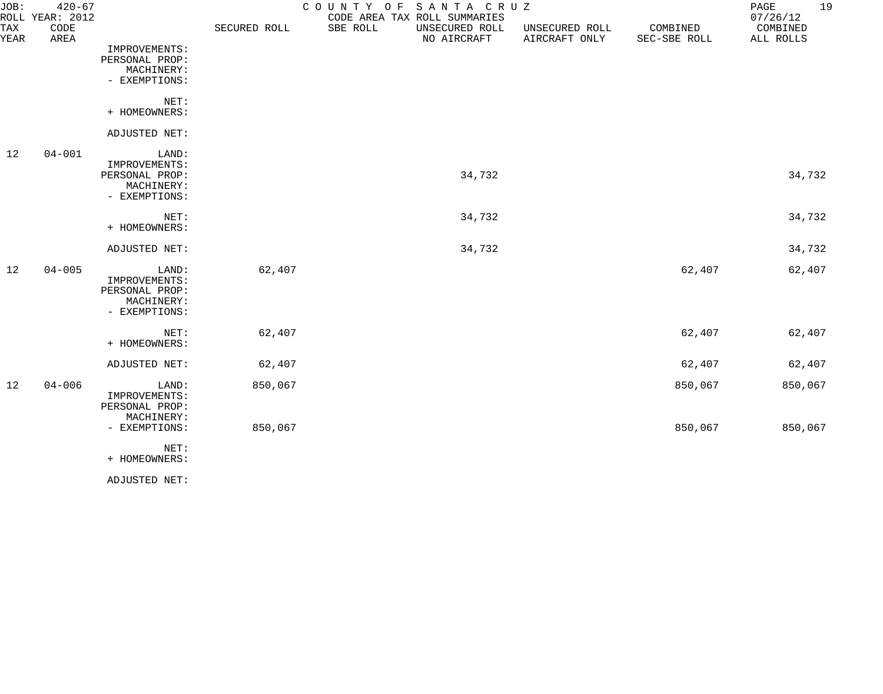JOB: 420-67 COUNTY OF SANTA CRUZ
ROLL YEAR: 2012 CODE AREA TAX ROLL SUMMARIES 07/26/12

| TAX YEAR | CODE AREA | | SECURED ROLL | SBE ROLL | UNSECURED ROLL NO AIRCRAFT | UNSECURED ROLL AIRCRAFT ONLY | COMBINED SEC-SBE ROLL | COMBINED ALL ROLLS |
|---|---|---|---|---|---|---|---|---|
| | | IMPROVEMENTS: | | | | | | |
| | | PERSONAL PROP: | | | | | | |
| | | MACHINERY: | | | | | | |
| | | - EXEMPTIONS: | | | | | | |
| | | NET: | | | | | | |
| | | + HOMEOWNERS: | | | | | | |
| | | ADJUSTED NET: | | | | | | |
| 12 | 04-001 | LAND: | | | | | | |
| | | IMPROVEMENTS: | | | | | | |
| | | PERSONAL PROP: | | | 34,732 | | | 34,732 |
| | | MACHINERY: | | | | | | |
| | | - EXEMPTIONS: | | | | | | |
| | | NET: | | | 34,732 | | | 34,732 |
| | | + HOMEOWNERS: | | | | | | |
| | | ADJUSTED NET: | | | 34,732 | | | 34,732 |
| 12 | 04-005 | LAND: | 62,407 | | | | 62,407 | 62,407 |
| | | IMPROVEMENTS: | | | | | | |
| | | PERSONAL PROP: | | | | | | |
| | | MACHINERY: | | | | | | |
| | | - EXEMPTIONS: | | | | | | |
| | | NET: | 62,407 | | | | 62,407 | 62,407 |
| | | + HOMEOWNERS: | | | | | | |
| | | ADJUSTED NET: | 62,407 | | | | 62,407 | 62,407 |
| 12 | 04-006 | LAND: | 850,067 | | | | 850,067 | 850,067 |
| | | IMPROVEMENTS: | | | | | | |
| | | PERSONAL PROP: | | | | | | |
| | | MACHINERY: | | | | | | |
| | | - EXEMPTIONS: | 850,067 | | | | 850,067 | 850,067 |
| | | NET: | | | | | | |
| | | + HOMEOWNERS: | | | | | | |
| | | ADJUSTED NET: | | | | | | |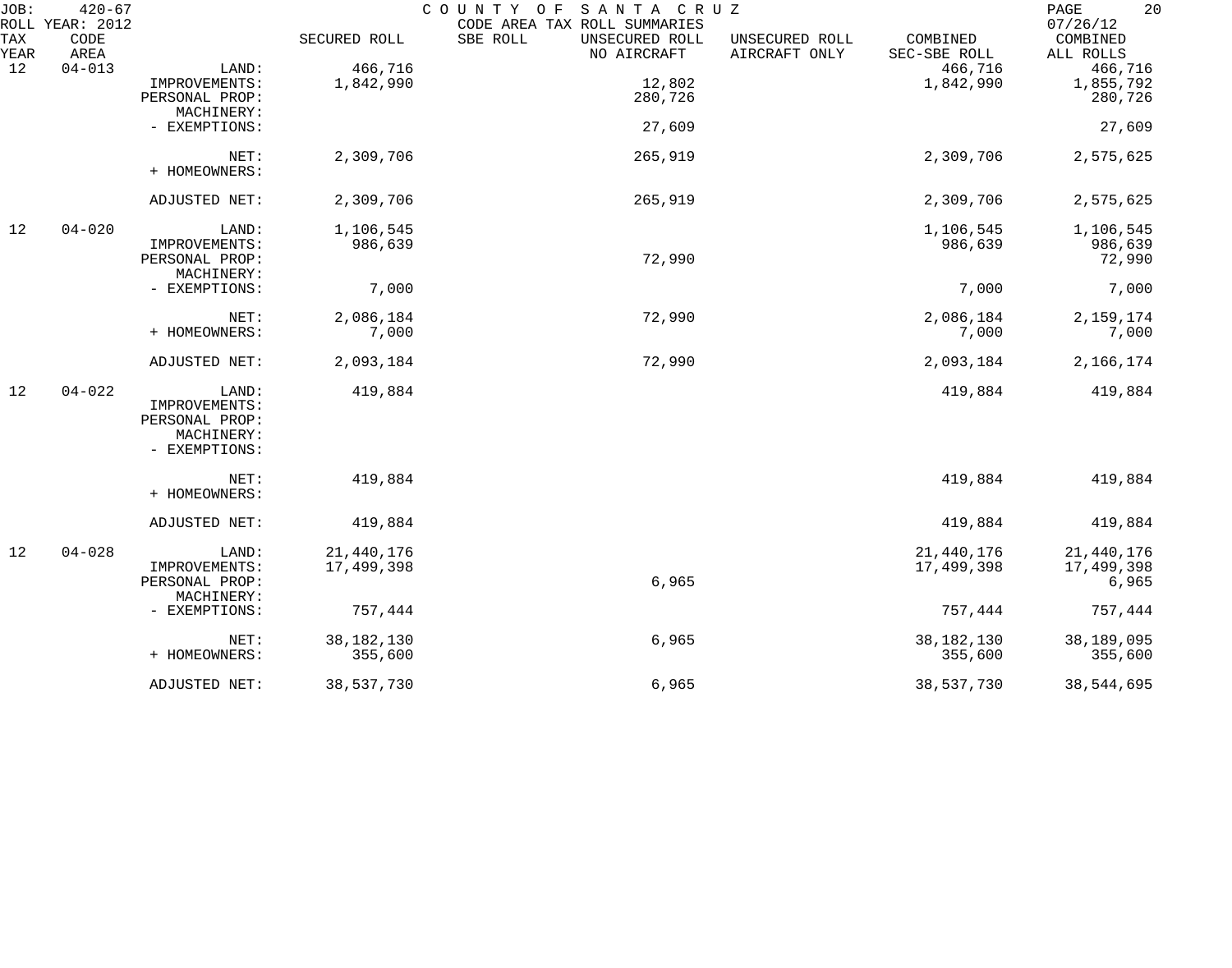JOB: 420-67 COUNTY OF SANTA CRUZ
ROLL YEAR: 2012 CODE AREA TAX ROLL SUMMARIES 07/26/12

| TAX YEAR | CODE AREA | | SECURED ROLL | SBE ROLL | UNSECURED ROLL NO AIRCRAFT | UNSECURED ROLL AIRCRAFT ONLY | COMBINED SEC-SBE ROLL | COMBINED ALL ROLLS |
|---|---|---|---|---|---|---|---|---|
| 12 | 04-013 | LAND: | 466,716 | | | | 466,716 | 466,716 |
| | | IMPROVEMENTS: | 1,842,990 | | 12,802 | | 1,842,990 | 1,855,792 |
| | | PERSONAL PROP: | | | 280,726 | | | 280,726 |
| | | MACHINERY: | | | | | | |
| | | - EXEMPTIONS: | | | 27,609 | | | 27,609 |
| | | NET: | 2,309,706 | | 265,919 | | 2,309,706 | 2,575,625 |
| | | + HOMEOWNERS: | | | | | | |
| | | ADJUSTED NET: | 2,309,706 | | 265,919 | | 2,309,706 | 2,575,625 |
| 12 | 04-020 | LAND: | 1,106,545 | | | | 1,106,545 | 1,106,545 |
| | | IMPROVEMENTS: | 986,639 | | | | 986,639 | 986,639 |
| | | PERSONAL PROP: | | | 72,990 | | | 72,990 |
| | | MACHINERY: | | | | | | |
| | | - EXEMPTIONS: | 7,000 | | | | 7,000 | 7,000 |
| | | NET: | 2,086,184 | | 72,990 | | 2,086,184 | 2,159,174 |
| | | + HOMEOWNERS: | 7,000 | | | | 7,000 | 7,000 |
| | | ADJUSTED NET: | 2,093,184 | | 72,990 | | 2,093,184 | 2,166,174 |
| 12 | 04-022 | LAND: | 419,884 | | | | 419,884 | 419,884 |
| | | IMPROVEMENTS: | | | | | | |
| | | PERSONAL PROP: | | | | | | |
| | | MACHINERY: | | | | | | |
| | | - EXEMPTIONS: | | | | | | |
| | | NET: | 419,884 | | | | 419,884 | 419,884 |
| | | + HOMEOWNERS: | | | | | | |
| | | ADJUSTED NET: | 419,884 | | | | 419,884 | 419,884 |
| 12 | 04-028 | LAND: | 21,440,176 | | | | 21,440,176 | 21,440,176 |
| | | IMPROVEMENTS: | 17,499,398 | | | | 17,499,398 | 17,499,398 |
| | | PERSONAL PROP: | | | 6,965 | | | 6,965 |
| | | MACHINERY: | | | | | | |
| | | - EXEMPTIONS: | 757,444 | | | | 757,444 | 757,444 |
| | | NET: | 38,182,130 | | 6,965 | | 38,182,130 | 38,189,095 |
| | | + HOMEOWNERS: | 355,600 | | | | 355,600 | 355,600 |
| | | ADJUSTED NET: | 38,537,730 | | 6,965 | | 38,537,730 | 38,544,695 |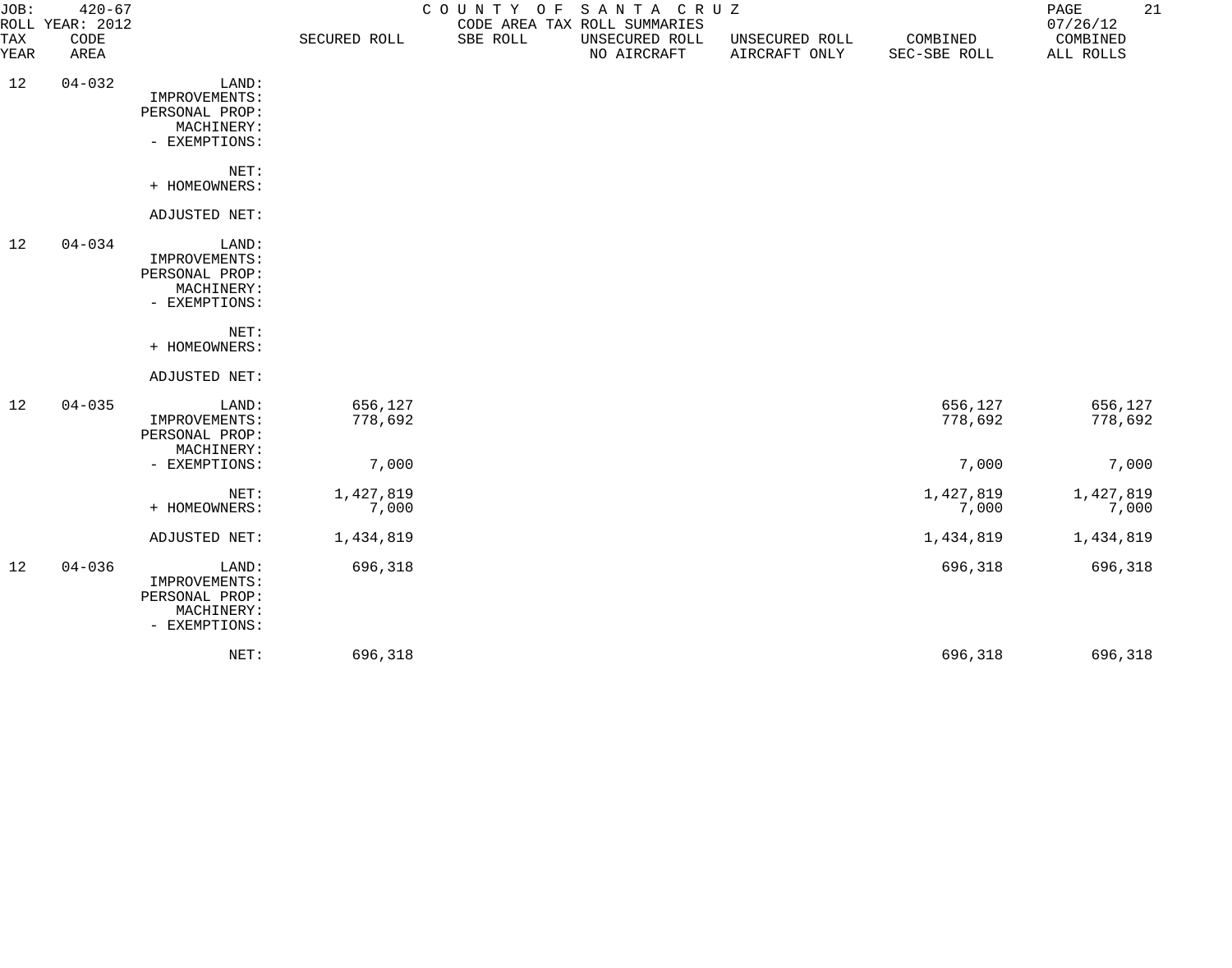JOB: 420-67 COUNTY OF SANTA CRUZ
ROLL YEAR: 2012 CODE AREA TAX ROLL SUMMARIES 07/26/12

| TAX YEAR | CODE AREA | | SECURED ROLL | SBE ROLL | UNSECURED ROLL NO AIRCRAFT | UNSECURED ROLL AIRCRAFT ONLY | COMBINED SEC-SBE ROLL | COMBINED ALL ROLLS |
|---|---|---|---|---|---|---|---|---|
| 12 | 04-032 | LAND: | | | | | | |
| | | IMPROVEMENTS: | | | | | | |
| | | PERSONAL PROP: | | | | | | |
| | | MACHINERY: | | | | | | |
| | | - EXEMPTIONS: | | | | | | |
| | | NET: | | | | | | |
| | | + HOMEOWNERS: | | | | | | |
| | | ADJUSTED NET: | | | | | | |
| 12 | 04-034 | LAND: | | | | | | |
| | | IMPROVEMENTS: | | | | | | |
| | | PERSONAL PROP: | | | | | | |
| | | MACHINERY: | | | | | | |
| | | - EXEMPTIONS: | | | | | | |
| | | NET: | | | | | | |
| | | + HOMEOWNERS: | | | | | | |
| | | ADJUSTED NET: | | | | | | |
| 12 | 04-035 | LAND: | 656,127 | | | | 656,127 | 656,127 |
| | | IMPROVEMENTS: | 778,692 | | | | 778,692 | 778,692 |
| | | PERSONAL PROP: | | | | | | |
| | | MACHINERY: | | | | | | |
| | | - EXEMPTIONS: | 7,000 | | | | 7,000 | 7,000 |
| | | NET: | 1,427,819 | | | | 1,427,819 | 1,427,819 |
| | | + HOMEOWNERS: | 7,000 | | | | 7,000 | 7,000 |
| | | ADJUSTED NET: | 1,434,819 | | | | 1,434,819 | 1,434,819 |
| 12 | 04-036 | LAND: | 696,318 | | | | 696,318 | 696,318 |
| | | IMPROVEMENTS: | | | | | | |
| | | PERSONAL PROP: | | | | | | |
| | | MACHINERY: | | | | | | |
| | | - EXEMPTIONS: | | | | | | |
| | | NET: | 696,318 | | | | 696,318 | 696,318 |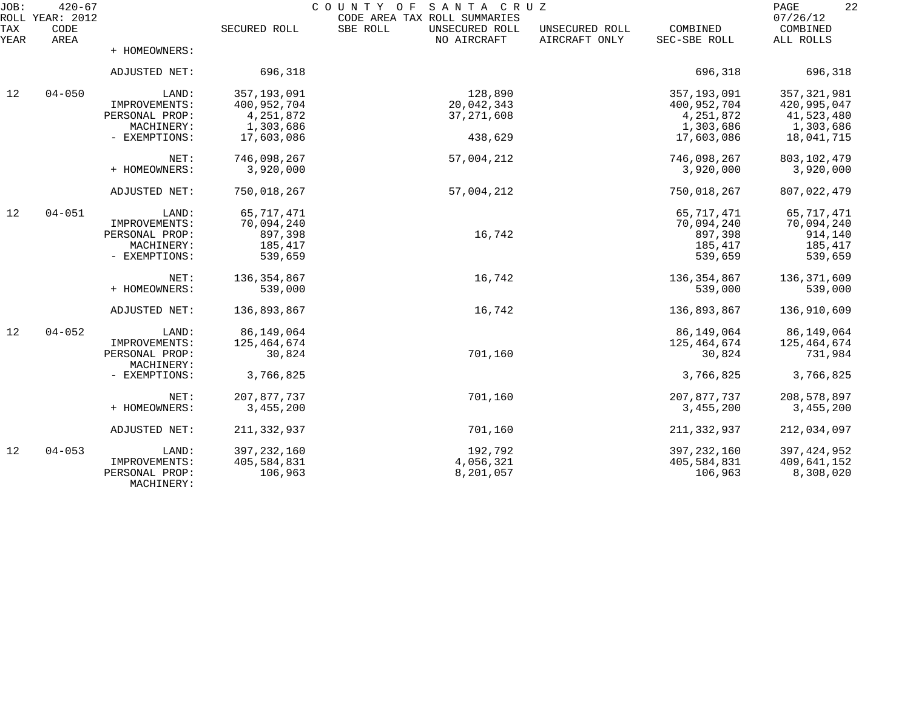| TAX YEAR | CODE AREA | | SECURED ROLL | SBE ROLL | UNSECURED ROLL NO AIRCRAFT | UNSECURED ROLL AIRCRAFT ONLY | COMBINED SEC-SBE ROLL | COMBINED ALL ROLLS |
|---|---|---|---|---|---|---|---|---|
| | | + HOMEOWNERS: | | | | | | |
| | | ADJUSTED NET: | 696,318 | | | | 696,318 | 696,318 |
| 12 | 04-050 | LAND: | 357,193,091 | | 128,890 | | 357,193,091 | 357,321,981 |
| | | IMPROVEMENTS: | 400,952,704 | | 20,042,343 | | 400,952,704 | 420,995,047 |
| | | PERSONAL PROP: | 4,251,872 | | 37,271,608 | | 4,251,872 | 41,523,480 |
| | | MACHINERY: | 1,303,686 | | | | 1,303,686 | 1,303,686 |
| | | - EXEMPTIONS: | 17,603,086 | | 438,629 | | 17,603,086 | 18,041,715 |
| | | NET: | 746,098,267 | | 57,004,212 | | 746,098,267 | 803,102,479 |
| | | + HOMEOWNERS: | 3,920,000 | | | | 3,920,000 | 3,920,000 |
| | | ADJUSTED NET: | 750,018,267 | | 57,004,212 | | 750,018,267 | 807,022,479 |
| 12 | 04-051 | LAND: | 65,717,471 | | | | 65,717,471 | 65,717,471 |
| | | IMPROVEMENTS: | 70,094,240 | | | | 70,094,240 | 70,094,240 |
| | | PERSONAL PROP: | 897,398 | | 16,742 | | 897,398 | 914,140 |
| | | MACHINERY: | 185,417 | | | | 185,417 | 185,417 |
| | | - EXEMPTIONS: | 539,659 | | | | 539,659 | 539,659 |
| | | NET: | 136,354,867 | | 16,742 | | 136,354,867 | 136,371,609 |
| | | + HOMEOWNERS: | 539,000 | | | | 539,000 | 539,000 |
| | | ADJUSTED NET: | 136,893,867 | | 16,742 | | 136,893,867 | 136,910,609 |
| 12 | 04-052 | LAND: | 86,149,064 | | | | 86,149,064 | 86,149,064 |
| | | IMPROVEMENTS: | 125,464,674 | | | | 125,464,674 | 125,464,674 |
| | | PERSONAL PROP: | 30,824 | | 701,160 | | 30,824 | 731,984 |
| | | MACHINERY: | | | | | | |
| | | - EXEMPTIONS: | 3,766,825 | | | | 3,766,825 | 3,766,825 |
| | | NET: | 207,877,737 | | 701,160 | | 207,877,737 | 208,578,897 |
| | | + HOMEOWNERS: | 3,455,200 | | | | 3,455,200 | 3,455,200 |
| | | ADJUSTED NET: | 211,332,937 | | 701,160 | | 211,332,937 | 212,034,097 |
| 12 | 04-053 | LAND: | 397,232,160 | | 192,792 | | 397,232,160 | 397,424,952 |
| | | IMPROVEMENTS: | 405,584,831 | | 4,056,321 | | 405,584,831 | 409,641,152 |
| | | PERSONAL PROP: | 106,963 | | 8,201,057 | | 106,963 | 8,308,020 |
| | | MACHINERY: | | | | | | |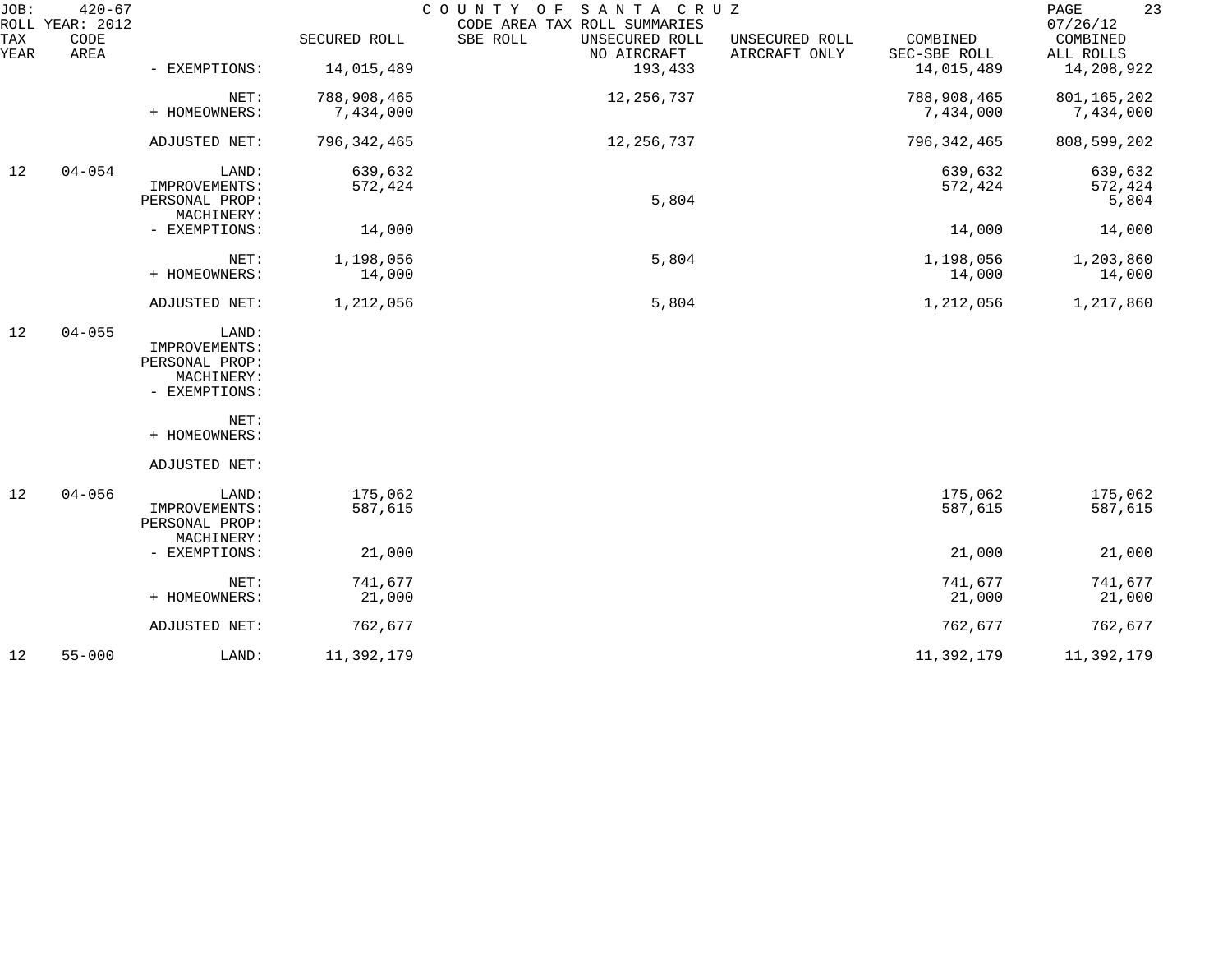| TAX YEAR | CODE AREA | | SECURED ROLL | SBE ROLL | UNSECURED ROLL NO AIRCRAFT | UNSECURED ROLL AIRCRAFT ONLY | COMBINED SEC-SBE ROLL | COMBINED ALL ROLLS |
|---|---|---|---|---|---|---|---|---|
| | | - EXEMPTIONS: | 14,015,489 | | 193,433 | | 14,015,489 | 14,208,922 |
| | | NET: | 788,908,465 | | 12,256,737 | | 788,908,465 | 801,165,202 |
| | | + HOMEOWNERS: | 7,434,000 | | | | 7,434,000 | 7,434,000 |
| | | ADJUSTED NET: | 796,342,465 | | 12,256,737 | | 796,342,465 | 808,599,202 |
| 12 | 04-054 | LAND: | 639,632 | | | | 639,632 | 639,632 |
| | | IMPROVEMENTS: | 572,424 | | | | 572,424 | 572,424 |
| | | PERSONAL PROP: | | | 5,804 | | | 5,804 |
| | | MACHINERY: | | | | | | |
| | | - EXEMPTIONS: | 14,000 | | | | 14,000 | 14,000 |
| | | NET: | 1,198,056 | | 5,804 | | 1,198,056 | 1,203,860 |
| | | + HOMEOWNERS: | 14,000 | | | | 14,000 | 14,000 |
| | | ADJUSTED NET: | 1,212,056 | | 5,804 | | 1,212,056 | 1,217,860 |
| 12 | 04-055 | LAND: | | | | | | |
| | | IMPROVEMENTS: | | | | | | |
| | | PERSONAL PROP: | | | | | | |
| | | MACHINERY: | | | | | | |
| | | - EXEMPTIONS: | | | | | | |
| | | NET: | | | | | | |
| | | + HOMEOWNERS: | | | | | | |
| | | ADJUSTED NET: | | | | | | |
| 12 | 04-056 | LAND: | 175,062 | | | | 175,062 | 175,062 |
| | | IMPROVEMENTS: | 587,615 | | | | 587,615 | 587,615 |
| | | PERSONAL PROP: | | | | | | |
| | | MACHINERY: | | | | | | |
| | | - EXEMPTIONS: | 21,000 | | | | 21,000 | 21,000 |
| | | NET: | 741,677 | | | | 741,677 | 741,677 |
| | | + HOMEOWNERS: | 21,000 | | | | 21,000 | 21,000 |
| | | ADJUSTED NET: | 762,677 | | | | 762,677 | 762,677 |
| 12 | 55-000 | LAND: | 11,392,179 | | | | 11,392,179 | 11,392,179 |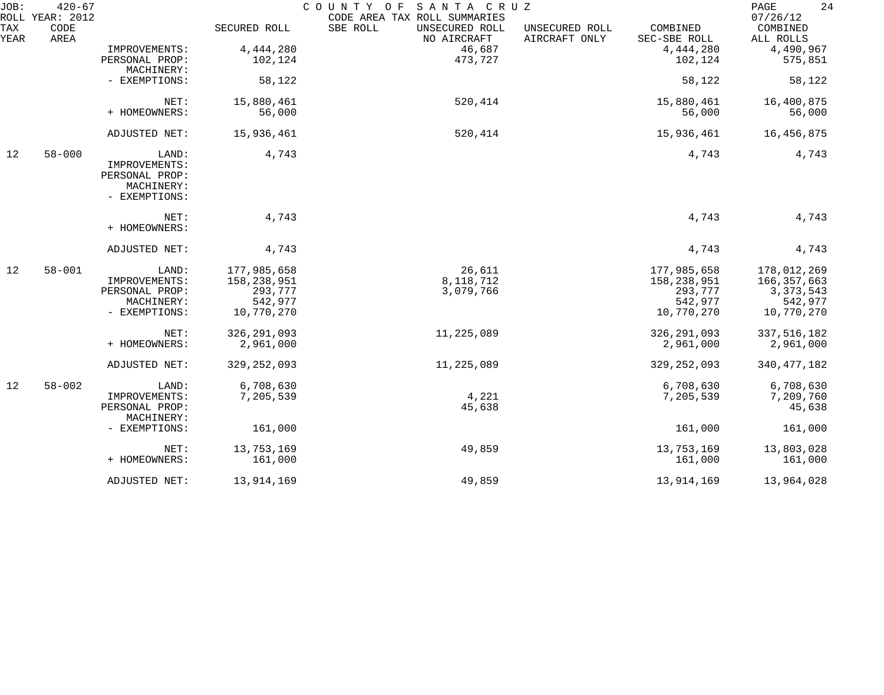| TAX YEAR | CODE AREA | | SECURED ROLL | SBE ROLL | UNSECURED ROLL NO AIRCRAFT | UNSECURED ROLL AIRCRAFT ONLY | COMBINED SEC-SBE ROLL | COMBINED ALL ROLLS |
|---|---|---|---|---|---|---|---|---|
| | | IMPROVEMENTS: | 4,444,280 | | 46,687 | | 4,444,280 | 4,490,967 |
| | | PERSONAL PROP: | 102,124 | | 473,727 | | 102,124 | 575,851 |
| | | MACHINERY: | | | | | | |
| | | - EXEMPTIONS: | 58,122 | | | | 58,122 | 58,122 |
| | | NET: | 15,880,461 | | 520,414 | | 15,880,461 | 16,400,875 |
| | | + HOMEOWNERS: | 56,000 | | | | 56,000 | 56,000 |
| | | ADJUSTED NET: | 15,936,461 | | 520,414 | | 15,936,461 | 16,456,875 |
| 12 | 58-000 | LAND: | 4,743 | | | | 4,743 | 4,743 |
| | | IMPROVEMENTS: | | | | | | |
| | | PERSONAL PROP: | | | | | | |
| | | MACHINERY: | | | | | | |
| | | - EXEMPTIONS: | | | | | | |
| | | NET: | 4,743 | | | | 4,743 | 4,743 |
| | | + HOMEOWNERS: | | | | | | |
| | | ADJUSTED NET: | 4,743 | | | | 4,743 | 4,743 |
| 12 | 58-001 | LAND: | 177,985,658 | | 26,611 | | 177,985,658 | 178,012,269 |
| | | IMPROVEMENTS: | 158,238,951 | | 8,118,712 | | 158,238,951 | 166,357,663 |
| | | PERSONAL PROP: | 293,777 | | 3,079,766 | | 293,777 | 3,373,543 |
| | | MACHINERY: | 542,977 | | | | 542,977 | 542,977 |
| | | - EXEMPTIONS: | 10,770,270 | | | | 10,770,270 | 10,770,270 |
| | | NET: | 326,291,093 | | 11,225,089 | | 326,291,093 | 337,516,182 |
| | | + HOMEOWNERS: | 2,961,000 | | | | 2,961,000 | 2,961,000 |
| | | ADJUSTED NET: | 329,252,093 | | 11,225,089 | | 329,252,093 | 340,477,182 |
| 12 | 58-002 | LAND: | 6,708,630 | | | | 6,708,630 | 6,708,630 |
| | | IMPROVEMENTS: | 7,205,539 | | 4,221 | | 7,205,539 | 7,209,760 |
| | | PERSONAL PROP: | | | 45,638 | | | 45,638 |
| | | MACHINERY: | | | | | | |
| | | - EXEMPTIONS: | 161,000 | | | | 161,000 | 161,000 |
| | | NET: | 13,753,169 | | 49,859 | | 13,753,169 | 13,803,028 |
| | | + HOMEOWNERS: | 161,000 | | | | 161,000 | 161,000 |
| | | ADJUSTED NET: | 13,914,169 | | 49,859 | | 13,914,169 | 13,964,028 |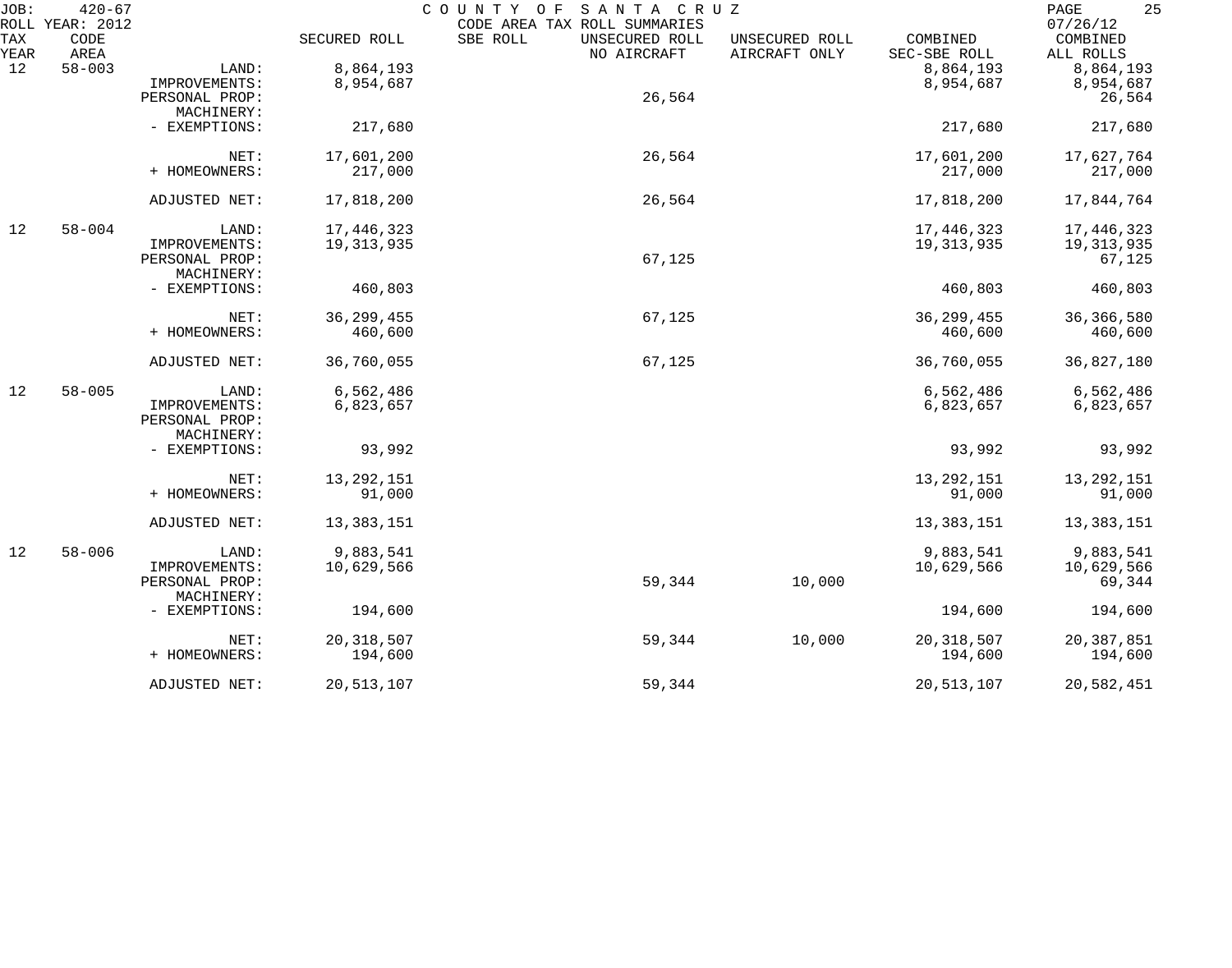JOB: 420-67 COUNTY OF SANTA CRUZ

ROLL YEAR: 2012 CODE AREA TAX ROLL SUMMARIES 07/26/12

| TAX YEAR | CODE AREA | | SECURED ROLL | SBE ROLL | UNSECURED ROLL NO AIRCRAFT | UNSECURED ROLL AIRCRAFT ONLY | COMBINED SEC-SBE ROLL | COMBINED ALL ROLLS |
|---|---|---|---|---|---|---|---|---|
| 12 | 58-003 | LAND: | 8,864,193 | | | | 8,864,193 | 8,864,193 |
| | | IMPROVEMENTS: | 8,954,687 | | | | 8,954,687 | 8,954,687 |
| | | PERSONAL PROP: | | | 26,564 | | | 26,564 |
| | | MACHINERY: | | | | | | |
| | | - EXEMPTIONS: | 217,680 | | | | 217,680 | 217,680 |
| | | NET: | 17,601,200 | | 26,564 | | 17,601,200 | 17,627,764 |
| | | + HOMEOWNERS: | 217,000 | | | | 217,000 | 217,000 |
| | | ADJUSTED NET: | 17,818,200 | | 26,564 | | 17,818,200 | 17,844,764 |
| 12 | 58-004 | LAND: | 17,446,323 | | | | 17,446,323 | 17,446,323 |
| | | IMPROVEMENTS: | 19,313,935 | | | | 19,313,935 | 19,313,935 |
| | | PERSONAL PROP: | | | 67,125 | | | 67,125 |
| | | MACHINERY: | | | | | | |
| | | - EXEMPTIONS: | 460,803 | | | | 460,803 | 460,803 |
| | | NET: | 36,299,455 | | 67,125 | | 36,299,455 | 36,366,580 |
| | | + HOMEOWNERS: | 460,600 | | | | 460,600 | 460,600 |
| | | ADJUSTED NET: | 36,760,055 | | 67,125 | | 36,760,055 | 36,827,180 |
| 12 | 58-005 | LAND: | 6,562,486 | | | | 6,562,486 | 6,562,486 |
| | | IMPROVEMENTS: | 6,823,657 | | | | 6,823,657 | 6,823,657 |
| | | PERSONAL PROP: | | | | | | |
| | | MACHINERY: | | | | | | |
| | | - EXEMPTIONS: | 93,992 | | | | 93,992 | 93,992 |
| | | NET: | 13,292,151 | | | | 13,292,151 | 13,292,151 |
| | | + HOMEOWNERS: | 91,000 | | | | 91,000 | 91,000 |
| | | ADJUSTED NET: | 13,383,151 | | | | 13,383,151 | 13,383,151 |
| 12 | 58-006 | LAND: | 9,883,541 | | | | 9,883,541 | 9,883,541 |
| | | IMPROVEMENTS: | 10,629,566 | | | | 10,629,566 | 10,629,566 |
| | | PERSONAL PROP: | | | 59,344 | 10,000 | | 69,344 |
| | | MACHINERY: | | | | | | |
| | | - EXEMPTIONS: | 194,600 | | | | 194,600 | 194,600 |
| | | NET: | 20,318,507 | | 59,344 | 10,000 | 20,318,507 | 20,387,851 |
| | | + HOMEOWNERS: | 194,600 | | | | 194,600 | 194,600 |
| | | ADJUSTED NET: | 20,513,107 | | 59,344 | | 20,513,107 | 20,582,451 |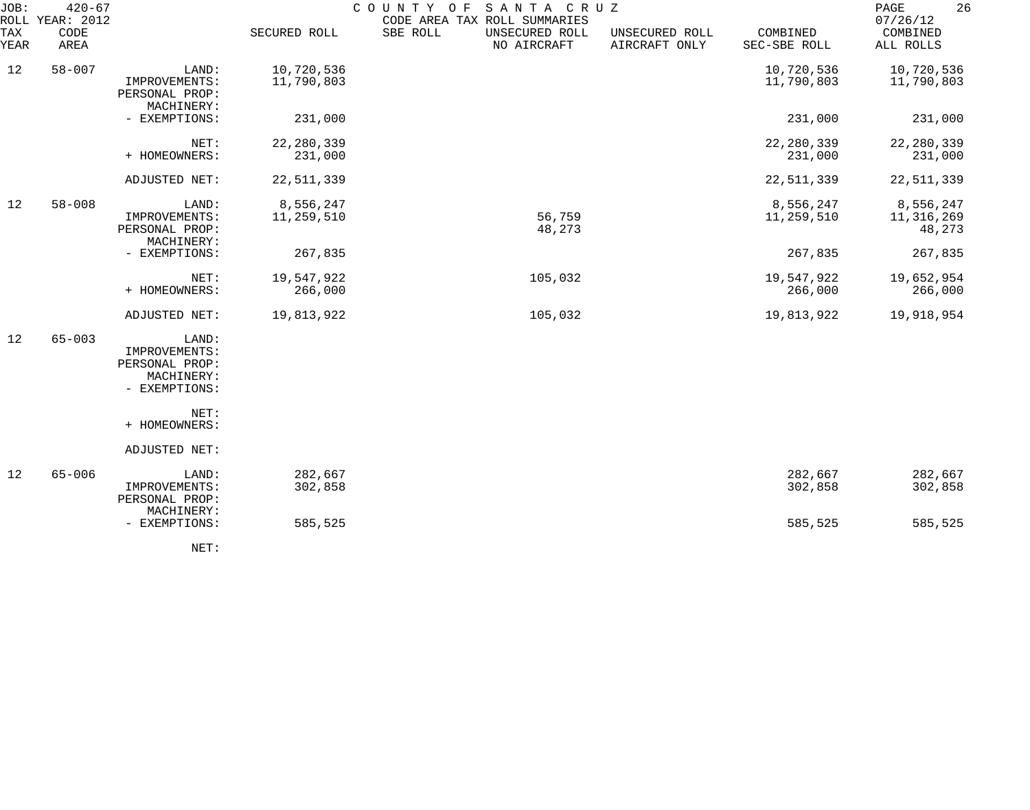JOB: 420-67 COUNTY OF SANTA CRUZ
ROLL YEAR: 2012 CODE AREA TAX ROLL SUMMARIES 07/26/12

| TAX YEAR | CODE AREA | | SECURED ROLL | SBE ROLL | UNSECURED ROLL NO AIRCRAFT | UNSECURED ROLL AIRCRAFT ONLY | COMBINED SEC-SBE ROLL | COMBINED ALL ROLLS |
|---|---|---|---|---|---|---|---|---|
| 12 | 58-007 | LAND: | 10,720,536 | | | | 10,720,536 | 10,720,536 |
| | | IMPROVEMENTS: | 11,790,803 | | | | 11,790,803 | 11,790,803 |
| | | PERSONAL PROP: | | | | | | |
| | | MACHINERY: | | | | | | |
| | | - EXEMPTIONS: | 231,000 | | | | 231,000 | 231,000 |
| | | NET: | 22,280,339 | | | | 22,280,339 | 22,280,339 |
| | | + HOMEOWNERS: | 231,000 | | | | 231,000 | 231,000 |
| | | ADJUSTED NET: | 22,511,339 | | | | 22,511,339 | 22,511,339 |
| 12 | 58-008 | LAND: | 8,556,247 | | | | 8,556,247 | 8,556,247 |
| | | IMPROVEMENTS: | 11,259,510 | | 56,759 | | 11,259,510 | 11,316,269 |
| | | PERSONAL PROP: | | | 48,273 | | | 48,273 |
| | | MACHINERY: | | | | | | |
| | | - EXEMPTIONS: | 267,835 | | | | 267,835 | 267,835 |
| | | NET: | 19,547,922 | | 105,032 | | 19,547,922 | 19,652,954 |
| | | + HOMEOWNERS: | 266,000 | | | | 266,000 | 266,000 |
| | | ADJUSTED NET: | 19,813,922 | | 105,032 | | 19,813,922 | 19,918,954 |
| 12 | 65-003 | LAND: | | | | | | |
| | | IMPROVEMENTS: | | | | | | |
| | | PERSONAL PROP: | | | | | | |
| | | MACHINERY: | | | | | | |
| | | - EXEMPTIONS: | | | | | | |
| | | NET: | | | | | | |
| | | + HOMEOWNERS: | | | | | | |
| | | ADJUSTED NET: | | | | | | |
| 12 | 65-006 | LAND: | 282,667 | | | | 282,667 | 282,667 |
| | | IMPROVEMENTS: | 302,858 | | | | 302,858 | 302,858 |
| | | PERSONAL PROP: | | | | | | |
| | | MACHINERY: | | | | | | |
| | | - EXEMPTIONS: | 585,525 | | | | 585,525 | 585,525 |
| | | NET: | | | | | | |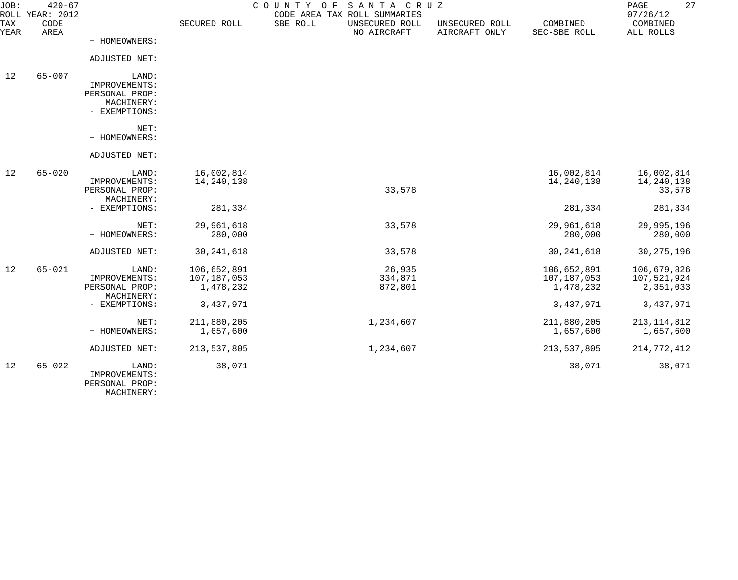JOB: 420-67 COUNTY OF SANTA CRUZ
ROLL YEAR: 2012 CODE AREA TAX ROLL SUMMARIES 07/26/12

| TAX YEAR | CODE AREA | | SECURED ROLL | SBE ROLL | UNSECURED ROLL NO AIRCRAFT | UNSECURED ROLL AIRCRAFT ONLY | COMBINED SEC-SBE ROLL | COMBINED ALL ROLLS |
|---|---|---|---|---|---|---|---|---|
| | | + HOMEOWNERS: | | | | | | |
| | | ADJUSTED NET: | | | | | | |
| 12 | 65-007 | LAND: | | | | | | |
| | | IMPROVEMENTS: | | | | | | |
| | | PERSONAL PROP: | | | | | | |
| | | MACHINERY: | | | | | | |
| | | - EXEMPTIONS: | | | | | | |
| | | NET: | | | | | | |
| | | + HOMEOWNERS: | | | | | | |
| | | ADJUSTED NET: | | | | | | |
| 12 | 65-020 | LAND: | 16,002,814 | | | | 16,002,814 | 16,002,814 |
| | | IMPROVEMENTS: | 14,240,138 | | | | 14,240,138 | 14,240,138 |
| | | PERSONAL PROP: | | | 33,578 | | | 33,578 |
| | | MACHINERY: | | | | | | |
| | | - EXEMPTIONS: | 281,334 | | | | 281,334 | 281,334 |
| | | NET: | 29,961,618 | | 33,578 | | 29,961,618 | 29,995,196 |
| | | + HOMEOWNERS: | 280,000 | | | | 280,000 | 280,000 |
| | | ADJUSTED NET: | 30,241,618 | | 33,578 | | 30,241,618 | 30,275,196 |
| 12 | 65-021 | LAND: | 106,652,891 | | 26,935 | | 106,652,891 | 106,679,826 |
| | | IMPROVEMENTS: | 107,187,053 | | 334,871 | | 107,187,053 | 107,521,924 |
| | | PERSONAL PROP: | 1,478,232 | | 872,801 | | 1,478,232 | 2,351,033 |
| | | MACHINERY: | | | | | | |
| | | - EXEMPTIONS: | 3,437,971 | | | | 3,437,971 | 3,437,971 |
| | | NET: | 211,880,205 | | 1,234,607 | | 211,880,205 | 213,114,812 |
| | | + HOMEOWNERS: | 1,657,600 | | | | 1,657,600 | 1,657,600 |
| | | ADJUSTED NET: | 213,537,805 | | 1,234,607 | | 213,537,805 | 214,772,412 |
| 12 | 65-022 | LAND: | 38,071 | | | | 38,071 | 38,071 |
| | | IMPROVEMENTS: | | | | | | |
| | | PERSONAL PROP: | | | | | | |
| | | MACHINERY: | | | | | | |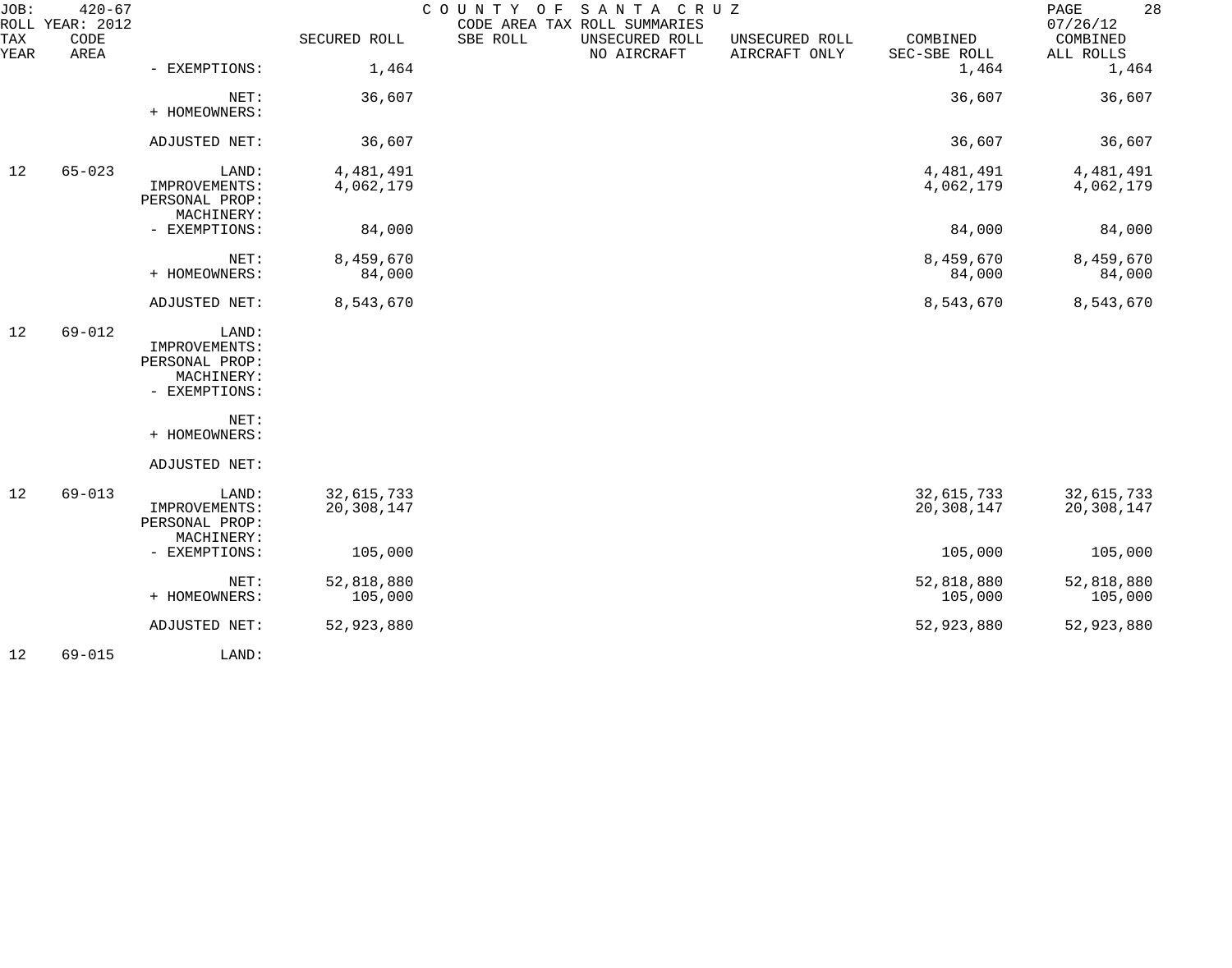COUNTY OF SANTA CRUZ
CODE AREA TAX ROLL SUMMARIES

JOB: 420-67
ROLL YEAR: 2012
07/26/12

| TAX YEAR | CODE AREA | | SECURED ROLL | SBE ROLL | UNSECURED ROLL NO AIRCRAFT | UNSECURED ROLL AIRCRAFT ONLY | COMBINED SEC-SBE ROLL | COMBINED ALL ROLLS |
|---|---|---|---|---|---|---|---|---|
| | | - EXEMPTIONS: | 1,464 | | | | 1,464 | 1,464 |
| | | NET: | 36,607 | | | | 36,607 | 36,607 |
| | | + HOMEOWNERS: | | | | | | |
| | | ADJUSTED NET: | 36,607 | | | | 36,607 | 36,607 |
| 12 | 65-023 | LAND: | 4,481,491 | | | | 4,481,491 | 4,481,491 |
| | | IMPROVEMENTS: | 4,062,179 | | | | 4,062,179 | 4,062,179 |
| | | PERSONAL PROP: | | | | | | |
| | | MACHINERY: | | | | | | |
| | | - EXEMPTIONS: | 84,000 | | | | 84,000 | 84,000 |
| | | NET: | 8,459,670 | | | | 8,459,670 | 8,459,670 |
| | | + HOMEOWNERS: | 84,000 | | | | 84,000 | 84,000 |
| | | ADJUSTED NET: | 8,543,670 | | | | 8,543,670 | 8,543,670 |
| 12 | 69-012 | LAND: | | | | | | |
| | | IMPROVEMENTS: | | | | | | |
| | | PERSONAL PROP: | | | | | | |
| | | MACHINERY: | | | | | | |
| | | - EXEMPTIONS: | | | | | | |
| | | NET: | | | | | | |
| | | + HOMEOWNERS: | | | | | | |
| | | ADJUSTED NET: | | | | | | |
| 12 | 69-013 | LAND: | 32,615,733 | | | | 32,615,733 | 32,615,733 |
| | | IMPROVEMENTS: | 20,308,147 | | | | 20,308,147 | 20,308,147 |
| | | PERSONAL PROP: | | | | | | |
| | | MACHINERY: | | | | | | |
| | | - EXEMPTIONS: | 105,000 | | | | 105,000 | 105,000 |
| | | NET: | 52,818,880 | | | | 52,818,880 | 52,818,880 |
| | | + HOMEOWNERS: | 105,000 | | | | 105,000 | 105,000 |
| | | ADJUSTED NET: | 52,923,880 | | | | 52,923,880 | 52,923,880 |
| 12 | 69-015 | LAND: | | | | | | |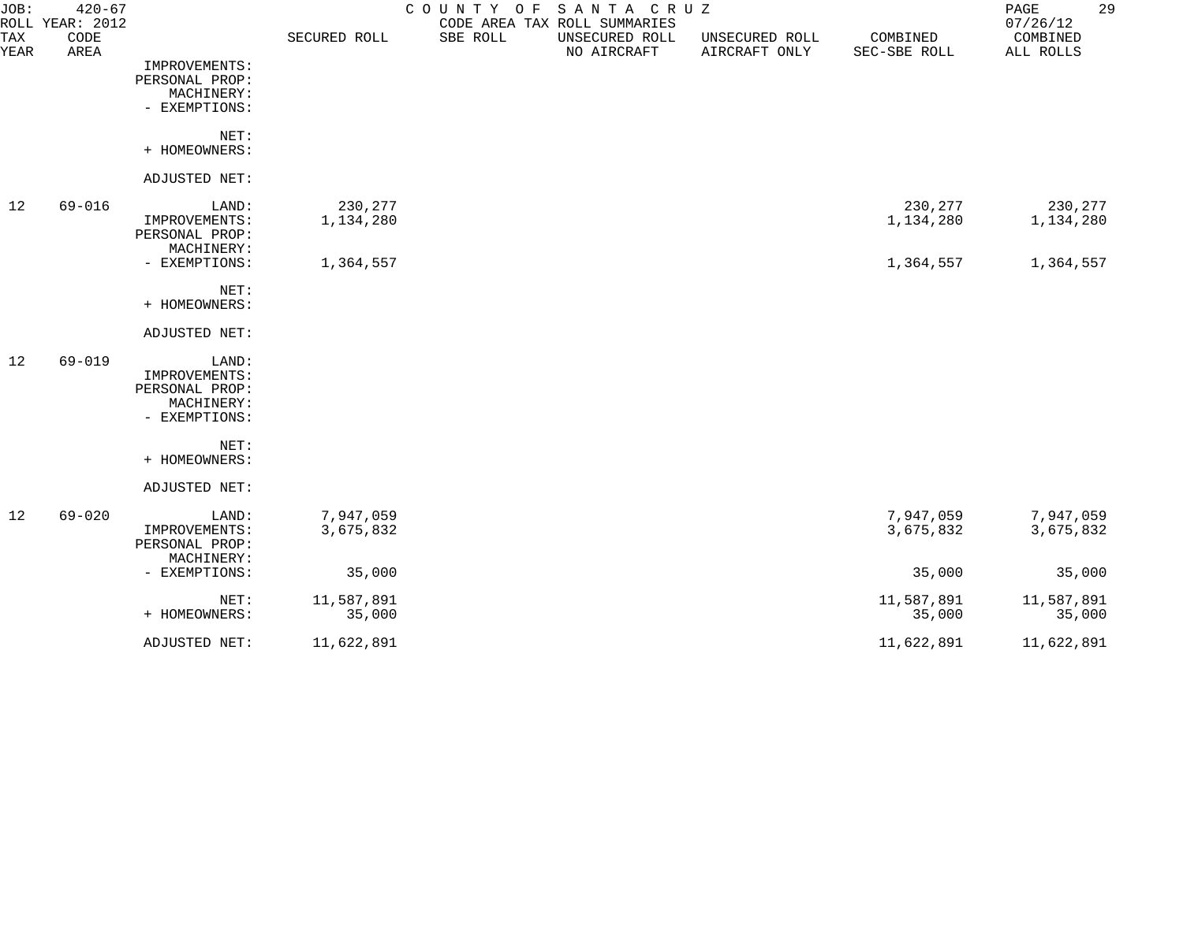JOB: 420-67 COUNTY OF SANTA CRUZ
ROLL YEAR: 2012 CODE AREA TAX ROLL SUMMARIES 07/26/12

| TAX YEAR | CODE AREA | | SECURED ROLL | SBE ROLL | UNSECURED ROLL NO AIRCRAFT | UNSECURED ROLL AIRCRAFT ONLY | COMBINED SEC-SBE ROLL | COMBINED ALL ROLLS |
|---|---|---|---|---|---|---|---|---|
| | | IMPROVEMENTS: | | | | | | |
| | | PERSONAL PROP: | | | | | | |
| | | MACHINERY: | | | | | | |
| | | - EXEMPTIONS: | | | | | | |
| | | NET: | | | | | | |
| | | + HOMEOWNERS: | | | | | | |
| | | ADJUSTED NET: | | | | | | |
| 12 | 69-016 | LAND: | 230,277 | | | | 230,277 | 230,277 |
| | | IMPROVEMENTS: | 1,134,280 | | | | 1,134,280 | 1,134,280 |
| | | PERSONAL PROP: | | | | | | |
| | | MACHINERY: | | | | | | |
| | | - EXEMPTIONS: | 1,364,557 | | | | 1,364,557 | 1,364,557 |
| | | NET: | | | | | | |
| | | + HOMEOWNERS: | | | | | | |
| | | ADJUSTED NET: | | | | | | |
| 12 | 69-019 | LAND: | | | | | | |
| | | IMPROVEMENTS: | | | | | | |
| | | PERSONAL PROP: | | | | | | |
| | | MACHINERY: | | | | | | |
| | | - EXEMPTIONS: | | | | | | |
| | | NET: | | | | | | |
| | | + HOMEOWNERS: | | | | | | |
| | | ADJUSTED NET: | | | | | | |
| 12 | 69-020 | LAND: | 7,947,059 | | | | 7,947,059 | 7,947,059 |
| | | IMPROVEMENTS: | 3,675,832 | | | | 3,675,832 | 3,675,832 |
| | | PERSONAL PROP: | | | | | | |
| | | MACHINERY: | | | | | | |
| | | - EXEMPTIONS: | 35,000 | | | | 35,000 | 35,000 |
| | | NET: | 11,587,891 | | | | 11,587,891 | 11,587,891 |
| | | + HOMEOWNERS: | 35,000 | | | | 35,000 | 35,000 |
| | | ADJUSTED NET: | 11,622,891 | | | | 11,622,891 | 11,622,891 |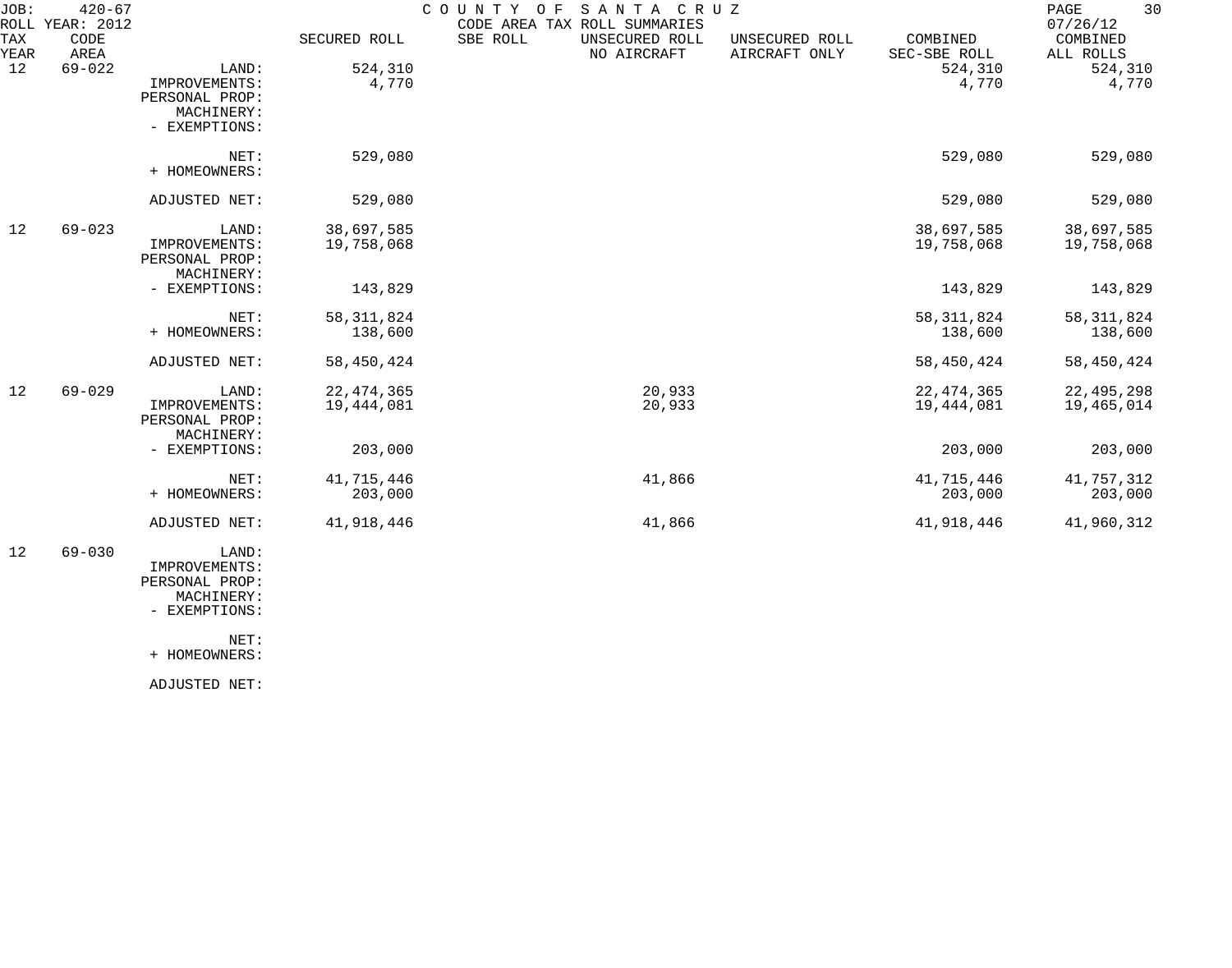JOB: 420-67 COUNTY OF SANTA CRUZ
ROLL YEAR: 2012 CODE AREA TAX ROLL SUMMARIES 07/26/12

| TAX YEAR | CODE AREA | | SECURED ROLL | SBE ROLL | UNSECURED ROLL NO AIRCRAFT | UNSECURED ROLL AIRCRAFT ONLY | COMBINED SEC-SBE ROLL | COMBINED ALL ROLLS |
|---|---|---|---|---|---|---|---|---|
| 12 | 69-022 | LAND: | 524,310 | | | | 524,310 | 524,310 |
| | | IMPROVEMENTS: | 4,770 | | | | 4,770 | 4,770 |
| | | PERSONAL PROP: | | | | | | |
| | | MACHINERY: | | | | | | |
| | | - EXEMPTIONS: | | | | | | |
| | | NET: | 529,080 | | | | 529,080 | 529,080 |
| | | + HOMEOWNERS: | | | | | | |
| | | ADJUSTED NET: | 529,080 | | | | 529,080 | 529,080 |
| 12 | 69-023 | LAND: | 38,697,585 | | | | 38,697,585 | 38,697,585 |
| | | IMPROVEMENTS: | 19,758,068 | | | | 19,758,068 | 19,758,068 |
| | | PERSONAL PROP: | | | | | | |
| | | MACHINERY: | | | | | | |
| | | - EXEMPTIONS: | 143,829 | | | | 143,829 | 143,829 |
| | | NET: | 58,311,824 | | | | 58,311,824 | 58,311,824 |
| | | + HOMEOWNERS: | 138,600 | | | | 138,600 | 138,600 |
| | | ADJUSTED NET: | 58,450,424 | | | | 58,450,424 | 58,450,424 |
| 12 | 69-029 | LAND: | 22,474,365 | | 20,933 | | 22,474,365 | 22,495,298 |
| | | IMPROVEMENTS: | 19,444,081 | | 20,933 | | 19,444,081 | 19,465,014 |
| | | PERSONAL PROP: | | | | | | |
| | | MACHINERY: | | | | | | |
| | | - EXEMPTIONS: | 203,000 | | | | 203,000 | 203,000 |
| | | NET: | 41,715,446 | | 41,866 | | 41,715,446 | 41,757,312 |
| | | + HOMEOWNERS: | 203,000 | | | | 203,000 | 203,000 |
| | | ADJUSTED NET: | 41,918,446 | | 41,866 | | 41,918,446 | 41,960,312 |
| 12 | 69-030 | LAND: | | | | | | |
| | | IMPROVEMENTS: | | | | | | |
| | | PERSONAL PROP: | | | | | | |
| | | MACHINERY: | | | | | | |
| | | - EXEMPTIONS: | | | | | | |
| | | NET: | | | | | | |
| | | + HOMEOWNERS: | | | | | | |
| | | ADJUSTED NET: | | | | | | |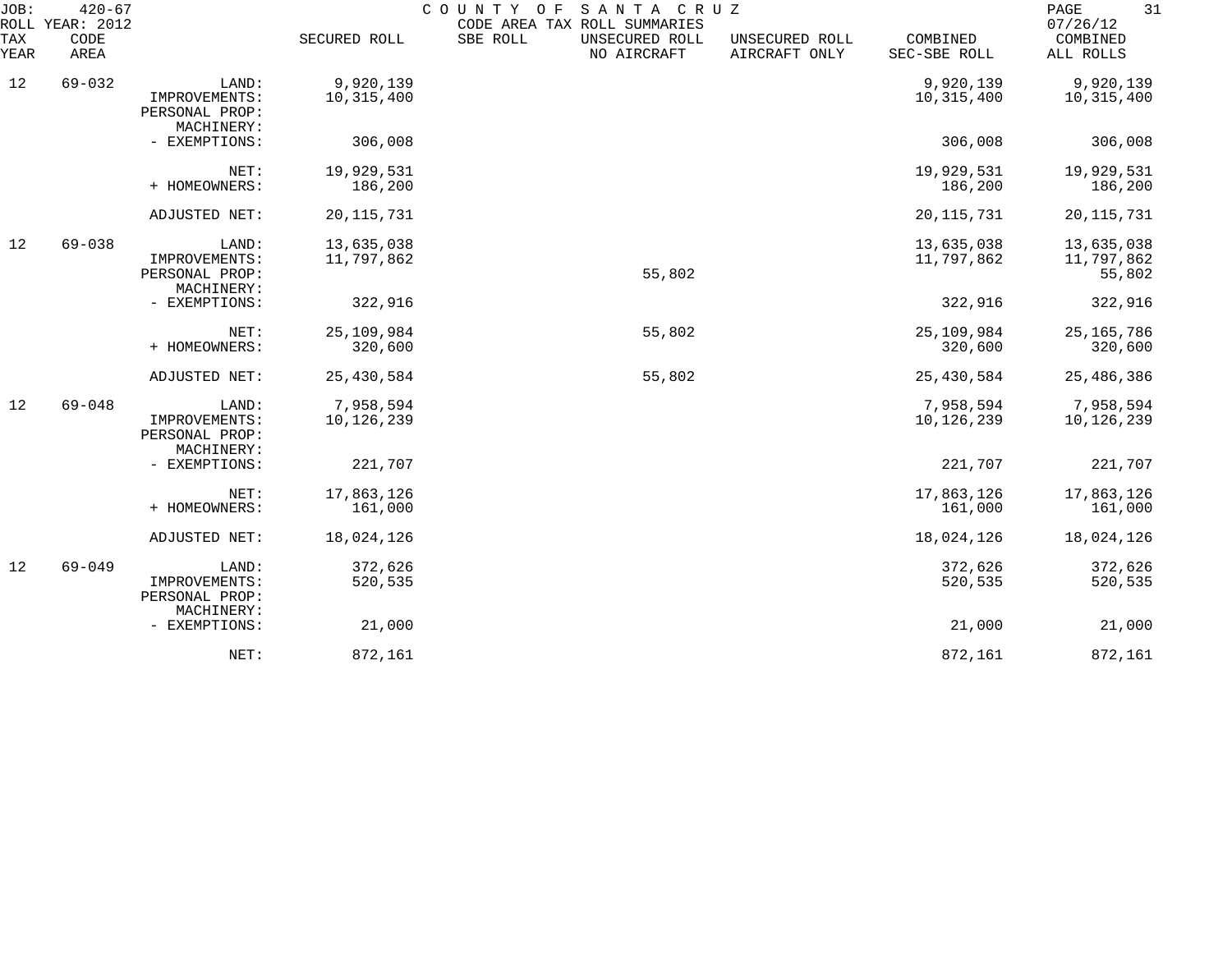JOB: 420-67 COUNTY OF SANTA CRUZ

CODE AREA TAX ROLL SUMMARIES

ROLL YEAR: 2012 — 07/26/12

| TAX YEAR | CODE AREA | | SECURED ROLL | SBE ROLL | UNSECURED ROLL NO AIRCRAFT | UNSECURED ROLL AIRCRAFT ONLY | COMBINED SEC-SBE ROLL | COMBINED ALL ROLLS |
|---|---|---|---|---|---|---|---|---|
| 12 | 69-032 | LAND: | 9,920,139 | | | | 9,920,139 | 9,920,139 |
| | | IMPROVEMENTS: | 10,315,400 | | | | 10,315,400 | 10,315,400 |
| | | PERSONAL PROP: | | | | | | |
| | | MACHINERY: | | | | | | |
| | | - EXEMPTIONS: | 306,008 | | | | 306,008 | 306,008 |
| | | NET: | 19,929,531 | | | | 19,929,531 | 19,929,531 |
| | | + HOMEOWNERS: | 186,200 | | | | 186,200 | 186,200 |
| | | ADJUSTED NET: | 20,115,731 | | | | 20,115,731 | 20,115,731 |
| 12 | 69-038 | LAND: | 13,635,038 | | | | 13,635,038 | 13,635,038 |
| | | IMPROVEMENTS: | 11,797,862 | | | | 11,797,862 | 11,797,862 |
| | | PERSONAL PROP: | | | 55,802 | | | 55,802 |
| | | MACHINERY: | | | | | | |
| | | - EXEMPTIONS: | 322,916 | | | | 322,916 | 322,916 |
| | | NET: | 25,109,984 | | 55,802 | | 25,109,984 | 25,165,786 |
| | | + HOMEOWNERS: | 320,600 | | | | 320,600 | 320,600 |
| | | ADJUSTED NET: | 25,430,584 | | 55,802 | | 25,430,584 | 25,486,386 |
| 12 | 69-048 | LAND: | 7,958,594 | | | | 7,958,594 | 7,958,594 |
| | | IMPROVEMENTS: | 10,126,239 | | | | 10,126,239 | 10,126,239 |
| | | PERSONAL PROP: | | | | | | |
| | | MACHINERY: | | | | | | |
| | | - EXEMPTIONS: | 221,707 | | | | 221,707 | 221,707 |
| | | NET: | 17,863,126 | | | | 17,863,126 | 17,863,126 |
| | | + HOMEOWNERS: | 161,000 | | | | 161,000 | 161,000 |
| | | ADJUSTED NET: | 18,024,126 | | | | 18,024,126 | 18,024,126 |
| 12 | 69-049 | LAND: | 372,626 | | | | 372,626 | 372,626 |
| | | IMPROVEMENTS: | 520,535 | | | | 520,535 | 520,535 |
| | | PERSONAL PROP: | | | | | | |
| | | MACHINERY: | | | | | | |
| | | - EXEMPTIONS: | 21,000 | | | | 21,000 | 21,000 |
| | | NET: | 872,161 | | | | 872,161 | 872,161 |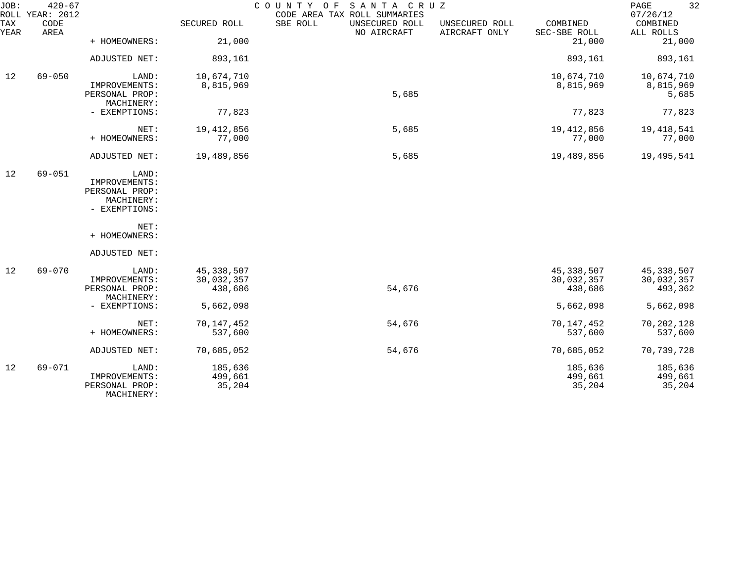JOB: 420-67 COUNTY OF SANTA CRUZ PAGE 32
ROLL YEAR: 2012 CODE AREA TAX ROLL SUMMARIES 07/26/12

| TAX YEAR | CODE AREA | | SECURED ROLL | SBE ROLL | UNSECURED ROLL NO AIRCRAFT | UNSECURED ROLL AIRCRAFT ONLY | COMBINED SEC-SBE ROLL | COMBINED ALL ROLLS |
|---|---|---|---|---|---|---|---|---|
| | | + HOMEOWNERS: | 21,000 | | | | 21,000 | 21,000 |
| | | ADJUSTED NET: | 893,161 | | | | 893,161 | 893,161 |
| 12 | 69-050 | LAND: | 10,674,710 | | | | 10,674,710 | 10,674,710 |
| | | IMPROVEMENTS: | 8,815,969 | | | | 8,815,969 | 8,815,969 |
| | | PERSONAL PROP: | | | 5,685 | | | 5,685 |
| | | MACHINERY: | | | | | | |
| | | - EXEMPTIONS: | 77,823 | | | | 77,823 | 77,823 |
| | | NET: | 19,412,856 | | 5,685 | | 19,412,856 | 19,418,541 |
| | | + HOMEOWNERS: | 77,000 | | | | 77,000 | 77,000 |
| | | ADJUSTED NET: | 19,489,856 | | 5,685 | | 19,489,856 | 19,495,541 |
| 12 | 69-051 | LAND: | | | | | | |
| | | IMPROVEMENTS: | | | | | | |
| | | PERSONAL PROP: | | | | | | |
| | | MACHINERY: | | | | | | |
| | | - EXEMPTIONS: | | | | | | |
| | | NET: | | | | | | |
| | | + HOMEOWNERS: | | | | | | |
| | | ADJUSTED NET: | | | | | | |
| 12 | 69-070 | LAND: | 45,338,507 | | | | 45,338,507 | 45,338,507 |
| | | IMPROVEMENTS: | 30,032,357 | | | | 30,032,357 | 30,032,357 |
| | | PERSONAL PROP: | 438,686 | | 54,676 | | 438,686 | 493,362 |
| | | MACHINERY: | | | | | | |
| | | - EXEMPTIONS: | 5,662,098 | | | | 5,662,098 | 5,662,098 |
| | | NET: | 70,147,452 | | 54,676 | | 70,147,452 | 70,202,128 |
| | | + HOMEOWNERS: | 537,600 | | | | 537,600 | 537,600 |
| | | ADJUSTED NET: | 70,685,052 | | 54,676 | | 70,685,052 | 70,739,728 |
| 12 | 69-071 | LAND: | 185,636 | | | | 185,636 | 185,636 |
| | | IMPROVEMENTS: | 499,661 | | | | 499,661 | 499,661 |
| | | PERSONAL PROP: | 35,204 | | | | 35,204 | 35,204 |
| | | MACHINERY: | | | | | | |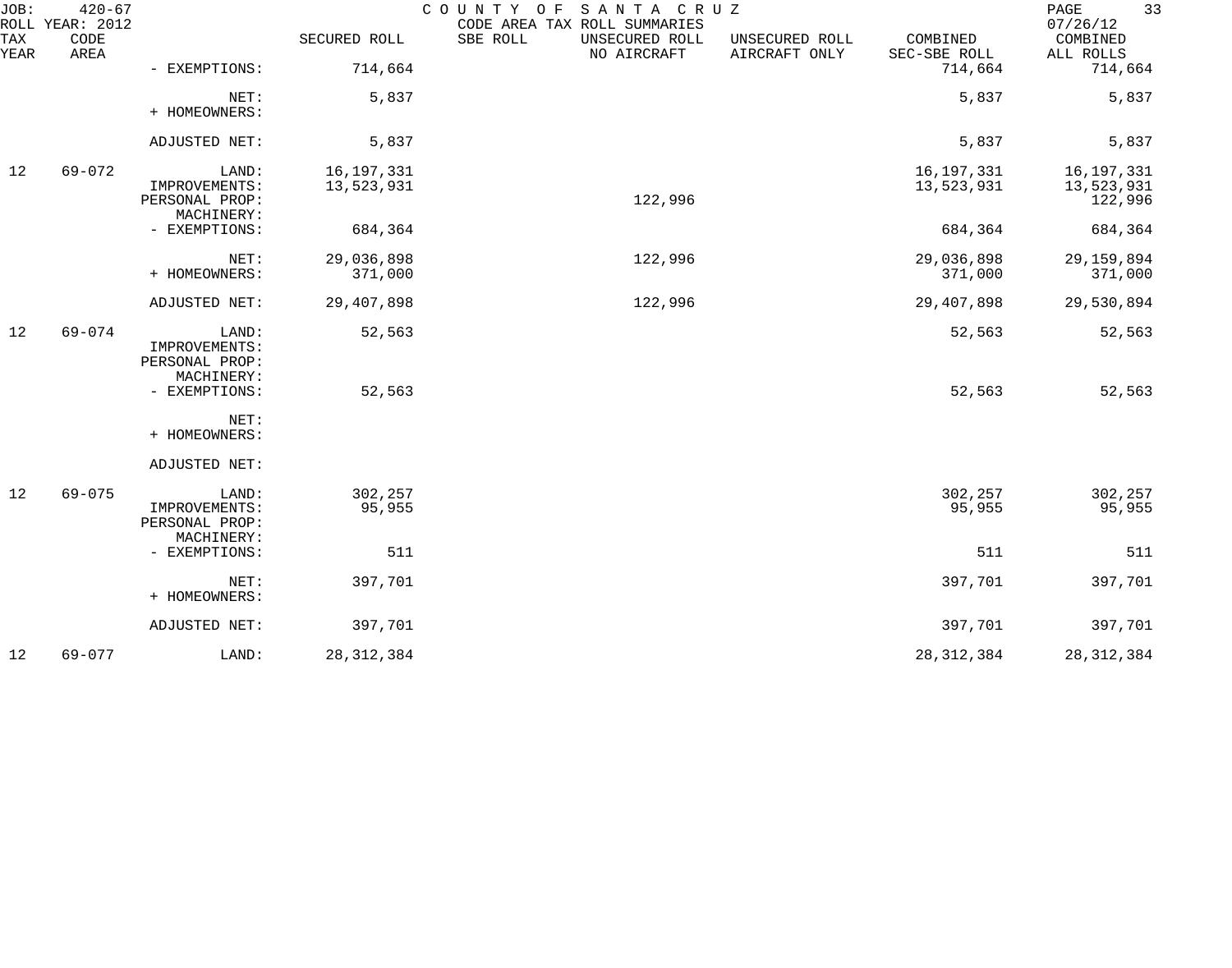JOB: 420-67 COUNTY OF SANTA CRUZ PAGE 33
ROLL YEAR: 2012 CODE AREA TAX ROLL SUMMARIES 07/26/12

| TAX YEAR | CODE AREA | | SECURED ROLL | SBE ROLL | UNSECURED ROLL NO AIRCRAFT | UNSECURED ROLL AIRCRAFT ONLY | COMBINED SEC-SBE ROLL | COMBINED ALL ROLLS |
|---|---|---|---|---|---|---|---|---|
| | | - EXEMPTIONS: | 714,664 | | | | 714,664 | 714,664 |
| | | NET: | 5,837 | | | | 5,837 | 5,837 |
| | | + HOMEOWNERS: | | | | | | |
| | | ADJUSTED NET: | 5,837 | | | | 5,837 | 5,837 |
| 12 | 69-072 | LAND: | 16,197,331 | | | | 16,197,331 | 16,197,331 |
| | | IMPROVEMENTS: | 13,523,931 | | | | 13,523,931 | 13,523,931 |
| | | PERSONAL PROP: | | | 122,996 | | | 122,996 |
| | | MACHINERY: | | | | | | |
| | | - EXEMPTIONS: | 684,364 | | | | 684,364 | 684,364 |
| | | NET: | 29,036,898 | | 122,996 | | 29,036,898 | 29,159,894 |
| | | + HOMEOWNERS: | 371,000 | | | | 371,000 | 371,000 |
| | | ADJUSTED NET: | 29,407,898 | | 122,996 | | 29,407,898 | 29,530,894 |
| 12 | 69-074 | LAND: | 52,563 | | | | 52,563 | 52,563 |
| | | IMPROVEMENTS: | | | | | | |
| | | PERSONAL PROP: | | | | | | |
| | | MACHINERY: | | | | | | |
| | | - EXEMPTIONS: | 52,563 | | | | 52,563 | 52,563 |
| | | NET: | | | | | | |
| | | + HOMEOWNERS: | | | | | | |
| | | ADJUSTED NET: | | | | | | |
| 12 | 69-075 | LAND: | 302,257 | | | | 302,257 | 302,257 |
| | | IMPROVEMENTS: | 95,955 | | | | 95,955 | 95,955 |
| | | PERSONAL PROP: | | | | | | |
| | | MACHINERY: | | | | | | |
| | | - EXEMPTIONS: | 511 | | | | 511 | 511 |
| | | NET: | 397,701 | | | | 397,701 | 397,701 |
| | | + HOMEOWNERS: | | | | | | |
| | | ADJUSTED NET: | 397,701 | | | | 397,701 | 397,701 |
| 12 | 69-077 | LAND: | 28,312,384 | | | | 28,312,384 | 28,312,384 |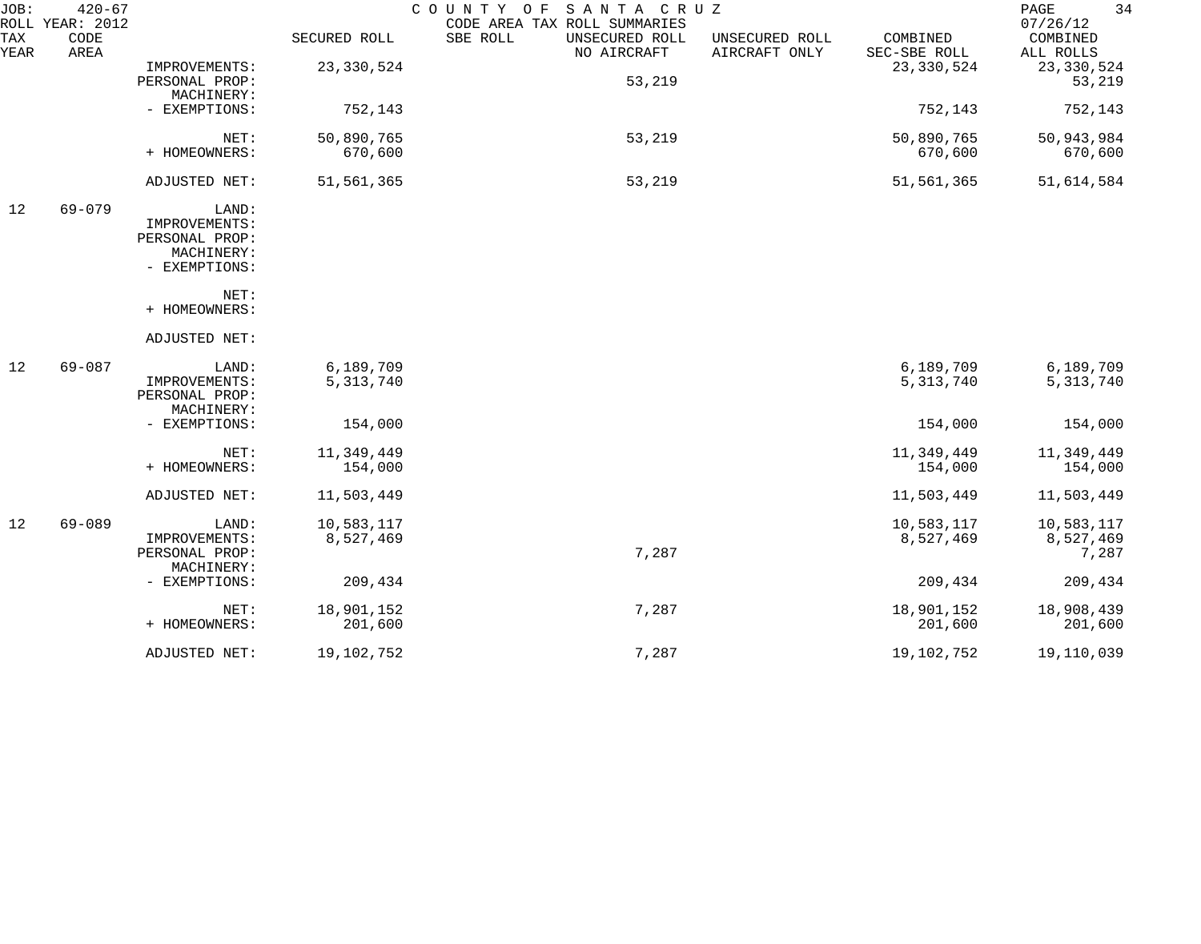| TAX YEAR | CODE AREA | | SECURED ROLL | SBE ROLL | UNSECURED ROLL NO AIRCRAFT | UNSECURED ROLL AIRCRAFT ONLY | COMBINED SEC-SBE ROLL | COMBINED ALL ROLLS |
|---|---|---|---|---|---|---|---|---|
| | | IMPROVEMENTS: | 23,330,524 | | | | 23,330,524 | 23,330,524 |
| | | PERSONAL PROP: | | | 53,219 | | | 53,219 |
| | | MACHINERY: | | | | | | |
| | | - EXEMPTIONS: | 752,143 | | | | 752,143 | 752,143 |
| | | NET: | 50,890,765 | | 53,219 | | 50,890,765 | 50,943,984 |
| | | + HOMEOWNERS: | 670,600 | | | | 670,600 | 670,600 |
| | | ADJUSTED NET: | 51,561,365 | | 53,219 | | 51,561,365 | 51,614,584 |
| 12 | 69-079 | LAND: | | | | | | |
| | | IMPROVEMENTS: | | | | | | |
| | | PERSONAL PROP: | | | | | | |
| | | MACHINERY: | | | | | | |
| | | - EXEMPTIONS: | | | | | | |
| | | NET: | | | | | | |
| | | + HOMEOWNERS: | | | | | | |
| | | ADJUSTED NET: | | | | | | |
| 12 | 69-087 | LAND: | 6,189,709 | | | | 6,189,709 | 6,189,709 |
| | | IMPROVEMENTS: | 5,313,740 | | | | 5,313,740 | 5,313,740 |
| | | PERSONAL PROP: | | | | | | |
| | | MACHINERY: | | | | | | |
| | | - EXEMPTIONS: | 154,000 | | | | 154,000 | 154,000 |
| | | NET: | 11,349,449 | | | | 11,349,449 | 11,349,449 |
| | | + HOMEOWNERS: | 154,000 | | | | 154,000 | 154,000 |
| | | ADJUSTED NET: | 11,503,449 | | | | 11,503,449 | 11,503,449 |
| 12 | 69-089 | LAND: | 10,583,117 | | | | 10,583,117 | 10,583,117 |
| | | IMPROVEMENTS: | 8,527,469 | | | | 8,527,469 | 8,527,469 |
| | | PERSONAL PROP: | | | 7,287 | | | 7,287 |
| | | MACHINERY: | | | | | | |
| | | - EXEMPTIONS: | 209,434 | | | | 209,434 | 209,434 |
| | | NET: | 18,901,152 | | 7,287 | | 18,901,152 | 18,908,439 |
| | | + HOMEOWNERS: | 201,600 | | | | 201,600 | 201,600 |
| | | ADJUSTED NET: | 19,102,752 | | 7,287 | | 19,102,752 | 19,110,039 |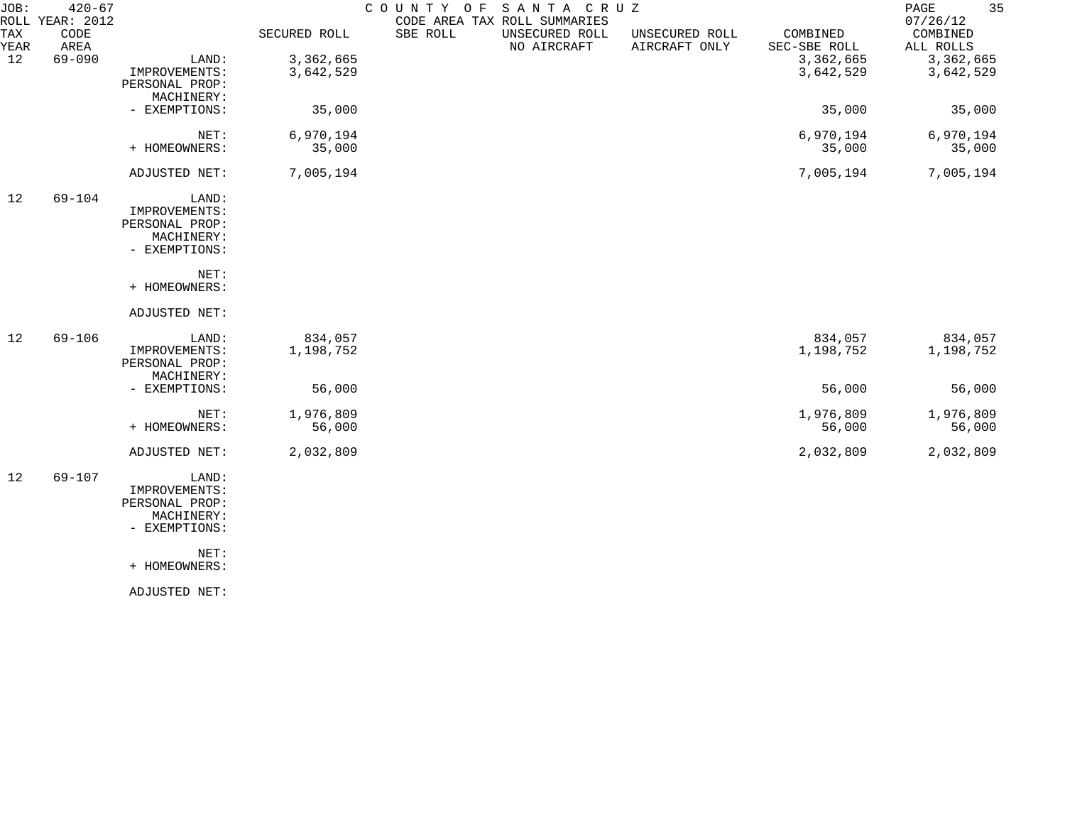JOB: 420-67 COUNTY OF SANTA CRUZ
ROLL YEAR: 2012 CODE AREA TAX ROLL SUMMARIES 07/26/12

| TAX YEAR | CODE AREA | | SECURED ROLL | SBE ROLL | UNSECURED ROLL NO AIRCRAFT | UNSECURED ROLL AIRCRAFT ONLY | COMBINED SEC-SBE ROLL | COMBINED ALL ROLLS |
|---|---|---|---|---|---|---|---|---|
| 12 | 69-090 | LAND: | 3,362,665 | | | | 3,362,665 | 3,362,665 |
| | | IMPROVEMENTS: | 3,642,529 | | | | 3,642,529 | 3,642,529 |
| | | PERSONAL PROP: | | | | | | |
| | | MACHINERY: | | | | | | |
| | | - EXEMPTIONS: | 35,000 | | | | 35,000 | 35,000 |
| | | NET: | 6,970,194 | | | | 6,970,194 | 6,970,194 |
| | | + HOMEOWNERS: | 35,000 | | | | 35,000 | 35,000 |
| | | ADJUSTED NET: | 7,005,194 | | | | 7,005,194 | 7,005,194 |
| 12 | 69-104 | LAND: | | | | | | |
| | | IMPROVEMENTS: | | | | | | |
| | | PERSONAL PROP: | | | | | | |
| | | MACHINERY: | | | | | | |
| | | - EXEMPTIONS: | | | | | | |
| | | NET: | | | | | | |
| | | + HOMEOWNERS: | | | | | | |
| | | ADJUSTED NET: | | | | | | |
| 12 | 69-106 | LAND: | 834,057 | | | | 834,057 | 834,057 |
| | | IMPROVEMENTS: | 1,198,752 | | | | 1,198,752 | 1,198,752 |
| | | PERSONAL PROP: | | | | | | |
| | | MACHINERY: | | | | | | |
| | | - EXEMPTIONS: | 56,000 | | | | 56,000 | 56,000 |
| | | NET: | 1,976,809 | | | | 1,976,809 | 1,976,809 |
| | | + HOMEOWNERS: | 56,000 | | | | 56,000 | 56,000 |
| | | ADJUSTED NET: | 2,032,809 | | | | 2,032,809 | 2,032,809 |
| 12 | 69-107 | LAND: | | | | | | |
| | | IMPROVEMENTS: | | | | | | |
| | | PERSONAL PROP: | | | | | | |
| | | MACHINERY: | | | | | | |
| | | - EXEMPTIONS: | | | | | | |
| | | NET: | | | | | | |
| | | + HOMEOWNERS: | | | | | | |
| | | ADJUSTED NET: | | | | | | |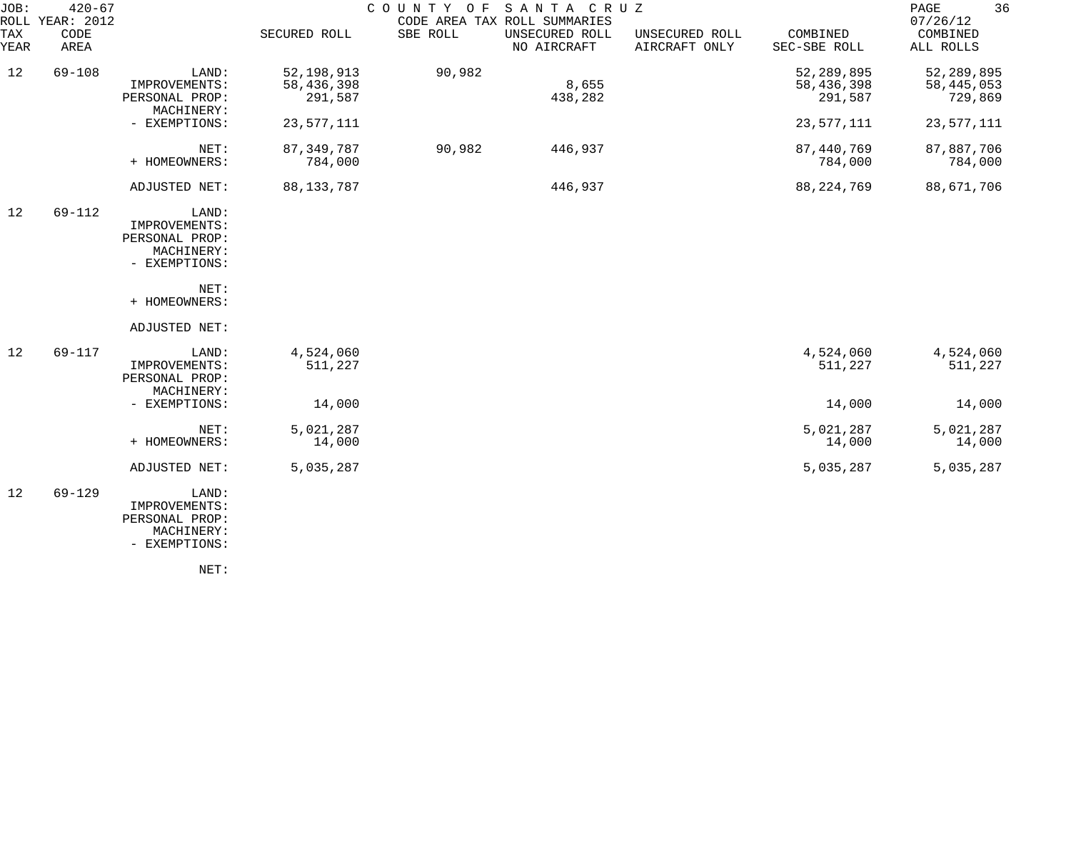JOB: 420-67 COUNTY OF SANTA CRUZ
ROLL YEAR: 2012 CODE AREA TAX ROLL SUMMARIES 07/26/12

| TAX YEAR | CODE AREA | | SECURED ROLL | SBE ROLL | UNSECURED ROLL NO AIRCRAFT | UNSECURED ROLL AIRCRAFT ONLY | COMBINED SEC-SBE ROLL | COMBINED ALL ROLLS |
|---|---|---|---|---|---|---|---|---|
| 12 | 69-108 | LAND: | 52,198,913 | 90,982 | | | 52,289,895 | 52,289,895 |
| | | IMPROVEMENTS: | 58,436,398 | | 8,655 | | 58,436,398 | 58,445,053 |
| | | PERSONAL PROP: | 291,587 | | 438,282 | | 291,587 | 729,869 |
| | | MACHINERY: | | | | | | |
| | | - EXEMPTIONS: | 23,577,111 | | | | 23,577,111 | 23,577,111 |
| | | NET: | 87,349,787 | 90,982 | 446,937 | | 87,440,769 | 87,887,706 |
| | | + HOMEOWNERS: | 784,000 | | | | 784,000 | 784,000 |
| | | ADJUSTED NET: | 88,133,787 | | 446,937 | | 88,224,769 | 88,671,706 |
| 12 | 69-112 | LAND: | | | | | | |
| | | IMPROVEMENTS: | | | | | | |
| | | PERSONAL PROP: | | | | | | |
| | | MACHINERY: | | | | | | |
| | | - EXEMPTIONS: | | | | | | |
| | | NET: | | | | | | |
| | | + HOMEOWNERS: | | | | | | |
| | | ADJUSTED NET: | | | | | | |
| 12 | 69-117 | LAND: | 4,524,060 | | | | 4,524,060 | 4,524,060 |
| | | IMPROVEMENTS: | 511,227 | | | | 511,227 | 511,227 |
| | | PERSONAL PROP: | | | | | | |
| | | MACHINERY: | | | | | | |
| | | - EXEMPTIONS: | 14,000 | | | | 14,000 | 14,000 |
| | | NET: | 5,021,287 | | | | 5,021,287 | 5,021,287 |
| | | + HOMEOWNERS: | 14,000 | | | | 14,000 | 14,000 |
| | | ADJUSTED NET: | 5,035,287 | | | | 5,035,287 | 5,035,287 |
| 12 | 69-129 | LAND: | | | | | | |
| | | IMPROVEMENTS: | | | | | | |
| | | PERSONAL PROP: | | | | | | |
| | | MACHINERY: | | | | | | |
| | | - EXEMPTIONS: | | | | | | |
| | | NET: | | | | | | |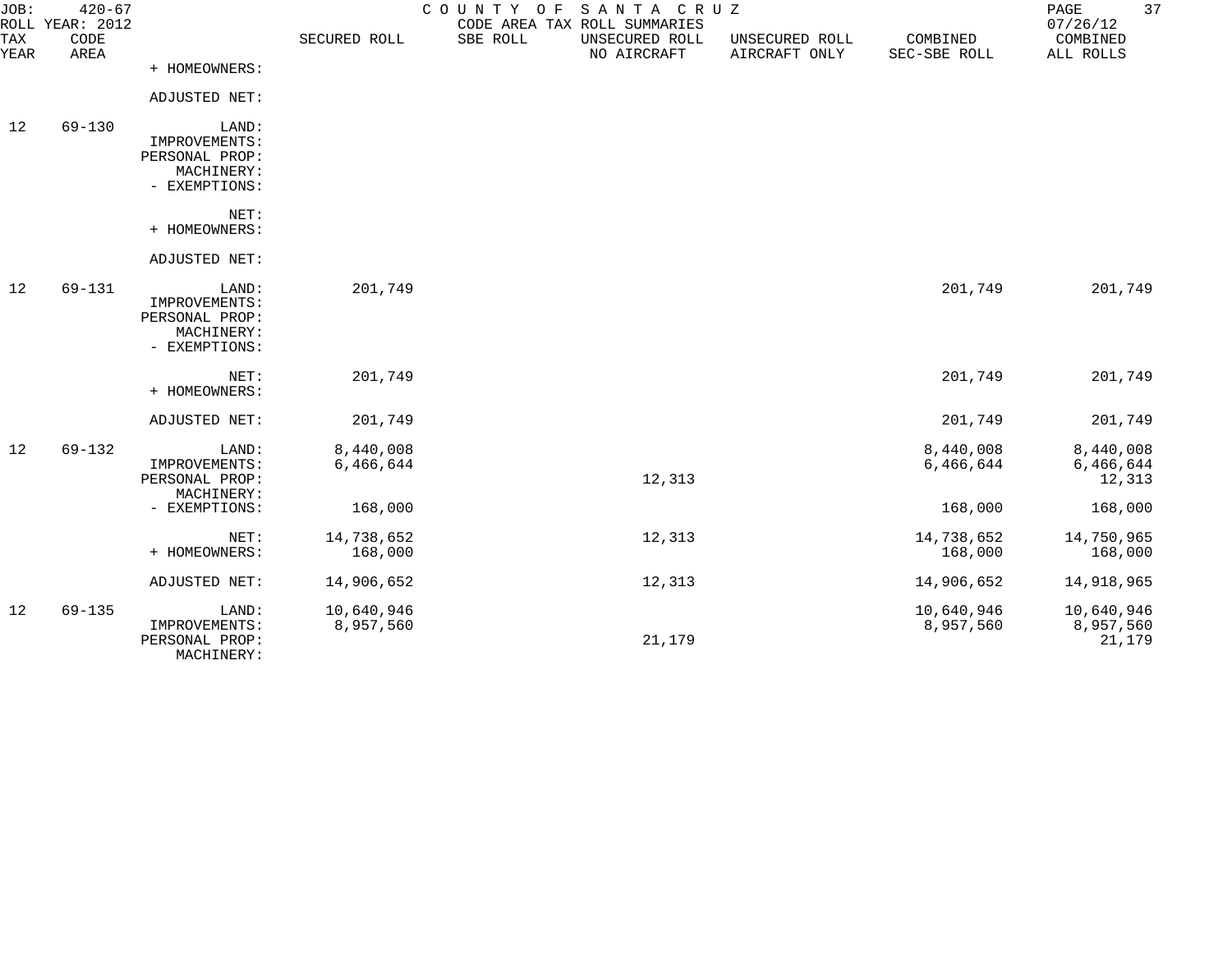# COUNTY OF SANTA CRUZ

JOB: 420-67
ROLL YEAR: 2012

CODE AREA TAX ROLL SUMMARIES

07/26/12

| TAX YEAR | CODE AREA | | SECURED ROLL | SBE ROLL | UNSECURED ROLL NO AIRCRAFT | UNSECURED ROLL AIRCRAFT ONLY | COMBINED SEC-SBE ROLL | COMBINED ALL ROLLS |
|---|---|---|---|---|---|---|---|---|
| | | + HOMEOWNERS: | | | | | | |
| | | ADJUSTED NET: | | | | | | |
| 12 | 69-130 | LAND: | | | | | | |
| | | IMPROVEMENTS: | | | | | | |
| | | PERSONAL PROP: | | | | | | |
| | | MACHINERY: | | | | | | |
| | | - EXEMPTIONS: | | | | | | |
| | | NET: | | | | | | |
| | | + HOMEOWNERS: | | | | | | |
| | | ADJUSTED NET: | | | | | | |
| 12 | 69-131 | LAND: | 201,749 | | | | 201,749 | 201,749 |
| | | IMPROVEMENTS: | | | | | | |
| | | PERSONAL PROP: | | | | | | |
| | | MACHINERY: | | | | | | |
| | | - EXEMPTIONS: | | | | | | |
| | | NET: | 201,749 | | | | 201,749 | 201,749 |
| | | + HOMEOWNERS: | | | | | | |
| | | ADJUSTED NET: | 201,749 | | | | 201,749 | 201,749 |
| 12 | 69-132 | LAND: | 8,440,008 | | | | 8,440,008 | 8,440,008 |
| | | IMPROVEMENTS: | 6,466,644 | | | | 6,466,644 | 6,466,644 |
| | | PERSONAL PROP: | | | 12,313 | | | 12,313 |
| | | MACHINERY: | | | | | | |
| | | - EXEMPTIONS: | 168,000 | | | | 168,000 | 168,000 |
| | | NET: | 14,738,652 | | 12,313 | | 14,738,652 | 14,750,965 |
| | | + HOMEOWNERS: | 168,000 | | | | 168,000 | 168,000 |
| | | ADJUSTED NET: | 14,906,652 | | 12,313 | | 14,906,652 | 14,918,965 |
| 12 | 69-135 | LAND: | 10,640,946 | | | | 10,640,946 | 10,640,946 |
| | | IMPROVEMENTS: | 8,957,560 | | | | 8,957,560 | 8,957,560 |
| | | PERSONAL PROP: | | | 21,179 | | | 21,179 |
| | | MACHINERY: | | | | | | |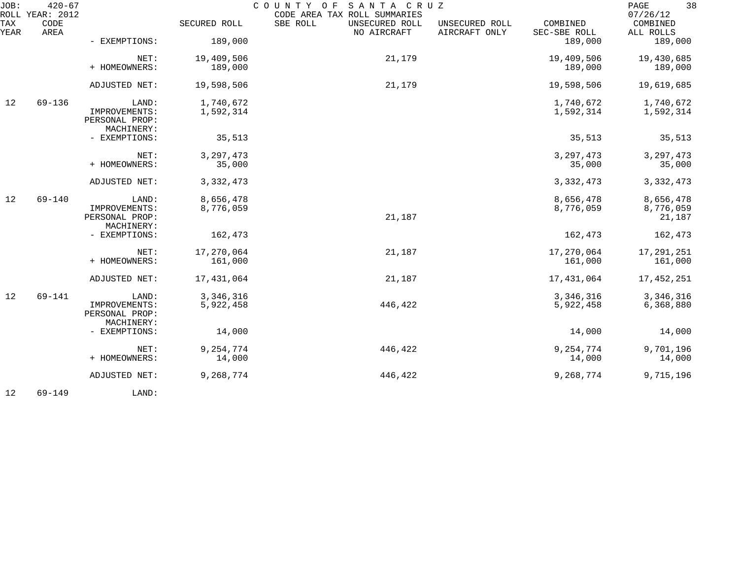| TAX YEAR | CODE AREA | | SECURED ROLL | SBE ROLL | UNSECURED ROLL NO AIRCRAFT | UNSECURED ROLL AIRCRAFT ONLY | COMBINED SEC-SBE ROLL | COMBINED ALL ROLLS |
|---|---|---|---|---|---|---|---|---|
| | | - EXEMPTIONS: | 189,000 | | | | 189,000 | 189,000 |
| | | NET: | 19,409,506 | | 21,179 | | 19,409,506 | 19,430,685 |
| | | + HOMEOWNERS: | 189,000 | | | | 189,000 | 189,000 |
| | | ADJUSTED NET: | 19,598,506 | | 21,179 | | 19,598,506 | 19,619,685 |
| 12 | 69-136 | LAND: | 1,740,672 | | | | 1,740,672 | 1,740,672 |
| | | IMPROVEMENTS: | 1,592,314 | | | | 1,592,314 | 1,592,314 |
| | | PERSONAL PROP: | | | | | | |
| | | MACHINERY: | | | | | | |
| | | - EXEMPTIONS: | 35,513 | | | | 35,513 | 35,513 |
| | | NET: | 3,297,473 | | | | 3,297,473 | 3,297,473 |
| | | + HOMEOWNERS: | 35,000 | | | | 35,000 | 35,000 |
| | | ADJUSTED NET: | 3,332,473 | | | | 3,332,473 | 3,332,473 |
| 12 | 69-140 | LAND: | 8,656,478 | | | | 8,656,478 | 8,656,478 |
| | | IMPROVEMENTS: | 8,776,059 | | | | 8,776,059 | 8,776,059 |
| | | PERSONAL PROP: | | | 21,187 | | | 21,187 |
| | | MACHINERY: | | | | | | |
| | | - EXEMPTIONS: | 162,473 | | | | 162,473 | 162,473 |
| | | NET: | 17,270,064 | | 21,187 | | 17,270,064 | 17,291,251 |
| | | + HOMEOWNERS: | 161,000 | | | | 161,000 | 161,000 |
| | | ADJUSTED NET: | 17,431,064 | | 21,187 | | 17,431,064 | 17,452,251 |
| 12 | 69-141 | LAND: | 3,346,316 | | | | 3,346,316 | 3,346,316 |
| | | IMPROVEMENTS: | 5,922,458 | | 446,422 | | 5,922,458 | 6,368,880 |
| | | PERSONAL PROP: | | | | | | |
| | | MACHINERY: | | | | | | |
| | | - EXEMPTIONS: | 14,000 | | | | 14,000 | 14,000 |
| | | NET: | 9,254,774 | | 446,422 | | 9,254,774 | 9,701,196 |
| | | + HOMEOWNERS: | 14,000 | | | | 14,000 | 14,000 |
| | | ADJUSTED NET: | 9,268,774 | | 446,422 | | 9,268,774 | 9,715,196 |
| 12 | 69-149 | LAND: | | | | | | |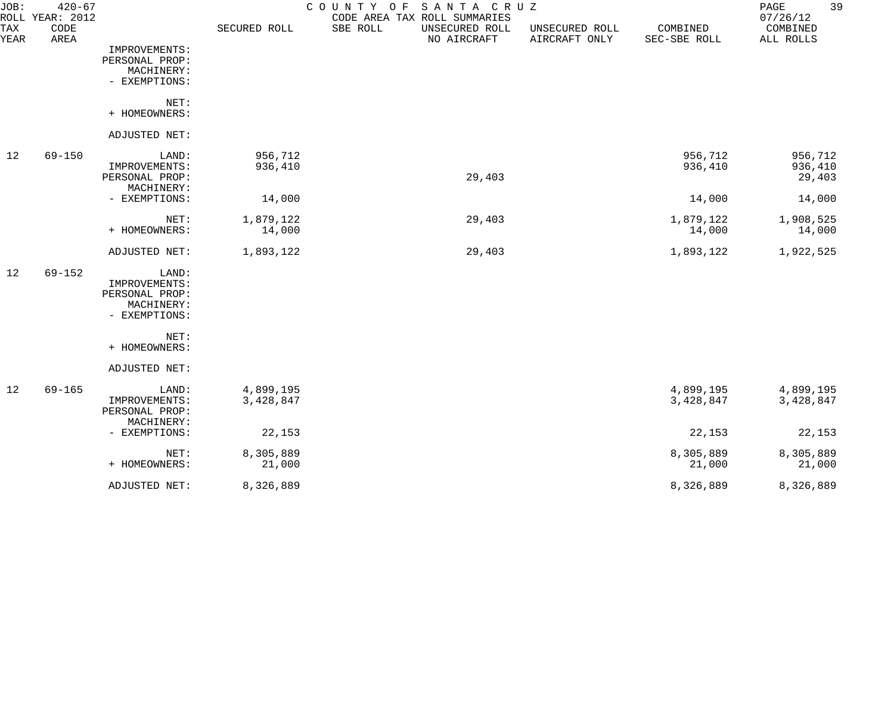JOB: 420-67 COUNTY OF SANTA CRUZ
ROLL YEAR: 2012 CODE AREA TAX ROLL SUMMARIES 07/26/12

| TAX YEAR | CODE AREA | | SECURED ROLL | SBE ROLL | UNSECURED ROLL NO AIRCRAFT | UNSECURED ROLL AIRCRAFT ONLY | COMBINED SEC-SBE ROLL | COMBINED ALL ROLLS |
|---|---|---|---|---|---|---|---|---|
| | | IMPROVEMENTS: | | | | | | |
| | | PERSONAL PROP: | | | | | | |
| | | MACHINERY: | | | | | | |
| | | - EXEMPTIONS: | | | | | | |
| | | NET: | | | | | | |
| | | + HOMEOWNERS: | | | | | | |
| | | ADJUSTED NET: | | | | | | |
| 12 | 69-150 | LAND: | 956,712 | | | | 956,712 | 956,712 |
| | | IMPROVEMENTS: | 936,410 | | | | 936,410 | 936,410 |
| | | PERSONAL PROP: | | | 29,403 | | | 29,403 |
| | | MACHINERY: | | | | | | |
| | | - EXEMPTIONS: | 14,000 | | | | 14,000 | 14,000 |
| | | NET: | 1,879,122 | | 29,403 | | 1,879,122 | 1,908,525 |
| | | + HOMEOWNERS: | 14,000 | | | | 14,000 | 14,000 |
| | | ADJUSTED NET: | 1,893,122 | | 29,403 | | 1,893,122 | 1,922,525 |
| 12 | 69-152 | LAND: | | | | | | |
| | | IMPROVEMENTS: | | | | | | |
| | | PERSONAL PROP: | | | | | | |
| | | MACHINERY: | | | | | | |
| | | - EXEMPTIONS: | | | | | | |
| | | NET: | | | | | | |
| | | + HOMEOWNERS: | | | | | | |
| | | ADJUSTED NET: | | | | | | |
| 12 | 69-165 | LAND: | 4,899,195 | | | | 4,899,195 | 4,899,195 |
| | | IMPROVEMENTS: | 3,428,847 | | | | 3,428,847 | 3,428,847 |
| | | PERSONAL PROP: | | | | | | |
| | | MACHINERY: | | | | | | |
| | | - EXEMPTIONS: | 22,153 | | | | 22,153 | 22,153 |
| | | NET: | 8,305,889 | | | | 8,305,889 | 8,305,889 |
| | | + HOMEOWNERS: | 21,000 | | | | 21,000 | 21,000 |
| | | ADJUSTED NET: | 8,326,889 | | | | 8,326,889 | 8,326,889 |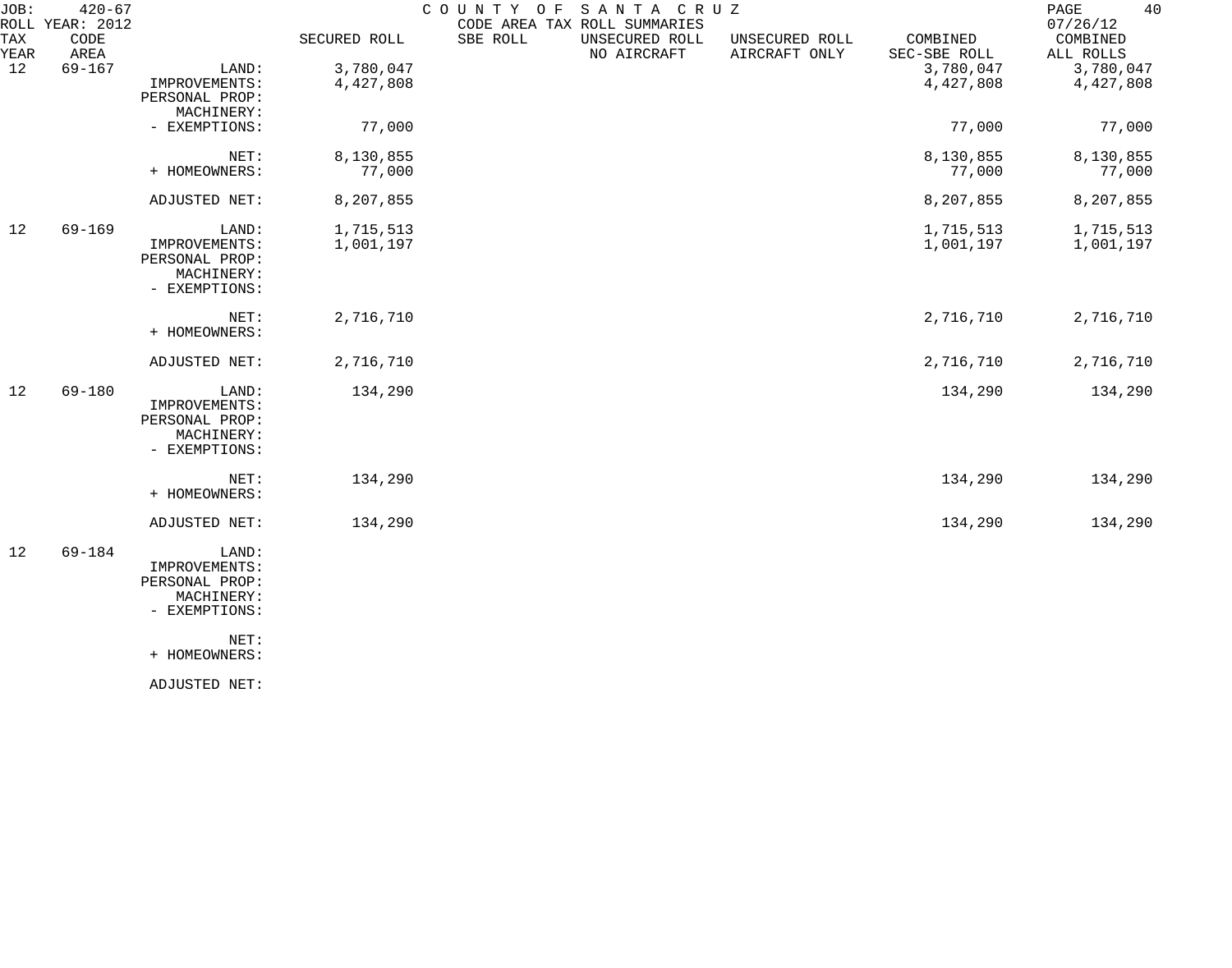JOB: 420-67 COUNTY OF SANTA CRUZ
ROLL YEAR: 2012 CODE AREA TAX ROLL SUMMARIES 07/26/12

| TAX YEAR | CODE AREA | | SECURED ROLL | SBE ROLL | UNSECURED ROLL NO AIRCRAFT | UNSECURED ROLL AIRCRAFT ONLY | COMBINED SEC-SBE ROLL | COMBINED ALL ROLLS |
|---|---|---|---|---|---|---|---|---|
| 12 | 69-167 | LAND: | 3,780,047 | | | | 3,780,047 | 3,780,047 |
| | | IMPROVEMENTS: | 4,427,808 | | | | 4,427,808 | 4,427,808 |
| | | PERSONAL PROP: | | | | | | |
| | | MACHINERY: | | | | | | |
| | | - EXEMPTIONS: | 77,000 | | | | 77,000 | 77,000 |
| | | NET: | 8,130,855 | | | | 8,130,855 | 8,130,855 |
| | | + HOMEOWNERS: | 77,000 | | | | 77,000 | 77,000 |
| | | ADJUSTED NET: | 8,207,855 | | | | 8,207,855 | 8,207,855 |
| 12 | 69-169 | LAND: | 1,715,513 | | | | 1,715,513 | 1,715,513 |
| | | IMPROVEMENTS: | 1,001,197 | | | | 1,001,197 | 1,001,197 |
| | | PERSONAL PROP: | | | | | | |
| | | MACHINERY: | | | | | | |
| | | - EXEMPTIONS: | | | | | | |
| | | NET: | 2,716,710 | | | | 2,716,710 | 2,716,710 |
| | | + HOMEOWNERS: | | | | | | |
| | | ADJUSTED NET: | 2,716,710 | | | | 2,716,710 | 2,716,710 |
| 12 | 69-180 | LAND: | 134,290 | | | | 134,290 | 134,290 |
| | | IMPROVEMENTS: | | | | | | |
| | | PERSONAL PROP: | | | | | | |
| | | MACHINERY: | | | | | | |
| | | - EXEMPTIONS: | | | | | | |
| | | NET: | 134,290 | | | | 134,290 | 134,290 |
| | | + HOMEOWNERS: | | | | | | |
| | | ADJUSTED NET: | 134,290 | | | | 134,290 | 134,290 |
| 12 | 69-184 | LAND: | | | | | | |
| | | IMPROVEMENTS: | | | | | | |
| | | PERSONAL PROP: | | | | | | |
| | | MACHINERY: | | | | | | |
| | | - EXEMPTIONS: | | | | | | |
| | | NET: | | | | | | |
| | | + HOMEOWNERS: | | | | | | |
| | | ADJUSTED NET: | | | | | | |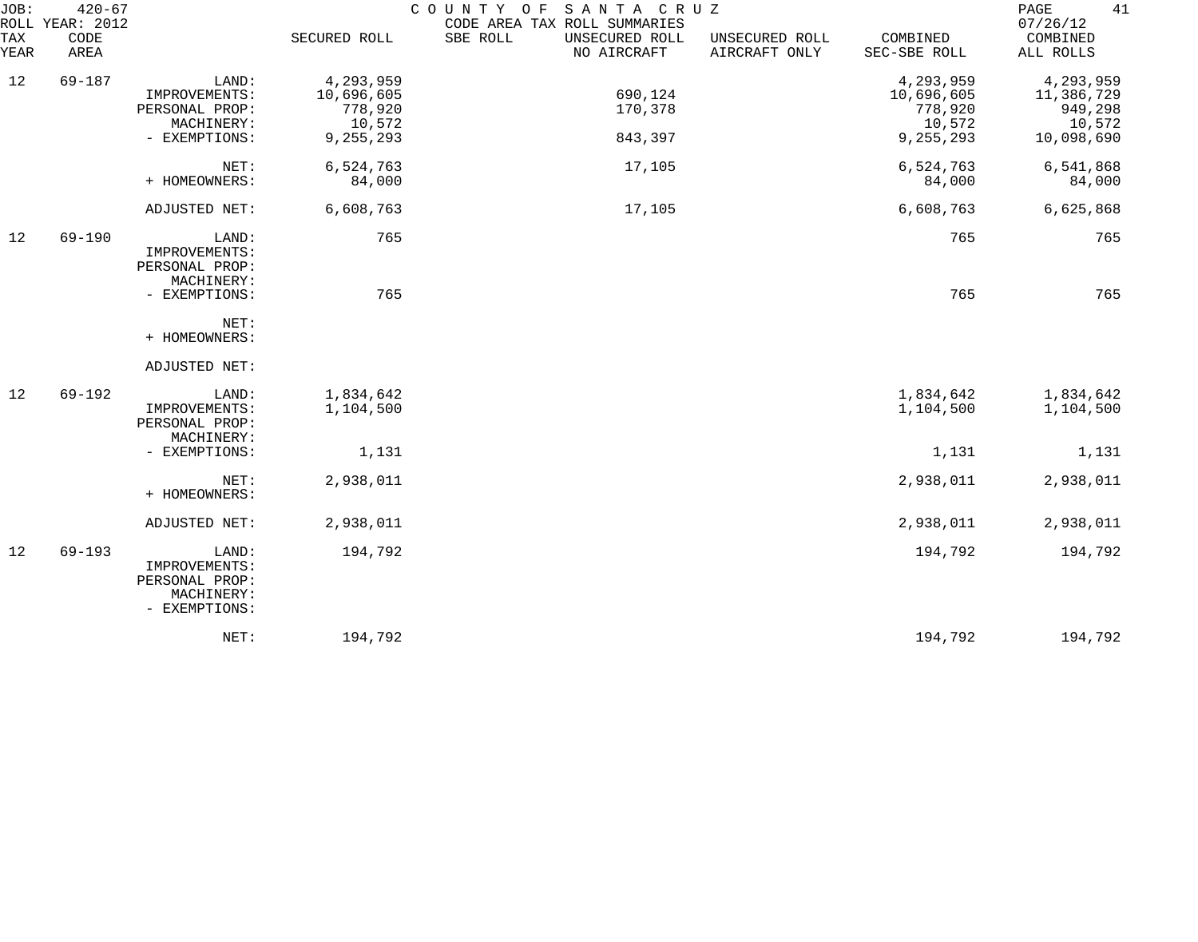JOB: 420-67 COUNTY OF SANTA CRUZ
ROLL YEAR: 2012 CODE AREA TAX ROLL SUMMARIES 07/26/12

| TAX YEAR | CODE AREA | | SECURED ROLL | SBE ROLL | UNSECURED ROLL NO AIRCRAFT | UNSECURED ROLL AIRCRAFT ONLY | COMBINED SEC-SBE ROLL | COMBINED ALL ROLLS |
|---|---|---|---|---|---|---|---|---|
| 12 | 69-187 | LAND: | 4,293,959 | | | | 4,293,959 | 4,293,959 |
| | | IMPROVEMENTS: | 10,696,605 | | 690,124 | | 10,696,605 | 11,386,729 |
| | | PERSONAL PROP: | 778,920 | | 170,378 | | 778,920 | 949,298 |
| | | MACHINERY: | 10,572 | | | | 10,572 | 10,572 |
| | | - EXEMPTIONS: | 9,255,293 | | 843,397 | | 9,255,293 | 10,098,690 |
| | | NET: | 6,524,763 | | 17,105 | | 6,524,763 | 6,541,868 |
| | | + HOMEOWNERS: | 84,000 | | | | 84,000 | 84,000 |
| | | ADJUSTED NET: | 6,608,763 | | 17,105 | | 6,608,763 | 6,625,868 |
| 12 | 69-190 | LAND: | 765 | | | | 765 | 765 |
| | | IMPROVEMENTS: | | | | | | |
| | | PERSONAL PROP: | | | | | | |
| | | MACHINERY: | | | | | | |
| | | - EXEMPTIONS: | 765 | | | | 765 | 765 |
| | | NET: | | | | | | |
| | | + HOMEOWNERS: | | | | | | |
| | | ADJUSTED NET: | | | | | | |
| 12 | 69-192 | LAND: | 1,834,642 | | | | 1,834,642 | 1,834,642 |
| | | IMPROVEMENTS: | 1,104,500 | | | | 1,104,500 | 1,104,500 |
| | | PERSONAL PROP: | | | | | | |
| | | MACHINERY: | | | | | | |
| | | - EXEMPTIONS: | 1,131 | | | | 1,131 | 1,131 |
| | | NET: | 2,938,011 | | | | 2,938,011 | 2,938,011 |
| | | + HOMEOWNERS: | | | | | | |
| | | ADJUSTED NET: | 2,938,011 | | | | 2,938,011 | 2,938,011 |
| 12 | 69-193 | LAND: | 194,792 | | | | 194,792 | 194,792 |
| | | IMPROVEMENTS: | | | | | | |
| | | PERSONAL PROP: | | | | | | |
| | | MACHINERY: | | | | | | |
| | | - EXEMPTIONS: | | | | | | |
| | | NET: | 194,792 | | | | 194,792 | 194,792 |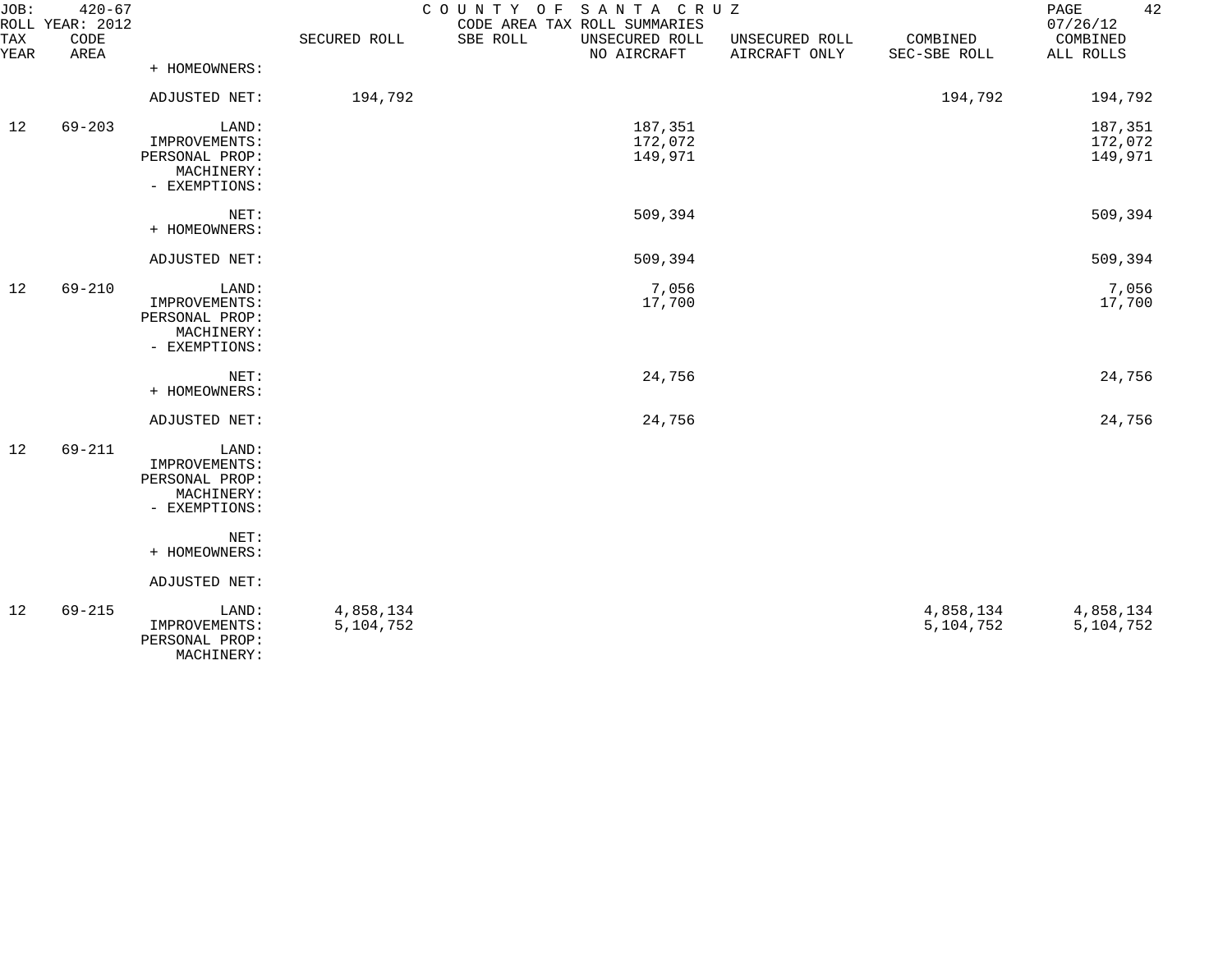# COUNTY OF SANTA CRUZ

CODE AREA TAX ROLL SUMMARIES

JOB: 420-67
ROLL YEAR: 2012

07/26/12

| TAX YEAR | CODE AREA | | SECURED ROLL | SBE ROLL | UNSECURED ROLL NO AIRCRAFT | UNSECURED ROLL AIRCRAFT ONLY | COMBINED SEC-SBE ROLL | COMBINED ALL ROLLS |
|---|---|---|---|---|---|---|---|---|
| | | + HOMEOWNERS: | | | | | | |
| | | ADJUSTED NET: | 194,792 | | | | 194,792 | 194,792 |
| 12 | 69-203 | LAND: | | | 187,351 | | | 187,351 |
| | | IMPROVEMENTS: | | | 172,072 | | | 172,072 |
| | | PERSONAL PROP: | | | 149,971 | | | 149,971 |
| | | MACHINERY: | | | | | | |
| | | - EXEMPTIONS: | | | | | | |
| | | NET: | | | 509,394 | | | 509,394 |
| | | + HOMEOWNERS: | | | | | | |
| | | ADJUSTED NET: | | | 509,394 | | | 509,394 |
| 12 | 69-210 | LAND: | | | 7,056 | | | 7,056 |
| | | IMPROVEMENTS: | | | 17,700 | | | 17,700 |
| | | PERSONAL PROP: | | | | | | |
| | | MACHINERY: | | | | | | |
| | | - EXEMPTIONS: | | | | | | |
| | | NET: | | | 24,756 | | | 24,756 |
| | | + HOMEOWNERS: | | | | | | |
| | | ADJUSTED NET: | | | 24,756 | | | 24,756 |
| 12 | 69-211 | LAND: | | | | | | |
| | | IMPROVEMENTS: | | | | | | |
| | | PERSONAL PROP: | | | | | | |
| | | MACHINERY: | | | | | | |
| | | - EXEMPTIONS: | | | | | | |
| | | NET: | | | | | | |
| | | + HOMEOWNERS: | | | | | | |
| | | ADJUSTED NET: | | | | | | |
| 12 | 69-215 | LAND: | 4,858,134 | | | | 4,858,134 | 4,858,134 |
| | | IMPROVEMENTS: | 5,104,752 | | | | 5,104,752 | 5,104,752 |
| | | PERSONAL PROP: | | | | | | |
| | | MACHINERY: | | | | | | |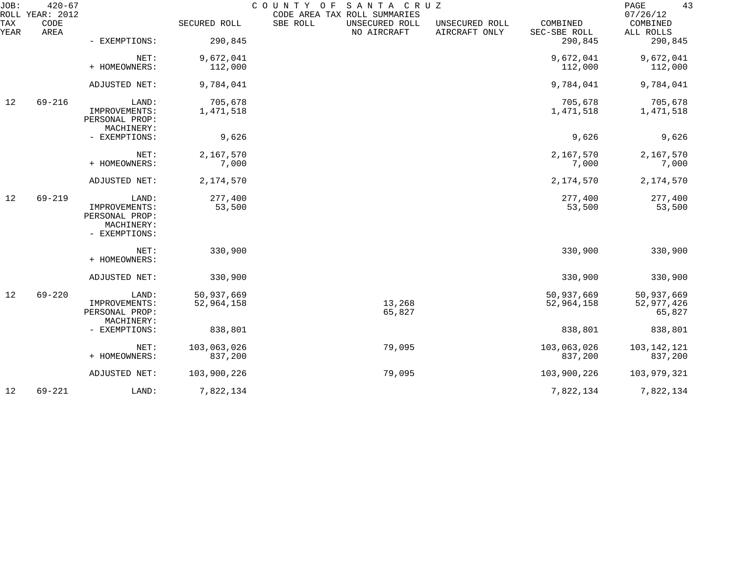| TAX YEAR | CODE AREA | | SECURED ROLL | SBE ROLL | UNSECURED ROLL NO AIRCRAFT | UNSECURED ROLL AIRCRAFT ONLY | COMBINED SEC-SBE ROLL | COMBINED ALL ROLLS |
|---|---|---|---|---|---|---|---|---|
| | | - EXEMPTIONS: | 290,845 | | | | 290,845 | 290,845 |
| | | NET: | 9,672,041 | | | | 9,672,041 | 9,672,041 |
| | | + HOMEOWNERS: | 112,000 | | | | 112,000 | 112,000 |
| | | ADJUSTED NET: | 9,784,041 | | | | 9,784,041 | 9,784,041 |
| 12 | 69-216 | LAND: | 705,678 | | | | 705,678 | 705,678 |
| | | IMPROVEMENTS: | 1,471,518 | | | | 1,471,518 | 1,471,518 |
| | | PERSONAL PROP: | | | | | | |
| | | MACHINERY: | | | | | | |
| | | - EXEMPTIONS: | 9,626 | | | | 9,626 | 9,626 |
| | | NET: | 2,167,570 | | | | 2,167,570 | 2,167,570 |
| | | + HOMEOWNERS: | 7,000 | | | | 7,000 | 7,000 |
| | | ADJUSTED NET: | 2,174,570 | | | | 2,174,570 | 2,174,570 |
| 12 | 69-219 | LAND: | 277,400 | | | | 277,400 | 277,400 |
| | | IMPROVEMENTS: | 53,500 | | | | 53,500 | 53,500 |
| | | PERSONAL PROP: | | | | | | |
| | | MACHINERY: | | | | | | |
| | | - EXEMPTIONS: | | | | | | |
| | | NET: | 330,900 | | | | 330,900 | 330,900 |
| | | + HOMEOWNERS: | | | | | | |
| | | ADJUSTED NET: | 330,900 | | | | 330,900 | 330,900 |
| 12 | 69-220 | LAND: | 50,937,669 | | | | 50,937,669 | 50,937,669 |
| | | IMPROVEMENTS: | 52,964,158 | | 13,268 | | 52,964,158 | 52,977,426 |
| | | PERSONAL PROP: | | | 65,827 | | | 65,827 |
| | | MACHINERY: | | | | | | |
| | | - EXEMPTIONS: | 838,801 | | | | 838,801 | 838,801 |
| | | NET: | 103,063,026 | | 79,095 | | 103,063,026 | 103,142,121 |
| | | + HOMEOWNERS: | 837,200 | | | | 837,200 | 837,200 |
| | | ADJUSTED NET: | 103,900,226 | | 79,095 | | 103,900,226 | 103,979,321 |
| 12 | 69-221 | LAND: | 7,822,134 | | | | 7,822,134 | 7,822,134 |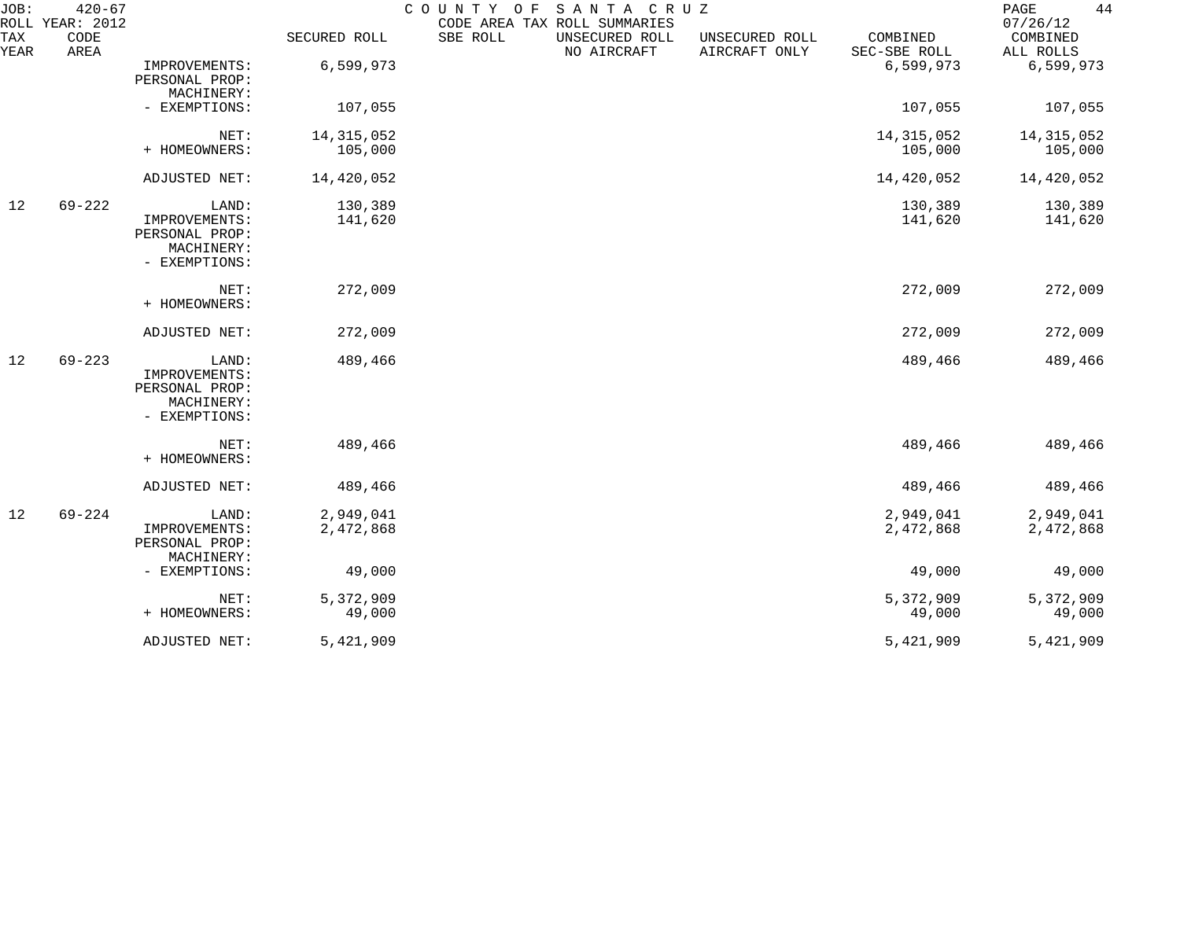| TAX YEAR | CODE AREA | | SECURED ROLL | SBE ROLL | UNSECURED ROLL NO AIRCRAFT | UNSECURED ROLL AIRCRAFT ONLY | COMBINED SEC-SBE ROLL | COMBINED ALL ROLLS |
|---|---|---|---|---|---|---|---|---|
| | | IMPROVEMENTS: | 6,599,973 | | | | 6,599,973 | 6,599,973 |
| | | PERSONAL PROP: | | | | | | |
| | | MACHINERY: | | | | | | |
| | | - EXEMPTIONS: | 107,055 | | | | 107,055 | 107,055 |
| | | NET: | 14,315,052 | | | | 14,315,052 | 14,315,052 |
| | | + HOMEOWNERS: | 105,000 | | | | 105,000 | 105,000 |
| | | ADJUSTED NET: | 14,420,052 | | | | 14,420,052 | 14,420,052 |
| 12 | 69-222 | LAND: | 130,389 | | | | 130,389 | 130,389 |
| | | IMPROVEMENTS: | 141,620 | | | | 141,620 | 141,620 |
| | | PERSONAL PROP: | | | | | | |
| | | MACHINERY: | | | | | | |
| | | - EXEMPTIONS: | | | | | | |
| | | NET: | 272,009 | | | | 272,009 | 272,009 |
| | | + HOMEOWNERS: | | | | | | |
| | | ADJUSTED NET: | 272,009 | | | | 272,009 | 272,009 |
| 12 | 69-223 | LAND: | 489,466 | | | | 489,466 | 489,466 |
| | | IMPROVEMENTS: | | | | | | |
| | | PERSONAL PROP: | | | | | | |
| | | MACHINERY: | | | | | | |
| | | - EXEMPTIONS: | | | | | | |
| | | NET: | 489,466 | | | | 489,466 | 489,466 |
| | | + HOMEOWNERS: | | | | | | |
| | | ADJUSTED NET: | 489,466 | | | | 489,466 | 489,466 |
| 12 | 69-224 | LAND: | 2,949,041 | | | | 2,949,041 | 2,949,041 |
| | | IMPROVEMENTS: | 2,472,868 | | | | 2,472,868 | 2,472,868 |
| | | PERSONAL PROP: | | | | | | |
| | | MACHINERY: | | | | | | |
| | | - EXEMPTIONS: | 49,000 | | | | 49,000 | 49,000 |
| | | NET: | 5,372,909 | | | | 5,372,909 | 5,372,909 |
| | | + HOMEOWNERS: | 49,000 | | | | 49,000 | 49,000 |
| | | ADJUSTED NET: | 5,421,909 | | | | 5,421,909 | 5,421,909 |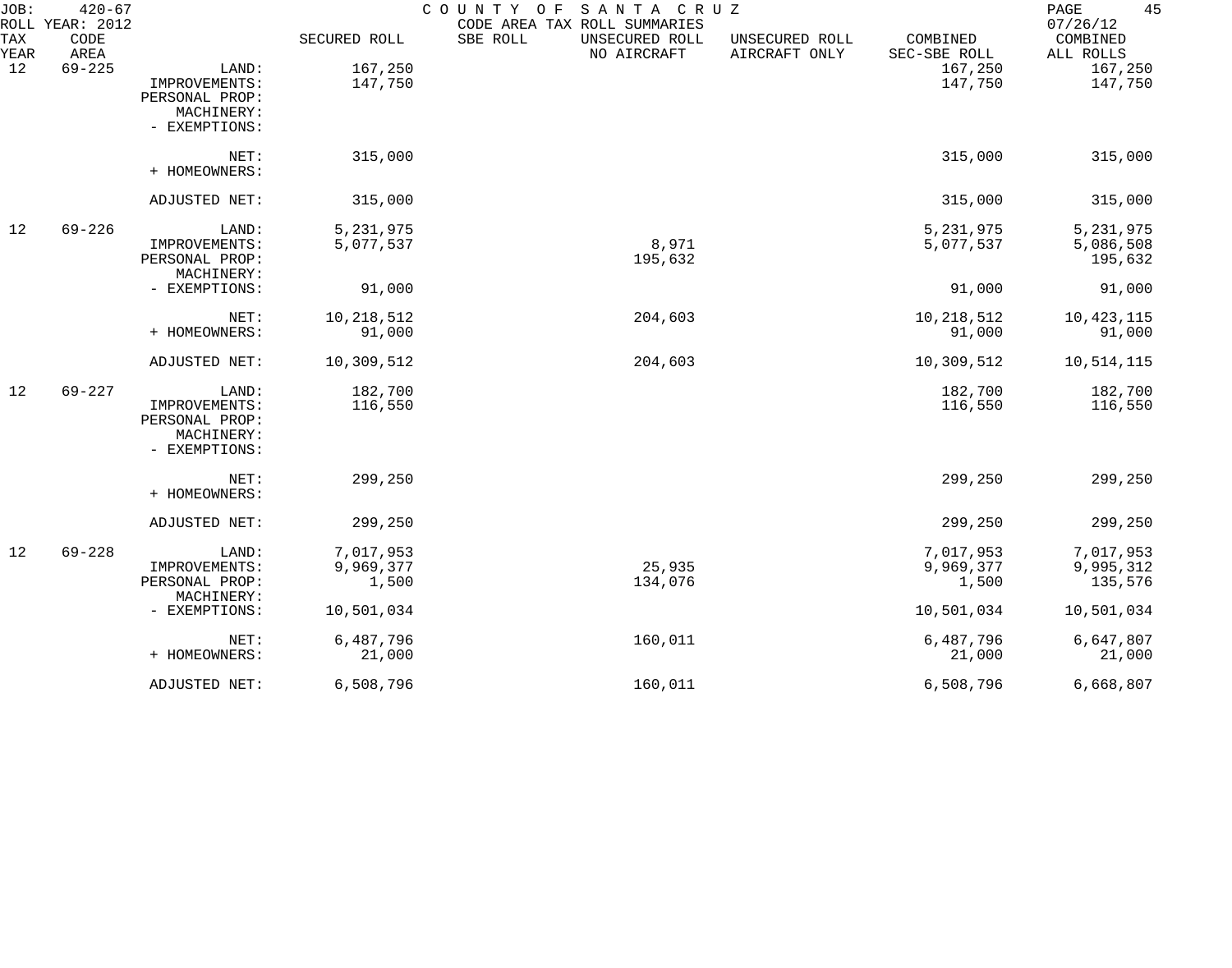JOB: 420-67 COUNTY OF SANTA CRUZ
ROLL YEAR: 2012 CODE AREA TAX ROLL SUMMARIES 07/26/12

| TAX YEAR | CODE AREA | | SECURED ROLL | SBE ROLL | UNSECURED ROLL NO AIRCRAFT | UNSECURED ROLL AIRCRAFT ONLY | COMBINED SEC-SBE ROLL | COMBINED ALL ROLLS |
|---|---|---|---|---|---|---|---|---|
| 12 | 69-225 | LAND: | 167,250 | | | | 167,250 | 167,250 |
| | | IMPROVEMENTS: | 147,750 | | | | 147,750 | 147,750 |
| | | PERSONAL PROP: | | | | | | |
| | | MACHINERY: | | | | | | |
| | | - EXEMPTIONS: | | | | | | |
| | | NET: | 315,000 | | | | 315,000 | 315,000 |
| | | + HOMEOWNERS: | | | | | | |
| | | ADJUSTED NET: | 315,000 | | | | 315,000 | 315,000 |
| 12 | 69-226 | LAND: | 5,231,975 | | | | 5,231,975 | 5,231,975 |
| | | IMPROVEMENTS: | 5,077,537 | | 8,971 | | 5,077,537 | 5,086,508 |
| | | PERSONAL PROP: | | | 195,632 | | | 195,632 |
| | | MACHINERY: | | | | | | |
| | | - EXEMPTIONS: | 91,000 | | | | 91,000 | 91,000 |
| | | NET: | 10,218,512 | | 204,603 | | 10,218,512 | 10,423,115 |
| | | + HOMEOWNERS: | 91,000 | | | | 91,000 | 91,000 |
| | | ADJUSTED NET: | 10,309,512 | | 204,603 | | 10,309,512 | 10,514,115 |
| 12 | 69-227 | LAND: | 182,700 | | | | 182,700 | 182,700 |
| | | IMPROVEMENTS: | 116,550 | | | | 116,550 | 116,550 |
| | | PERSONAL PROP: | | | | | | |
| | | MACHINERY: | | | | | | |
| | | - EXEMPTIONS: | | | | | | |
| | | NET: | 299,250 | | | | 299,250 | 299,250 |
| | | + HOMEOWNERS: | | | | | | |
| | | ADJUSTED NET: | 299,250 | | | | 299,250 | 299,250 |
| 12 | 69-228 | LAND: | 7,017,953 | | | | 7,017,953 | 7,017,953 |
| | | IMPROVEMENTS: | 9,969,377 | | 25,935 | | 9,969,377 | 9,995,312 |
| | | PERSONAL PROP: | 1,500 | | 134,076 | | 1,500 | 135,576 |
| | | MACHINERY: | | | | | | |
| | | - EXEMPTIONS: | 10,501,034 | | | | 10,501,034 | 10,501,034 |
| | | NET: | 6,487,796 | | 160,011 | | 6,487,796 | 6,647,807 |
| | | + HOMEOWNERS: | 21,000 | | | | 21,000 | 21,000 |
| | | ADJUSTED NET: | 6,508,796 | | 160,011 | | 6,508,796 | 6,668,807 |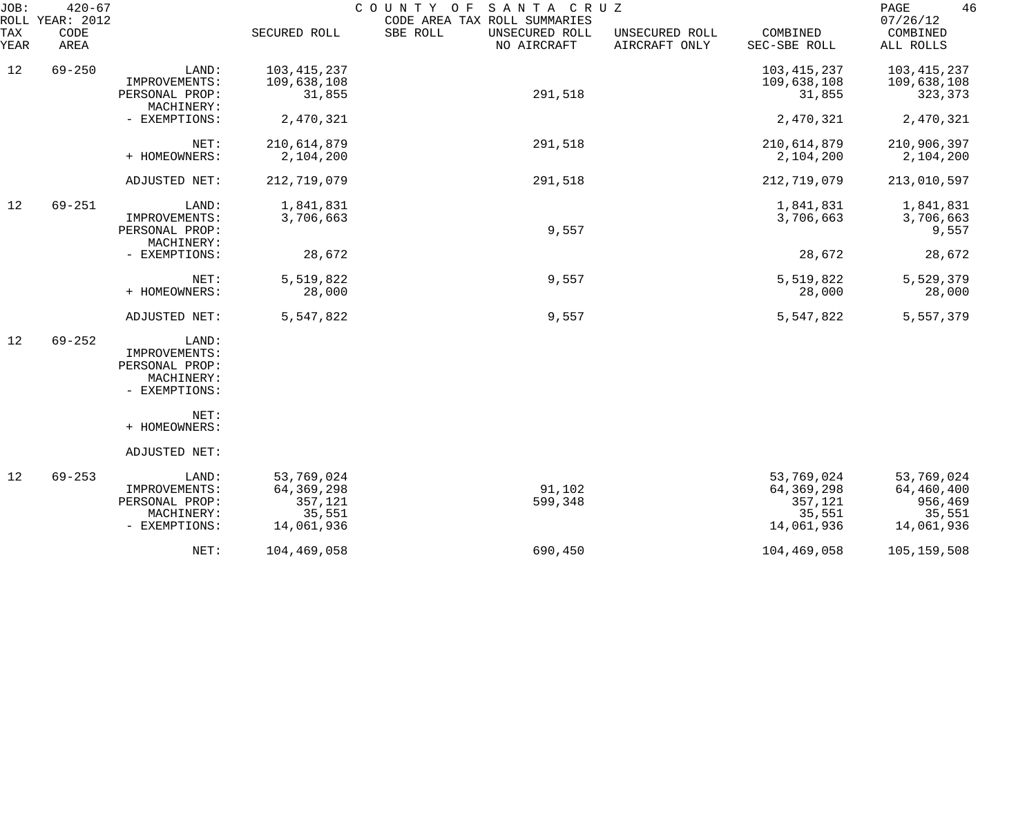JOB: 420-67 COUNTY OF SANTA CRUZ
ROLL YEAR: 2012 CODE AREA TAX ROLL SUMMARIES 07/26/12

| TAX YEAR | CODE AREA | | SECURED ROLL | SBE ROLL | UNSECURED ROLL NO AIRCRAFT | UNSECURED ROLL AIRCRAFT ONLY | COMBINED SEC-SBE ROLL | COMBINED ALL ROLLS |
|---|---|---|---|---|---|---|---|---|
| 12 | 69-250 | LAND: | 103,415,237 | | | | 103,415,237 | 103,415,237 |
| | | IMPROVEMENTS: | 109,638,108 | | | | 109,638,108 | 109,638,108 |
| | | PERSONAL PROP: | 31,855 | | 291,518 | | 31,855 | 323,373 |
| | | MACHINERY: | | | | | | |
| | | - EXEMPTIONS: | 2,470,321 | | | | 2,470,321 | 2,470,321 |
| | | NET: | 210,614,879 | | 291,518 | | 210,614,879 | 210,906,397 |
| | | + HOMEOWNERS: | 2,104,200 | | | | 2,104,200 | 2,104,200 |
| | | ADJUSTED NET: | 212,719,079 | | 291,518 | | 212,719,079 | 213,010,597 |
| 12 | 69-251 | LAND: | 1,841,831 | | | | 1,841,831 | 1,841,831 |
| | | IMPROVEMENTS: | 3,706,663 | | | | 3,706,663 | 3,706,663 |
| | | PERSONAL PROP: | | | 9,557 | | | 9,557 |
| | | MACHINERY: | | | | | | |
| | | - EXEMPTIONS: | 28,672 | | | | 28,672 | 28,672 |
| | | NET: | 5,519,822 | | 9,557 | | 5,519,822 | 5,529,379 |
| | | + HOMEOWNERS: | 28,000 | | | | 28,000 | 28,000 |
| | | ADJUSTED NET: | 5,547,822 | | 9,557 | | 5,547,822 | 5,557,379 |
| 12 | 69-252 | LAND: | | | | | | |
| | | IMPROVEMENTS: | | | | | | |
| | | PERSONAL PROP: | | | | | | |
| | | MACHINERY: | | | | | | |
| | | - EXEMPTIONS: | | | | | | |
| | | NET: | | | | | | |
| | | + HOMEOWNERS: | | | | | | |
| | | ADJUSTED NET: | | | | | | |
| 12 | 69-253 | LAND: | 53,769,024 | | | | 53,769,024 | 53,769,024 |
| | | IMPROVEMENTS: | 64,369,298 | | 91,102 | | 64,369,298 | 64,460,400 |
| | | PERSONAL PROP: | 357,121 | | 599,348 | | 357,121 | 956,469 |
| | | MACHINERY: | 35,551 | | | | 35,551 | 35,551 |
| | | - EXEMPTIONS: | 14,061,936 | | | | 14,061,936 | 14,061,936 |
| | | NET: | 104,469,058 | | 690,450 | | 104,469,058 | 105,159,508 |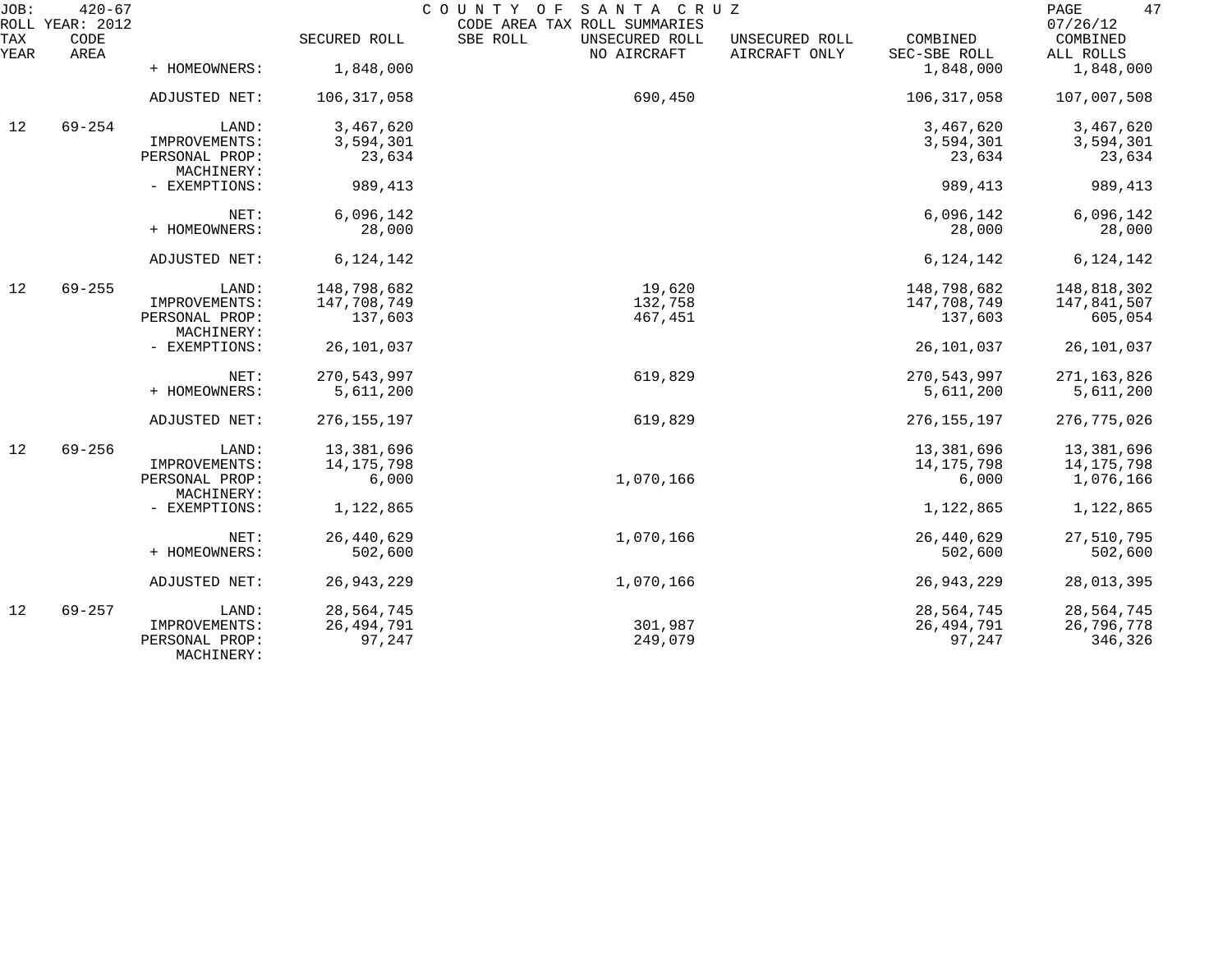JOB: 420-67 COUNTY OF SANTA CRUZ
ROLL YEAR: 2012 CODE AREA TAX ROLL SUMMARIES 07/26/12

| TAX YEAR | CODE AREA | | SECURED ROLL | SBE ROLL | UNSECURED ROLL NO AIRCRAFT | UNSECURED ROLL AIRCRAFT ONLY | COMBINED SEC-SBE ROLL | COMBINED ALL ROLLS |
|---|---|---|---|---|---|---|---|---|
| | | + HOMEOWNERS: | 1,848,000 | | | | 1,848,000 | 1,848,000 |
| | | ADJUSTED NET: | 106,317,058 | | 690,450 | | 106,317,058 | 107,007,508 |
| 12 | 69-254 | LAND: | 3,467,620 | | | | 3,467,620 | 3,467,620 |
| | | IMPROVEMENTS: | 3,594,301 | | | | 3,594,301 | 3,594,301 |
| | | PERSONAL PROP: | 23,634 | | | | 23,634 | 23,634 |
| | | MACHINERY: | | | | | | |
| | | - EXEMPTIONS: | 989,413 | | | | 989,413 | 989,413 |
| | | NET: | 6,096,142 | | | | 6,096,142 | 6,096,142 |
| | | + HOMEOWNERS: | 28,000 | | | | 28,000 | 28,000 |
| | | ADJUSTED NET: | 6,124,142 | | | | 6,124,142 | 6,124,142 |
| 12 | 69-255 | LAND: | 148,798,682 | | 19,620 | | 148,798,682 | 148,818,302 |
| | | IMPROVEMENTS: | 147,708,749 | | 132,758 | | 147,708,749 | 147,841,507 |
| | | PERSONAL PROP: | 137,603 | | 467,451 | | 137,603 | 605,054 |
| | | MACHINERY: | | | | | | |
| | | - EXEMPTIONS: | 26,101,037 | | | | 26,101,037 | 26,101,037 |
| | | NET: | 270,543,997 | | 619,829 | | 270,543,997 | 271,163,826 |
| | | + HOMEOWNERS: | 5,611,200 | | | | 5,611,200 | 5,611,200 |
| | | ADJUSTED NET: | 276,155,197 | | 619,829 | | 276,155,197 | 276,775,026 |
| 12 | 69-256 | LAND: | 13,381,696 | | | | 13,381,696 | 13,381,696 |
| | | IMPROVEMENTS: | 14,175,798 | | | | 14,175,798 | 14,175,798 |
| | | PERSONAL PROP: | 6,000 | | 1,070,166 | | 6,000 | 1,076,166 |
| | | MACHINERY: | | | | | | |
| | | - EXEMPTIONS: | 1,122,865 | | | | 1,122,865 | 1,122,865 |
| | | NET: | 26,440,629 | | 1,070,166 | | 26,440,629 | 27,510,795 |
| | | + HOMEOWNERS: | 502,600 | | | | 502,600 | 502,600 |
| | | ADJUSTED NET: | 26,943,229 | | 1,070,166 | | 26,943,229 | 28,013,395 |
| 12 | 69-257 | LAND: | 28,564,745 | | | | 28,564,745 | 28,564,745 |
| | | IMPROVEMENTS: | 26,494,791 | | 301,987 | | 26,494,791 | 26,796,778 |
| | | PERSONAL PROP: | 97,247 | | 249,079 | | 97,247 | 346,326 |
| | | MACHINERY: | | | | | | |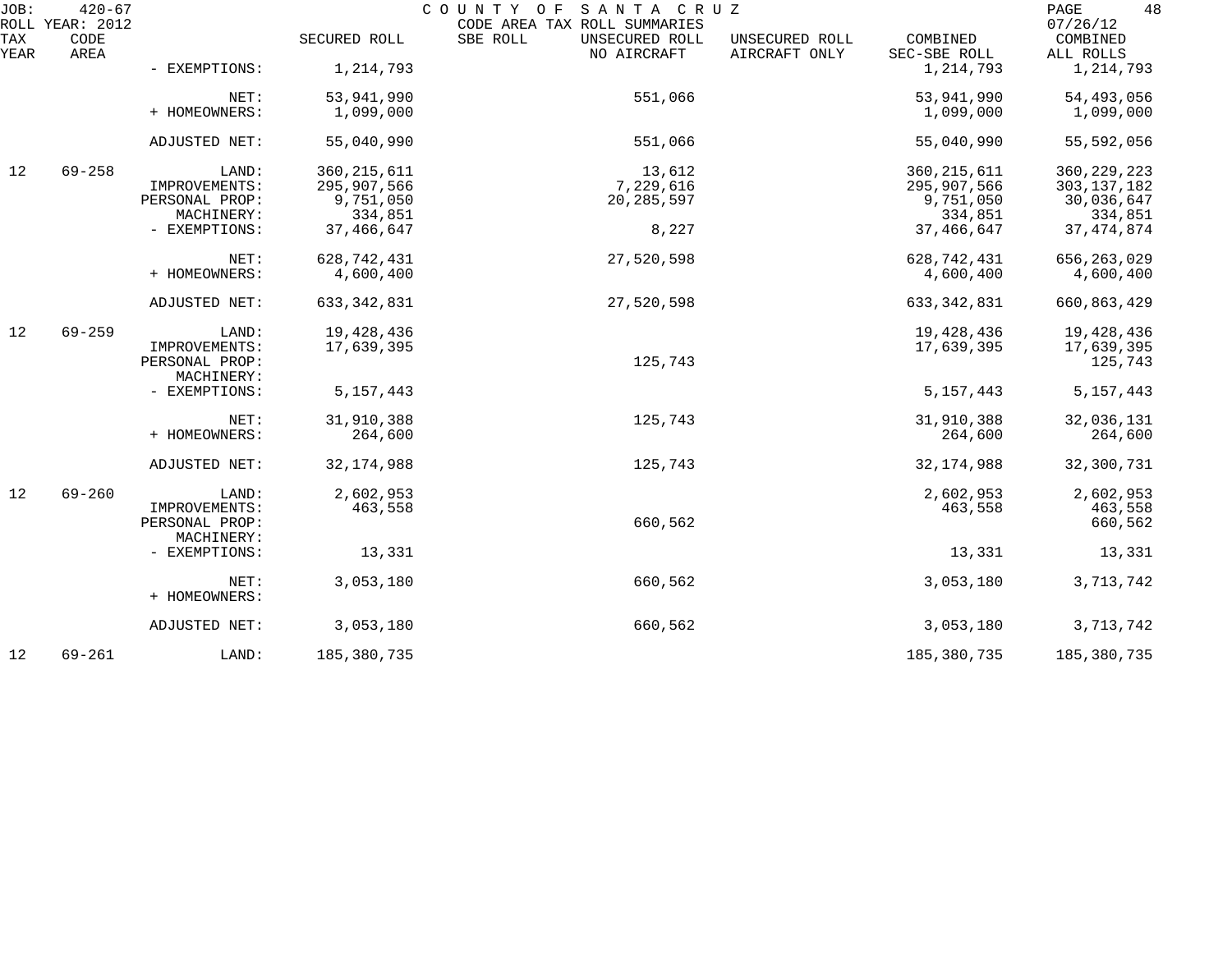| TAX YEAR | CODE AREA | | SECURED ROLL | SBE ROLL | UNSECURED ROLL NO AIRCRAFT | UNSECURED ROLL AIRCRAFT ONLY | COMBINED SEC-SBE ROLL | COMBINED ALL ROLLS |
|---|---|---|---|---|---|---|---|---|
| | | - EXEMPTIONS: | 1,214,793 | | | | 1,214,793 | 1,214,793 |
| | | NET: | 53,941,990 | | 551,066 | | 53,941,990 | 54,493,056 |
| | | + HOMEOWNERS: | 1,099,000 | | | | 1,099,000 | 1,099,000 |
| | | ADJUSTED NET: | 55,040,990 | | 551,066 | | 55,040,990 | 55,592,056 |
| 12 | 69-258 | LAND: | 360,215,611 | | 13,612 | | 360,215,611 | 360,229,223 |
| | | IMPROVEMENTS: | 295,907,566 | | 7,229,616 | | 295,907,566 | 303,137,182 |
| | | PERSONAL PROP: | 9,751,050 | | 20,285,597 | | 9,751,050 | 30,036,647 |
| | | MACHINERY: | 334,851 | | | | 334,851 | 334,851 |
| | | - EXEMPTIONS: | 37,466,647 | | 8,227 | | 37,466,647 | 37,474,874 |
| | | NET: | 628,742,431 | | 27,520,598 | | 628,742,431 | 656,263,029 |
| | | + HOMEOWNERS: | 4,600,400 | | | | 4,600,400 | 4,600,400 |
| | | ADJUSTED NET: | 633,342,831 | | 27,520,598 | | 633,342,831 | 660,863,429 |
| 12 | 69-259 | LAND: | 19,428,436 | | | | 19,428,436 | 19,428,436 |
| | | IMPROVEMENTS: | 17,639,395 | | | | 17,639,395 | 17,639,395 |
| | | PERSONAL PROP: | | | 125,743 | | | 125,743 |
| | | MACHINERY: | | | | | | |
| | | - EXEMPTIONS: | 5,157,443 | | | | 5,157,443 | 5,157,443 |
| | | NET: | 31,910,388 | | 125,743 | | 31,910,388 | 32,036,131 |
| | | + HOMEOWNERS: | 264,600 | | | | 264,600 | 264,600 |
| | | ADJUSTED NET: | 32,174,988 | | 125,743 | | 32,174,988 | 32,300,731 |
| 12 | 69-260 | LAND: | 2,602,953 | | | | 2,602,953 | 2,602,953 |
| | | IMPROVEMENTS: | 463,558 | | | | 463,558 | 463,558 |
| | | PERSONAL PROP: | | | 660,562 | | | 660,562 |
| | | MACHINERY: | | | | | | |
| | | - EXEMPTIONS: | 13,331 | | | | 13,331 | 13,331 |
| | | NET: | 3,053,180 | | 660,562 | | 3,053,180 | 3,713,742 |
| | | + HOMEOWNERS: | | | | | | |
| | | ADJUSTED NET: | 3,053,180 | | 660,562 | | 3,053,180 | 3,713,742 |
| 12 | 69-261 | LAND: | 185,380,735 | | | | 185,380,735 | 185,380,735 |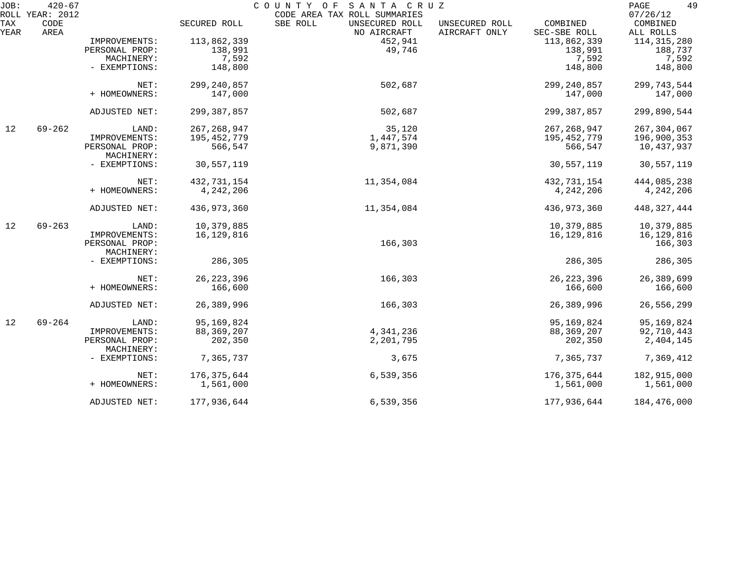| TAX YEAR | CODE AREA | | SECURED ROLL | SBE ROLL | UNSECURED ROLL NO AIRCRAFT | UNSECURED ROLL AIRCRAFT ONLY | COMBINED SEC-SBE ROLL | COMBINED ALL ROLLS |
|---|---|---|---|---|---|---|---|---|
| | | IMPROVEMENTS: | 113,862,339 | | 452,941 | | 113,862,339 | 114,315,280 |
| | | PERSONAL PROP: | 138,991 | | 49,746 | | 138,991 | 188,737 |
| | | MACHINERY: | 7,592 | | | | 7,592 | 7,592 |
| | | - EXEMPTIONS: | 148,800 | | | | 148,800 | 148,800 |
| | | NET: | 299,240,857 | | 502,687 | | 299,240,857 | 299,743,544 |
| | | + HOMEOWNERS: | 147,000 | | | | 147,000 | 147,000 |
| | | ADJUSTED NET: | 299,387,857 | | 502,687 | | 299,387,857 | 299,890,544 |
| 12 | 69-262 | LAND: | 267,268,947 | | 35,120 | | 267,268,947 | 267,304,067 |
| | | IMPROVEMENTS: | 195,452,779 | | 1,447,574 | | 195,452,779 | 196,900,353 |
| | | PERSONAL PROP: | 566,547 | | 9,871,390 | | 566,547 | 10,437,937 |
| | | MACHINERY: | | | | | | |
| | | - EXEMPTIONS: | 30,557,119 | | | | 30,557,119 | 30,557,119 |
| | | NET: | 432,731,154 | | 11,354,084 | | 432,731,154 | 444,085,238 |
| | | + HOMEOWNERS: | 4,242,206 | | | | 4,242,206 | 4,242,206 |
| | | ADJUSTED NET: | 436,973,360 | | 11,354,084 | | 436,973,360 | 448,327,444 |
| 12 | 69-263 | LAND: | 10,379,885 | | | | 10,379,885 | 10,379,885 |
| | | IMPROVEMENTS: | 16,129,816 | | | | 16,129,816 | 16,129,816 |
| | | PERSONAL PROP: | | | 166,303 | | | 166,303 |
| | | MACHINERY: | | | | | | |
| | | - EXEMPTIONS: | 286,305 | | | | 286,305 | 286,305 |
| | | NET: | 26,223,396 | | 166,303 | | 26,223,396 | 26,389,699 |
| | | + HOMEOWNERS: | 166,600 | | | | 166,600 | 166,600 |
| | | ADJUSTED NET: | 26,389,996 | | 166,303 | | 26,389,996 | 26,556,299 |
| 12 | 69-264 | LAND: | 95,169,824 | | | | 95,169,824 | 95,169,824 |
| | | IMPROVEMENTS: | 88,369,207 | | 4,341,236 | | 88,369,207 | 92,710,443 |
| | | PERSONAL PROP: | 202,350 | | 2,201,795 | | 202,350 | 2,404,145 |
| | | MACHINERY: | | | | | | |
| | | - EXEMPTIONS: | 7,365,737 | | 3,675 | | 7,365,737 | 7,369,412 |
| | | NET: | 176,375,644 | | 6,539,356 | | 176,375,644 | 182,915,000 |
| | | + HOMEOWNERS: | 1,561,000 | | | | 1,561,000 | 1,561,000 |
| | | ADJUSTED NET: | 177,936,644 | | 6,539,356 | | 177,936,644 | 184,476,000 |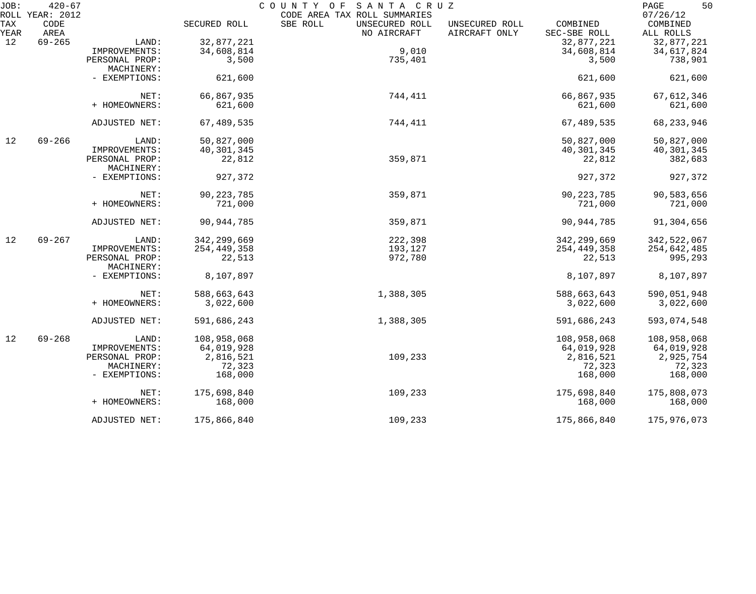JOB: 420-67 — COUNTY OF SANTA CRUZ — CODE AREA TAX ROLL SUMMARIES — 07/26/12

ROLL YEAR: 2012

| TAX YEAR | CODE AREA | | SECURED ROLL | SBE ROLL | UNSECURED ROLL NO AIRCRAFT | UNSECURED ROLL AIRCRAFT ONLY | COMBINED SEC-SBE ROLL | COMBINED ALL ROLLS |
|---|---|---|---|---|---|---|---|---|
| 12 | 69-265 | LAND: | 32,877,221 | | | | 32,877,221 | 32,877,221 |
| | | IMPROVEMENTS: | 34,608,814 | | 9,010 | | 34,608,814 | 34,617,824 |
| | | PERSONAL PROP: | 3,500 | | 735,401 | | 3,500 | 738,901 |
| | | MACHINERY: | | | | | | |
| | | - EXEMPTIONS: | 621,600 | | | | 621,600 | 621,600 |
| | | NET: | 66,867,935 | | 744,411 | | 66,867,935 | 67,612,346 |
| | | + HOMEOWNERS: | 621,600 | | | | 621,600 | 621,600 |
| | | ADJUSTED NET: | 67,489,535 | | 744,411 | | 67,489,535 | 68,233,946 |
| 12 | 69-266 | LAND: | 50,827,000 | | | | 50,827,000 | 50,827,000 |
| | | IMPROVEMENTS: | 40,301,345 | | | | 40,301,345 | 40,301,345 |
| | | PERSONAL PROP: | 22,812 | | 359,871 | | 22,812 | 382,683 |
| | | MACHINERY: | | | | | | |
| | | - EXEMPTIONS: | 927,372 | | | | 927,372 | 927,372 |
| | | NET: | 90,223,785 | | 359,871 | | 90,223,785 | 90,583,656 |
| | | + HOMEOWNERS: | 721,000 | | | | 721,000 | 721,000 |
| | | ADJUSTED NET: | 90,944,785 | | 359,871 | | 90,944,785 | 91,304,656 |
| 12 | 69-267 | LAND: | 342,299,669 | | 222,398 | | 342,299,669 | 342,522,067 |
| | | IMPROVEMENTS: | 254,449,358 | | 193,127 | | 254,449,358 | 254,642,485 |
| | | PERSONAL PROP: | 22,513 | | 972,780 | | 22,513 | 995,293 |
| | | MACHINERY: | | | | | | |
| | | - EXEMPTIONS: | 8,107,897 | | | | 8,107,897 | 8,107,897 |
| | | NET: | 588,663,643 | | 1,388,305 | | 588,663,643 | 590,051,948 |
| | | + HOMEOWNERS: | 3,022,600 | | | | 3,022,600 | 3,022,600 |
| | | ADJUSTED NET: | 591,686,243 | | 1,388,305 | | 591,686,243 | 593,074,548 |
| 12 | 69-268 | LAND: | 108,958,068 | | | | 108,958,068 | 108,958,068 |
| | | IMPROVEMENTS: | 64,019,928 | | | | 64,019,928 | 64,019,928 |
| | | PERSONAL PROP: | 2,816,521 | | 109,233 | | 2,816,521 | 2,925,754 |
| | | MACHINERY: | 72,323 | | | | 72,323 | 72,323 |
| | | - EXEMPTIONS: | 168,000 | | | | 168,000 | 168,000 |
| | | NET: | 175,698,840 | | 109,233 | | 175,698,840 | 175,808,073 |
| | | + HOMEOWNERS: | 168,000 | | | | 168,000 | 168,000 |
| | | ADJUSTED NET: | 175,866,840 | | 109,233 | | 175,866,840 | 175,976,073 |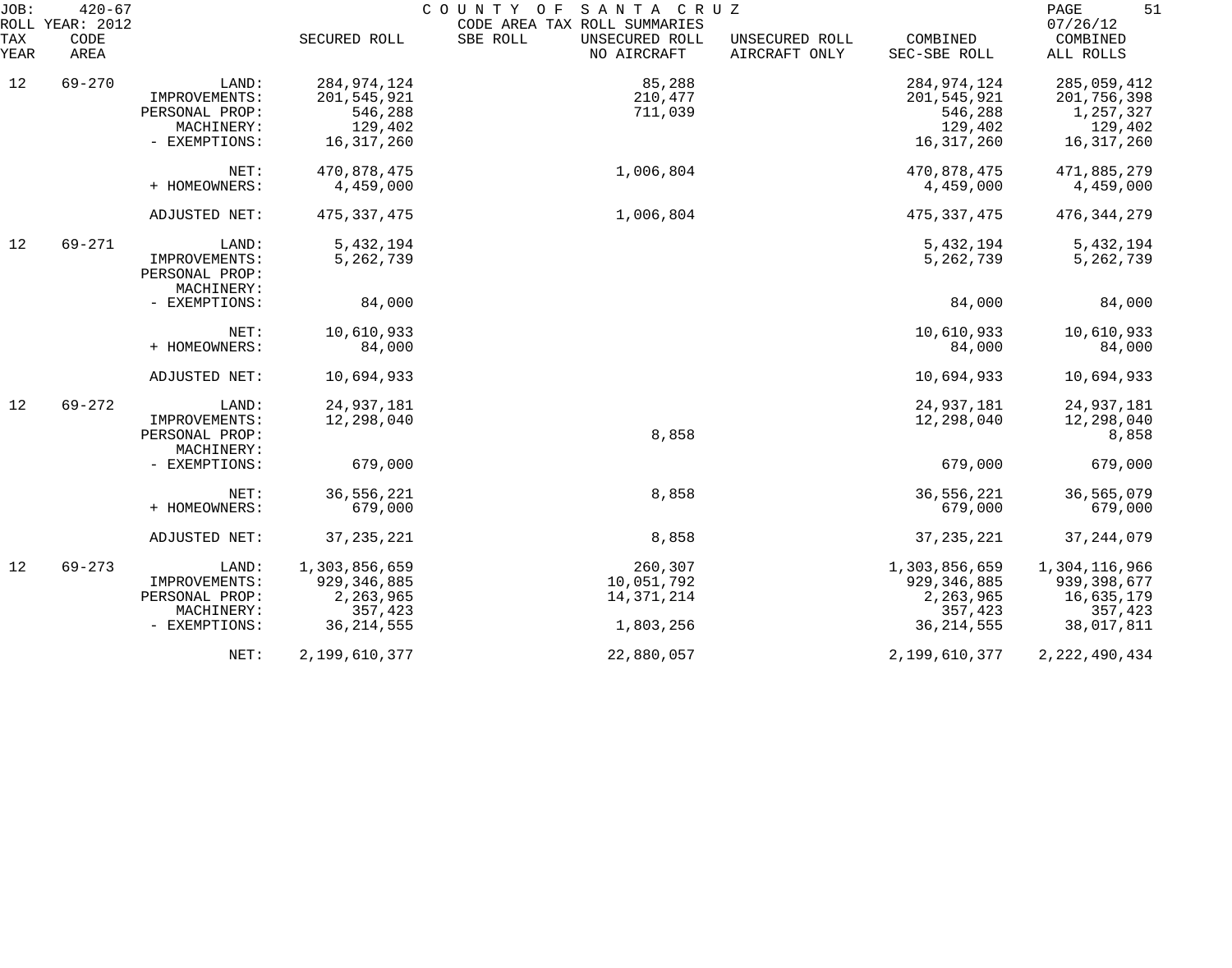JOB: 420-67 COUNTY OF SANTA CRUZ
ROLL YEAR: 2012 CODE AREA TAX ROLL SUMMARIES 07/26/12

| TAX YEAR | CODE AREA | | SECURED ROLL | SBE ROLL | UNSECURED ROLL NO AIRCRAFT | UNSECURED ROLL AIRCRAFT ONLY | COMBINED SEC-SBE ROLL | COMBINED ALL ROLLS |
|---|---|---|---|---|---|---|---|---|
| 12 | 69-270 | LAND: | 284,974,124 | | 85,288 | | 284,974,124 | 285,059,412 |
| | | IMPROVEMENTS: | 201,545,921 | | 210,477 | | 201,545,921 | 201,756,398 |
| | | PERSONAL PROP: | 546,288 | | 711,039 | | 546,288 | 1,257,327 |
| | | MACHINERY: | 129,402 | | | | 129,402 | 129,402 |
| | | - EXEMPTIONS: | 16,317,260 | | | | 16,317,260 | 16,317,260 |
| | | NET: | 470,878,475 | | 1,006,804 | | 470,878,475 | 471,885,279 |
| | | + HOMEOWNERS: | 4,459,000 | | | | 4,459,000 | 4,459,000 |
| | | ADJUSTED NET: | 475,337,475 | | 1,006,804 | | 475,337,475 | 476,344,279 |
| 12 | 69-271 | LAND: | 5,432,194 | | | | 5,432,194 | 5,432,194 |
| | | IMPROVEMENTS: | 5,262,739 | | | | 5,262,739 | 5,262,739 |
| | | PERSONAL PROP: | | | | | | |
| | | MACHINERY: | | | | | | |
| | | - EXEMPTIONS: | 84,000 | | | | 84,000 | 84,000 |
| | | NET: | 10,610,933 | | | | 10,610,933 | 10,610,933 |
| | | + HOMEOWNERS: | 84,000 | | | | 84,000 | 84,000 |
| | | ADJUSTED NET: | 10,694,933 | | | | 10,694,933 | 10,694,933 |
| 12 | 69-272 | LAND: | 24,937,181 | | | | 24,937,181 | 24,937,181 |
| | | IMPROVEMENTS: | 12,298,040 | | | | 12,298,040 | 12,298,040 |
| | | PERSONAL PROP: | | | 8,858 | | | 8,858 |
| | | MACHINERY: | | | | | | |
| | | - EXEMPTIONS: | 679,000 | | | | 679,000 | 679,000 |
| | | NET: | 36,556,221 | | 8,858 | | 36,556,221 | 36,565,079 |
| | | + HOMEOWNERS: | 679,000 | | | | 679,000 | 679,000 |
| | | ADJUSTED NET: | 37,235,221 | | 8,858 | | 37,235,221 | 37,244,079 |
| 12 | 69-273 | LAND: | 1,303,856,659 | | 260,307 | | 1,303,856,659 | 1,304,116,966 |
| | | IMPROVEMENTS: | 929,346,885 | | 10,051,792 | | 929,346,885 | 939,398,677 |
| | | PERSONAL PROP: | 2,263,965 | | 14,371,214 | | 2,263,965 | 16,635,179 |
| | | MACHINERY: | 357,423 | | | | 357,423 | 357,423 |
| | | - EXEMPTIONS: | 36,214,555 | | 1,803,256 | | 36,214,555 | 38,017,811 |
| | | NET: | 2,199,610,377 | | 22,880,057 | | 2,199,610,377 | 2,222,490,434 |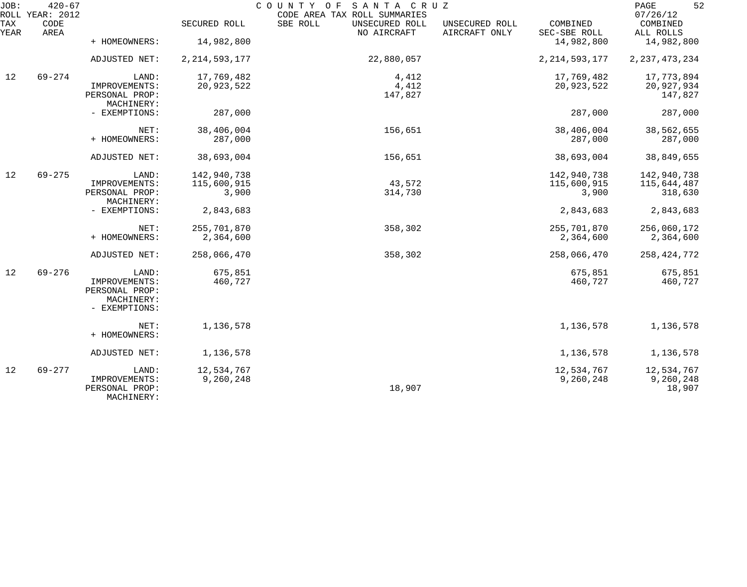JOB: 420-67 COUNTY OF SANTA CRUZ
ROLL YEAR: 2012 CODE AREA TAX ROLL SUMMARIES 07/26/12

| TAX YEAR | CODE AREA | | SECURED ROLL | SBE ROLL | UNSECURED ROLL NO AIRCRAFT | UNSECURED ROLL AIRCRAFT ONLY | COMBINED SEC-SBE ROLL | COMBINED ALL ROLLS |
|---|---|---|---|---|---|---|---|---|
| | | + HOMEOWNERS: | 14,982,800 | | | | 14,982,800 | 14,982,800 |
| | | ADJUSTED NET: | 2,214,593,177 | | 22,880,057 | | 2,214,593,177 | 2,237,473,234 |
| 12 | 69-274 | LAND: | 17,769,482 | | 4,412 | | 17,769,482 | 17,773,894 |
| | | IMPROVEMENTS: | 20,923,522 | | 4,412 | | 20,923,522 | 20,927,934 |
| | | PERSONAL PROP: | | | 147,827 | | | 147,827 |
| | | MACHINERY: | | | | | | |
| | | - EXEMPTIONS: | 287,000 | | | | 287,000 | 287,000 |
| | | NET: | 38,406,004 | | 156,651 | | 38,406,004 | 38,562,655 |
| | | + HOMEOWNERS: | 287,000 | | | | 287,000 | 287,000 |
| | | ADJUSTED NET: | 38,693,004 | | 156,651 | | 38,693,004 | 38,849,655 |
| 12 | 69-275 | LAND: | 142,940,738 | | | | 142,940,738 | 142,940,738 |
| | | IMPROVEMENTS: | 115,600,915 | | 43,572 | | 115,600,915 | 115,644,487 |
| | | PERSONAL PROP: | 3,900 | | 314,730 | | 3,900 | 318,630 |
| | | MACHINERY: | | | | | | |
| | | - EXEMPTIONS: | 2,843,683 | | | | 2,843,683 | 2,843,683 |
| | | NET: | 255,701,870 | | 358,302 | | 255,701,870 | 256,060,172 |
| | | + HOMEOWNERS: | 2,364,600 | | | | 2,364,600 | 2,364,600 |
| | | ADJUSTED NET: | 258,066,470 | | 358,302 | | 258,066,470 | 258,424,772 |
| 12 | 69-276 | LAND: | 675,851 | | | | 675,851 | 675,851 |
| | | IMPROVEMENTS: | 460,727 | | | | 460,727 | 460,727 |
| | | PERSONAL PROP: | | | | | | |
| | | MACHINERY: | | | | | | |
| | | - EXEMPTIONS: | | | | | | |
| | | NET: | 1,136,578 | | | | 1,136,578 | 1,136,578 |
| | | + HOMEOWNERS: | | | | | | |
| | | ADJUSTED NET: | 1,136,578 | | | | 1,136,578 | 1,136,578 |
| 12 | 69-277 | LAND: | 12,534,767 | | | | 12,534,767 | 12,534,767 |
| | | IMPROVEMENTS: | 9,260,248 | | | | 9,260,248 | 9,260,248 |
| | | PERSONAL PROP: | | | 18,907 | | | 18,907 |
| | | MACHINERY: | | | | | | |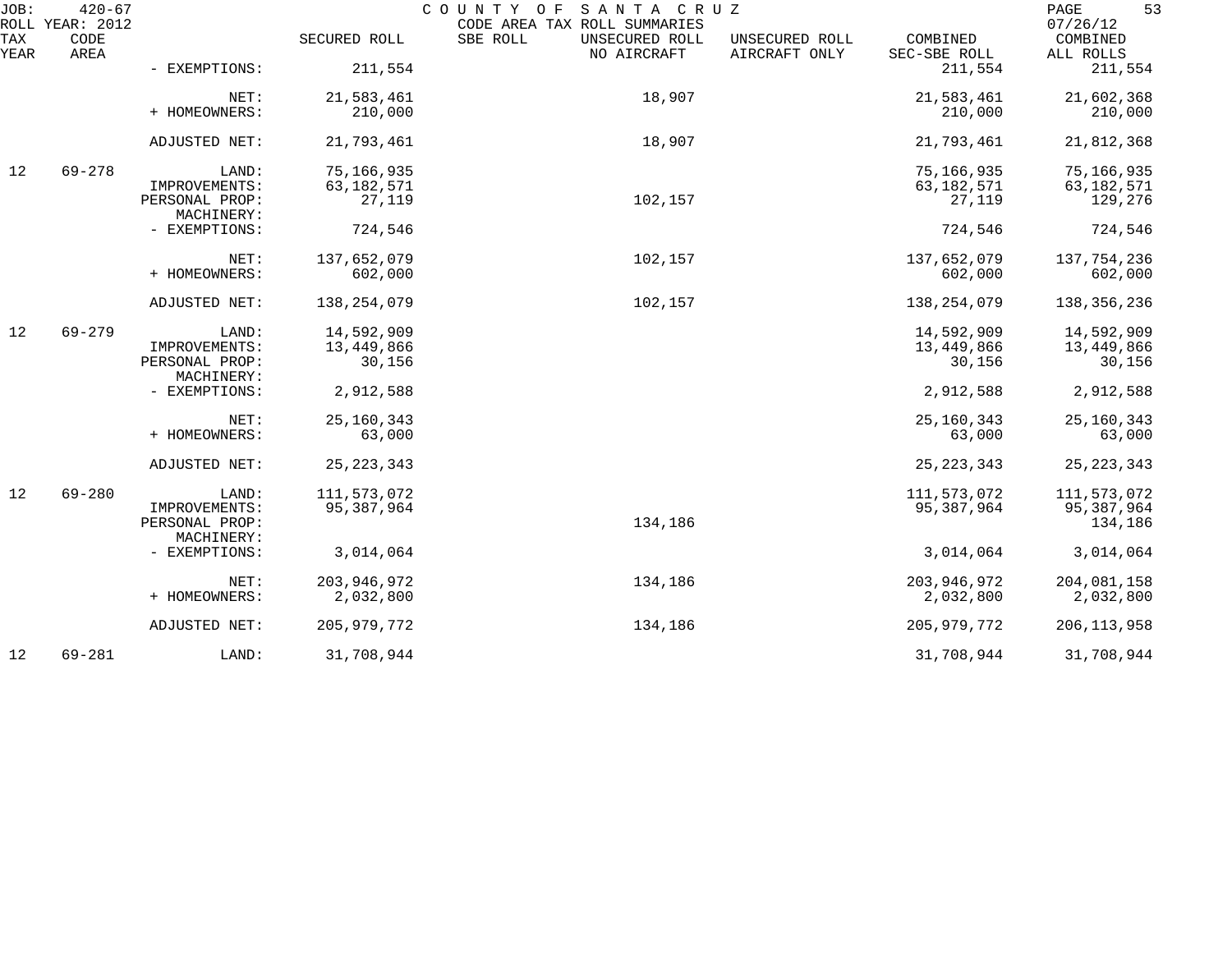JOB: 420-67 COUNTY OF SANTA CRUZ
ROLL YEAR: 2012 CODE AREA TAX ROLL SUMMARIES 07/26/12

| TAX YEAR | CODE AREA | | SECURED ROLL | SBE ROLL | UNSECURED ROLL NO AIRCRAFT | UNSECURED ROLL AIRCRAFT ONLY | COMBINED SEC-SBE ROLL | COMBINED ALL ROLLS |
|---|---|---|---|---|---|---|---|---|
| | | - EXEMPTIONS: | 211,554 | | | | 211,554 | 211,554 |
| | | NET: | 21,583,461 | | 18,907 | | 21,583,461 | 21,602,368 |
| | | + HOMEOWNERS: | 210,000 | | | | 210,000 | 210,000 |
| | | ADJUSTED NET: | 21,793,461 | | 18,907 | | 21,793,461 | 21,812,368 |
| 12 | 69-278 | LAND: | 75,166,935 | | | | 75,166,935 | 75,166,935 |
| | | IMPROVEMENTS: | 63,182,571 | | | | 63,182,571 | 63,182,571 |
| | | PERSONAL PROP: | 27,119 | | 102,157 | | 27,119 | 129,276 |
| | | MACHINERY: | | | | | | |
| | | - EXEMPTIONS: | 724,546 | | | | 724,546 | 724,546 |
| | | NET: | 137,652,079 | | 102,157 | | 137,652,079 | 137,754,236 |
| | | + HOMEOWNERS: | 602,000 | | | | 602,000 | 602,000 |
| | | ADJUSTED NET: | 138,254,079 | | 102,157 | | 138,254,079 | 138,356,236 |
| 12 | 69-279 | LAND: | 14,592,909 | | | | 14,592,909 | 14,592,909 |
| | | IMPROVEMENTS: | 13,449,866 | | | | 13,449,866 | 13,449,866 |
| | | PERSONAL PROP: | 30,156 | | | | 30,156 | 30,156 |
| | | MACHINERY: | | | | | | |
| | | - EXEMPTIONS: | 2,912,588 | | | | 2,912,588 | 2,912,588 |
| | | NET: | 25,160,343 | | | | 25,160,343 | 25,160,343 |
| | | + HOMEOWNERS: | 63,000 | | | | 63,000 | 63,000 |
| | | ADJUSTED NET: | 25,223,343 | | | | 25,223,343 | 25,223,343 |
| 12 | 69-280 | LAND: | 111,573,072 | | | | 111,573,072 | 111,573,072 |
| | | IMPROVEMENTS: | 95,387,964 | | | | 95,387,964 | 95,387,964 |
| | | PERSONAL PROP: | | | 134,186 | | | 134,186 |
| | | MACHINERY: | | | | | | |
| | | - EXEMPTIONS: | 3,014,064 | | | | 3,014,064 | 3,014,064 |
| | | NET: | 203,946,972 | | 134,186 | | 203,946,972 | 204,081,158 |
| | | + HOMEOWNERS: | 2,032,800 | | | | 2,032,800 | 2,032,800 |
| | | ADJUSTED NET: | 205,979,772 | | 134,186 | | 205,979,772 | 206,113,958 |
| 12 | 69-281 | LAND: | 31,708,944 | | | | 31,708,944 | 31,708,944 |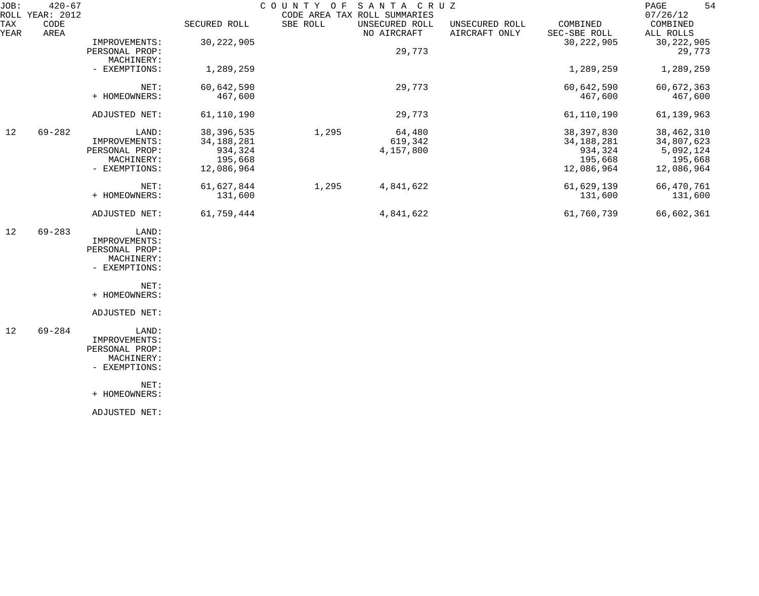JOB: 420-67 ROLL YEAR: 2012

COUNTY OF SANTA CRUZ
CODE AREA TAX ROLL SUMMARIES

07/26/12

| TAX YEAR | CODE AREA | | SECURED ROLL | SBE ROLL | UNSECURED ROLL NO AIRCRAFT | UNSECURED ROLL AIRCRAFT ONLY | COMBINED SEC-SBE ROLL | COMBINED ALL ROLLS |
|---|---|---|---|---|---|---|---|---|
| | | IMPROVEMENTS: | 30,222,905 | | | | 30,222,905 | 30,222,905 |
| | | PERSONAL PROP: | | | 29,773 | | | 29,773 |
| | | MACHINERY: | | | | | | |
| | | - EXEMPTIONS: | 1,289,259 | | | | 1,289,259 | 1,289,259 |
| | | NET: | 60,642,590 | | 29,773 | | 60,642,590 | 60,672,363 |
| | | + HOMEOWNERS: | 467,600 | | | | 467,600 | 467,600 |
| | | ADJUSTED NET: | 61,110,190 | | 29,773 | | 61,110,190 | 61,139,963 |
| 12 | 69-282 | LAND: | 38,396,535 | 1,295 | 64,480 | | 38,397,830 | 38,462,310 |
| | | IMPROVEMENTS: | 34,188,281 | | 619,342 | | 34,188,281 | 34,807,623 |
| | | PERSONAL PROP: | 934,324 | | 4,157,800 | | 934,324 | 5,092,124 |
| | | MACHINERY: | 195,668 | | | | 195,668 | 195,668 |
| | | - EXEMPTIONS: | 12,086,964 | | | | 12,086,964 | 12,086,964 |
| | | NET: | 61,627,844 | 1,295 | 4,841,622 | | 61,629,139 | 66,470,761 |
| | | + HOMEOWNERS: | 131,600 | | | | 131,600 | 131,600 |
| | | ADJUSTED NET: | 61,759,444 | | 4,841,622 | | 61,760,739 | 66,602,361 |
| 12 | 69-283 | LAND: | | | | | | |
| | | IMPROVEMENTS: | | | | | | |
| | | PERSONAL PROP: | | | | | | |
| | | MACHINERY: | | | | | | |
| | | - EXEMPTIONS: | | | | | | |
| | | NET: | | | | | | |
| | | + HOMEOWNERS: | | | | | | |
| | | ADJUSTED NET: | | | | | | |
| 12 | 69-284 | LAND: | | | | | | |
| | | IMPROVEMENTS: | | | | | | |
| | | PERSONAL PROP: | | | | | | |
| | | MACHINERY: | | | | | | |
| | | - EXEMPTIONS: | | | | | | |
| | | NET: | | | | | | |
| | | + HOMEOWNERS: | | | | | | |
| | | ADJUSTED NET: | | | | | | |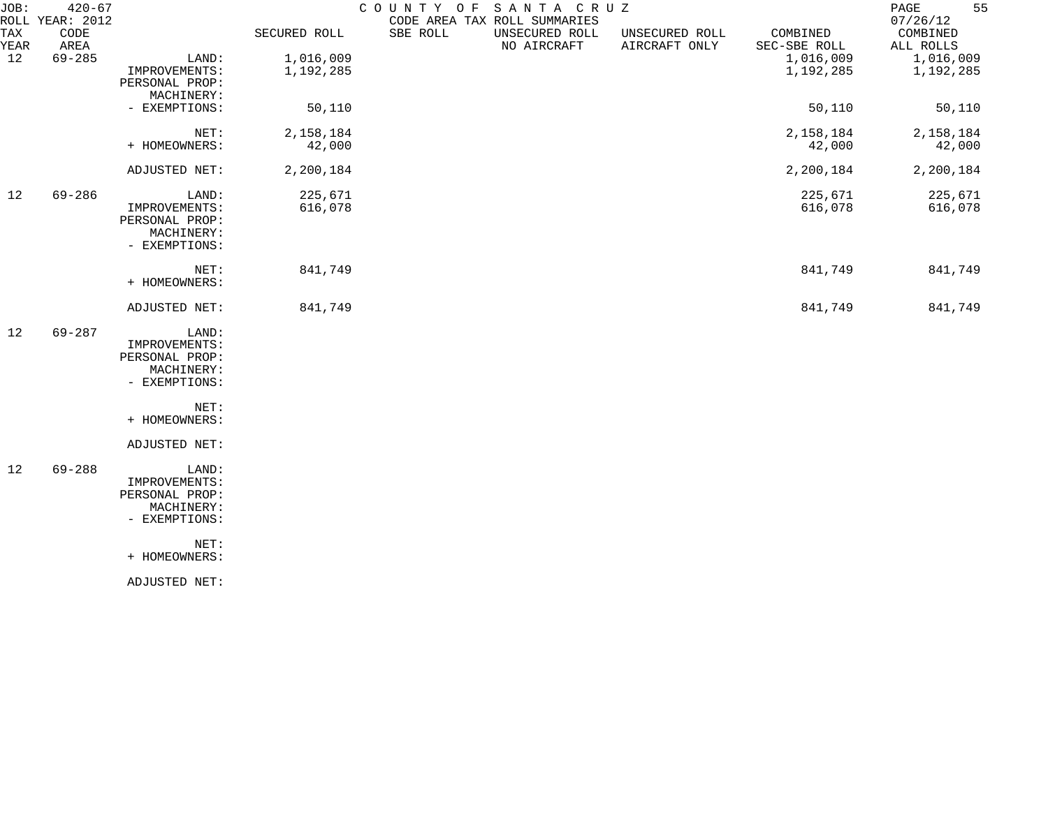JOB: 420-67 COUNTY OF SANTA CRUZ
ROLL YEAR: 2012 CODE AREA TAX ROLL SUMMARIES 07/26/12

| TAX YEAR | CODE AREA | | SECURED ROLL | SBE ROLL | UNSECURED ROLL NO AIRCRAFT | UNSECURED ROLL AIRCRAFT ONLY | COMBINED SEC-SBE ROLL | COMBINED ALL ROLLS |
|---|---|---|---|---|---|---|---|---|
| 12 | 69-285 | LAND: | 1,016,009 | | | | 1,016,009 | 1,016,009 |
| | | IMPROVEMENTS: | 1,192,285 | | | | 1,192,285 | 1,192,285 |
| | | PERSONAL PROP: | | | | | | |
| | | MACHINERY: | | | | | | |
| | | - EXEMPTIONS: | 50,110 | | | | 50,110 | 50,110 |
| | | NET: | 2,158,184 | | | | 2,158,184 | 2,158,184 |
| | | + HOMEOWNERS: | 42,000 | | | | 42,000 | 42,000 |
| | | ADJUSTED NET: | 2,200,184 | | | | 2,200,184 | 2,200,184 |
| 12 | 69-286 | LAND: | 225,671 | | | | 225,671 | 225,671 |
| | | IMPROVEMENTS: | 616,078 | | | | 616,078 | 616,078 |
| | | PERSONAL PROP: | | | | | | |
| | | MACHINERY: | | | | | | |
| | | - EXEMPTIONS: | | | | | | |
| | | NET: | 841,749 | | | | 841,749 | 841,749 |
| | | + HOMEOWNERS: | | | | | | |
| | | ADJUSTED NET: | 841,749 | | | | 841,749 | 841,749 |
| 12 | 69-287 | LAND: | | | | | | |
| | | IMPROVEMENTS: | | | | | | |
| | | PERSONAL PROP: | | | | | | |
| | | MACHINERY: | | | | | | |
| | | - EXEMPTIONS: | | | | | | |
| | | NET: | | | | | | |
| | | + HOMEOWNERS: | | | | | | |
| | | ADJUSTED NET: | | | | | | |
| 12 | 69-288 | LAND: | | | | | | |
| | | IMPROVEMENTS: | | | | | | |
| | | PERSONAL PROP: | | | | | | |
| | | MACHINERY: | | | | | | |
| | | - EXEMPTIONS: | | | | | | |
| | | NET: | | | | | | |
| | | + HOMEOWNERS: | | | | | | |
| | | ADJUSTED NET: | | | | | | |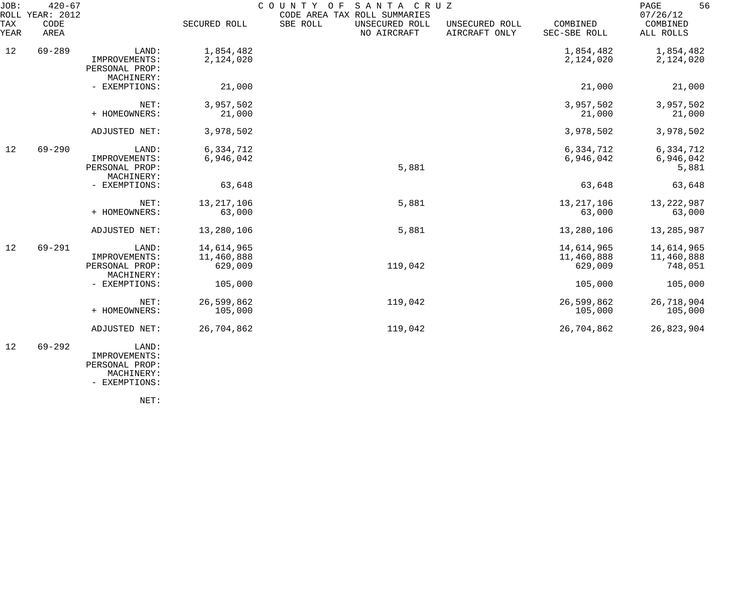JOB: 420-67 COUNTY OF SANTA CRUZ
ROLL YEAR: 2012 CODE AREA TAX ROLL SUMMARIES 07/26/12

| TAX YEAR | CODE AREA | | SECURED ROLL | SBE ROLL | UNSECURED ROLL NO AIRCRAFT | UNSECURED ROLL AIRCRAFT ONLY | COMBINED SEC-SBE ROLL | COMBINED ALL ROLLS |
|---|---|---|---|---|---|---|---|---|
| 12 | 69-289 | LAND: | 1,854,482 | | | | 1,854,482 | 1,854,482 |
| | | IMPROVEMENTS: | 2,124,020 | | | | 2,124,020 | 2,124,020 |
| | | PERSONAL PROP: | | | | | | |
| | | MACHINERY: | | | | | | |
| | | - EXEMPTIONS: | 21,000 | | | | 21,000 | 21,000 |
| | | NET: | 3,957,502 | | | | 3,957,502 | 3,957,502 |
| | | + HOMEOWNERS: | 21,000 | | | | 21,000 | 21,000 |
| | | ADJUSTED NET: | 3,978,502 | | | | 3,978,502 | 3,978,502 |
| 12 | 69-290 | LAND: | 6,334,712 | | | | 6,334,712 | 6,334,712 |
| | | IMPROVEMENTS: | 6,946,042 | | | | 6,946,042 | 6,946,042 |
| | | PERSONAL PROP: | | | 5,881 | | | 5,881 |
| | | MACHINERY: | | | | | | |
| | | - EXEMPTIONS: | 63,648 | | | | 63,648 | 63,648 |
| | | NET: | 13,217,106 | | 5,881 | | 13,217,106 | 13,222,987 |
| | | + HOMEOWNERS: | 63,000 | | | | 63,000 | 63,000 |
| | | ADJUSTED NET: | 13,280,106 | | 5,881 | | 13,280,106 | 13,285,987 |
| 12 | 69-291 | LAND: | 14,614,965 | | | | 14,614,965 | 14,614,965 |
| | | IMPROVEMENTS: | 11,460,888 | | | | 11,460,888 | 11,460,888 |
| | | PERSONAL PROP: | 629,009 | | 119,042 | | 629,009 | 748,051 |
| | | MACHINERY: | | | | | | |
| | | - EXEMPTIONS: | 105,000 | | | | 105,000 | 105,000 |
| | | NET: | 26,599,862 | | 119,042 | | 26,599,862 | 26,718,904 |
| | | + HOMEOWNERS: | 105,000 | | | | 105,000 | 105,000 |
| | | ADJUSTED NET: | 26,704,862 | | 119,042 | | 26,704,862 | 26,823,904 |
| 12 | 69-292 | LAND: | | | | | | |
| | | IMPROVEMENTS: | | | | | | |
| | | PERSONAL PROP: | | | | | | |
| | | MACHINERY: | | | | | | |
| | | - EXEMPTIONS: | | | | | | |
| | | NET: | | | | | | |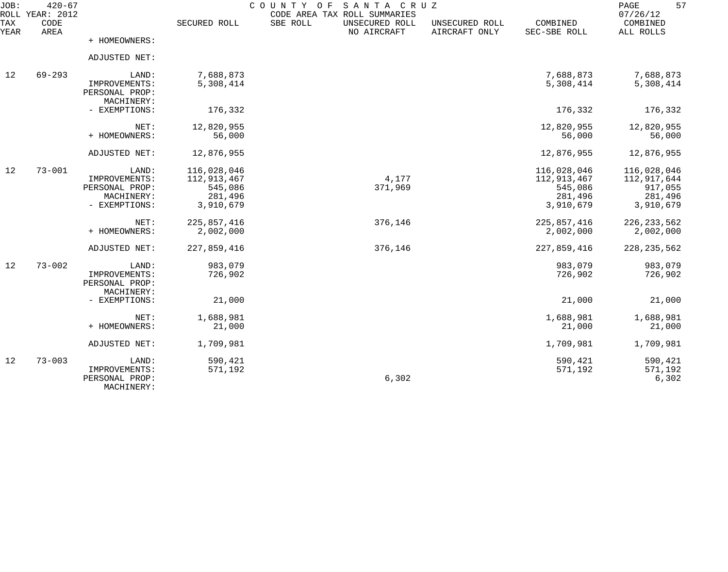JOB: 420-67 COUNTY OF SANTA CRUZ
ROLL YEAR: 2012 CODE AREA TAX ROLL SUMMARIES 07/26/12

| TAX YEAR | CODE AREA | | SECURED ROLL | SBE ROLL | UNSECURED ROLL NO AIRCRAFT | UNSECURED ROLL AIRCRAFT ONLY | COMBINED SEC-SBE ROLL | COMBINED ALL ROLLS |
|---|---|---|---|---|---|---|---|---|
| | | + HOMEOWNERS: | | | | | | |
| | | ADJUSTED NET: | | | | | | |
| 12 | 69-293 | LAND: | 7,688,873 | | | | 7,688,873 | 7,688,873 |
| | | IMPROVEMENTS: | 5,308,414 | | | | 5,308,414 | 5,308,414 |
| | | PERSONAL PROP: | | | | | | |
| | | MACHINERY: | | | | | | |
| | | - EXEMPTIONS: | 176,332 | | | | 176,332 | 176,332 |
| | | NET: | 12,820,955 | | | | 12,820,955 | 12,820,955 |
| | | + HOMEOWNERS: | 56,000 | | | | 56,000 | 56,000 |
| | | ADJUSTED NET: | 12,876,955 | | | | 12,876,955 | 12,876,955 |
| 12 | 73-001 | LAND: | 116,028,046 | | | | 116,028,046 | 116,028,046 |
| | | IMPROVEMENTS: | 112,913,467 | | 4,177 | | 112,913,467 | 112,917,644 |
| | | PERSONAL PROP: | 545,086 | | 371,969 | | 545,086 | 917,055 |
| | | MACHINERY: | 281,496 | | | | 281,496 | 281,496 |
| | | - EXEMPTIONS: | 3,910,679 | | | | 3,910,679 | 3,910,679 |
| | | NET: | 225,857,416 | | 376,146 | | 225,857,416 | 226,233,562 |
| | | + HOMEOWNERS: | 2,002,000 | | | | 2,002,000 | 2,002,000 |
| | | ADJUSTED NET: | 227,859,416 | | 376,146 | | 227,859,416 | 228,235,562 |
| 12 | 73-002 | LAND: | 983,079 | | | | 983,079 | 983,079 |
| | | IMPROVEMENTS: | 726,902 | | | | 726,902 | 726,902 |
| | | PERSONAL PROP: | | | | | | |
| | | MACHINERY: | | | | | | |
| | | - EXEMPTIONS: | 21,000 | | | | 21,000 | 21,000 |
| | | NET: | 1,688,981 | | | | 1,688,981 | 1,688,981 |
| | | + HOMEOWNERS: | 21,000 | | | | 21,000 | 21,000 |
| | | ADJUSTED NET: | 1,709,981 | | | | 1,709,981 | 1,709,981 |
| 12 | 73-003 | LAND: | 590,421 | | | | 590,421 | 590,421 |
| | | IMPROVEMENTS: | 571,192 | | | | 571,192 | 571,192 |
| | | PERSONAL PROP: | | | 6,302 | | | 6,302 |
| | | MACHINERY: | | | | | | |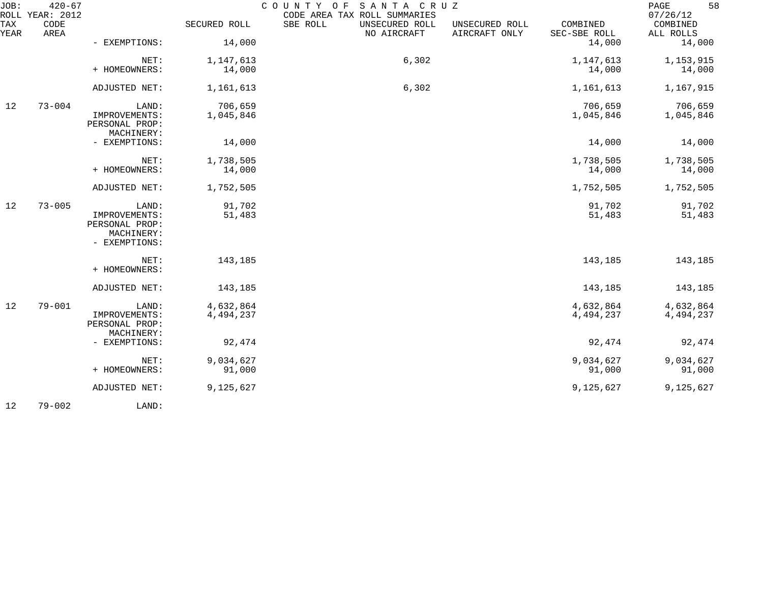| TAX YEAR | CODE AREA | | SECURED ROLL | SBE ROLL | UNSECURED ROLL NO AIRCRAFT | UNSECURED ROLL AIRCRAFT ONLY | COMBINED SEC-SBE ROLL | COMBINED ALL ROLLS |
|---|---|---|---|---|---|---|---|---|
| | | - EXEMPTIONS: | 14,000 | | | | 14,000 | 14,000 |
| | | NET: | 1,147,613 | | 6,302 | | 1,147,613 | 1,153,915 |
| | | + HOMEOWNERS: | 14,000 | | | | 14,000 | 14,000 |
| | | ADJUSTED NET: | 1,161,613 | | 6,302 | | 1,161,613 | 1,167,915 |
| 12 | 73-004 | LAND: | 706,659 | | | | 706,659 | 706,659 |
| | | IMPROVEMENTS: | 1,045,846 | | | | 1,045,846 | 1,045,846 |
| | | PERSONAL PROP: | | | | | | |
| | | MACHINERY: | | | | | | |
| | | - EXEMPTIONS: | 14,000 | | | | 14,000 | 14,000 |
| | | NET: | 1,738,505 | | | | 1,738,505 | 1,738,505 |
| | | + HOMEOWNERS: | 14,000 | | | | 14,000 | 14,000 |
| | | ADJUSTED NET: | 1,752,505 | | | | 1,752,505 | 1,752,505 |
| 12 | 73-005 | LAND: | 91,702 | | | | 91,702 | 91,702 |
| | | IMPROVEMENTS: | 51,483 | | | | 51,483 | 51,483 |
| | | PERSONAL PROP: | | | | | | |
| | | MACHINERY: | | | | | | |
| | | - EXEMPTIONS: | | | | | | |
| | | NET: | 143,185 | | | | 143,185 | 143,185 |
| | | + HOMEOWNERS: | | | | | | |
| | | ADJUSTED NET: | 143,185 | | | | 143,185 | 143,185 |
| 12 | 79-001 | LAND: | 4,632,864 | | | | 4,632,864 | 4,632,864 |
| | | IMPROVEMENTS: | 4,494,237 | | | | 4,494,237 | 4,494,237 |
| | | PERSONAL PROP: | | | | | | |
| | | MACHINERY: | | | | | | |
| | | - EXEMPTIONS: | 92,474 | | | | 92,474 | 92,474 |
| | | NET: | 9,034,627 | | | | 9,034,627 | 9,034,627 |
| | | + HOMEOWNERS: | 91,000 | | | | 91,000 | 91,000 |
| | | ADJUSTED NET: | 9,125,627 | | | | 9,125,627 | 9,125,627 |
| 12 | 79-002 | LAND: | | | | | | |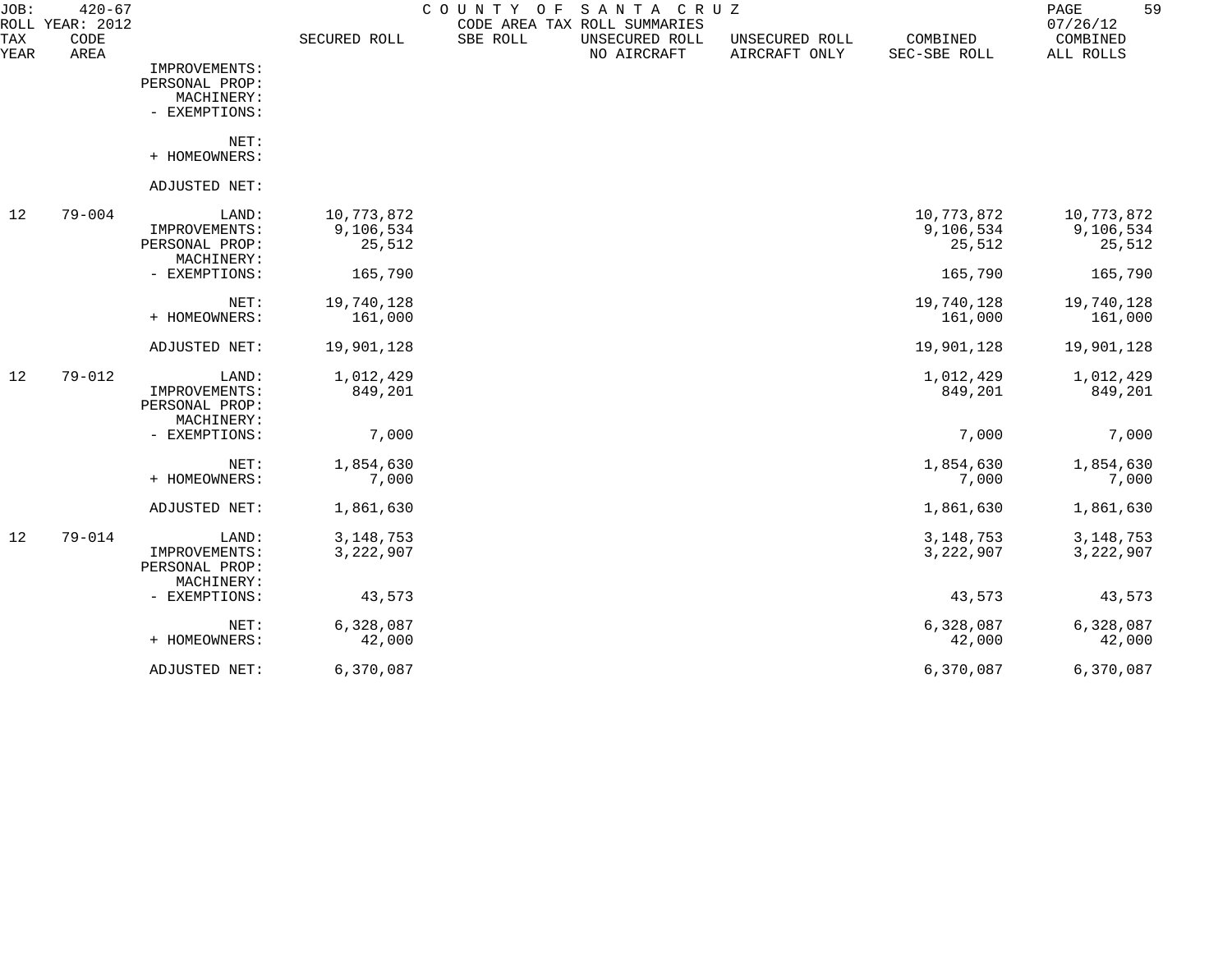JOB: 420-67 COUNTY OF SANTA CRUZ
ROLL YEAR: 2012 CODE AREA TAX ROLL SUMMARIES 07/26/12

| TAX YEAR | CODE AREA | | SECURED ROLL | SBE ROLL | UNSECURED ROLL NO AIRCRAFT | UNSECURED ROLL AIRCRAFT ONLY | COMBINED SEC-SBE ROLL | COMBINED ALL ROLLS |
|---|---|---|---|---|---|---|---|---|
| | | IMPROVEMENTS: | | | | | | |
| | | PERSONAL PROP: | | | | | | |
| | | MACHINERY: | | | | | | |
| | | - EXEMPTIONS: | | | | | | |
| | | NET: | | | | | | |
| | | + HOMEOWNERS: | | | | | | |
| | | ADJUSTED NET: | | | | | | |
| 12 | 79-004 | LAND: | 10,773,872 | | | | 10,773,872 | 10,773,872 |
| | | IMPROVEMENTS: | 9,106,534 | | | | 9,106,534 | 9,106,534 |
| | | PERSONAL PROP: | 25,512 | | | | 25,512 | 25,512 |
| | | MACHINERY: | | | | | | |
| | | - EXEMPTIONS: | 165,790 | | | | 165,790 | 165,790 |
| | | NET: | 19,740,128 | | | | 19,740,128 | 19,740,128 |
| | | + HOMEOWNERS: | 161,000 | | | | 161,000 | 161,000 |
| | | ADJUSTED NET: | 19,901,128 | | | | 19,901,128 | 19,901,128 |
| 12 | 79-012 | LAND: | 1,012,429 | | | | 1,012,429 | 1,012,429 |
| | | IMPROVEMENTS: | 849,201 | | | | 849,201 | 849,201 |
| | | PERSONAL PROP: | | | | | | |
| | | MACHINERY: | | | | | | |
| | | - EXEMPTIONS: | 7,000 | | | | 7,000 | 7,000 |
| | | NET: | 1,854,630 | | | | 1,854,630 | 1,854,630 |
| | | + HOMEOWNERS: | 7,000 | | | | 7,000 | 7,000 |
| | | ADJUSTED NET: | 1,861,630 | | | | 1,861,630 | 1,861,630 |
| 12 | 79-014 | LAND: | 3,148,753 | | | | 3,148,753 | 3,148,753 |
| | | IMPROVEMENTS: | 3,222,907 | | | | 3,222,907 | 3,222,907 |
| | | PERSONAL PROP: | | | | | | |
| | | MACHINERY: | | | | | | |
| | | - EXEMPTIONS: | 43,573 | | | | 43,573 | 43,573 |
| | | NET: | 6,328,087 | | | | 6,328,087 | 6,328,087 |
| | | + HOMEOWNERS: | 42,000 | | | | 42,000 | 42,000 |
| | | ADJUSTED NET: | 6,370,087 | | | | 6,370,087 | 6,370,087 |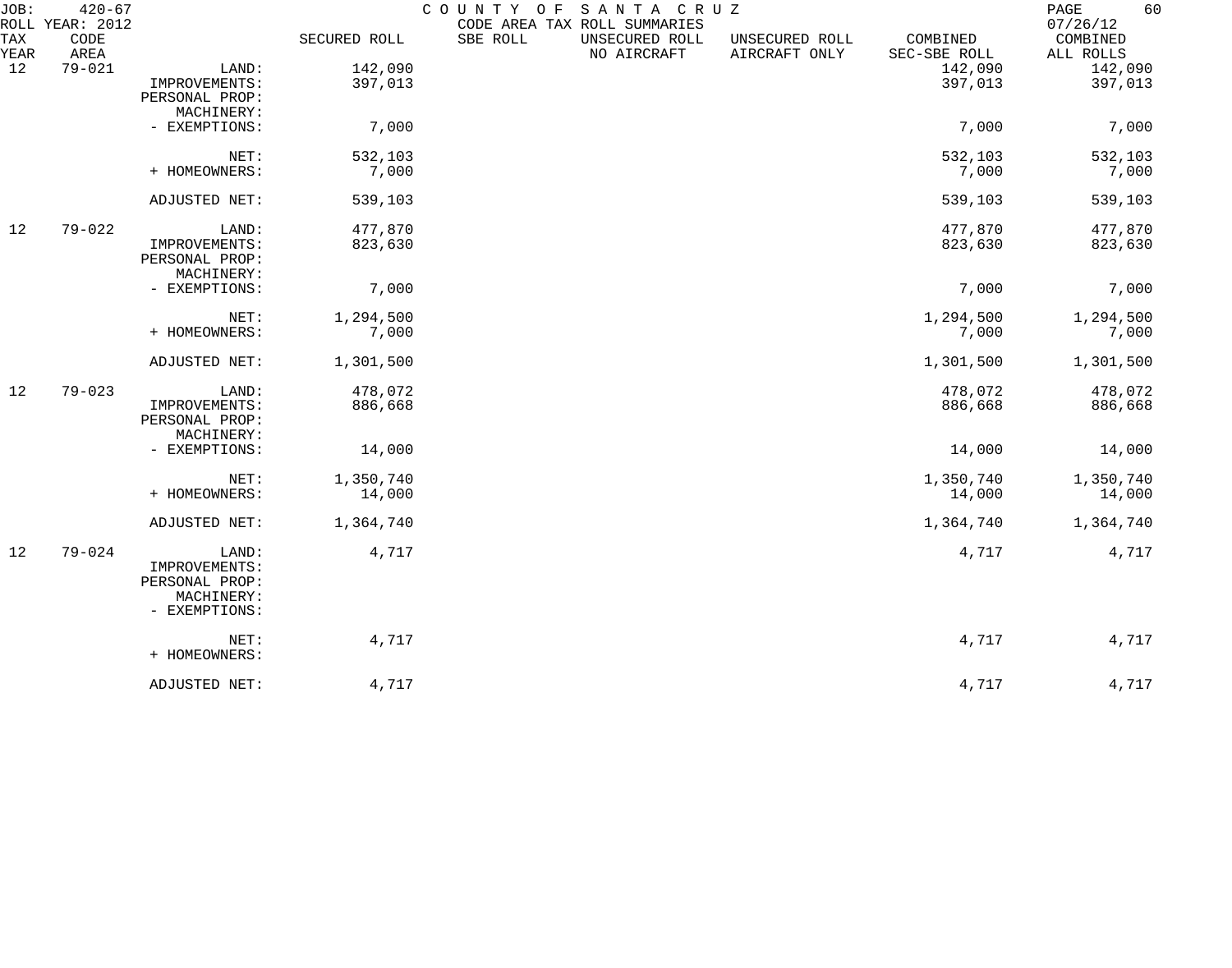JOB: 420-67 COUNTY OF SANTA CRUZ
ROLL YEAR: 2012 CODE AREA TAX ROLL SUMMARIES 07/26/12

| TAX YEAR | CODE AREA | | SECURED ROLL | SBE ROLL | UNSECURED ROLL NO AIRCRAFT | UNSECURED ROLL AIRCRAFT ONLY | COMBINED SEC-SBE ROLL | COMBINED ALL ROLLS |
|---|---|---|---|---|---|---|---|---|
| 12 | 79-021 | LAND: | 142,090 | | | | 142,090 | 142,090 |
| | | IMPROVEMENTS: | 397,013 | | | | 397,013 | 397,013 |
| | | PERSONAL PROP: | | | | | | |
| | | MACHINERY: | | | | | | |
| | | - EXEMPTIONS: | 7,000 | | | | 7,000 | 7,000 |
| | | NET: | 532,103 | | | | 532,103 | 532,103 |
| | | + HOMEOWNERS: | 7,000 | | | | 7,000 | 7,000 |
| | | ADJUSTED NET: | 539,103 | | | | 539,103 | 539,103 |
| 12 | 79-022 | LAND: | 477,870 | | | | 477,870 | 477,870 |
| | | IMPROVEMENTS: | 823,630 | | | | 823,630 | 823,630 |
| | | PERSONAL PROP: | | | | | | |
| | | MACHINERY: | | | | | | |
| | | - EXEMPTIONS: | 7,000 | | | | 7,000 | 7,000 |
| | | NET: | 1,294,500 | | | | 1,294,500 | 1,294,500 |
| | | + HOMEOWNERS: | 7,000 | | | | 7,000 | 7,000 |
| | | ADJUSTED NET: | 1,301,500 | | | | 1,301,500 | 1,301,500 |
| 12 | 79-023 | LAND: | 478,072 | | | | 478,072 | 478,072 |
| | | IMPROVEMENTS: | 886,668 | | | | 886,668 | 886,668 |
| | | PERSONAL PROP: | | | | | | |
| | | MACHINERY: | | | | | | |
| | | - EXEMPTIONS: | 14,000 | | | | 14,000 | 14,000 |
| | | NET: | 1,350,740 | | | | 1,350,740 | 1,350,740 |
| | | + HOMEOWNERS: | 14,000 | | | | 14,000 | 14,000 |
| | | ADJUSTED NET: | 1,364,740 | | | | 1,364,740 | 1,364,740 |
| 12 | 79-024 | LAND: | 4,717 | | | | 4,717 | 4,717 |
| | | IMPROVEMENTS: | | | | | | |
| | | PERSONAL PROP: | | | | | | |
| | | MACHINERY: | | | | | | |
| | | - EXEMPTIONS: | | | | | | |
| | | NET: | 4,717 | | | | 4,717 | 4,717 |
| | | + HOMEOWNERS: | | | | | | |
| | | ADJUSTED NET: | 4,717 | | | | 4,717 | 4,717 |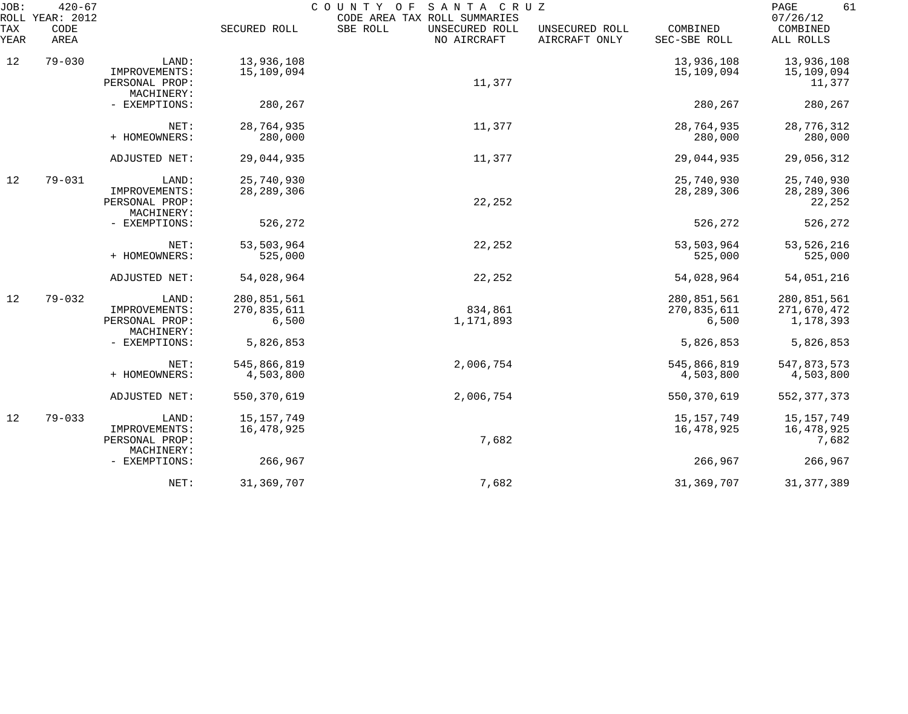JOB: 420-67 COUNTY OF SANTA CRUZ
ROLL YEAR: 2012 CODE AREA TAX ROLL SUMMARIES 07/26/12

| TAX YEAR | CODE AREA | | SECURED ROLL | SBE ROLL | UNSECURED ROLL NO AIRCRAFT | UNSECURED ROLL AIRCRAFT ONLY | COMBINED SEC-SBE ROLL | COMBINED ALL ROLLS |
|---|---|---|---|---|---|---|---|---|
| 12 | 79-030 | LAND: | 13,936,108 | | | | 13,936,108 | 13,936,108 |
| | | IMPROVEMENTS: | 15,109,094 | | | | 15,109,094 | 15,109,094 |
| | | PERSONAL PROP: | | | 11,377 | | | 11,377 |
| | | MACHINERY: | | | | | | |
| | | - EXEMPTIONS: | 280,267 | | | | 280,267 | 280,267 |
| | | NET: | 28,764,935 | | 11,377 | | 28,764,935 | 28,776,312 |
| | | + HOMEOWNERS: | 280,000 | | | | 280,000 | 280,000 |
| | | ADJUSTED NET: | 29,044,935 | | 11,377 | | 29,044,935 | 29,056,312 |
| 12 | 79-031 | LAND: | 25,740,930 | | | | 25,740,930 | 25,740,930 |
| | | IMPROVEMENTS: | 28,289,306 | | | | 28,289,306 | 28,289,306 |
| | | PERSONAL PROP: | | | 22,252 | | | 22,252 |
| | | MACHINERY: | | | | | | |
| | | - EXEMPTIONS: | 526,272 | | | | 526,272 | 526,272 |
| | | NET: | 53,503,964 | | 22,252 | | 53,503,964 | 53,526,216 |
| | | + HOMEOWNERS: | 525,000 | | | | 525,000 | 525,000 |
| | | ADJUSTED NET: | 54,028,964 | | 22,252 | | 54,028,964 | 54,051,216 |
| 12 | 79-032 | LAND: | 280,851,561 | | | | 280,851,561 | 280,851,561 |
| | | IMPROVEMENTS: | 270,835,611 | | 834,861 | | 270,835,611 | 271,670,472 |
| | | PERSONAL PROP: | 6,500 | | 1,171,893 | | 6,500 | 1,178,393 |
| | | MACHINERY: | | | | | | |
| | | - EXEMPTIONS: | 5,826,853 | | | | 5,826,853 | 5,826,853 |
| | | NET: | 545,866,819 | | 2,006,754 | | 545,866,819 | 547,873,573 |
| | | + HOMEOWNERS: | 4,503,800 | | | | 4,503,800 | 4,503,800 |
| | | ADJUSTED NET: | 550,370,619 | | 2,006,754 | | 550,370,619 | 552,377,373 |
| 12 | 79-033 | LAND: | 15,157,749 | | | | 15,157,749 | 15,157,749 |
| | | IMPROVEMENTS: | 16,478,925 | | | | 16,478,925 | 16,478,925 |
| | | PERSONAL PROP: | | | 7,682 | | | 7,682 |
| | | MACHINERY: | | | | | | |
| | | - EXEMPTIONS: | 266,967 | | | | 266,967 | 266,967 |
| | | NET: | 31,369,707 | | 7,682 | | 31,369,707 | 31,377,389 |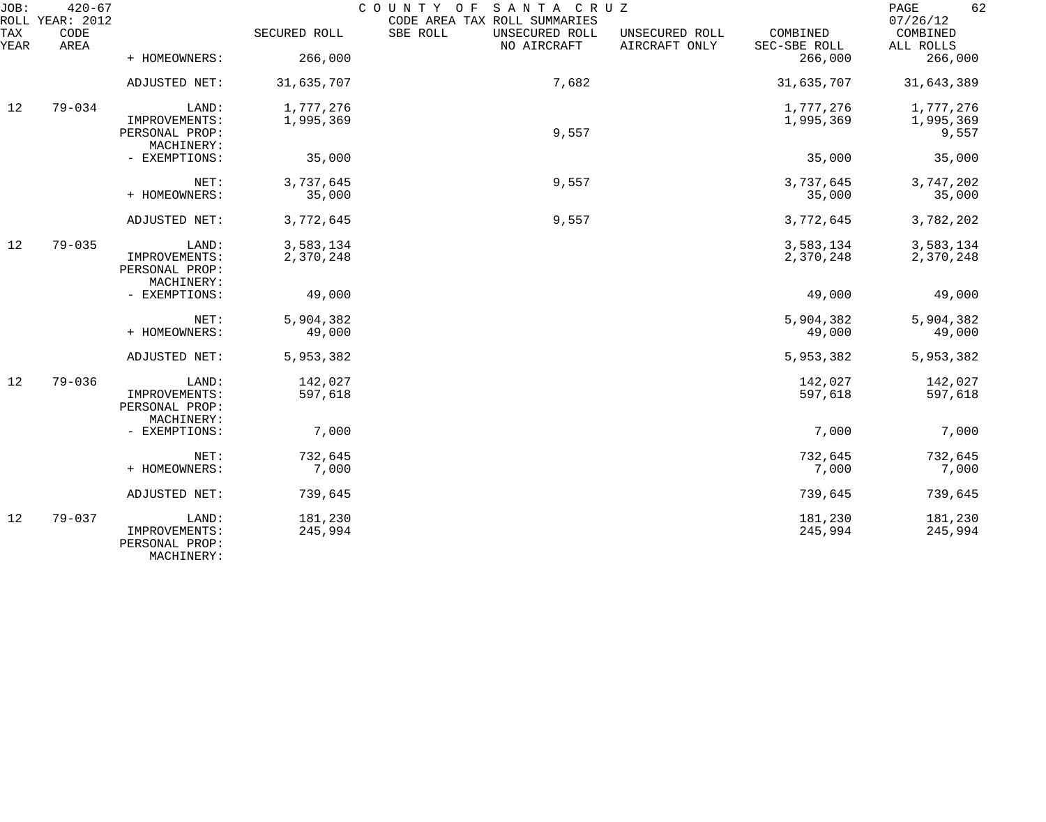JOB: 420-67 COUNTY OF SANTA CRUZ
ROLL YEAR: 2012 CODE AREA TAX ROLL SUMMARIES 07/26/12

| TAX YEAR | CODE AREA | | SECURED ROLL | SBE ROLL | UNSECURED ROLL NO AIRCRAFT | UNSECURED ROLL AIRCRAFT ONLY | COMBINED SEC-SBE ROLL | COMBINED ALL ROLLS |
|---|---|---|---|---|---|---|---|---|
| | | + HOMEOWNERS: | 266,000 | | | | 266,000 | 266,000 |
| | | ADJUSTED NET: | 31,635,707 | | 7,682 | | 31,635,707 | 31,643,389 |
| 12 | 79-034 | LAND: | 1,777,276 | | | | 1,777,276 | 1,777,276 |
| | | IMPROVEMENTS: | 1,995,369 | | | | 1,995,369 | 1,995,369 |
| | | PERSONAL PROP: | | | 9,557 | | | 9,557 |
| | | MACHINERY: | | | | | | |
| | | - EXEMPTIONS: | 35,000 | | | | 35,000 | 35,000 |
| | | NET: | 3,737,645 | | 9,557 | | 3,737,645 | 3,747,202 |
| | | + HOMEOWNERS: | 35,000 | | | | 35,000 | 35,000 |
| | | ADJUSTED NET: | 3,772,645 | | 9,557 | | 3,772,645 | 3,782,202 |
| 12 | 79-035 | LAND: | 3,583,134 | | | | 3,583,134 | 3,583,134 |
| | | IMPROVEMENTS: | 2,370,248 | | | | 2,370,248 | 2,370,248 |
| | | PERSONAL PROP: | | | | | | |
| | | MACHINERY: | | | | | | |
| | | - EXEMPTIONS: | 49,000 | | | | 49,000 | 49,000 |
| | | NET: | 5,904,382 | | | | 5,904,382 | 5,904,382 |
| | | + HOMEOWNERS: | 49,000 | | | | 49,000 | 49,000 |
| | | ADJUSTED NET: | 5,953,382 | | | | 5,953,382 | 5,953,382 |
| 12 | 79-036 | LAND: | 142,027 | | | | 142,027 | 142,027 |
| | | IMPROVEMENTS: | 597,618 | | | | 597,618 | 597,618 |
| | | PERSONAL PROP: | | | | | | |
| | | MACHINERY: | | | | | | |
| | | - EXEMPTIONS: | 7,000 | | | | 7,000 | 7,000 |
| | | NET: | 732,645 | | | | 732,645 | 732,645 |
| | | + HOMEOWNERS: | 7,000 | | | | 7,000 | 7,000 |
| | | ADJUSTED NET: | 739,645 | | | | 739,645 | 739,645 |
| 12 | 79-037 | LAND: | 181,230 | | | | 181,230 | 181,230 |
| | | IMPROVEMENTS: | 245,994 | | | | 245,994 | 245,994 |
| | | PERSONAL PROP: | | | | | | |
| | | MACHINERY: | | | | | | |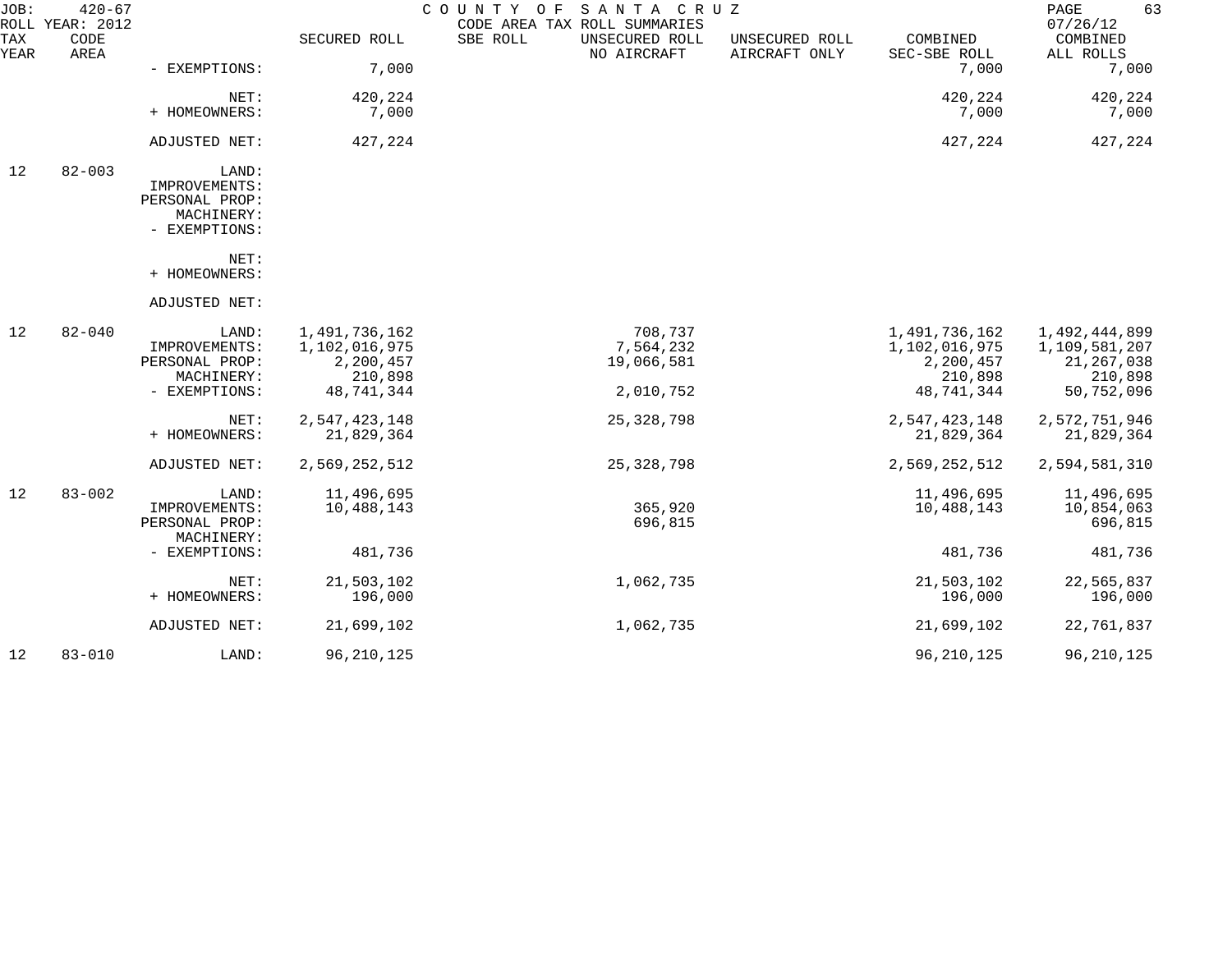| TAX YEAR | CODE AREA | | SECURED ROLL | SBE ROLL | UNSECURED ROLL NO AIRCRAFT | UNSECURED ROLL AIRCRAFT ONLY | COMBINED SEC-SBE ROLL | COMBINED ALL ROLLS |
|---|---|---|---|---|---|---|---|---|
| | | - EXEMPTIONS: | 7,000 | | | | 7,000 | 7,000 |
| | | NET: | 420,224 | | | | 420,224 | 420,224 |
| | | + HOMEOWNERS: | 7,000 | | | | 7,000 | 7,000 |
| | | ADJUSTED NET: | 427,224 | | | | 427,224 | 427,224 |
| 12 | 82-003 | LAND: | | | | | | |
| | | IMPROVEMENTS: | | | | | | |
| | | PERSONAL PROP: | | | | | | |
| | | MACHINERY: | | | | | | |
| | | - EXEMPTIONS: | | | | | | |
| | | NET: | | | | | | |
| | | + HOMEOWNERS: | | | | | | |
| | | ADJUSTED NET: | | | | | | |
| 12 | 82-040 | LAND: | 1,491,736,162 | | 708,737 | | 1,491,736,162 | 1,492,444,899 |
| | | IMPROVEMENTS: | 1,102,016,975 | | 7,564,232 | | 1,102,016,975 | 1,109,581,207 |
| | | PERSONAL PROP: | 2,200,457 | | 19,066,581 | | 2,200,457 | 21,267,038 |
| | | MACHINERY: | 210,898 | | | | 210,898 | 210,898 |
| | | - EXEMPTIONS: | 48,741,344 | | 2,010,752 | | 48,741,344 | 50,752,096 |
| | | NET: | 2,547,423,148 | | 25,328,798 | | 2,547,423,148 | 2,572,751,946 |
| | | + HOMEOWNERS: | 21,829,364 | | | | 21,829,364 | 21,829,364 |
| | | ADJUSTED NET: | 2,569,252,512 | | 25,328,798 | | 2,569,252,512 | 2,594,581,310 |
| 12 | 83-002 | LAND: | 11,496,695 | | | | 11,496,695 | 11,496,695 |
| | | IMPROVEMENTS: | 10,488,143 | | 365,920 | | 10,488,143 | 10,854,063 |
| | | PERSONAL PROP: | | | 696,815 | | | 696,815 |
| | | MACHINERY: | | | | | | |
| | | - EXEMPTIONS: | 481,736 | | | | 481,736 | 481,736 |
| | | NET: | 21,503,102 | | 1,062,735 | | 21,503,102 | 22,565,837 |
| | | + HOMEOWNERS: | 196,000 | | | | 196,000 | 196,000 |
| | | ADJUSTED NET: | 21,699,102 | | 1,062,735 | | 21,699,102 | 22,761,837 |
| 12 | 83-010 | LAND: | 96,210,125 | | | | 96,210,125 | 96,210,125 |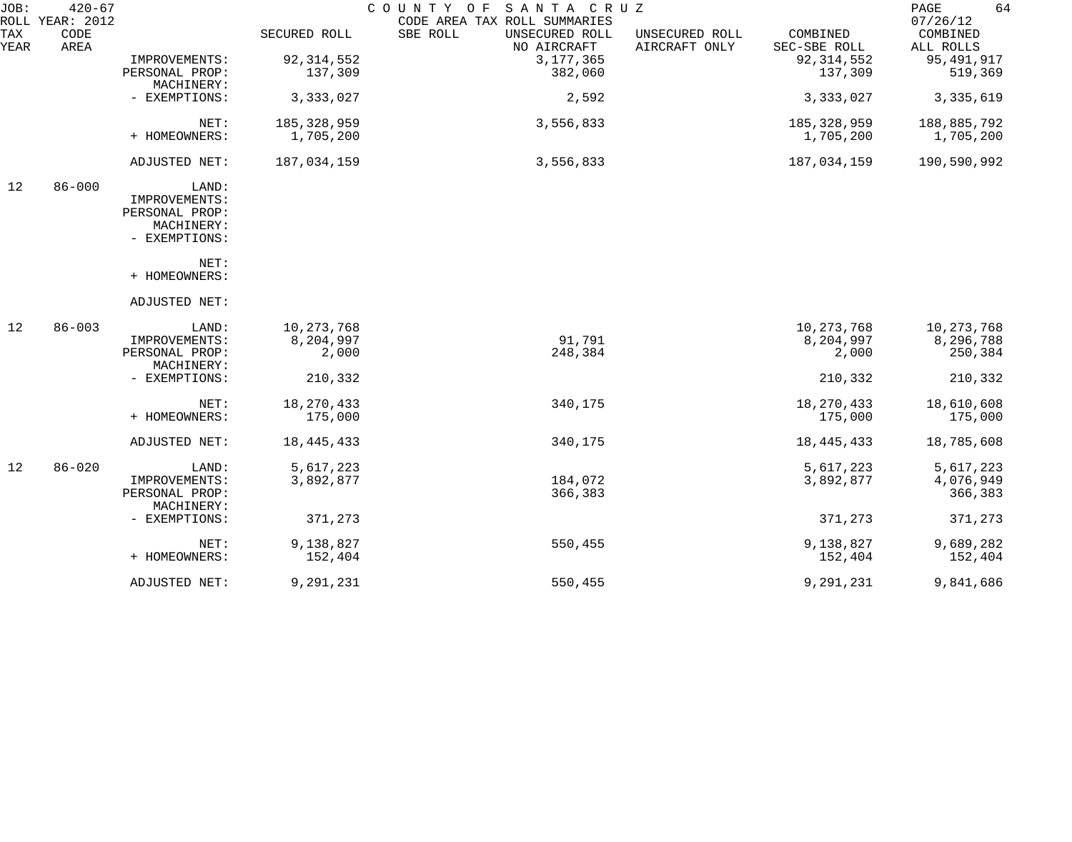JOB: 420-67 COUNTY OF SANTA CRUZ
ROLL YEAR: 2012 CODE AREA TAX ROLL SUMMARIES 07/26/12

| TAX YEAR | CODE AREA | | SECURED ROLL | SBE ROLL | UNSECURED ROLL NO AIRCRAFT | UNSECURED ROLL AIRCRAFT ONLY | COMBINED SEC-SBE ROLL | COMBINED ALL ROLLS |
|---|---|---|---|---|---|---|---|---|
| | | IMPROVEMENTS: | 92,314,552 | | 3,177,365 | | 92,314,552 | 95,491,917 |
| | | PERSONAL PROP: | 137,309 | | 382,060 | | 137,309 | 519,369 |
| | | MACHINERY: | | | | | | |
| | | - EXEMPTIONS: | 3,333,027 | | 2,592 | | 3,333,027 | 3,335,619 |
| | | NET: | 185,328,959 | | 3,556,833 | | 185,328,959 | 188,885,792 |
| | | + HOMEOWNERS: | 1,705,200 | | | | 1,705,200 | 1,705,200 |
| | | ADJUSTED NET: | 187,034,159 | | 3,556,833 | | 187,034,159 | 190,590,992 |
| 12 | 86-000 | LAND: | | | | | | |
| | | IMPROVEMENTS: | | | | | | |
| | | PERSONAL PROP: | | | | | | |
| | | MACHINERY: | | | | | | |
| | | - EXEMPTIONS: | | | | | | |
| | | NET: | | | | | | |
| | | + HOMEOWNERS: | | | | | | |
| | | ADJUSTED NET: | | | | | | |
| 12 | 86-003 | LAND: | 10,273,768 | | | | 10,273,768 | 10,273,768 |
| | | IMPROVEMENTS: | 8,204,997 | | 91,791 | | 8,204,997 | 8,296,788 |
| | | PERSONAL PROP: | 2,000 | | 248,384 | | 2,000 | 250,384 |
| | | MACHINERY: | | | | | | |
| | | - EXEMPTIONS: | 210,332 | | | | 210,332 | 210,332 |
| | | NET: | 18,270,433 | | 340,175 | | 18,270,433 | 18,610,608 |
| | | + HOMEOWNERS: | 175,000 | | | | 175,000 | 175,000 |
| | | ADJUSTED NET: | 18,445,433 | | 340,175 | | 18,445,433 | 18,785,608 |
| 12 | 86-020 | LAND: | 5,617,223 | | | | 5,617,223 | 5,617,223 |
| | | IMPROVEMENTS: | 3,892,877 | | 184,072 | | 3,892,877 | 4,076,949 |
| | | PERSONAL PROP: | | | 366,383 | | | 366,383 |
| | | MACHINERY: | | | | | | |
| | | - EXEMPTIONS: | 371,273 | | | | 371,273 | 371,273 |
| | | NET: | 9,138,827 | | 550,455 | | 9,138,827 | 9,689,282 |
| | | + HOMEOWNERS: | 152,404 | | | | 152,404 | 152,404 |
| | | ADJUSTED NET: | 9,291,231 | | 550,455 | | 9,291,231 | 9,841,686 |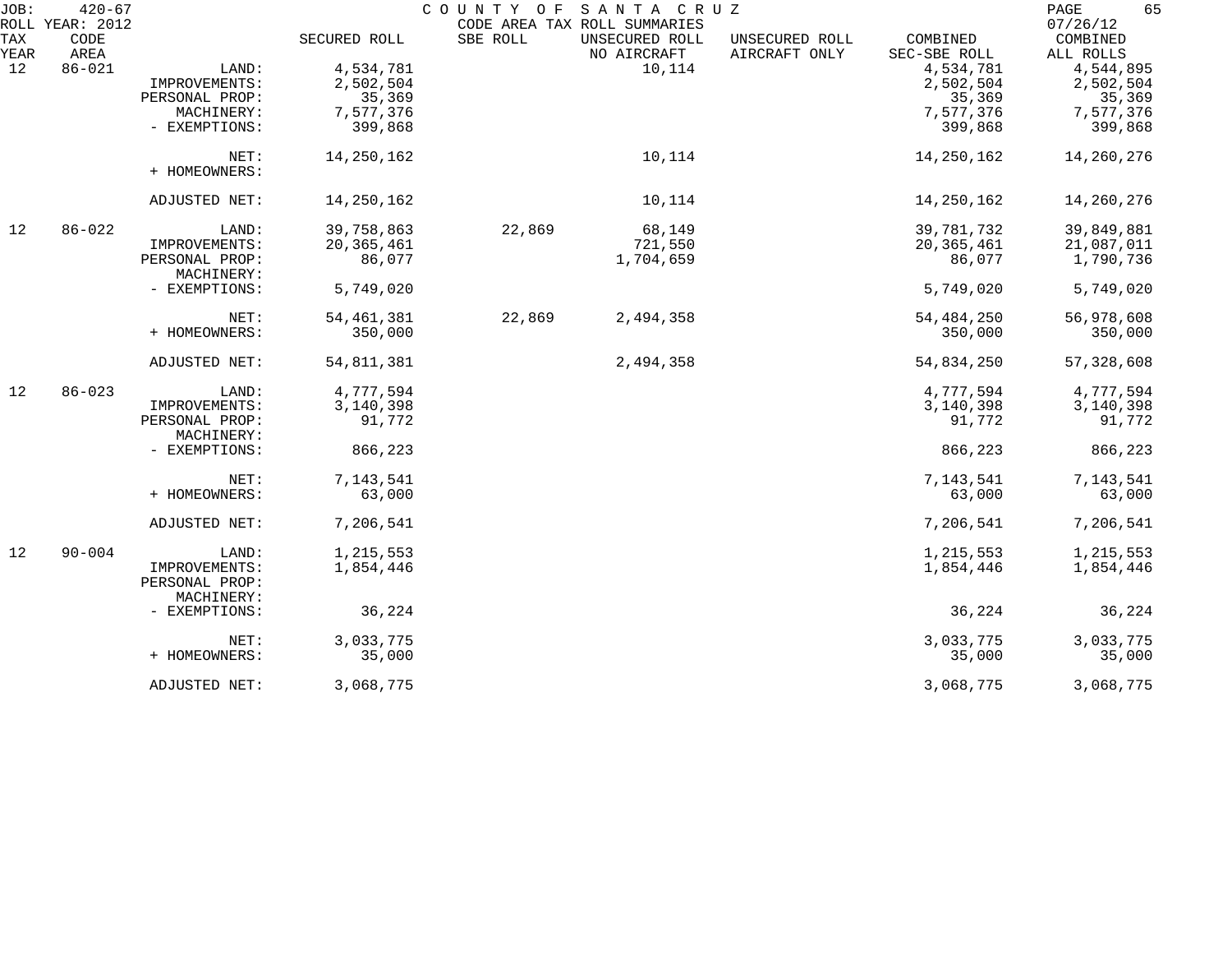JOB: 420-67 COUNTY OF SANTA CRUZ
ROLL YEAR: 2012 CODE AREA TAX ROLL SUMMARIES 07/26/12

| TAX YEAR | CODE AREA | | SECURED ROLL | SBE ROLL | UNSECURED ROLL NO AIRCRAFT | UNSECURED ROLL AIRCRAFT ONLY | COMBINED SEC-SBE ROLL | COMBINED ALL ROLLS |
|---|---|---|---|---|---|---|---|---|
| 12 | 86-021 | LAND: | 4,534,781 | | 10,114 | | 4,534,781 | 4,544,895 |
| | | IMPROVEMENTS: | 2,502,504 | | | | 2,502,504 | 2,502,504 |
| | | PERSONAL PROP: | 35,369 | | | | 35,369 | 35,369 |
| | | MACHINERY: | 7,577,376 | | | | 7,577,376 | 7,577,376 |
| | | - EXEMPTIONS: | 399,868 | | | | 399,868 | 399,868 |
| | | NET: | 14,250,162 | | 10,114 | | 14,250,162 | 14,260,276 |
| | | + HOMEOWNERS: | | | | | | |
| | | ADJUSTED NET: | 14,250,162 | | 10,114 | | 14,250,162 | 14,260,276 |
| 12 | 86-022 | LAND: | 39,758,863 | 22,869 | 68,149 | | 39,781,732 | 39,849,881 |
| | | IMPROVEMENTS: | 20,365,461 | | 721,550 | | 20,365,461 | 21,087,011 |
| | | PERSONAL PROP: | 86,077 | | 1,704,659 | | 86,077 | 1,790,736 |
| | | MACHINERY: | | | | | | |
| | | - EXEMPTIONS: | 5,749,020 | | | | 5,749,020 | 5,749,020 |
| | | NET: | 54,461,381 | 22,869 | 2,494,358 | | 54,484,250 | 56,978,608 |
| | | + HOMEOWNERS: | 350,000 | | | | 350,000 | 350,000 |
| | | ADJUSTED NET: | 54,811,381 | | 2,494,358 | | 54,834,250 | 57,328,608 |
| 12 | 86-023 | LAND: | 4,777,594 | | | | 4,777,594 | 4,777,594 |
| | | IMPROVEMENTS: | 3,140,398 | | | | 3,140,398 | 3,140,398 |
| | | PERSONAL PROP: | 91,772 | | | | 91,772 | 91,772 |
| | | MACHINERY: | | | | | | |
| | | - EXEMPTIONS: | 866,223 | | | | 866,223 | 866,223 |
| | | NET: | 7,143,541 | | | | 7,143,541 | 7,143,541 |
| | | + HOMEOWNERS: | 63,000 | | | | 63,000 | 63,000 |
| | | ADJUSTED NET: | 7,206,541 | | | | 7,206,541 | 7,206,541 |
| 12 | 90-004 | LAND: | 1,215,553 | | | | 1,215,553 | 1,215,553 |
| | | IMPROVEMENTS: | 1,854,446 | | | | 1,854,446 | 1,854,446 |
| | | PERSONAL PROP: | | | | | | |
| | | MACHINERY: | | | | | | |
| | | - EXEMPTIONS: | 36,224 | | | | 36,224 | 36,224 |
| | | NET: | 3,033,775 | | | | 3,033,775 | 3,033,775 |
| | | + HOMEOWNERS: | 35,000 | | | | 35,000 | 35,000 |
| | | ADJUSTED NET: | 3,068,775 | | | | 3,068,775 | 3,068,775 |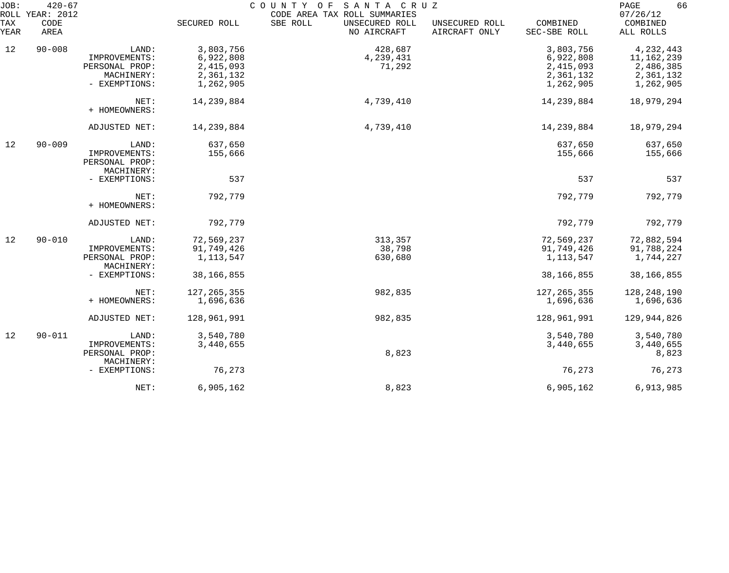JOB: 420-67 COUNTY OF SANTA CRUZ
ROLL YEAR: 2012 CODE AREA TAX ROLL SUMMARIES 07/26/12

| TAX YEAR | CODE AREA | | SECURED ROLL | SBE ROLL | UNSECURED ROLL NO AIRCRAFT | UNSECURED ROLL AIRCRAFT ONLY | COMBINED SEC-SBE ROLL | COMBINED ALL ROLLS |
|---|---|---|---|---|---|---|---|---|
| 12 | 90-008 | LAND: | 3,803,756 | | 428,687 | | 3,803,756 | 4,232,443 |
| | | IMPROVEMENTS: | 6,922,808 | | 4,239,431 | | 6,922,808 | 11,162,239 |
| | | PERSONAL PROP: | 2,415,093 | | 71,292 | | 2,415,093 | 2,486,385 |
| | | MACHINERY: | 2,361,132 | | | | 2,361,132 | 2,361,132 |
| | | - EXEMPTIONS: | 1,262,905 | | | | 1,262,905 | 1,262,905 |
| | | NET: | 14,239,884 | | 4,739,410 | | 14,239,884 | 18,979,294 |
| | | + HOMEOWNERS: | | | | | | |
| | | ADJUSTED NET: | 14,239,884 | | 4,739,410 | | 14,239,884 | 18,979,294 |
| 12 | 90-009 | LAND: | 637,650 | | | | 637,650 | 637,650 |
| | | IMPROVEMENTS: | 155,666 | | | | 155,666 | 155,666 |
| | | PERSONAL PROP: | | | | | | |
| | | MACHINERY: | | | | | | |
| | | - EXEMPTIONS: | 537 | | | | 537 | 537 |
| | | NET: | 792,779 | | | | 792,779 | 792,779 |
| | | + HOMEOWNERS: | | | | | | |
| | | ADJUSTED NET: | 792,779 | | | | 792,779 | 792,779 |
| 12 | 90-010 | LAND: | 72,569,237 | | 313,357 | | 72,569,237 | 72,882,594 |
| | | IMPROVEMENTS: | 91,749,426 | | 38,798 | | 91,749,426 | 91,788,224 |
| | | PERSONAL PROP: | 1,113,547 | | 630,680 | | 1,113,547 | 1,744,227 |
| | | MACHINERY: | | | | | | |
| | | - EXEMPTIONS: | 38,166,855 | | | | 38,166,855 | 38,166,855 |
| | | NET: | 127,265,355 | | 982,835 | | 127,265,355 | 128,248,190 |
| | | + HOMEOWNERS: | 1,696,636 | | | | 1,696,636 | 1,696,636 |
| | | ADJUSTED NET: | 128,961,991 | | 982,835 | | 128,961,991 | 129,944,826 |
| 12 | 90-011 | LAND: | 3,540,780 | | | | 3,540,780 | 3,540,780 |
| | | IMPROVEMENTS: | 3,440,655 | | | | 3,440,655 | 3,440,655 |
| | | PERSONAL PROP: | | | 8,823 | | | 8,823 |
| | | MACHINERY: | | | | | | |
| | | - EXEMPTIONS: | 76,273 | | | | 76,273 | 76,273 |
| | | NET: | 6,905,162 | | 8,823 | | 6,905,162 | 6,913,985 |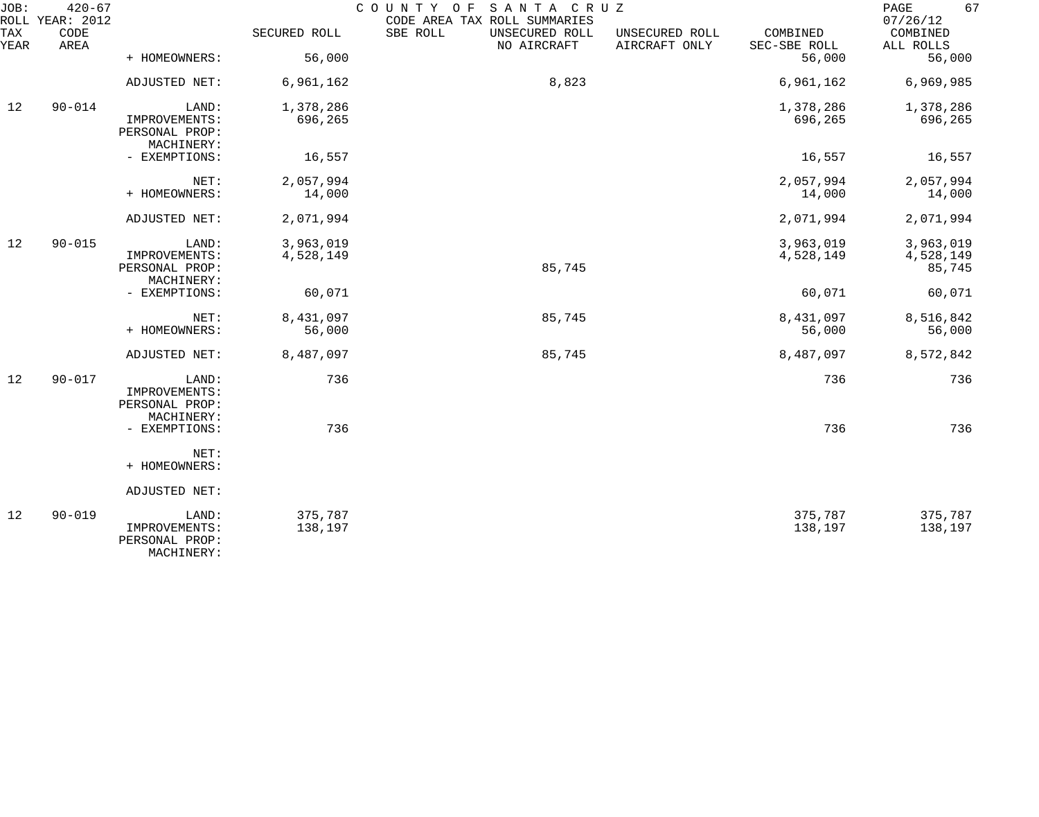| TAX YEAR | CODE AREA | | SECURED ROLL | SBE ROLL | UNSECURED ROLL NO AIRCRAFT | UNSECURED ROLL AIRCRAFT ONLY | COMBINED SEC-SBE ROLL | COMBINED ALL ROLLS |
|---|---|---|---|---|---|---|---|---|
| | | + HOMEOWNERS: | 56,000 | | | | 56,000 | 56,000 |
| | | ADJUSTED NET: | 6,961,162 | | 8,823 | | 6,961,162 | 6,969,985 |
| 12 | 90-014 | LAND: | 1,378,286 | | | | 1,378,286 | 1,378,286 |
| | | IMPROVEMENTS: | 696,265 | | | | 696,265 | 696,265 |
| | | PERSONAL PROP: | | | | | | |
| | | MACHINERY: | | | | | | |
| | | - EXEMPTIONS: | 16,557 | | | | 16,557 | 16,557 |
| | | NET: | 2,057,994 | | | | 2,057,994 | 2,057,994 |
| | | + HOMEOWNERS: | 14,000 | | | | 14,000 | 14,000 |
| | | ADJUSTED NET: | 2,071,994 | | | | 2,071,994 | 2,071,994 |
| 12 | 90-015 | LAND: | 3,963,019 | | | | 3,963,019 | 3,963,019 |
| | | IMPROVEMENTS: | 4,528,149 | | | | 4,528,149 | 4,528,149 |
| | | PERSONAL PROP: | | | 85,745 | | | 85,745 |
| | | MACHINERY: | | | | | | |
| | | - EXEMPTIONS: | 60,071 | | | | 60,071 | 60,071 |
| | | NET: | 8,431,097 | | 85,745 | | 8,431,097 | 8,516,842 |
| | | + HOMEOWNERS: | 56,000 | | | | 56,000 | 56,000 |
| | | ADJUSTED NET: | 8,487,097 | | 85,745 | | 8,487,097 | 8,572,842 |
| 12 | 90-017 | LAND: | 736 | | | | 736 | 736 |
| | | IMPROVEMENTS: | | | | | | |
| | | PERSONAL PROP: | | | | | | |
| | | MACHINERY: | | | | | | |
| | | - EXEMPTIONS: | 736 | | | | 736 | 736 |
| | | NET: | | | | | | |
| | | + HOMEOWNERS: | | | | | | |
| | | ADJUSTED NET: | | | | | | |
| 12 | 90-019 | LAND: | 375,787 | | | | 375,787 | 375,787 |
| | | IMPROVEMENTS: | 138,197 | | | | 138,197 | 138,197 |
| | | PERSONAL PROP: | | | | | | |
| | | MACHINERY: | | | | | | |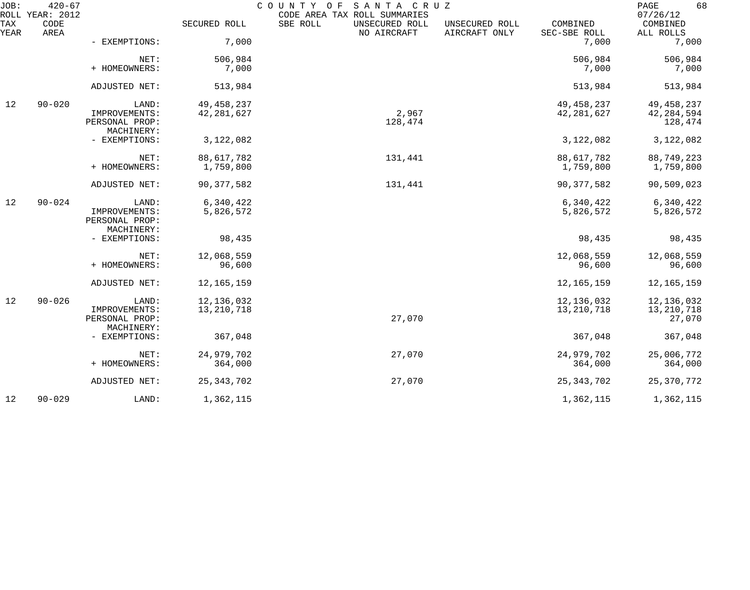JOB: 420-67 COUNTY OF SANTA CRUZ
ROLL YEAR: 2012 CODE AREA TAX ROLL SUMMARIES 07/26/12

| TAX YEAR | CODE AREA | | SECURED ROLL | SBE ROLL | UNSECURED ROLL NO AIRCRAFT | UNSECURED ROLL AIRCRAFT ONLY | COMBINED SEC-SBE ROLL | COMBINED ALL ROLLS |
|---|---|---|---|---|---|---|---|---|
| | | - EXEMPTIONS: | 7,000 | | | | 7,000 | 7,000 |
| | | NET: | 506,984 | | | | 506,984 | 506,984 |
| | | + HOMEOWNERS: | 7,000 | | | | 7,000 | 7,000 |
| | | ADJUSTED NET: | 513,984 | | | | 513,984 | 513,984 |
| 12 | 90-020 | LAND: | 49,458,237 | | | | 49,458,237 | 49,458,237 |
| | | IMPROVEMENTS: | 42,281,627 | | 2,967 | | 42,281,627 | 42,284,594 |
| | | PERSONAL PROP: | | | 128,474 | | | 128,474 |
| | | MACHINERY: | | | | | | |
| | | - EXEMPTIONS: | 3,122,082 | | | | 3,122,082 | 3,122,082 |
| | | NET: | 88,617,782 | | 131,441 | | 88,617,782 | 88,749,223 |
| | | + HOMEOWNERS: | 1,759,800 | | | | 1,759,800 | 1,759,800 |
| | | ADJUSTED NET: | 90,377,582 | | 131,441 | | 90,377,582 | 90,509,023 |
| 12 | 90-024 | LAND: | 6,340,422 | | | | 6,340,422 | 6,340,422 |
| | | IMPROVEMENTS: | 5,826,572 | | | | 5,826,572 | 5,826,572 |
| | | PERSONAL PROP: | | | | | | |
| | | MACHINERY: | | | | | | |
| | | - EXEMPTIONS: | 98,435 | | | | 98,435 | 98,435 |
| | | NET: | 12,068,559 | | | | 12,068,559 | 12,068,559 |
| | | + HOMEOWNERS: | 96,600 | | | | 96,600 | 96,600 |
| | | ADJUSTED NET: | 12,165,159 | | | | 12,165,159 | 12,165,159 |
| 12 | 90-026 | LAND: | 12,136,032 | | | | 12,136,032 | 12,136,032 |
| | | IMPROVEMENTS: | 13,210,718 | | | | 13,210,718 | 13,210,718 |
| | | PERSONAL PROP: | | | 27,070 | | | 27,070 |
| | | MACHINERY: | | | | | | |
| | | - EXEMPTIONS: | 367,048 | | | | 367,048 | 367,048 |
| | | NET: | 24,979,702 | | 27,070 | | 24,979,702 | 25,006,772 |
| | | + HOMEOWNERS: | 364,000 | | | | 364,000 | 364,000 |
| | | ADJUSTED NET: | 25,343,702 | | 27,070 | | 25,343,702 | 25,370,772 |
| 12 | 90-029 | LAND: | 1,362,115 | | | | 1,362,115 | 1,362,115 |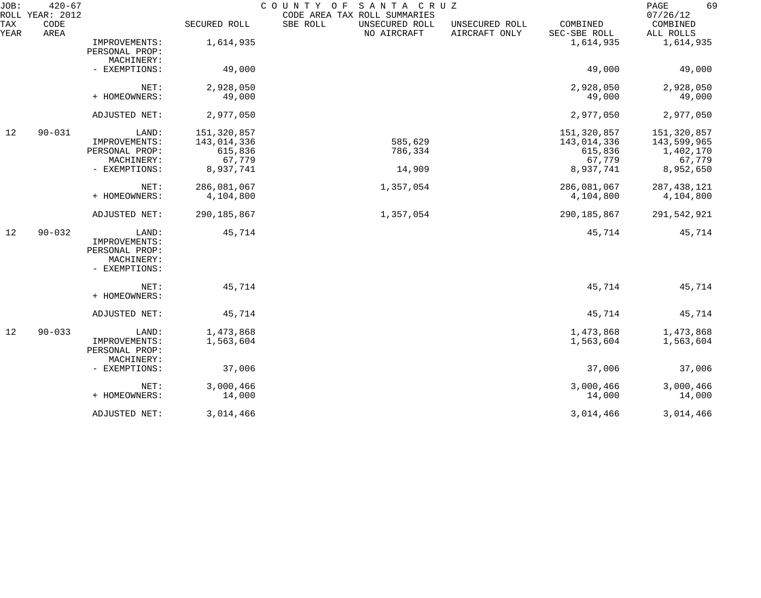| TAX YEAR | CODE AREA | | SECURED ROLL | SBE ROLL | UNSECURED ROLL NO AIRCRAFT | UNSECURED ROLL AIRCRAFT ONLY | COMBINED SEC-SBE ROLL | COMBINED ALL ROLLS |
|---|---|---|---|---|---|---|---|---|
| | | IMPROVEMENTS: | 1,614,935 | | | | 1,614,935 | 1,614,935 |
| | | PERSONAL PROP: | | | | | | |
| | | MACHINERY: | | | | | | |
| | | - EXEMPTIONS: | 49,000 | | | | 49,000 | 49,000 |
| | | NET: | 2,928,050 | | | | 2,928,050 | 2,928,050 |
| | | + HOMEOWNERS: | 49,000 | | | | 49,000 | 49,000 |
| | | ADJUSTED NET: | 2,977,050 | | | | 2,977,050 | 2,977,050 |
| 12 | 90-031 | LAND: | 151,320,857 | | | | 151,320,857 | 151,320,857 |
| | | IMPROVEMENTS: | 143,014,336 | | 585,629 | | 143,014,336 | 143,599,965 |
| | | PERSONAL PROP: | 615,836 | | 786,334 | | 615,836 | 1,402,170 |
| | | MACHINERY: | 67,779 | | | | 67,779 | 67,779 |
| | | - EXEMPTIONS: | 8,937,741 | | 14,909 | | 8,937,741 | 8,952,650 |
| | | NET: | 286,081,067 | | 1,357,054 | | 286,081,067 | 287,438,121 |
| | | + HOMEOWNERS: | 4,104,800 | | | | 4,104,800 | 4,104,800 |
| | | ADJUSTED NET: | 290,185,867 | | 1,357,054 | | 290,185,867 | 291,542,921 |
| 12 | 90-032 | LAND: | 45,714 | | | | 45,714 | 45,714 |
| | | IMPROVEMENTS: | | | | | | |
| | | PERSONAL PROP: | | | | | | |
| | | MACHINERY: | | | | | | |
| | | - EXEMPTIONS: | | | | | | |
| | | NET: | 45,714 | | | | 45,714 | 45,714 |
| | | + HOMEOWNERS: | | | | | | |
| | | ADJUSTED NET: | 45,714 | | | | 45,714 | 45,714 |
| 12 | 90-033 | LAND: | 1,473,868 | | | | 1,473,868 | 1,473,868 |
| | | IMPROVEMENTS: | 1,563,604 | | | | 1,563,604 | 1,563,604 |
| | | PERSONAL PROP: | | | | | | |
| | | MACHINERY: | | | | | | |
| | | - EXEMPTIONS: | 37,006 | | | | 37,006 | 37,006 |
| | | NET: | 3,000,466 | | | | 3,000,466 | 3,000,466 |
| | | + HOMEOWNERS: | 14,000 | | | | 14,000 | 14,000 |
| | | ADJUSTED NET: | 3,014,466 | | | | 3,014,466 | 3,014,466 |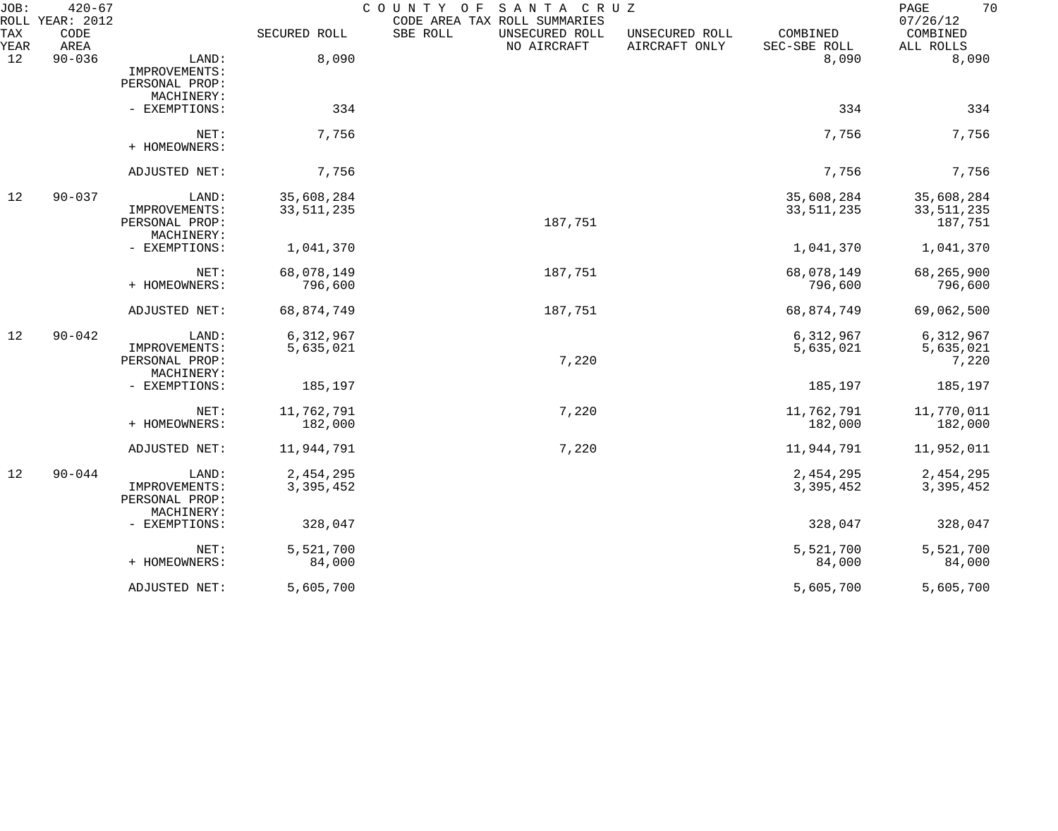JOB: 420-67 COUNTY OF SANTA CRUZ
ROLL YEAR: 2012 CODE AREA TAX ROLL SUMMARIES 07/26/12

| TAX YEAR | CODE AREA | | SECURED ROLL | SBE ROLL | UNSECURED ROLL NO AIRCRAFT | UNSECURED ROLL AIRCRAFT ONLY | COMBINED SEC-SBE ROLL | COMBINED ALL ROLLS |
|---|---|---|---|---|---|---|---|---|
| 12 | 90-036 | LAND: | 8,090 | | | | 8,090 | 8,090 |
| | | IMPROVEMENTS: | | | | | | |
| | | PERSONAL PROP: | | | | | | |
| | | MACHINERY: | | | | | | |
| | | - EXEMPTIONS: | 334 | | | | 334 | 334 |
| | | NET: | 7,756 | | | | 7,756 | 7,756 |
| | | + HOMEOWNERS: | | | | | | |
| | | ADJUSTED NET: | 7,756 | | | | 7,756 | 7,756 |
| 12 | 90-037 | LAND: | 35,608,284 | | | | 35,608,284 | 35,608,284 |
| | | IMPROVEMENTS: | 33,511,235 | | | | 33,511,235 | 33,511,235 |
| | | PERSONAL PROP: | | | 187,751 | | | 187,751 |
| | | MACHINERY: | | | | | | |
| | | - EXEMPTIONS: | 1,041,370 | | | | 1,041,370 | 1,041,370 |
| | | NET: | 68,078,149 | | 187,751 | | 68,078,149 | 68,265,900 |
| | | + HOMEOWNERS: | 796,600 | | | | 796,600 | 796,600 |
| | | ADJUSTED NET: | 68,874,749 | | 187,751 | | 68,874,749 | 69,062,500 |
| 12 | 90-042 | LAND: | 6,312,967 | | | | 6,312,967 | 6,312,967 |
| | | IMPROVEMENTS: | 5,635,021 | | | | 5,635,021 | 5,635,021 |
| | | PERSONAL PROP: | | | 7,220 | | | 7,220 |
| | | MACHINERY: | | | | | | |
| | | - EXEMPTIONS: | 185,197 | | | | 185,197 | 185,197 |
| | | NET: | 11,762,791 | | 7,220 | | 11,762,791 | 11,770,011 |
| | | + HOMEOWNERS: | 182,000 | | | | 182,000 | 182,000 |
| | | ADJUSTED NET: | 11,944,791 | | 7,220 | | 11,944,791 | 11,952,011 |
| 12 | 90-044 | LAND: | 2,454,295 | | | | 2,454,295 | 2,454,295 |
| | | IMPROVEMENTS: | 3,395,452 | | | | 3,395,452 | 3,395,452 |
| | | PERSONAL PROP: | | | | | | |
| | | MACHINERY: | | | | | | |
| | | - EXEMPTIONS: | 328,047 | | | | 328,047 | 328,047 |
| | | NET: | 5,521,700 | | | | 5,521,700 | 5,521,700 |
| | | + HOMEOWNERS: | 84,000 | | | | 84,000 | 84,000 |
| | | ADJUSTED NET: | 5,605,700 | | | | 5,605,700 | 5,605,700 |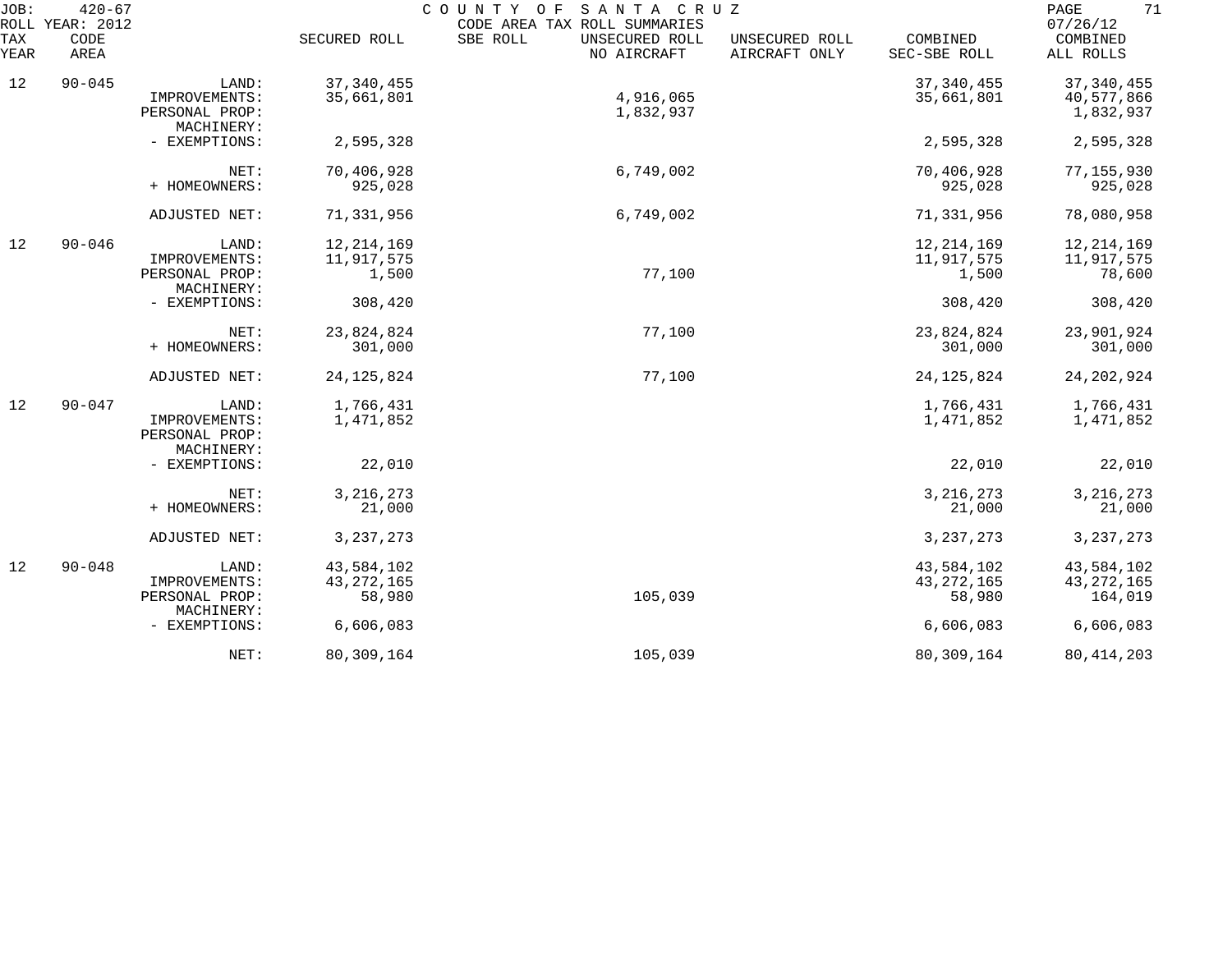JOB: 420-67 COUNTY OF SANTA CRUZ
ROLL YEAR: 2012 CODE AREA TAX ROLL SUMMARIES 07/26/12

| TAX YEAR | CODE AREA | | SECURED ROLL | SBE ROLL | UNSECURED ROLL NO AIRCRAFT | UNSECURED ROLL AIRCRAFT ONLY | COMBINED SEC-SBE ROLL | COMBINED ALL ROLLS |
|---|---|---|---|---|---|---|---|---|
| 12 | 90-045 | LAND: | 37,340,455 | | | | 37,340,455 | 37,340,455 |
| | | IMPROVEMENTS: | 35,661,801 | | 4,916,065 | | 35,661,801 | 40,577,866 |
| | | PERSONAL PROP: | | | 1,832,937 | | | 1,832,937 |
| | | MACHINERY: | | | | | | |
| | | - EXEMPTIONS: | 2,595,328 | | | | 2,595,328 | 2,595,328 |
| | | NET: | 70,406,928 | | 6,749,002 | | 70,406,928 | 77,155,930 |
| | | + HOMEOWNERS: | 925,028 | | | | 925,028 | 925,028 |
| | | ADJUSTED NET: | 71,331,956 | | 6,749,002 | | 71,331,956 | 78,080,958 |
| 12 | 90-046 | LAND: | 12,214,169 | | | | 12,214,169 | 12,214,169 |
| | | IMPROVEMENTS: | 11,917,575 | | | | 11,917,575 | 11,917,575 |
| | | PERSONAL PROP: | 1,500 | | 77,100 | | 1,500 | 78,600 |
| | | MACHINERY: | | | | | | |
| | | - EXEMPTIONS: | 308,420 | | | | 308,420 | 308,420 |
| | | NET: | 23,824,824 | | 77,100 | | 23,824,824 | 23,901,924 |
| | | + HOMEOWNERS: | 301,000 | | | | 301,000 | 301,000 |
| | | ADJUSTED NET: | 24,125,824 | | 77,100 | | 24,125,824 | 24,202,924 |
| 12 | 90-047 | LAND: | 1,766,431 | | | | 1,766,431 | 1,766,431 |
| | | IMPROVEMENTS: | 1,471,852 | | | | 1,471,852 | 1,471,852 |
| | | PERSONAL PROP: | | | | | | |
| | | MACHINERY: | | | | | | |
| | | - EXEMPTIONS: | 22,010 | | | | 22,010 | 22,010 |
| | | NET: | 3,216,273 | | | | 3,216,273 | 3,216,273 |
| | | + HOMEOWNERS: | 21,000 | | | | 21,000 | 21,000 |
| | | ADJUSTED NET: | 3,237,273 | | | | 3,237,273 | 3,237,273 |
| 12 | 90-048 | LAND: | 43,584,102 | | | | 43,584,102 | 43,584,102 |
| | | IMPROVEMENTS: | 43,272,165 | | | | 43,272,165 | 43,272,165 |
| | | PERSONAL PROP: | 58,980 | | 105,039 | | 58,980 | 164,019 |
| | | MACHINERY: | | | | | | |
| | | - EXEMPTIONS: | 6,606,083 | | | | 6,606,083 | 6,606,083 |
| | | NET: | 80,309,164 | | 105,039 | | 80,309,164 | 80,414,203 |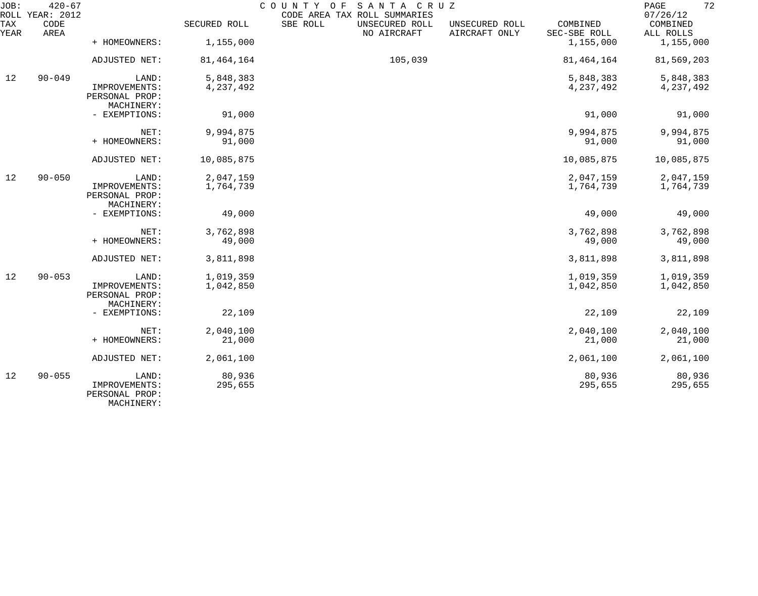| TAX YEAR | CODE AREA | | SECURED ROLL | SBE ROLL | UNSECURED ROLL NO AIRCRAFT | UNSECURED ROLL AIRCRAFT ONLY | COMBINED SEC-SBE ROLL | COMBINED ALL ROLLS |
|---|---|---|---|---|---|---|---|---|
| | | + HOMEOWNERS: | 1,155,000 | | | | 1,155,000 | 1,155,000 |
| | | ADJUSTED NET: | 81,464,164 | | 105,039 | | 81,464,164 | 81,569,203 |
| 12 | 90-049 | LAND: | 5,848,383 | | | | 5,848,383 | 5,848,383 |
| | | IMPROVEMENTS: | 4,237,492 | | | | 4,237,492 | 4,237,492 |
| | | PERSONAL PROP: | | | | | | |
| | | MACHINERY: | | | | | | |
| | | - EXEMPTIONS: | 91,000 | | | | 91,000 | 91,000 |
| | | NET: | 9,994,875 | | | | 9,994,875 | 9,994,875 |
| | | + HOMEOWNERS: | 91,000 | | | | 91,000 | 91,000 |
| | | ADJUSTED NET: | 10,085,875 | | | | 10,085,875 | 10,085,875 |
| 12 | 90-050 | LAND: | 2,047,159 | | | | 2,047,159 | 2,047,159 |
| | | IMPROVEMENTS: | 1,764,739 | | | | 1,764,739 | 1,764,739 |
| | | PERSONAL PROP: | | | | | | |
| | | MACHINERY: | | | | | | |
| | | - EXEMPTIONS: | 49,000 | | | | 49,000 | 49,000 |
| | | NET: | 3,762,898 | | | | 3,762,898 | 3,762,898 |
| | | + HOMEOWNERS: | 49,000 | | | | 49,000 | 49,000 |
| | | ADJUSTED NET: | 3,811,898 | | | | 3,811,898 | 3,811,898 |
| 12 | 90-053 | LAND: | 1,019,359 | | | | 1,019,359 | 1,019,359 |
| | | IMPROVEMENTS: | 1,042,850 | | | | 1,042,850 | 1,042,850 |
| | | PERSONAL PROP: | | | | | | |
| | | MACHINERY: | | | | | | |
| | | - EXEMPTIONS: | 22,109 | | | | 22,109 | 22,109 |
| | | NET: | 2,040,100 | | | | 2,040,100 | 2,040,100 |
| | | + HOMEOWNERS: | 21,000 | | | | 21,000 | 21,000 |
| | | ADJUSTED NET: | 2,061,100 | | | | 2,061,100 | 2,061,100 |
| 12 | 90-055 | LAND: | 80,936 | | | | 80,936 | 80,936 |
| | | IMPROVEMENTS: | 295,655 | | | | 295,655 | 295,655 |
| | | PERSONAL PROP: | | | | | | |
| | | MACHINERY: | | | | | | |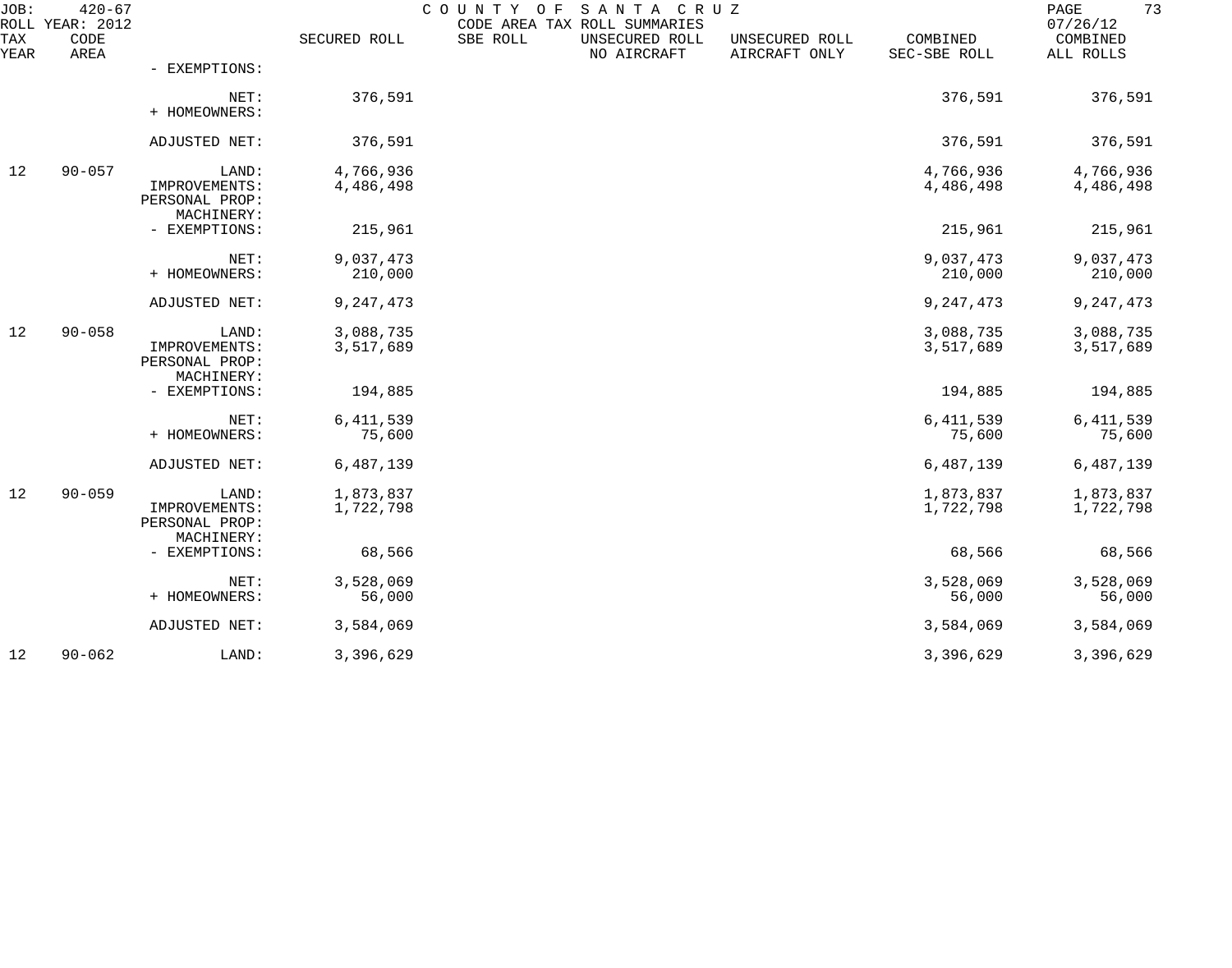| TAX YEAR | CODE AREA | | SECURED ROLL | SBE ROLL | UNSECURED ROLL NO AIRCRAFT | UNSECURED ROLL AIRCRAFT ONLY | COMBINED SEC-SBE ROLL | COMBINED ALL ROLLS |
|---|---|---|---|---|---|---|---|---|
| | | - EXEMPTIONS: | | | | | | |
| | | NET: | 376,591 | | | | 376,591 | 376,591 |
| | | + HOMEOWNERS: | | | | | | |
| | | ADJUSTED NET: | 376,591 | | | | 376,591 | 376,591 |
| 12 | 90-057 | LAND: | 4,766,936 | | | | 4,766,936 | 4,766,936 |
| | | IMPROVEMENTS: | 4,486,498 | | | | 4,486,498 | 4,486,498 |
| | | PERSONAL PROP: | | | | | | |
| | | MACHINERY: | | | | | | |
| | | - EXEMPTIONS: | 215,961 | | | | 215,961 | 215,961 |
| | | NET: | 9,037,473 | | | | 9,037,473 | 9,037,473 |
| | | + HOMEOWNERS: | 210,000 | | | | 210,000 | 210,000 |
| | | ADJUSTED NET: | 9,247,473 | | | | 9,247,473 | 9,247,473 |
| 12 | 90-058 | LAND: | 3,088,735 | | | | 3,088,735 | 3,088,735 |
| | | IMPROVEMENTS: | 3,517,689 | | | | 3,517,689 | 3,517,689 |
| | | PERSONAL PROP: | | | | | | |
| | | MACHINERY: | | | | | | |
| | | - EXEMPTIONS: | 194,885 | | | | 194,885 | 194,885 |
| | | NET: | 6,411,539 | | | | 6,411,539 | 6,411,539 |
| | | + HOMEOWNERS: | 75,600 | | | | 75,600 | 75,600 |
| | | ADJUSTED NET: | 6,487,139 | | | | 6,487,139 | 6,487,139 |
| 12 | 90-059 | LAND: | 1,873,837 | | | | 1,873,837 | 1,873,837 |
| | | IMPROVEMENTS: | 1,722,798 | | | | 1,722,798 | 1,722,798 |
| | | PERSONAL PROP: | | | | | | |
| | | MACHINERY: | | | | | | |
| | | - EXEMPTIONS: | 68,566 | | | | 68,566 | 68,566 |
| | | NET: | 3,528,069 | | | | 3,528,069 | 3,528,069 |
| | | + HOMEOWNERS: | 56,000 | | | | 56,000 | 56,000 |
| | | ADJUSTED NET: | 3,584,069 | | | | 3,584,069 | 3,584,069 |
| 12 | 90-062 | LAND: | 3,396,629 | | | | 3,396,629 | 3,396,629 |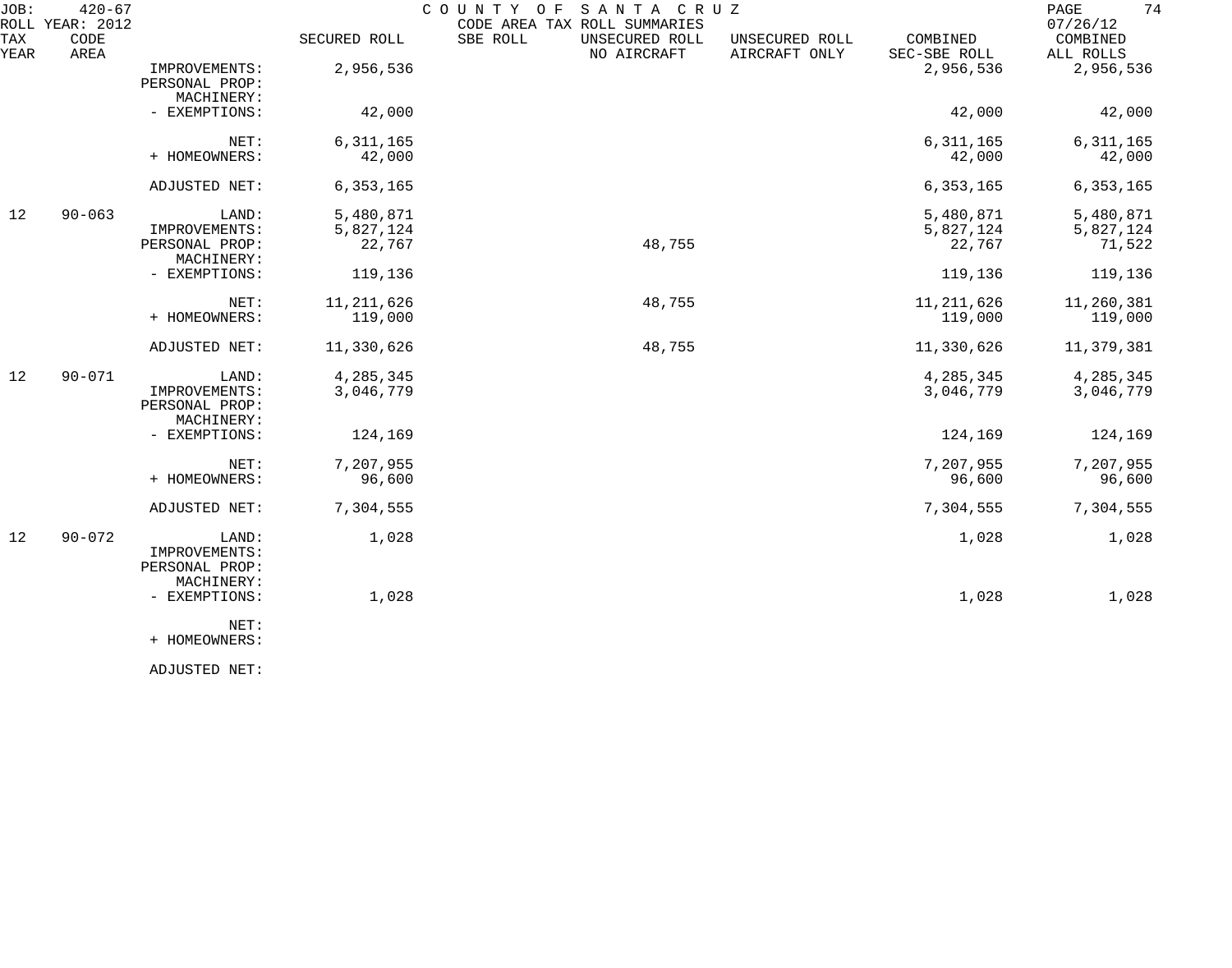JOB: 420-67 COUNTY OF SANTA CRUZ
ROLL YEAR: 2012 CODE AREA TAX ROLL SUMMARIES 07/26/12

| TAX YEAR | CODE AREA | | SECURED ROLL | SBE ROLL | UNSECURED ROLL NO AIRCRAFT | UNSECURED ROLL AIRCRAFT ONLY | COMBINED SEC-SBE ROLL | COMBINED ALL ROLLS |
|---|---|---|---|---|---|---|---|---|
| | | IMPROVEMENTS: | 2,956,536 | | | | 2,956,536 | 2,956,536 |
| | | PERSONAL PROP: | | | | | | |
| | | MACHINERY: | | | | | | |
| | | - EXEMPTIONS: | 42,000 | | | | 42,000 | 42,000 |
| | | NET: | 6,311,165 | | | | 6,311,165 | 6,311,165 |
| | | + HOMEOWNERS: | 42,000 | | | | 42,000 | 42,000 |
| | | ADJUSTED NET: | 6,353,165 | | | | 6,353,165 | 6,353,165 |
| 12 | 90-063 | LAND: | 5,480,871 | | | | 5,480,871 | 5,480,871 |
| | | IMPROVEMENTS: | 5,827,124 | | | | 5,827,124 | 5,827,124 |
| | | PERSONAL PROP: | 22,767 | | 48,755 | | 22,767 | 71,522 |
| | | MACHINERY: | | | | | | |
| | | - EXEMPTIONS: | 119,136 | | | | 119,136 | 119,136 |
| | | NET: | 11,211,626 | | 48,755 | | 11,211,626 | 11,260,381 |
| | | + HOMEOWNERS: | 119,000 | | | | 119,000 | 119,000 |
| | | ADJUSTED NET: | 11,330,626 | | 48,755 | | 11,330,626 | 11,379,381 |
| 12 | 90-071 | LAND: | 4,285,345 | | | | 4,285,345 | 4,285,345 |
| | | IMPROVEMENTS: | 3,046,779 | | | | 3,046,779 | 3,046,779 |
| | | PERSONAL PROP: | | | | | | |
| | | MACHINERY: | | | | | | |
| | | - EXEMPTIONS: | 124,169 | | | | 124,169 | 124,169 |
| | | NET: | 7,207,955 | | | | 7,207,955 | 7,207,955 |
| | | + HOMEOWNERS: | 96,600 | | | | 96,600 | 96,600 |
| | | ADJUSTED NET: | 7,304,555 | | | | 7,304,555 | 7,304,555 |
| 12 | 90-072 | LAND: | 1,028 | | | | 1,028 | 1,028 |
| | | IMPROVEMENTS: | | | | | | |
| | | PERSONAL PROP: | | | | | | |
| | | MACHINERY: | | | | | | |
| | | - EXEMPTIONS: | 1,028 | | | | 1,028 | 1,028 |
| | | NET: | | | | | | |
| | | + HOMEOWNERS: | | | | | | |
| | | ADJUSTED NET: | | | | | | |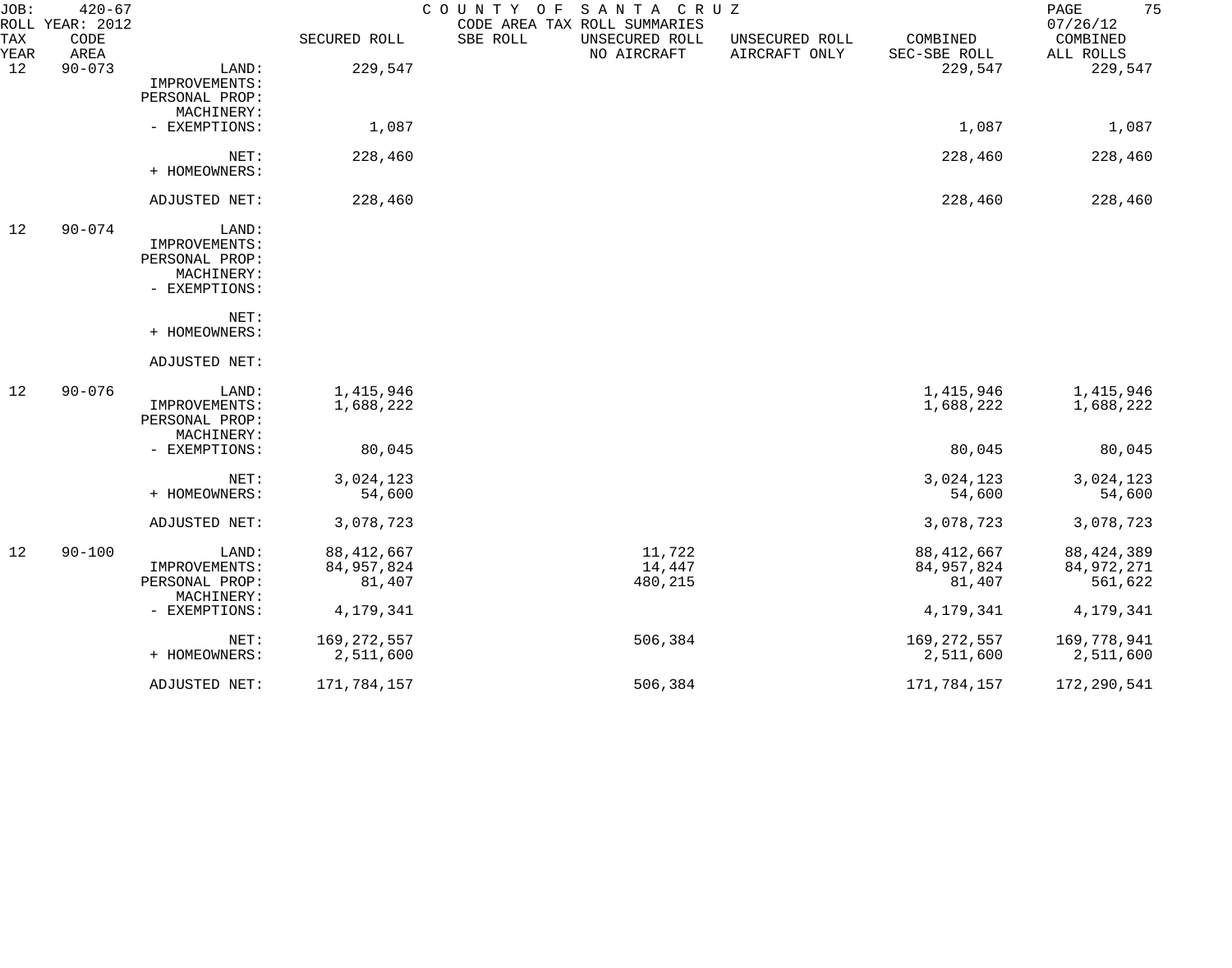JOB: 420-67 COUNTY OF SANTA CRUZ
ROLL YEAR: 2012 CODE AREA TAX ROLL SUMMARIES 07/26/12

| TAX YEAR | CODE AREA | | SECURED ROLL | SBE ROLL | UNSECURED ROLL NO AIRCRAFT | UNSECURED ROLL AIRCRAFT ONLY | COMBINED SEC-SBE ROLL | COMBINED ALL ROLLS |
|---|---|---|---|---|---|---|---|---|
| 12 | 90-073 | LAND: | 229,547 | | | | 229,547 | 229,547 |
| | | IMPROVEMENTS: | | | | | | |
| | | PERSONAL PROP: | | | | | | |
| | | MACHINERY: | | | | | | |
| | | - EXEMPTIONS: | 1,087 | | | | 1,087 | 1,087 |
| | | NET: | 228,460 | | | | 228,460 | 228,460 |
| | | + HOMEOWNERS: | | | | | | |
| | | ADJUSTED NET: | 228,460 | | | | 228,460 | 228,460 |
| 12 | 90-074 | LAND: | | | | | | |
| | | IMPROVEMENTS: | | | | | | |
| | | PERSONAL PROP: | | | | | | |
| | | MACHINERY: | | | | | | |
| | | - EXEMPTIONS: | | | | | | |
| | | NET: | | | | | | |
| | | + HOMEOWNERS: | | | | | | |
| | | ADJUSTED NET: | | | | | | |
| 12 | 90-076 | LAND: | 1,415,946 | | | | 1,415,946 | 1,415,946 |
| | | IMPROVEMENTS: | 1,688,222 | | | | 1,688,222 | 1,688,222 |
| | | PERSONAL PROP: | | | | | | |
| | | MACHINERY: | | | | | | |
| | | - EXEMPTIONS: | 80,045 | | | | 80,045 | 80,045 |
| | | NET: | 3,024,123 | | | | 3,024,123 | 3,024,123 |
| | | + HOMEOWNERS: | 54,600 | | | | 54,600 | 54,600 |
| | | ADJUSTED NET: | 3,078,723 | | | | 3,078,723 | 3,078,723 |
| 12 | 90-100 | LAND: | 88,412,667 | | 11,722 | | 88,412,667 | 88,424,389 |
| | | IMPROVEMENTS: | 84,957,824 | | 14,447 | | 84,957,824 | 84,972,271 |
| | | PERSONAL PROP: | 81,407 | | 480,215 | | 81,407 | 561,622 |
| | | MACHINERY: | | | | | | |
| | | - EXEMPTIONS: | 4,179,341 | | | | 4,179,341 | 4,179,341 |
| | | NET: | 169,272,557 | | 506,384 | | 169,272,557 | 169,778,941 |
| | | + HOMEOWNERS: | 2,511,600 | | | | 2,511,600 | 2,511,600 |
| | | ADJUSTED NET: | 171,784,157 | | 506,384 | | 171,784,157 | 172,290,541 |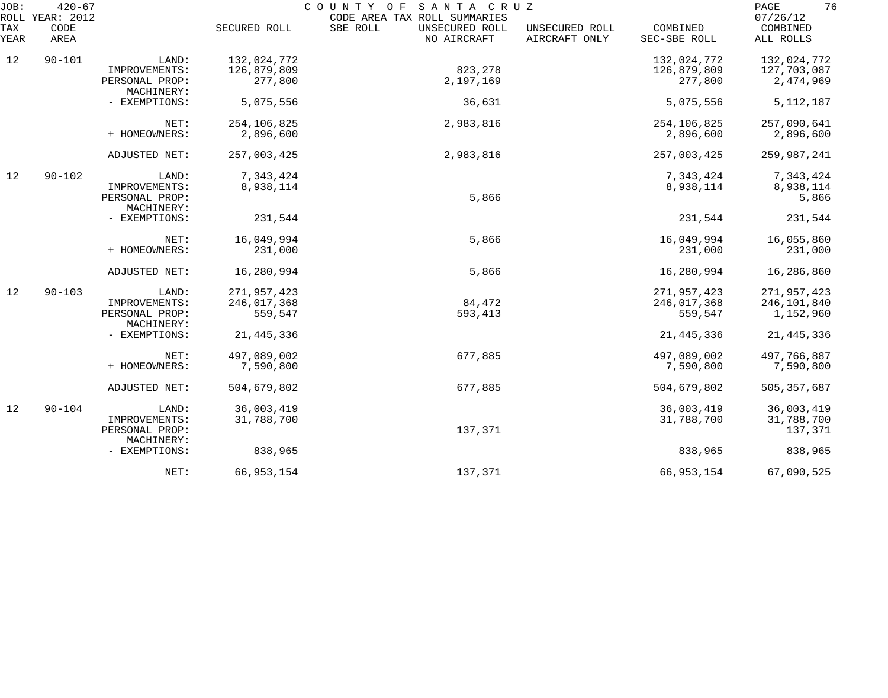JOB: 420-67 COUNTY OF SANTA CRUZ
ROLL YEAR: 2012 CODE AREA TAX ROLL SUMMARIES 07/26/12

| TAX YEAR | CODE AREA | | SECURED ROLL | SBE ROLL | UNSECURED ROLL NO AIRCRAFT | UNSECURED ROLL AIRCRAFT ONLY | COMBINED SEC-SBE ROLL | COMBINED ALL ROLLS |
|---|---|---|---|---|---|---|---|---|
| 12 | 90-101 | LAND: | 132,024,772 | | | | 132,024,772 | 132,024,772 |
| | | IMPROVEMENTS: | 126,879,809 | | 823,278 | | 126,879,809 | 127,703,087 |
| | | PERSONAL PROP: | 277,800 | | 2,197,169 | | 277,800 | 2,474,969 |
| | | MACHINERY: | | | | | | |
| | | - EXEMPTIONS: | 5,075,556 | | 36,631 | | 5,075,556 | 5,112,187 |
| | | NET: | 254,106,825 | | 2,983,816 | | 254,106,825 | 257,090,641 |
| | | + HOMEOWNERS: | 2,896,600 | | | | 2,896,600 | 2,896,600 |
| | | ADJUSTED NET: | 257,003,425 | | 2,983,816 | | 257,003,425 | 259,987,241 |
| 12 | 90-102 | LAND: | 7,343,424 | | | | 7,343,424 | 7,343,424 |
| | | IMPROVEMENTS: | 8,938,114 | | | | 8,938,114 | 8,938,114 |
| | | PERSONAL PROP: | | | 5,866 | | | 5,866 |
| | | MACHINERY: | | | | | | |
| | | - EXEMPTIONS: | 231,544 | | | | 231,544 | 231,544 |
| | | NET: | 16,049,994 | | 5,866 | | 16,049,994 | 16,055,860 |
| | | + HOMEOWNERS: | 231,000 | | | | 231,000 | 231,000 |
| | | ADJUSTED NET: | 16,280,994 | | 5,866 | | 16,280,994 | 16,286,860 |
| 12 | 90-103 | LAND: | 271,957,423 | | | | 271,957,423 | 271,957,423 |
| | | IMPROVEMENTS: | 246,017,368 | | 84,472 | | 246,017,368 | 246,101,840 |
| | | PERSONAL PROP: | 559,547 | | 593,413 | | 559,547 | 1,152,960 |
| | | MACHINERY: | | | | | | |
| | | - EXEMPTIONS: | 21,445,336 | | | | 21,445,336 | 21,445,336 |
| | | NET: | 497,089,002 | | 677,885 | | 497,089,002 | 497,766,887 |
| | | + HOMEOWNERS: | 7,590,800 | | | | 7,590,800 | 7,590,800 |
| | | ADJUSTED NET: | 504,679,802 | | 677,885 | | 504,679,802 | 505,357,687 |
| 12 | 90-104 | LAND: | 36,003,419 | | | | 36,003,419 | 36,003,419 |
| | | IMPROVEMENTS: | 31,788,700 | | | | 31,788,700 | 31,788,700 |
| | | PERSONAL PROP: | | | 137,371 | | | 137,371 |
| | | MACHINERY: | | | | | | |
| | | - EXEMPTIONS: | 838,965 | | | | 838,965 | 838,965 |
| | | NET: | 66,953,154 | | 137,371 | | 66,953,154 | 67,090,525 |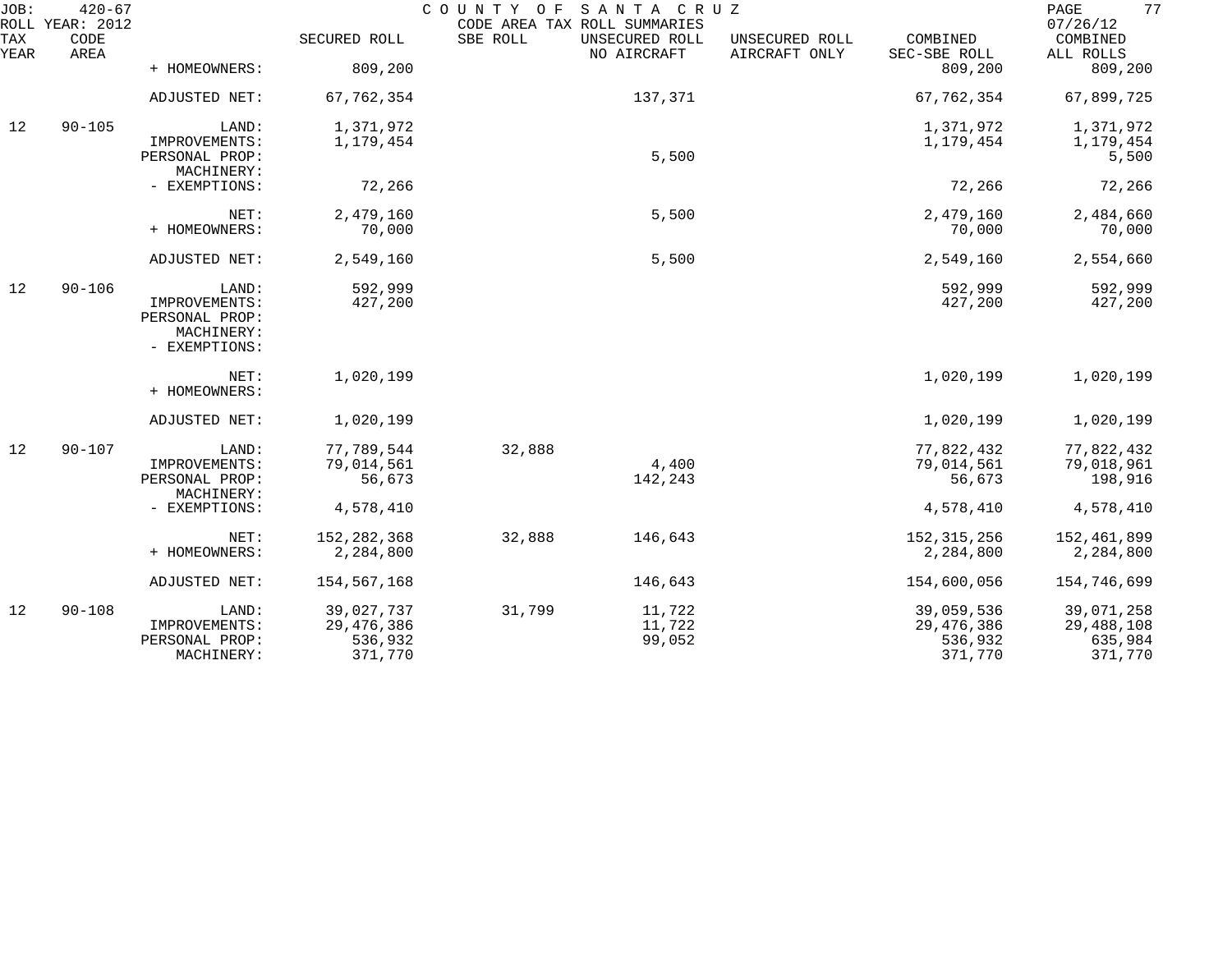JOB: 420-67 COUNTY OF SANTA CRUZ PAGE 77
ROLL YEAR: 2012 CODE AREA TAX ROLL SUMMARIES 07/26/12

| TAX YEAR | CODE AREA | | SECURED ROLL | SBE ROLL | UNSECURED ROLL NO AIRCRAFT | UNSECURED ROLL AIRCRAFT ONLY | COMBINED SEC-SBE ROLL | COMBINED ALL ROLLS |
|---|---|---|---|---|---|---|---|---|
| | | + HOMEOWNERS: | 809,200 | | | | 809,200 | 809,200 |
| | | ADJUSTED NET: | 67,762,354 | | 137,371 | | 67,762,354 | 67,899,725 |
| 12 | 90-105 | LAND: | 1,371,972 | | | | 1,371,972 | 1,371,972 |
| | | IMPROVEMENTS: | 1,179,454 | | | | 1,179,454 | 1,179,454 |
| | | PERSONAL PROP: | | | 5,500 | | | 5,500 |
| | | MACHINERY: | | | | | | |
| | | - EXEMPTIONS: | 72,266 | | | | 72,266 | 72,266 |
| | | NET: | 2,479,160 | | 5,500 | | 2,479,160 | 2,484,660 |
| | | + HOMEOWNERS: | 70,000 | | | | 70,000 | 70,000 |
| | | ADJUSTED NET: | 2,549,160 | | 5,500 | | 2,549,160 | 2,554,660 |
| 12 | 90-106 | LAND: | 592,999 | | | | 592,999 | 592,999 |
| | | IMPROVEMENTS: | 427,200 | | | | 427,200 | 427,200 |
| | | PERSONAL PROP: | | | | | | |
| | | MACHINERY: | | | | | | |
| | | - EXEMPTIONS: | | | | | | |
| | | NET: | 1,020,199 | | | | 1,020,199 | 1,020,199 |
| | | + HOMEOWNERS: | | | | | | |
| | | ADJUSTED NET: | 1,020,199 | | | | 1,020,199 | 1,020,199 |
| 12 | 90-107 | LAND: | 77,789,544 | 32,888 | | | 77,822,432 | 77,822,432 |
| | | IMPROVEMENTS: | 79,014,561 | | 4,400 | | 79,014,561 | 79,018,961 |
| | | PERSONAL PROP: | 56,673 | | 142,243 | | 56,673 | 198,916 |
| | | MACHINERY: | | | | | | |
| | | - EXEMPTIONS: | 4,578,410 | | | | 4,578,410 | 4,578,410 |
| | | NET: | 152,282,368 | 32,888 | 146,643 | | 152,315,256 | 152,461,899 |
| | | + HOMEOWNERS: | 2,284,800 | | | | 2,284,800 | 2,284,800 |
| | | ADJUSTED NET: | 154,567,168 | | 146,643 | | 154,600,056 | 154,746,699 |
| 12 | 90-108 | LAND: | 39,027,737 | 31,799 | 11,722 | | 39,059,536 | 39,071,258 |
| | | IMPROVEMENTS: | 29,476,386 | | 11,722 | | 29,476,386 | 29,488,108 |
| | | PERSONAL PROP: | 536,932 | | 99,052 | | 536,932 | 635,984 |
| | | MACHINERY: | 371,770 | | | | 371,770 | 371,770 |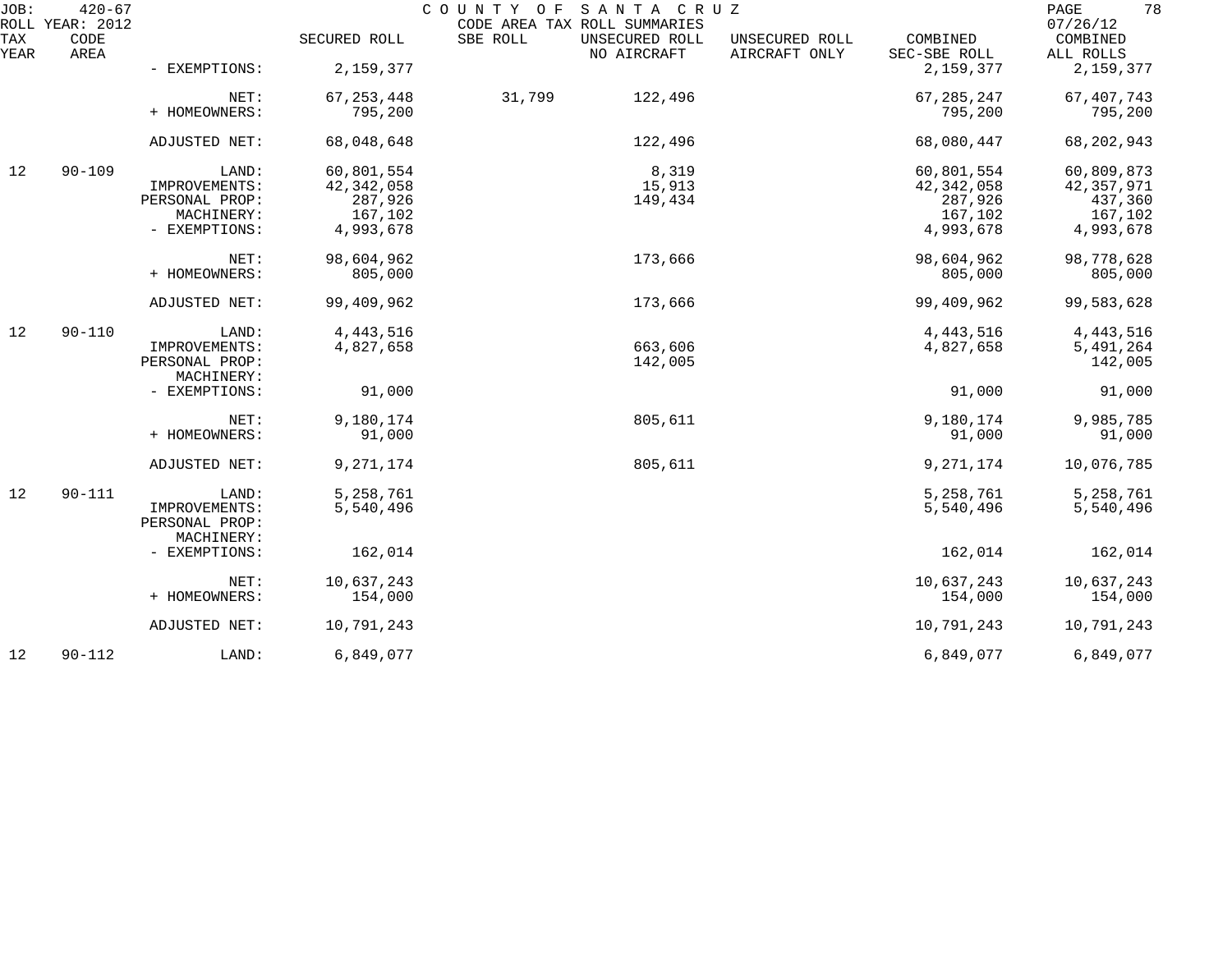JOB: 420-67 COUNTY OF SANTA CRUZ
ROLL YEAR: 2012 CODE AREA TAX ROLL SUMMARIES 07/26/12

| TAX YEAR | CODE AREA | | SECURED ROLL | SBE ROLL | UNSECURED ROLL NO AIRCRAFT | UNSECURED ROLL AIRCRAFT ONLY | COMBINED SEC-SBE ROLL | COMBINED ALL ROLLS |
|---|---|---|---|---|---|---|---|---|
| | | - EXEMPTIONS: | 2,159,377 | | | | 2,159,377 | 2,159,377 |
| | | NET: | 67,253,448 | 31,799 | 122,496 | | 67,285,247 | 67,407,743 |
| | | + HOMEOWNERS: | 795,200 | | | | 795,200 | 795,200 |
| | | ADJUSTED NET: | 68,048,648 | | 122,496 | | 68,080,447 | 68,202,943 |
| 12 | 90-109 | LAND: | 60,801,554 | | 8,319 | | 60,801,554 | 60,809,873 |
| | | IMPROVEMENTS: | 42,342,058 | | 15,913 | | 42,342,058 | 42,357,971 |
| | | PERSONAL PROP: | 287,926 | | 149,434 | | 287,926 | 437,360 |
| | | MACHINERY: | 167,102 | | | | 167,102 | 167,102 |
| | | - EXEMPTIONS: | 4,993,678 | | | | 4,993,678 | 4,993,678 |
| | | NET: | 98,604,962 | | 173,666 | | 98,604,962 | 98,778,628 |
| | | + HOMEOWNERS: | 805,000 | | | | 805,000 | 805,000 |
| | | ADJUSTED NET: | 99,409,962 | | 173,666 | | 99,409,962 | 99,583,628 |
| 12 | 90-110 | LAND: | 4,443,516 | | | | 4,443,516 | 4,443,516 |
| | | IMPROVEMENTS: | 4,827,658 | | 663,606 | | 4,827,658 | 5,491,264 |
| | | PERSONAL PROP: | | | 142,005 | | | 142,005 |
| | | MACHINERY: | | | | | | |
| | | - EXEMPTIONS: | 91,000 | | | | 91,000 | 91,000 |
| | | NET: | 9,180,174 | | 805,611 | | 9,180,174 | 9,985,785 |
| | | + HOMEOWNERS: | 91,000 | | | | 91,000 | 91,000 |
| | | ADJUSTED NET: | 9,271,174 | | 805,611 | | 9,271,174 | 10,076,785 |
| 12 | 90-111 | LAND: | 5,258,761 | | | | 5,258,761 | 5,258,761 |
| | | IMPROVEMENTS: | 5,540,496 | | | | 5,540,496 | 5,540,496 |
| | | PERSONAL PROP: | | | | | | |
| | | MACHINERY: | | | | | | |
| | | - EXEMPTIONS: | 162,014 | | | | 162,014 | 162,014 |
| | | NET: | 10,637,243 | | | | 10,637,243 | 10,637,243 |
| | | + HOMEOWNERS: | 154,000 | | | | 154,000 | 154,000 |
| | | ADJUSTED NET: | 10,791,243 | | | | 10,791,243 | 10,791,243 |
| 12 | 90-112 | LAND: | 6,849,077 | | | | 6,849,077 | 6,849,077 |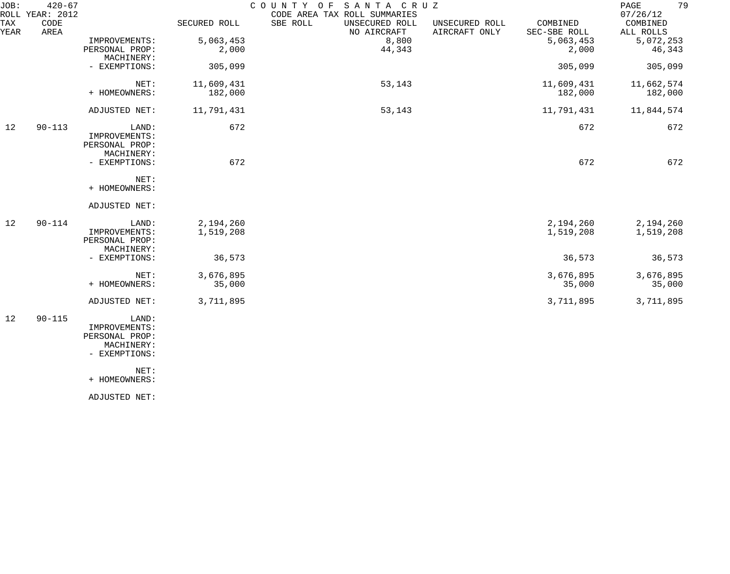JOB: 420-67 COUNTY OF SANTA CRUZ
ROLL YEAR: 2012 CODE AREA TAX ROLL SUMMARIES 07/26/12

| TAX YEAR | CODE AREA | | SECURED ROLL | SBE ROLL | UNSECURED ROLL NO AIRCRAFT | UNSECURED ROLL AIRCRAFT ONLY | COMBINED SEC-SBE ROLL | COMBINED ALL ROLLS |
|---|---|---|---|---|---|---|---|---|
| | | IMPROVEMENTS: | 5,063,453 | | 8,800 | | 5,063,453 | 5,072,253 |
| | | PERSONAL PROP: | 2,000 | | 44,343 | | 2,000 | 46,343 |
| | | MACHINERY: | | | | | | |
| | | - EXEMPTIONS: | 305,099 | | | | 305,099 | 305,099 |
| | | NET: | 11,609,431 | | 53,143 | | 11,609,431 | 11,662,574 |
| | | + HOMEOWNERS: | 182,000 | | | | 182,000 | 182,000 |
| | | ADJUSTED NET: | 11,791,431 | | 53,143 | | 11,791,431 | 11,844,574 |
| 12 | 90-113 | LAND: | 672 | | | | 672 | 672 |
| | | IMPROVEMENTS: | | | | | | |
| | | PERSONAL PROP: | | | | | | |
| | | MACHINERY: | | | | | | |
| | | - EXEMPTIONS: | 672 | | | | 672 | 672 |
| | | NET: | | | | | | |
| | | + HOMEOWNERS: | | | | | | |
| | | ADJUSTED NET: | | | | | | |
| 12 | 90-114 | LAND: | 2,194,260 | | | | 2,194,260 | 2,194,260 |
| | | IMPROVEMENTS: | 1,519,208 | | | | 1,519,208 | 1,519,208 |
| | | PERSONAL PROP: | | | | | | |
| | | MACHINERY: | | | | | | |
| | | - EXEMPTIONS: | 36,573 | | | | 36,573 | 36,573 |
| | | NET: | 3,676,895 | | | | 3,676,895 | 3,676,895 |
| | | + HOMEOWNERS: | 35,000 | | | | 35,000 | 35,000 |
| | | ADJUSTED NET: | 3,711,895 | | | | 3,711,895 | 3,711,895 |
| 12 | 90-115 | LAND: | | | | | | |
| | | IMPROVEMENTS: | | | | | | |
| | | PERSONAL PROP: | | | | | | |
| | | MACHINERY: | | | | | | |
| | | - EXEMPTIONS: | | | | | | |
| | | NET: | | | | | | |
| | | + HOMEOWNERS: | | | | | | |
| | | ADJUSTED NET: | | | | | | |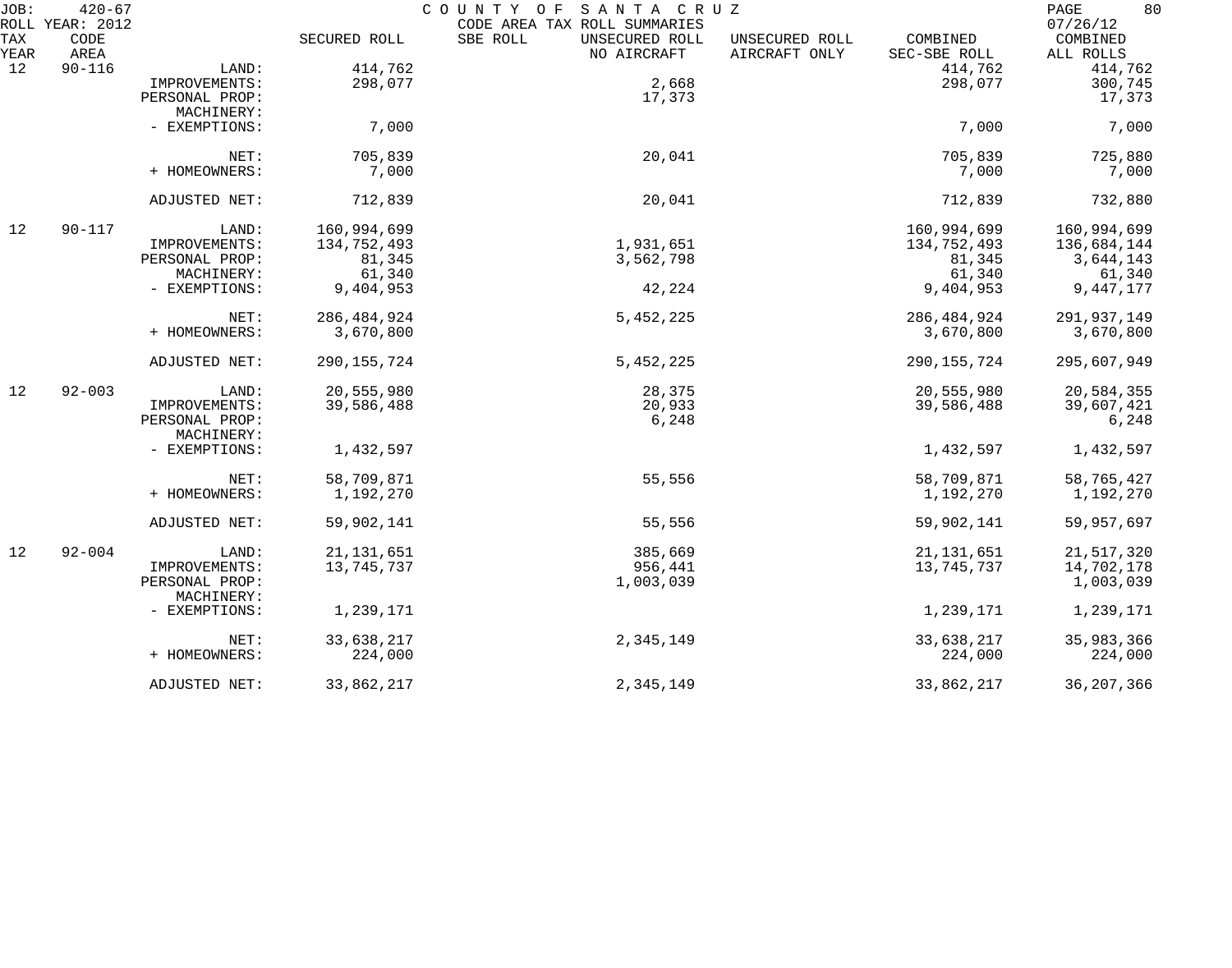JOB: 420-67 COUNTY OF SANTA CRUZ
ROLL YEAR: 2012 CODE AREA TAX ROLL SUMMARIES 07/26/12

| TAX YEAR | CODE AREA | | SECURED ROLL | SBE ROLL | UNSECURED ROLL NO AIRCRAFT | UNSECURED ROLL AIRCRAFT ONLY | COMBINED SEC-SBE ROLL | COMBINED ALL ROLLS |
|---|---|---|---|---|---|---|---|---|
| 12 | 90-116 | LAND: | 414,762 | | | | 414,762 | 414,762 |
| | | IMPROVEMENTS: | 298,077 | | 2,668 | | 298,077 | 300,745 |
| | | PERSONAL PROP: | | | 17,373 | | | 17,373 |
| | | MACHINERY: | | | | | | |
| | | - EXEMPTIONS: | 7,000 | | | | 7,000 | 7,000 |
| | | NET: | 705,839 | | 20,041 | | 705,839 | 725,880 |
| | | + HOMEOWNERS: | 7,000 | | | | 7,000 | 7,000 |
| | | ADJUSTED NET: | 712,839 | | 20,041 | | 712,839 | 732,880 |
| 12 | 90-117 | LAND: | 160,994,699 | | | | 160,994,699 | 160,994,699 |
| | | IMPROVEMENTS: | 134,752,493 | | 1,931,651 | | 134,752,493 | 136,684,144 |
| | | PERSONAL PROP: | 81,345 | | 3,562,798 | | 81,345 | 3,644,143 |
| | | MACHINERY: | 61,340 | | | | 61,340 | 61,340 |
| | | - EXEMPTIONS: | 9,404,953 | | 42,224 | | 9,404,953 | 9,447,177 |
| | | NET: | 286,484,924 | | 5,452,225 | | 286,484,924 | 291,937,149 |
| | | + HOMEOWNERS: | 3,670,800 | | | | 3,670,800 | 3,670,800 |
| | | ADJUSTED NET: | 290,155,724 | | 5,452,225 | | 290,155,724 | 295,607,949 |
| 12 | 92-003 | LAND: | 20,555,980 | | 28,375 | | 20,555,980 | 20,584,355 |
| | | IMPROVEMENTS: | 39,586,488 | | 20,933 | | 39,586,488 | 39,607,421 |
| | | PERSONAL PROP: | | | 6,248 | | | 6,248 |
| | | MACHINERY: | | | | | | |
| | | - EXEMPTIONS: | 1,432,597 | | | | 1,432,597 | 1,432,597 |
| | | NET: | 58,709,871 | | 55,556 | | 58,709,871 | 58,765,427 |
| | | + HOMEOWNERS: | 1,192,270 | | | | 1,192,270 | 1,192,270 |
| | | ADJUSTED NET: | 59,902,141 | | 55,556 | | 59,902,141 | 59,957,697 |
| 12 | 92-004 | LAND: | 21,131,651 | | 385,669 | | 21,131,651 | 21,517,320 |
| | | IMPROVEMENTS: | 13,745,737 | | 956,441 | | 13,745,737 | 14,702,178 |
| | | PERSONAL PROP: | | | 1,003,039 | | | 1,003,039 |
| | | MACHINERY: | | | | | | |
| | | - EXEMPTIONS: | 1,239,171 | | | | 1,239,171 | 1,239,171 |
| | | NET: | 33,638,217 | | 2,345,149 | | 33,638,217 | 35,983,366 |
| | | + HOMEOWNERS: | 224,000 | | | | 224,000 | 224,000 |
| | | ADJUSTED NET: | 33,862,217 | | 2,345,149 | | 33,862,217 | 36,207,366 |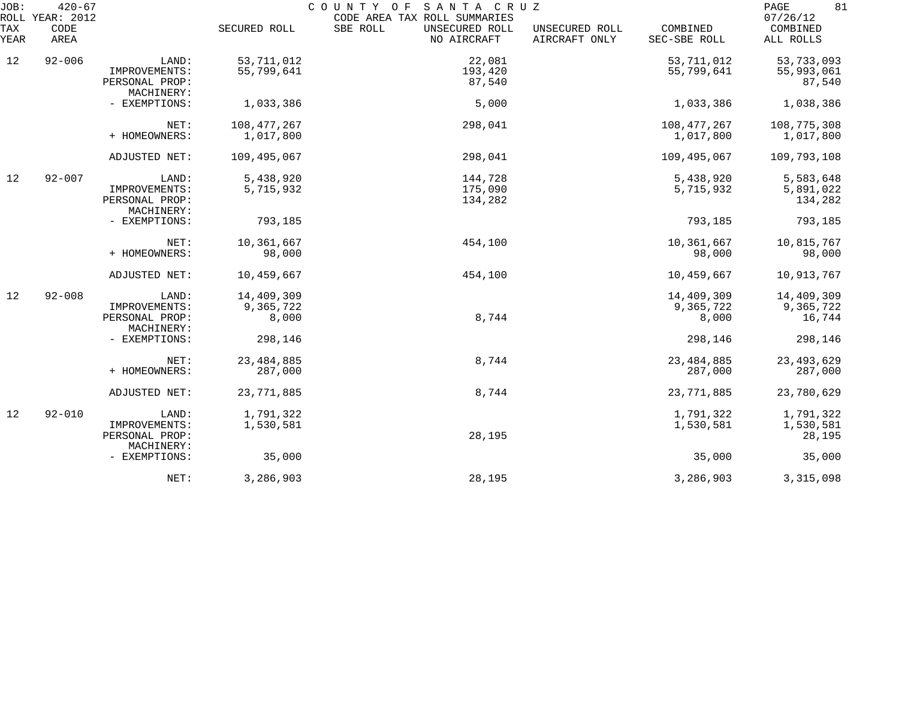JOB: 420-67 COUNTY OF SANTA CRUZ
ROLL YEAR: 2012 CODE AREA TAX ROLL SUMMARIES 07/26/12

| TAX YEAR | CODE AREA | | SECURED ROLL | SBE ROLL | UNSECURED ROLL NO AIRCRAFT | UNSECURED ROLL AIRCRAFT ONLY | COMBINED SEC-SBE ROLL | COMBINED ALL ROLLS |
|---|---|---|---|---|---|---|---|---|
| 12 | 92-006 | LAND: | 53,711,012 | | 22,081 | | 53,711,012 | 53,733,093 |
| | | IMPROVEMENTS: | 55,799,641 | | 193,420 | | 55,799,641 | 55,993,061 |
| | | PERSONAL PROP: | | | 87,540 | | | 87,540 |
| | | MACHINERY: | | | | | | |
| | | - EXEMPTIONS: | 1,033,386 | | 5,000 | | 1,033,386 | 1,038,386 |
| | | NET: | 108,477,267 | | 298,041 | | 108,477,267 | 108,775,308 |
| | | + HOMEOWNERS: | 1,017,800 | | | | 1,017,800 | 1,017,800 |
| | | ADJUSTED NET: | 109,495,067 | | 298,041 | | 109,495,067 | 109,793,108 |
| 12 | 92-007 | LAND: | 5,438,920 | | 144,728 | | 5,438,920 | 5,583,648 |
| | | IMPROVEMENTS: | 5,715,932 | | 175,090 | | 5,715,932 | 5,891,022 |
| | | PERSONAL PROP: | | | 134,282 | | | 134,282 |
| | | MACHINERY: | | | | | | |
| | | - EXEMPTIONS: | 793,185 | | | | 793,185 | 793,185 |
| | | NET: | 10,361,667 | | 454,100 | | 10,361,667 | 10,815,767 |
| | | + HOMEOWNERS: | 98,000 | | | | 98,000 | 98,000 |
| | | ADJUSTED NET: | 10,459,667 | | 454,100 | | 10,459,667 | 10,913,767 |
| 12 | 92-008 | LAND: | 14,409,309 | | | | 14,409,309 | 14,409,309 |
| | | IMPROVEMENTS: | 9,365,722 | | | | 9,365,722 | 9,365,722 |
| | | PERSONAL PROP: | 8,000 | | 8,744 | | 8,000 | 16,744 |
| | | MACHINERY: | | | | | | |
| | | - EXEMPTIONS: | 298,146 | | | | 298,146 | 298,146 |
| | | NET: | 23,484,885 | | 8,744 | | 23,484,885 | 23,493,629 |
| | | + HOMEOWNERS: | 287,000 | | | | 287,000 | 287,000 |
| | | ADJUSTED NET: | 23,771,885 | | 8,744 | | 23,771,885 | 23,780,629 |
| 12 | 92-010 | LAND: | 1,791,322 | | | | 1,791,322 | 1,791,322 |
| | | IMPROVEMENTS: | 1,530,581 | | | | 1,530,581 | 1,530,581 |
| | | PERSONAL PROP: | | | 28,195 | | | 28,195 |
| | | MACHINERY: | | | | | | |
| | | - EXEMPTIONS: | 35,000 | | | | 35,000 | 35,000 |
| | | NET: | 3,286,903 | | 28,195 | | 3,286,903 | 3,315,098 |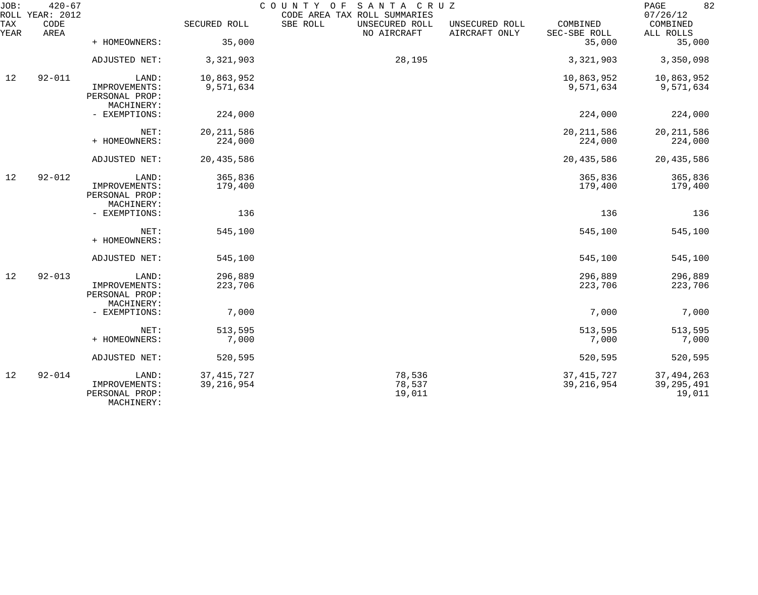JOB: 420-67 COUNTY OF SANTA CRUZ
ROLL YEAR: 2012 CODE AREA TAX ROLL SUMMARIES 07/26/12

| TAX YEAR | CODE AREA | | SECURED ROLL | SBE ROLL | UNSECURED ROLL NO AIRCRAFT | UNSECURED ROLL AIRCRAFT ONLY | COMBINED SEC-SBE ROLL | COMBINED ALL ROLLS |
|---|---|---|---|---|---|---|---|---|
| | | + HOMEOWNERS: | 35,000 | | | | 35,000 | 35,000 |
| | | ADJUSTED NET: | 3,321,903 | | 28,195 | | 3,321,903 | 3,350,098 |
| 12 | 92-011 | LAND: | 10,863,952 | | | | 10,863,952 | 10,863,952 |
| | | IMPROVEMENTS: | 9,571,634 | | | | 9,571,634 | 9,571,634 |
| | | PERSONAL PROP: | | | | | | |
| | | MACHINERY: | | | | | | |
| | | - EXEMPTIONS: | 224,000 | | | | 224,000 | 224,000 |
| | | NET: | 20,211,586 | | | | 20,211,586 | 20,211,586 |
| | | + HOMEOWNERS: | 224,000 | | | | 224,000 | 224,000 |
| | | ADJUSTED NET: | 20,435,586 | | | | 20,435,586 | 20,435,586 |
| 12 | 92-012 | LAND: | 365,836 | | | | 365,836 | 365,836 |
| | | IMPROVEMENTS: | 179,400 | | | | 179,400 | 179,400 |
| | | PERSONAL PROP: | | | | | | |
| | | MACHINERY: | | | | | | |
| | | - EXEMPTIONS: | 136 | | | | 136 | 136 |
| | | NET: | 545,100 | | | | 545,100 | 545,100 |
| | | + HOMEOWNERS: | | | | | | |
| | | ADJUSTED NET: | 545,100 | | | | 545,100 | 545,100 |
| 12 | 92-013 | LAND: | 296,889 | | | | 296,889 | 296,889 |
| | | IMPROVEMENTS: | 223,706 | | | | 223,706 | 223,706 |
| | | PERSONAL PROP: | | | | | | |
| | | MACHINERY: | | | | | | |
| | | - EXEMPTIONS: | 7,000 | | | | 7,000 | 7,000 |
| | | NET: | 513,595 | | | | 513,595 | 513,595 |
| | | + HOMEOWNERS: | 7,000 | | | | 7,000 | 7,000 |
| | | ADJUSTED NET: | 520,595 | | | | 520,595 | 520,595 |
| 12 | 92-014 | LAND: | 37,415,727 | | 78,536 | | 37,415,727 | 37,494,263 |
| | | IMPROVEMENTS: | 39,216,954 | | 78,537 | | 39,216,954 | 39,295,491 |
| | | PERSONAL PROP: | | | 19,011 | | | 19,011 |
| | | MACHINERY: | | | | | | |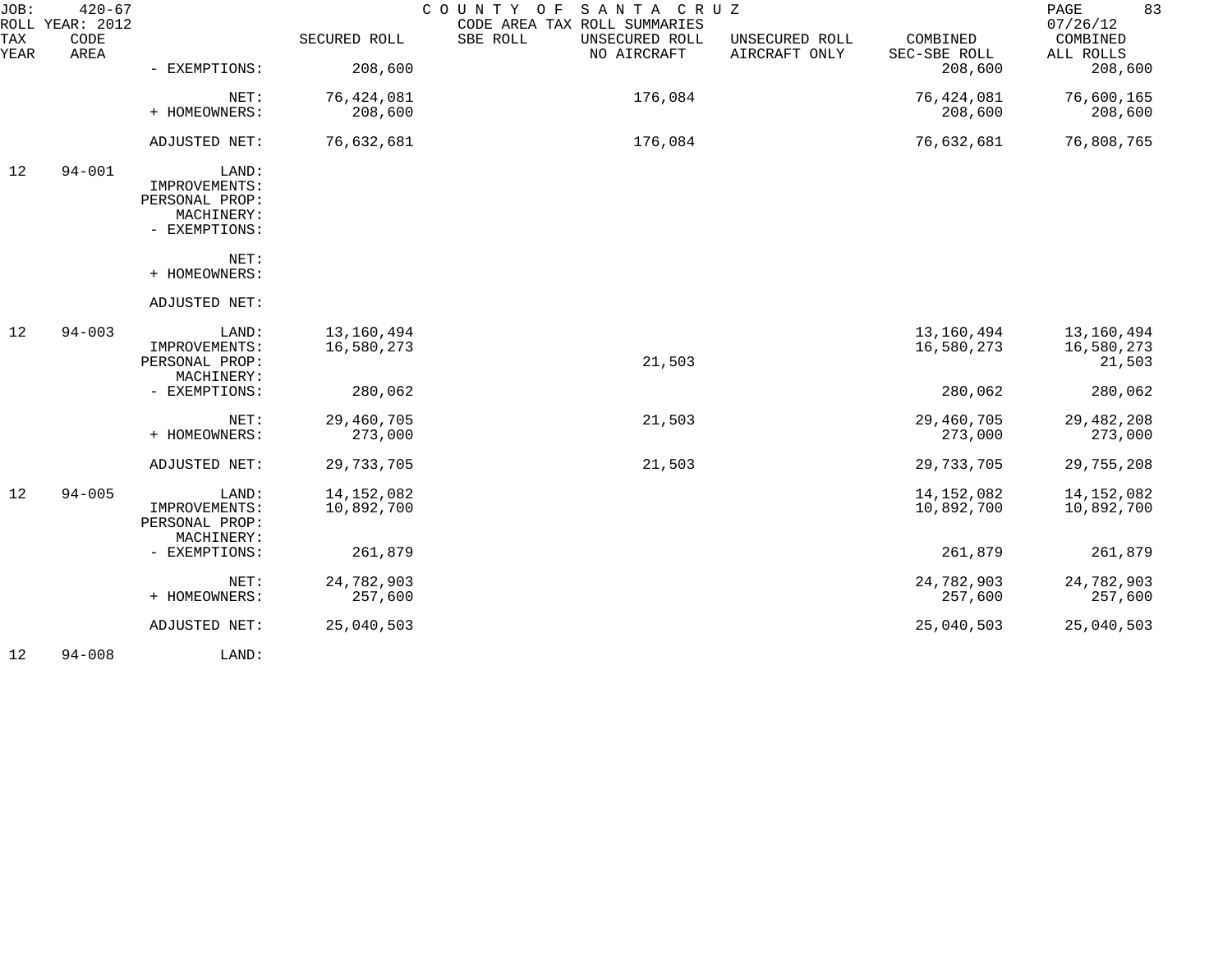| TAX YEAR | CODE AREA | | SECURED ROLL | SBE ROLL | UNSECURED ROLL NO AIRCRAFT | UNSECURED ROLL AIRCRAFT ONLY | COMBINED SEC-SBE ROLL | COMBINED ALL ROLLS |
|---|---|---|---|---|---|---|---|---|
| | | - EXEMPTIONS: | 208,600 | | | | 208,600 | 208,600 |
| | | NET: | 76,424,081 | | 176,084 | | 76,424,081 | 76,600,165 |
| | | + HOMEOWNERS: | 208,600 | | | | 208,600 | 208,600 |
| | | ADJUSTED NET: | 76,632,681 | | 176,084 | | 76,632,681 | 76,808,765 |
| 12 | 94-001 | LAND: | | | | | | |
| | | IMPROVEMENTS: | | | | | | |
| | | PERSONAL PROP: | | | | | | |
| | | MACHINERY: | | | | | | |
| | | - EXEMPTIONS: | | | | | | |
| | | NET: | | | | | | |
| | | + HOMEOWNERS: | | | | | | |
| | | ADJUSTED NET: | | | | | | |
| 12 | 94-003 | LAND: | 13,160,494 | | | | 13,160,494 | 13,160,494 |
| | | IMPROVEMENTS: | 16,580,273 | | | | 16,580,273 | 16,580,273 |
| | | PERSONAL PROP: | | | 21,503 | | | 21,503 |
| | | MACHINERY: | | | | | | |
| | | - EXEMPTIONS: | 280,062 | | | | 280,062 | 280,062 |
| | | NET: | 29,460,705 | | 21,503 | | 29,460,705 | 29,482,208 |
| | | + HOMEOWNERS: | 273,000 | | | | 273,000 | 273,000 |
| | | ADJUSTED NET: | 29,733,705 | | 21,503 | | 29,733,705 | 29,755,208 |
| 12 | 94-005 | LAND: | 14,152,082 | | | | 14,152,082 | 14,152,082 |
| | | IMPROVEMENTS: | 10,892,700 | | | | 10,892,700 | 10,892,700 |
| | | PERSONAL PROP: | | | | | | |
| | | MACHINERY: | | | | | | |
| | | - EXEMPTIONS: | 261,879 | | | | 261,879 | 261,879 |
| | | NET: | 24,782,903 | | | | 24,782,903 | 24,782,903 |
| | | + HOMEOWNERS: | 257,600 | | | | 257,600 | 257,600 |
| | | ADJUSTED NET: | 25,040,503 | | | | 25,040,503 | 25,040,503 |
| 12 | 94-008 | LAND: | | | | | | |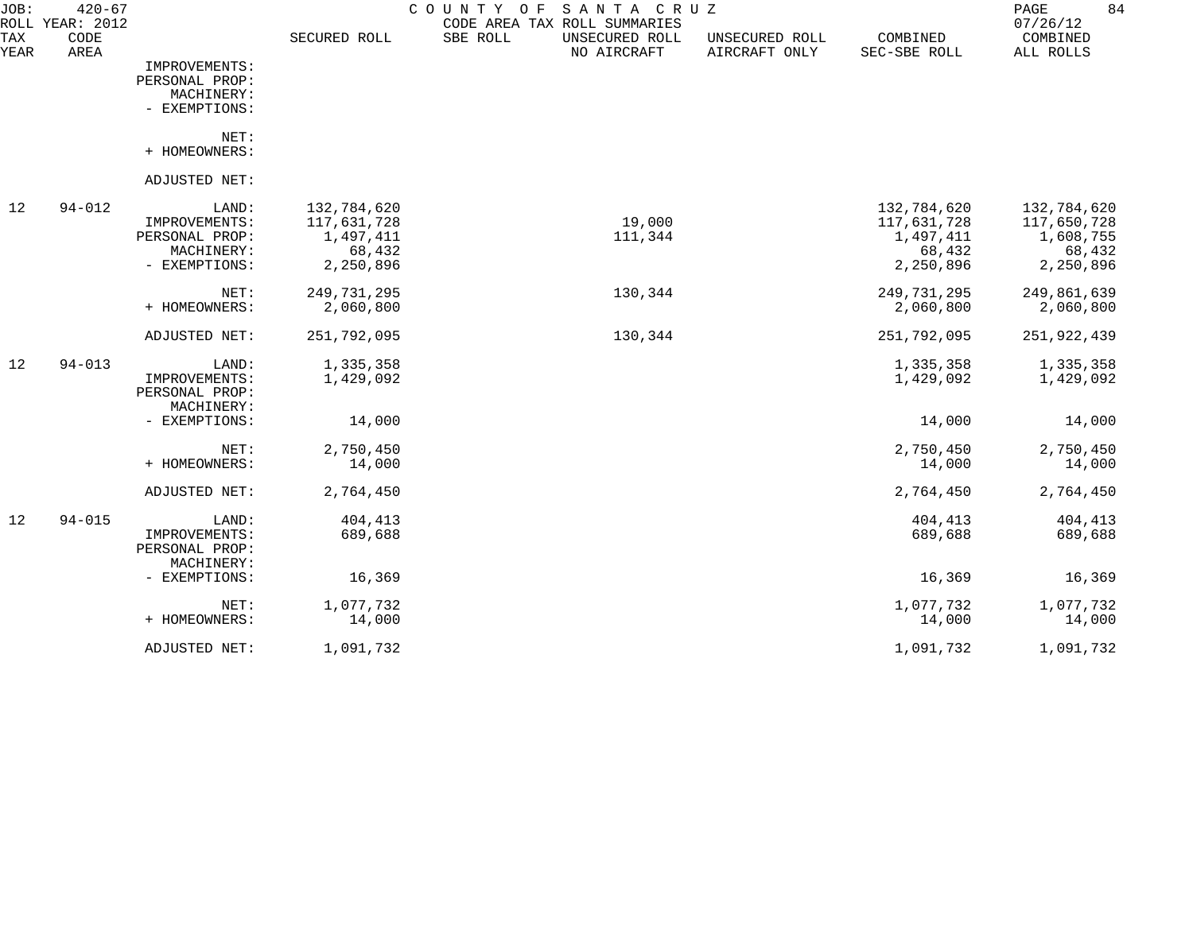JOB: 420-67 COUNTY OF SANTA CRUZ
ROLL YEAR: 2012 CODE AREA TAX ROLL SUMMARIES 07/26/12

| TAX YEAR | CODE AREA | | SECURED ROLL | SBE ROLL | UNSECURED ROLL NO AIRCRAFT | UNSECURED ROLL AIRCRAFT ONLY | COMBINED SEC-SBE ROLL | COMBINED ALL ROLLS |
|---|---|---|---|---|---|---|---|---|
| | | IMPROVEMENTS: | | | | | | |
| | | PERSONAL PROP: | | | | | | |
| | | MACHINERY: | | | | | | |
| | | - EXEMPTIONS: | | | | | | |
| | | NET: | | | | | | |
| | | + HOMEOWNERS: | | | | | | |
| | | ADJUSTED NET: | | | | | | |
| 12 | 94-012 | LAND: | 132,784,620 | | | | 132,784,620 | 132,784,620 |
| | | IMPROVEMENTS: | 117,631,728 | | 19,000 | | 117,631,728 | 117,650,728 |
| | | PERSONAL PROP: | 1,497,411 | | 111,344 | | 1,497,411 | 1,608,755 |
| | | MACHINERY: | 68,432 | | | | 68,432 | 68,432 |
| | | - EXEMPTIONS: | 2,250,896 | | | | 2,250,896 | 2,250,896 |
| | | NET: | 249,731,295 | | 130,344 | | 249,731,295 | 249,861,639 |
| | | + HOMEOWNERS: | 2,060,800 | | | | 2,060,800 | 2,060,800 |
| | | ADJUSTED NET: | 251,792,095 | | 130,344 | | 251,792,095 | 251,922,439 |
| 12 | 94-013 | LAND: | 1,335,358 | | | | 1,335,358 | 1,335,358 |
| | | IMPROVEMENTS: | 1,429,092 | | | | 1,429,092 | 1,429,092 |
| | | PERSONAL PROP: | | | | | | |
| | | MACHINERY: | | | | | | |
| | | - EXEMPTIONS: | 14,000 | | | | 14,000 | 14,000 |
| | | NET: | 2,750,450 | | | | 2,750,450 | 2,750,450 |
| | | + HOMEOWNERS: | 14,000 | | | | 14,000 | 14,000 |
| | | ADJUSTED NET: | 2,764,450 | | | | 2,764,450 | 2,764,450 |
| 12 | 94-015 | LAND: | 404,413 | | | | 404,413 | 404,413 |
| | | IMPROVEMENTS: | 689,688 | | | | 689,688 | 689,688 |
| | | PERSONAL PROP: | | | | | | |
| | | MACHINERY: | | | | | | |
| | | - EXEMPTIONS: | 16,369 | | | | 16,369 | 16,369 |
| | | NET: | 1,077,732 | | | | 1,077,732 | 1,077,732 |
| | | + HOMEOWNERS: | 14,000 | | | | 14,000 | 14,000 |
| | | ADJUSTED NET: | 1,091,732 | | | | 1,091,732 | 1,091,732 |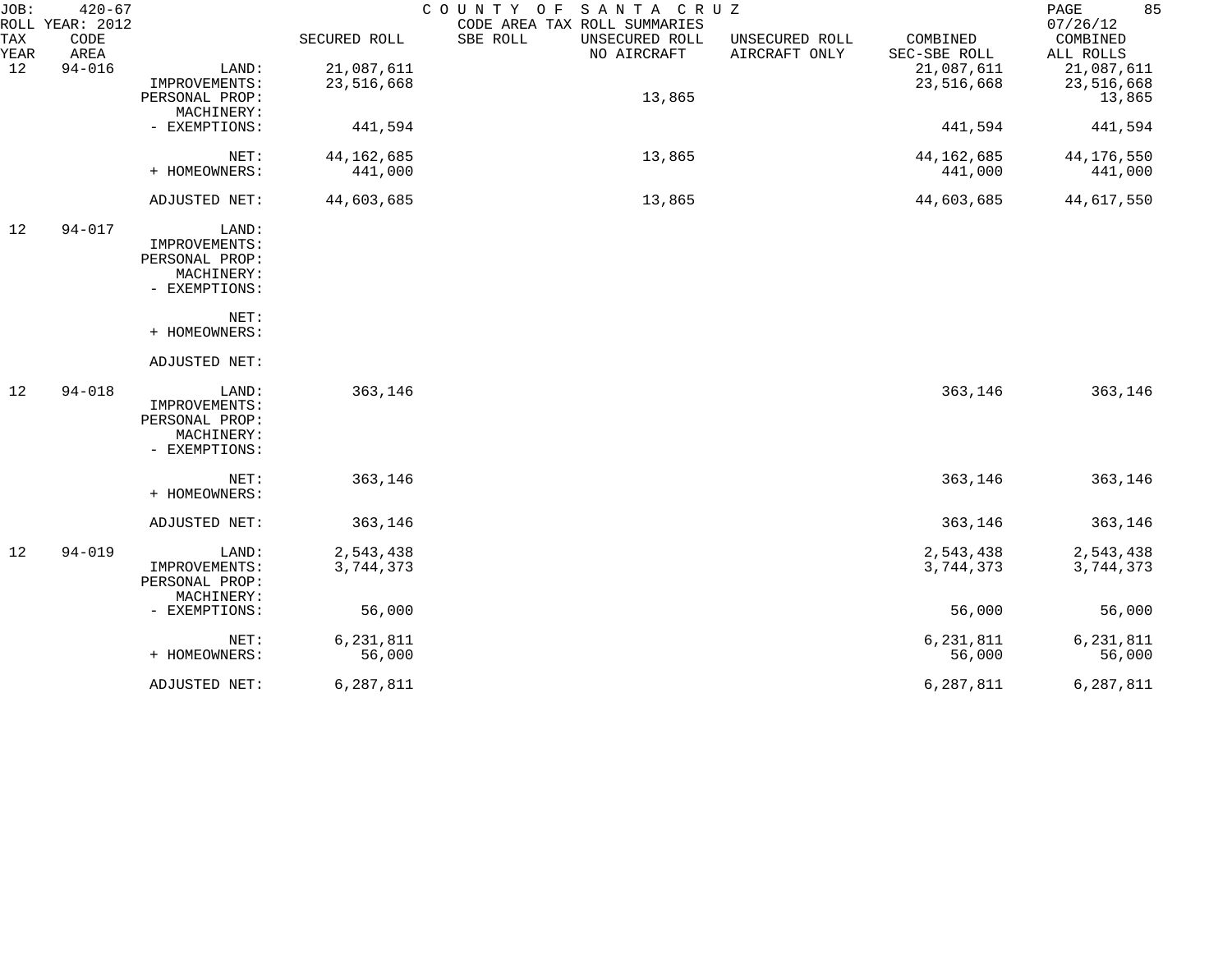JOB: 420-67 COUNTY OF SANTA CRUZ

ROLL YEAR: 2012 CODE AREA TAX ROLL SUMMARIES 07/26/12

| TAX YEAR | CODE AREA | | SECURED ROLL | SBE ROLL | UNSECURED ROLL NO AIRCRAFT | UNSECURED ROLL AIRCRAFT ONLY | COMBINED SEC-SBE ROLL | COMBINED ALL ROLLS |
|---|---|---|---|---|---|---|---|---|
| 12 | 94-016 | LAND: | 21,087,611 | | | | 21,087,611 | 21,087,611 |
| | | IMPROVEMENTS: | 23,516,668 | | | | 23,516,668 | 23,516,668 |
| | | PERSONAL PROP: | | | 13,865 | | | 13,865 |
| | | MACHINERY: | | | | | | |
| | | - EXEMPTIONS: | 441,594 | | | | 441,594 | 441,594 |
| | | NET: | 44,162,685 | | 13,865 | | 44,162,685 | 44,176,550 |
| | | + HOMEOWNERS: | 441,000 | | | | 441,000 | 441,000 |
| | | ADJUSTED NET: | 44,603,685 | | 13,865 | | 44,603,685 | 44,617,550 |
| 12 | 94-017 | LAND: | | | | | | |
| | | IMPROVEMENTS: | | | | | | |
| | | PERSONAL PROP: | | | | | | |
| | | MACHINERY: | | | | | | |
| | | - EXEMPTIONS: | | | | | | |
| | | NET: | | | | | | |
| | | + HOMEOWNERS: | | | | | | |
| | | ADJUSTED NET: | | | | | | |
| 12 | 94-018 | LAND: | 363,146 | | | | 363,146 | 363,146 |
| | | IMPROVEMENTS: | | | | | | |
| | | PERSONAL PROP: | | | | | | |
| | | MACHINERY: | | | | | | |
| | | - EXEMPTIONS: | | | | | | |
| | | NET: | 363,146 | | | | 363,146 | 363,146 |
| | | + HOMEOWNERS: | | | | | | |
| | | ADJUSTED NET: | 363,146 | | | | 363,146 | 363,146 |
| 12 | 94-019 | LAND: | 2,543,438 | | | | 2,543,438 | 2,543,438 |
| | | IMPROVEMENTS: | 3,744,373 | | | | 3,744,373 | 3,744,373 |
| | | PERSONAL PROP: | | | | | | |
| | | MACHINERY: | | | | | | |
| | | - EXEMPTIONS: | 56,000 | | | | 56,000 | 56,000 |
| | | NET: | 6,231,811 | | | | 6,231,811 | 6,231,811 |
| | | + HOMEOWNERS: | 56,000 | | | | 56,000 | 56,000 |
| | | ADJUSTED NET: | 6,287,811 | | | | 6,287,811 | 6,287,811 |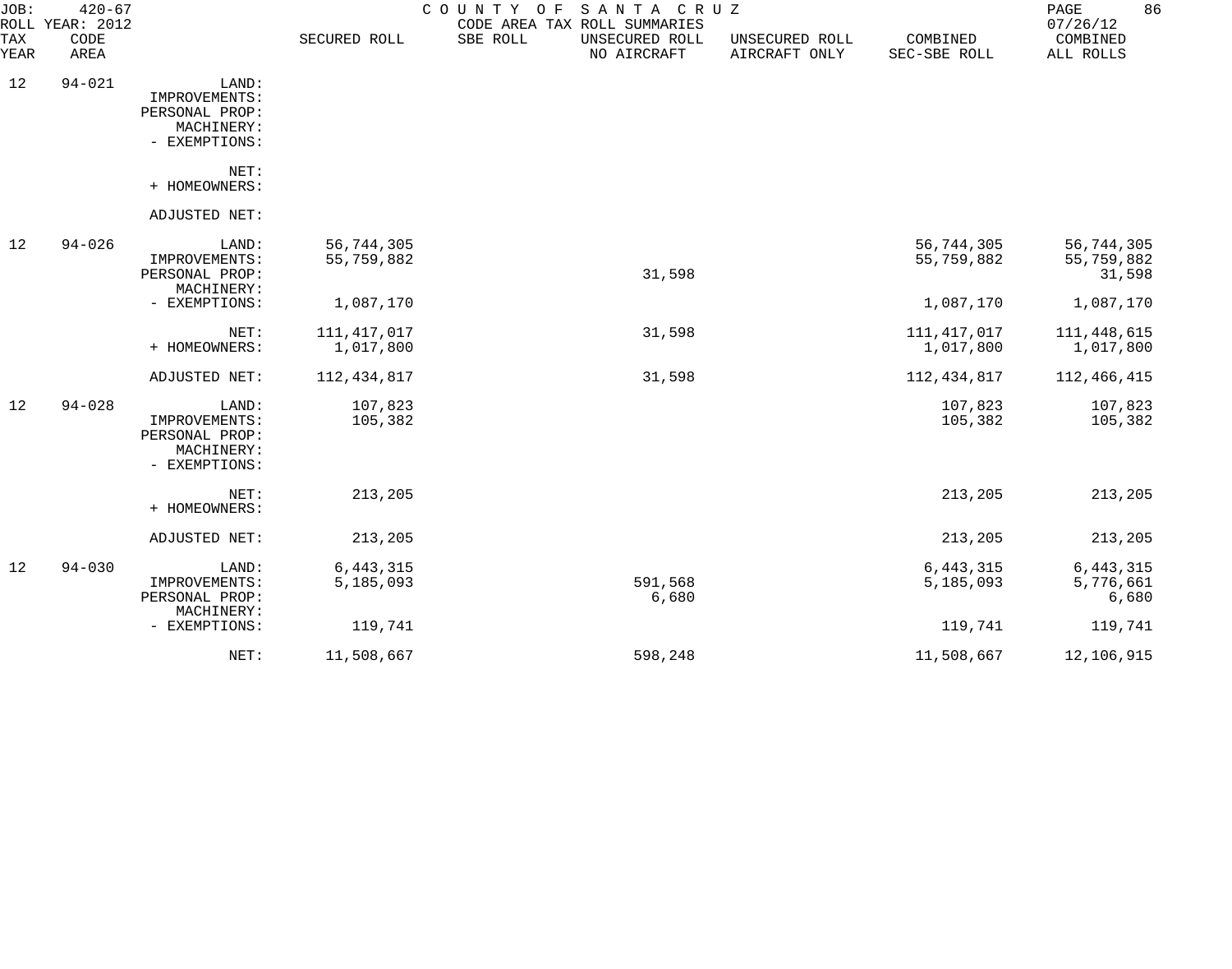JOB: 420-67 COUNTY OF SANTA CRUZ

ROLL YEAR: 2012 CODE AREA TAX ROLL SUMMARIES 07/26/12

| TAX YEAR | CODE AREA | | SECURED ROLL | SBE ROLL | UNSECURED ROLL NO AIRCRAFT | UNSECURED ROLL AIRCRAFT ONLY | COMBINED SEC-SBE ROLL | COMBINED ALL ROLLS |
|---|---|---|---|---|---|---|---|---|
| 12 | 94-021 | LAND: | | | | | | |
| | | IMPROVEMENTS: | | | | | | |
| | | PERSONAL PROP: | | | | | | |
| | | MACHINERY: | | | | | | |
| | | - EXEMPTIONS: | | | | | | |
| | | NET: | | | | | | |
| | | + HOMEOWNERS: | | | | | | |
| | | ADJUSTED NET: | | | | | | |
| 12 | 94-026 | LAND: | 56,744,305 | | | | 56,744,305 | 56,744,305 |
| | | IMPROVEMENTS: | 55,759,882 | | | | 55,759,882 | 55,759,882 |
| | | PERSONAL PROP: | | | 31,598 | | | 31,598 |
| | | MACHINERY: | | | | | | |
| | | - EXEMPTIONS: | 1,087,170 | | | | 1,087,170 | 1,087,170 |
| | | NET: | 111,417,017 | | 31,598 | | 111,417,017 | 111,448,615 |
| | | + HOMEOWNERS: | 1,017,800 | | | | 1,017,800 | 1,017,800 |
| | | ADJUSTED NET: | 112,434,817 | | 31,598 | | 112,434,817 | 112,466,415 |
| 12 | 94-028 | LAND: | 107,823 | | | | 107,823 | 107,823 |
| | | IMPROVEMENTS: | 105,382 | | | | 105,382 | 105,382 |
| | | PERSONAL PROP: | | | | | | |
| | | MACHINERY: | | | | | | |
| | | - EXEMPTIONS: | | | | | | |
| | | NET: | 213,205 | | | | 213,205 | 213,205 |
| | | + HOMEOWNERS: | | | | | | |
| | | ADJUSTED NET: | 213,205 | | | | 213,205 | 213,205 |
| 12 | 94-030 | LAND: | 6,443,315 | | | | 6,443,315 | 6,443,315 |
| | | IMPROVEMENTS: | 5,185,093 | | 591,568 | | 5,185,093 | 5,776,661 |
| | | PERSONAL PROP: | | | 6,680 | | | 6,680 |
| | | MACHINERY: | | | | | | |
| | | - EXEMPTIONS: | 119,741 | | | | 119,741 | 119,741 |
| | | NET: | 11,508,667 | | 598,248 | | 11,508,667 | 12,106,915 |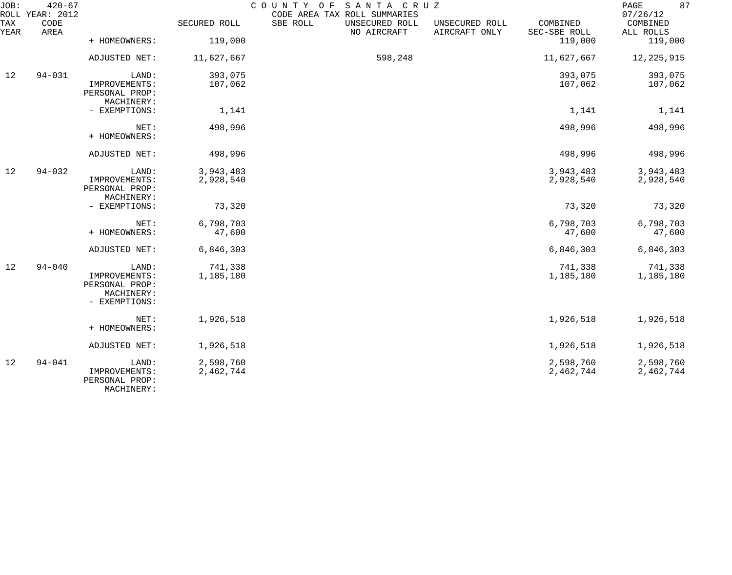JOB: 420-67 COUNTY OF SANTA CRUZ
ROLL YEAR: 2012 CODE AREA TAX ROLL SUMMARIES 07/26/12

| TAX YEAR | CODE AREA | | SECURED ROLL | SBE ROLL | UNSECURED ROLL NO AIRCRAFT | UNSECURED ROLL AIRCRAFT ONLY | COMBINED SEC-SBE ROLL | COMBINED ALL ROLLS |
|---|---|---|---|---|---|---|---|---|
| | | + HOMEOWNERS: | 119,000 | | | | 119,000 | 119,000 |
| | | ADJUSTED NET: | 11,627,667 | | 598,248 | | 11,627,667 | 12,225,915 |
| 12 | 94-031 | LAND: | 393,075 | | | | 393,075 | 393,075 |
| | | IMPROVEMENTS: | 107,062 | | | | 107,062 | 107,062 |
| | | PERSONAL PROP: | | | | | | |
| | | MACHINERY: | | | | | | |
| | | - EXEMPTIONS: | 1,141 | | | | 1,141 | 1,141 |
| | | NET: | 498,996 | | | | 498,996 | 498,996 |
| | | + HOMEOWNERS: | | | | | | |
| | | ADJUSTED NET: | 498,996 | | | | 498,996 | 498,996 |
| 12 | 94-032 | LAND: | 3,943,483 | | | | 3,943,483 | 3,943,483 |
| | | IMPROVEMENTS: | 2,928,540 | | | | 2,928,540 | 2,928,540 |
| | | PERSONAL PROP: | | | | | | |
| | | MACHINERY: | | | | | | |
| | | - EXEMPTIONS: | 73,320 | | | | 73,320 | 73,320 |
| | | NET: | 6,798,703 | | | | 6,798,703 | 6,798,703 |
| | | + HOMEOWNERS: | 47,600 | | | | 47,600 | 47,600 |
| | | ADJUSTED NET: | 6,846,303 | | | | 6,846,303 | 6,846,303 |
| 12 | 94-040 | LAND: | 741,338 | | | | 741,338 | 741,338 |
| | | IMPROVEMENTS: | 1,185,180 | | | | 1,185,180 | 1,185,180 |
| | | PERSONAL PROP: | | | | | | |
| | | MACHINERY: | | | | | | |
| | | - EXEMPTIONS: | | | | | | |
| | | NET: | 1,926,518 | | | | 1,926,518 | 1,926,518 |
| | | + HOMEOWNERS: | | | | | | |
| | | ADJUSTED NET: | 1,926,518 | | | | 1,926,518 | 1,926,518 |
| 12 | 94-041 | LAND: | 2,598,760 | | | | 2,598,760 | 2,598,760 |
| | | IMPROVEMENTS: | 2,462,744 | | | | 2,462,744 | 2,462,744 |
| | | PERSONAL PROP: | | | | | | |
| | | MACHINERY: | | | | | | |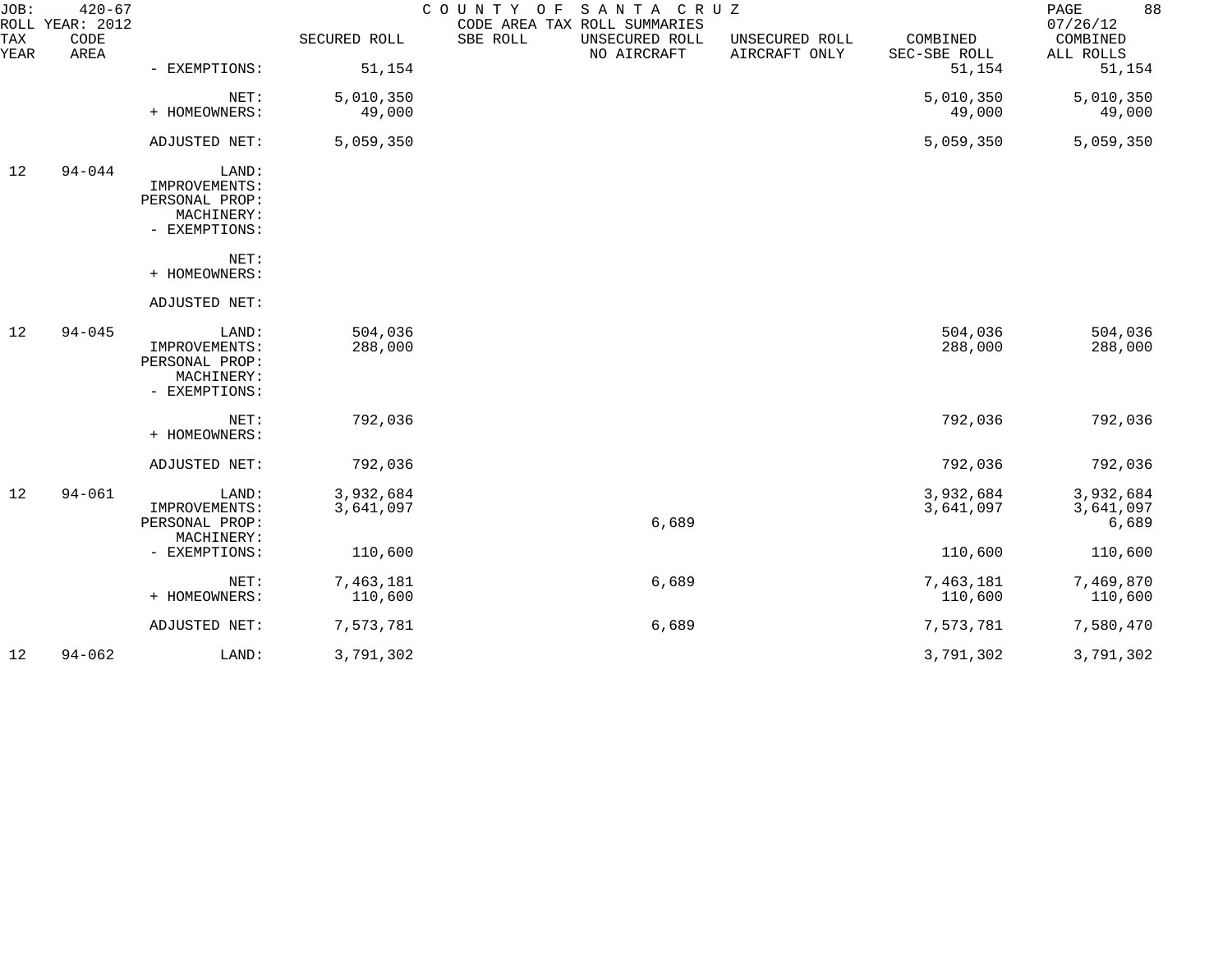JOB: 420-67 COUNTY OF SANTA CRUZ
ROLL YEAR: 2012 CODE AREA TAX ROLL SUMMARIES 07/26/12

| TAX YEAR | CODE AREA | | SECURED ROLL | SBE ROLL | UNSECURED ROLL NO AIRCRAFT | UNSECURED ROLL AIRCRAFT ONLY | COMBINED SEC-SBE ROLL | COMBINED ALL ROLLS |
|---|---|---|---|---|---|---|---|---|
| | | - EXEMPTIONS: | 51,154 | | | | 51,154 | 51,154 |
| | | NET: | 5,010,350 | | | | 5,010,350 | 5,010,350 |
| | | + HOMEOWNERS: | 49,000 | | | | 49,000 | 49,000 |
| | | ADJUSTED NET: | 5,059,350 | | | | 5,059,350 | 5,059,350 |
| 12 | 94-044 | LAND: | | | | | | |
| | | IMPROVEMENTS: | | | | | | |
| | | PERSONAL PROP: | | | | | | |
| | | MACHINERY: | | | | | | |
| | | - EXEMPTIONS: | | | | | | |
| | | NET: | | | | | | |
| | | + HOMEOWNERS: | | | | | | |
| | | ADJUSTED NET: | | | | | | |
| 12 | 94-045 | LAND: | 504,036 | | | | 504,036 | 504,036 |
| | | IMPROVEMENTS: | 288,000 | | | | 288,000 | 288,000 |
| | | PERSONAL PROP: | | | | | | |
| | | MACHINERY: | | | | | | |
| | | - EXEMPTIONS: | | | | | | |
| | | NET: | 792,036 | | | | 792,036 | 792,036 |
| | | + HOMEOWNERS: | | | | | | |
| | | ADJUSTED NET: | 792,036 | | | | 792,036 | 792,036 |
| 12 | 94-061 | LAND: | 3,932,684 | | | | 3,932,684 | 3,932,684 |
| | | IMPROVEMENTS: | 3,641,097 | | | | 3,641,097 | 3,641,097 |
| | | PERSONAL PROP: | | | 6,689 | | | 6,689 |
| | | MACHINERY: | | | | | | |
| | | - EXEMPTIONS: | 110,600 | | | | 110,600 | 110,600 |
| | | NET: | 7,463,181 | | 6,689 | | 7,463,181 | 7,469,870 |
| | | + HOMEOWNERS: | 110,600 | | | | 110,600 | 110,600 |
| | | ADJUSTED NET: | 7,573,781 | | 6,689 | | 7,573,781 | 7,580,470 |
| 12 | 94-062 | LAND: | 3,791,302 | | | | 3,791,302 | 3,791,302 |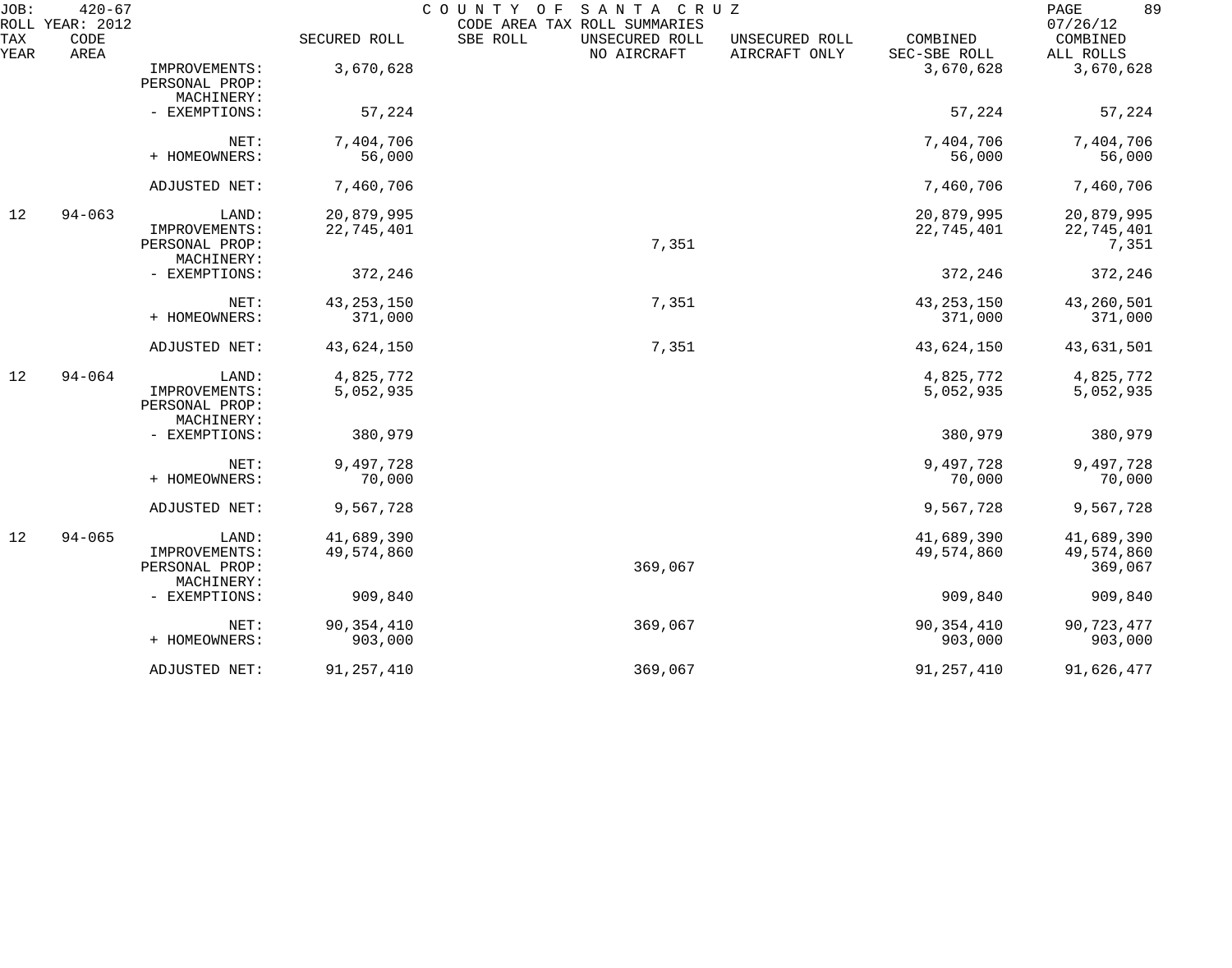JOB: 420-67 COUNTY OF SANTA CRUZ PAGE 89
ROLL YEAR: 2012 CODE AREA TAX ROLL SUMMARIES 07/26/12

| TAX YEAR | CODE AREA | | SECURED ROLL | SBE ROLL | UNSECURED ROLL NO AIRCRAFT | UNSECURED ROLL AIRCRAFT ONLY | COMBINED SEC-SBE ROLL | COMBINED ALL ROLLS |
|---|---|---|---|---|---|---|---|---|
| | | IMPROVEMENTS: | 3,670,628 | | | | 3,670,628 | 3,670,628 |
| | | PERSONAL PROP: | | | | | | |
| | | MACHINERY: | | | | | | |
| | | - EXEMPTIONS: | 57,224 | | | | 57,224 | 57,224 |
| | | NET: | 7,404,706 | | | | 7,404,706 | 7,404,706 |
| | | + HOMEOWNERS: | 56,000 | | | | 56,000 | 56,000 |
| | | ADJUSTED NET: | 7,460,706 | | | | 7,460,706 | 7,460,706 |
| 12 | 94-063 | LAND: | 20,879,995 | | | | 20,879,995 | 20,879,995 |
| | | IMPROVEMENTS: | 22,745,401 | | | | 22,745,401 | 22,745,401 |
| | | PERSONAL PROP: | | | 7,351 | | | 7,351 |
| | | MACHINERY: | | | | | | |
| | | - EXEMPTIONS: | 372,246 | | | | 372,246 | 372,246 |
| | | NET: | 43,253,150 | | 7,351 | | 43,253,150 | 43,260,501 |
| | | + HOMEOWNERS: | 371,000 | | | | 371,000 | 371,000 |
| | | ADJUSTED NET: | 43,624,150 | | 7,351 | | 43,624,150 | 43,631,501 |
| 12 | 94-064 | LAND: | 4,825,772 | | | | 4,825,772 | 4,825,772 |
| | | IMPROVEMENTS: | 5,052,935 | | | | 5,052,935 | 5,052,935 |
| | | PERSONAL PROP: | | | | | | |
| | | MACHINERY: | | | | | | |
| | | - EXEMPTIONS: | 380,979 | | | | 380,979 | 380,979 |
| | | NET: | 9,497,728 | | | | 9,497,728 | 9,497,728 |
| | | + HOMEOWNERS: | 70,000 | | | | 70,000 | 70,000 |
| | | ADJUSTED NET: | 9,567,728 | | | | 9,567,728 | 9,567,728 |
| 12 | 94-065 | LAND: | 41,689,390 | | | | 41,689,390 | 41,689,390 |
| | | IMPROVEMENTS: | 49,574,860 | | | | 49,574,860 | 49,574,860 |
| | | PERSONAL PROP: | | | 369,067 | | | 369,067 |
| | | MACHINERY: | | | | | | |
| | | - EXEMPTIONS: | 909,840 | | | | 909,840 | 909,840 |
| | | NET: | 90,354,410 | | 369,067 | | 90,354,410 | 90,723,477 |
| | | + HOMEOWNERS: | 903,000 | | | | 903,000 | 903,000 |
| | | ADJUSTED NET: | 91,257,410 | | 369,067 | | 91,257,410 | 91,626,477 |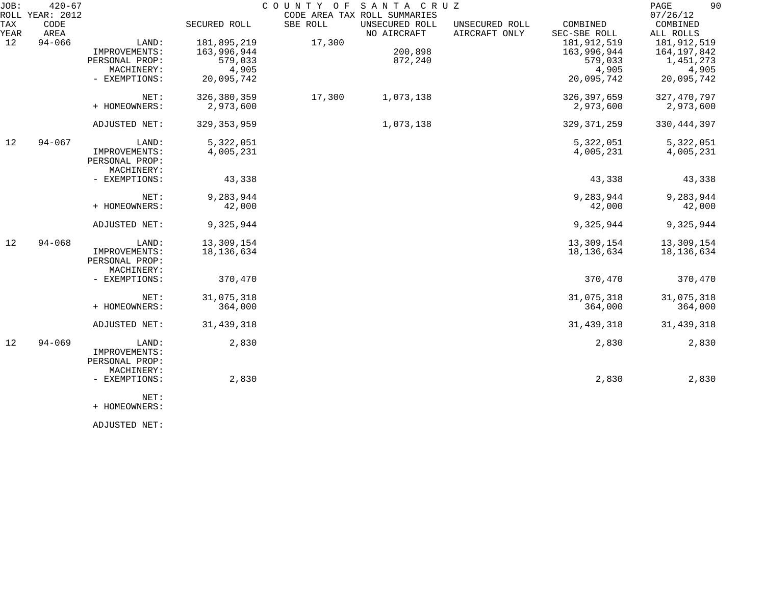JOB: 420-67 COUNTY OF SANTA CRUZ
ROLL YEAR: 2012 CODE AREA TAX ROLL SUMMARIES 07/26/12

| TAX YEAR | CODE AREA | | SECURED ROLL | SBE ROLL | UNSECURED ROLL NO AIRCRAFT | UNSECURED ROLL AIRCRAFT ONLY | COMBINED SEC-SBE ROLL | COMBINED ALL ROLLS |
|---|---|---|---|---|---|---|---|---|
| 12 | 94-066 | LAND: | 181,895,219 | 17,300 | | | 181,912,519 | 181,912,519 |
| | | IMPROVEMENTS: | 163,996,944 | | 200,898 | | 163,996,944 | 164,197,842 |
| | | PERSONAL PROP: | 579,033 | | 872,240 | | 579,033 | 1,451,273 |
| | | MACHINERY: | 4,905 | | | | 4,905 | 4,905 |
| | | - EXEMPTIONS: | 20,095,742 | | | | 20,095,742 | 20,095,742 |
| | | NET: | 326,380,359 | 17,300 | 1,073,138 | | 326,397,659 | 327,470,797 |
| | | + HOMEOWNERS: | 2,973,600 | | | | 2,973,600 | 2,973,600 |
| | | ADJUSTED NET: | 329,353,959 | | 1,073,138 | | 329,371,259 | 330,444,397 |
| 12 | 94-067 | LAND: | 5,322,051 | | | | 5,322,051 | 5,322,051 |
| | | IMPROVEMENTS: | 4,005,231 | | | | 4,005,231 | 4,005,231 |
| | | PERSONAL PROP: | | | | | | |
| | | MACHINERY: | | | | | | |
| | | - EXEMPTIONS: | 43,338 | | | | 43,338 | 43,338 |
| | | NET: | 9,283,944 | | | | 9,283,944 | 9,283,944 |
| | | + HOMEOWNERS: | 42,000 | | | | 42,000 | 42,000 |
| | | ADJUSTED NET: | 9,325,944 | | | | 9,325,944 | 9,325,944 |
| 12 | 94-068 | LAND: | 13,309,154 | | | | 13,309,154 | 13,309,154 |
| | | IMPROVEMENTS: | 18,136,634 | | | | 18,136,634 | 18,136,634 |
| | | PERSONAL PROP: | | | | | | |
| | | MACHINERY: | | | | | | |
| | | - EXEMPTIONS: | 370,470 | | | | 370,470 | 370,470 |
| | | NET: | 31,075,318 | | | | 31,075,318 | 31,075,318 |
| | | + HOMEOWNERS: | 364,000 | | | | 364,000 | 364,000 |
| | | ADJUSTED NET: | 31,439,318 | | | | 31,439,318 | 31,439,318 |
| 12 | 94-069 | LAND: | 2,830 | | | | 2,830 | 2,830 |
| | | IMPROVEMENTS: | | | | | | |
| | | PERSONAL PROP: | | | | | | |
| | | MACHINERY: | | | | | | |
| | | - EXEMPTIONS: | 2,830 | | | | 2,830 | 2,830 |
| | | NET: | | | | | | |
| | | + HOMEOWNERS: | | | | | | |
| | | ADJUSTED NET: | | | | | | |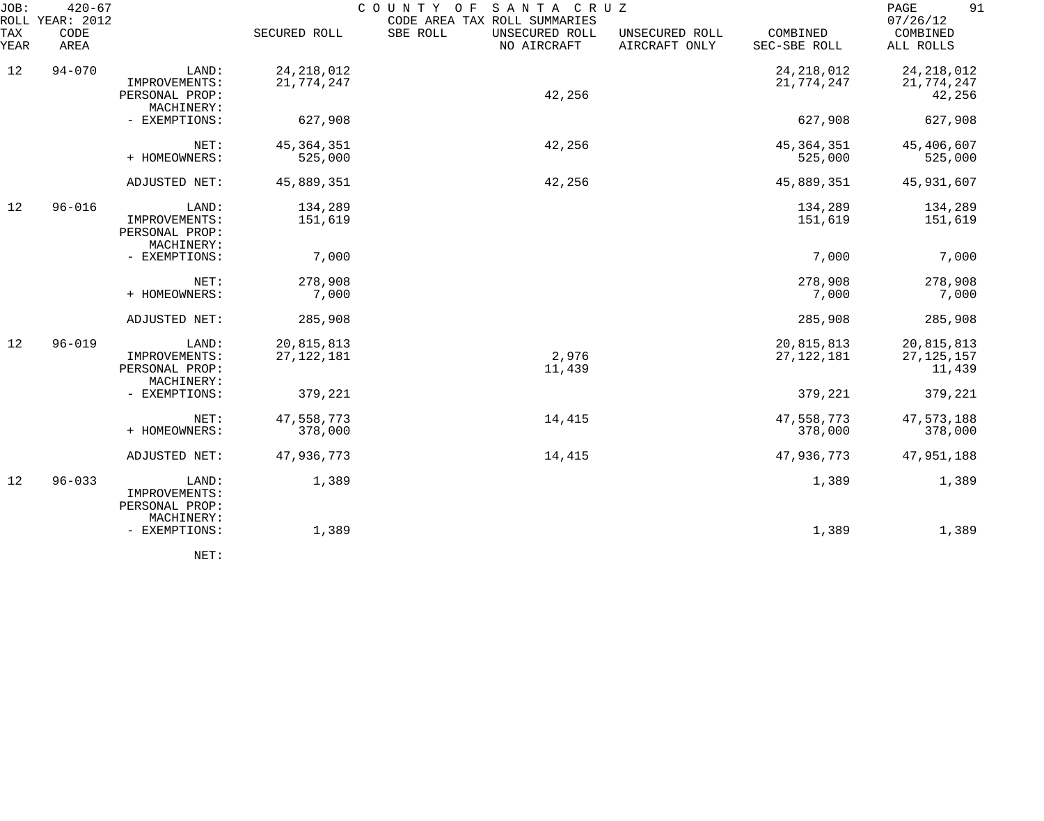JOB: 420-67 COUNTY OF SANTA CRUZ
ROLL YEAR: 2012 CODE AREA TAX ROLL SUMMARIES 07/26/12

| TAX YEAR | CODE AREA | | SECURED ROLL | SBE ROLL | UNSECURED ROLL NO AIRCRAFT | UNSECURED ROLL AIRCRAFT ONLY | COMBINED SEC-SBE ROLL | COMBINED ALL ROLLS |
|---|---|---|---|---|---|---|---|---|
| 12 | 94-070 | LAND: | 24,218,012 | | | | 24,218,012 | 24,218,012 |
| | | IMPROVEMENTS: | 21,774,247 | | | | 21,774,247 | 21,774,247 |
| | | PERSONAL PROP: | | | 42,256 | | | 42,256 |
| | | MACHINERY: | | | | | | |
| | | - EXEMPTIONS: | 627,908 | | | | 627,908 | 627,908 |
| | | NET: | 45,364,351 | | 42,256 | | 45,364,351 | 45,406,607 |
| | | + HOMEOWNERS: | 525,000 | | | | 525,000 | 525,000 |
| | | ADJUSTED NET: | 45,889,351 | | 42,256 | | 45,889,351 | 45,931,607 |
| 12 | 96-016 | LAND: | 134,289 | | | | 134,289 | 134,289 |
| | | IMPROVEMENTS: | 151,619 | | | | 151,619 | 151,619 |
| | | PERSONAL PROP: | | | | | | |
| | | MACHINERY: | | | | | | |
| | | - EXEMPTIONS: | 7,000 | | | | 7,000 | 7,000 |
| | | NET: | 278,908 | | | | 278,908 | 278,908 |
| | | + HOMEOWNERS: | 7,000 | | | | 7,000 | 7,000 |
| | | ADJUSTED NET: | 285,908 | | | | 285,908 | 285,908 |
| 12 | 96-019 | LAND: | 20,815,813 | | | | 20,815,813 | 20,815,813 |
| | | IMPROVEMENTS: | 27,122,181 | | 2,976 | | 27,122,181 | 27,125,157 |
| | | PERSONAL PROP: | | | 11,439 | | | 11,439 |
| | | MACHINERY: | | | | | | |
| | | - EXEMPTIONS: | 379,221 | | | | 379,221 | 379,221 |
| | | NET: | 47,558,773 | | 14,415 | | 47,558,773 | 47,573,188 |
| | | + HOMEOWNERS: | 378,000 | | | | 378,000 | 378,000 |
| | | ADJUSTED NET: | 47,936,773 | | 14,415 | | 47,936,773 | 47,951,188 |
| 12 | 96-033 | LAND: | 1,389 | | | | 1,389 | 1,389 |
| | | IMPROVEMENTS: | | | | | | |
| | | PERSONAL PROP: | | | | | | |
| | | MACHINERY: | | | | | | |
| | | - EXEMPTIONS: | 1,389 | | | | 1,389 | 1,389 |
| | | NET: | | | | | | |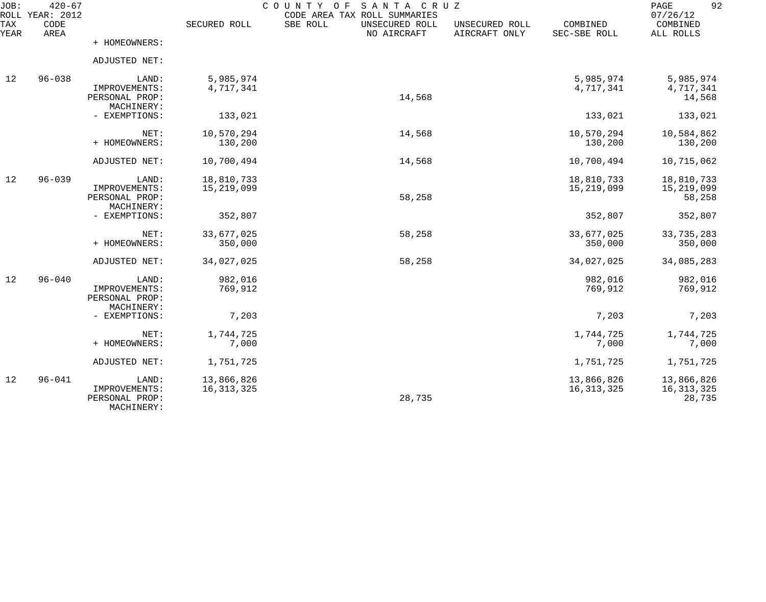JOB: 420-67 COUNTY OF SANTA CRUZ PAGE 92
ROLL YEAR: 2012 CODE AREA TAX ROLL SUMMARIES 07/26/12

| TAX YEAR | CODE AREA | | SECURED ROLL | SBE ROLL | UNSECURED ROLL NO AIRCRAFT | UNSECURED ROLL AIRCRAFT ONLY | COMBINED SEC-SBE ROLL | COMBINED ALL ROLLS |
|---|---|---|---|---|---|---|---|---|
| | | + HOMEOWNERS: | | | | | | |
| | | ADJUSTED NET: | | | | | | |
| 12 | 96-038 | LAND: | 5,985,974 | | | | 5,985,974 | 5,985,974 |
| | | IMPROVEMENTS: | 4,717,341 | | | | 4,717,341 | 4,717,341 |
| | | PERSONAL PROP: | | | 14,568 | | | 14,568 |
| | | MACHINERY: | | | | | | |
| | | - EXEMPTIONS: | 133,021 | | | | 133,021 | 133,021 |
| | | NET: | 10,570,294 | | 14,568 | | 10,570,294 | 10,584,862 |
| | | + HOMEOWNERS: | 130,200 | | | | 130,200 | 130,200 |
| | | ADJUSTED NET: | 10,700,494 | | 14,568 | | 10,700,494 | 10,715,062 |
| 12 | 96-039 | LAND: | 18,810,733 | | | | 18,810,733 | 18,810,733 |
| | | IMPROVEMENTS: | 15,219,099 | | | | 15,219,099 | 15,219,099 |
| | | PERSONAL PROP: | | | 58,258 | | | 58,258 |
| | | MACHINERY: | | | | | | |
| | | - EXEMPTIONS: | 352,807 | | | | 352,807 | 352,807 |
| | | NET: | 33,677,025 | | 58,258 | | 33,677,025 | 33,735,283 |
| | | + HOMEOWNERS: | 350,000 | | | | 350,000 | 350,000 |
| | | ADJUSTED NET: | 34,027,025 | | 58,258 | | 34,027,025 | 34,085,283 |
| 12 | 96-040 | LAND: | 982,016 | | | | 982,016 | 982,016 |
| | | IMPROVEMENTS: | 769,912 | | | | 769,912 | 769,912 |
| | | PERSONAL PROP: | | | | | | |
| | | MACHINERY: | | | | | | |
| | | - EXEMPTIONS: | 7,203 | | | | 7,203 | 7,203 |
| | | NET: | 1,744,725 | | | | 1,744,725 | 1,744,725 |
| | | + HOMEOWNERS: | 7,000 | | | | 7,000 | 7,000 |
| | | ADJUSTED NET: | 1,751,725 | | | | 1,751,725 | 1,751,725 |
| 12 | 96-041 | LAND: | 13,866,826 | | | | 13,866,826 | 13,866,826 |
| | | IMPROVEMENTS: | 16,313,325 | | | | 16,313,325 | 16,313,325 |
| | | PERSONAL PROP: | | | 28,735 | | | 28,735 |
| | | MACHINERY: | | | | | | |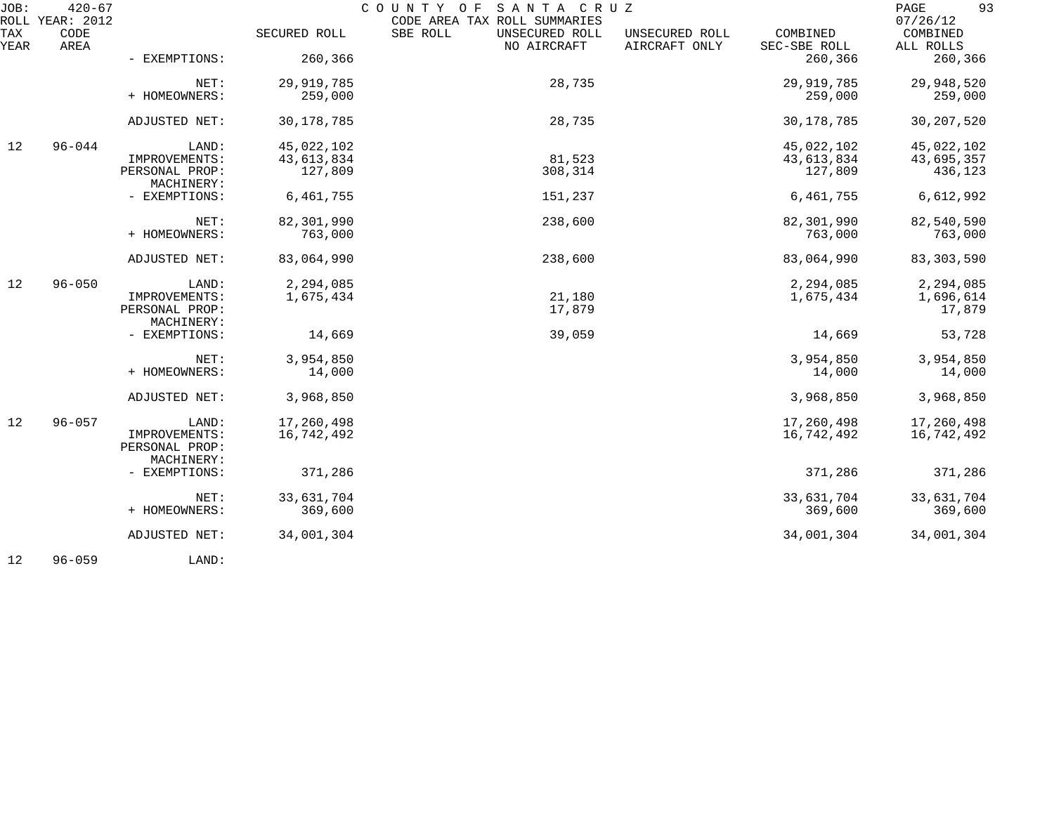| TAX YEAR | CODE AREA | | SECURED ROLL | SBE ROLL | UNSECURED ROLL NO AIRCRAFT | UNSECURED ROLL AIRCRAFT ONLY | COMBINED SEC-SBE ROLL | COMBINED ALL ROLLS |
|---|---|---|---|---|---|---|---|---|
| | | - EXEMPTIONS: | 260,366 | | | | 260,366 | 260,366 |
| | | NET: | 29,919,785 | | 28,735 | | 29,919,785 | 29,948,520 |
| | | + HOMEOWNERS: | 259,000 | | | | 259,000 | 259,000 |
| | | ADJUSTED NET: | 30,178,785 | | 28,735 | | 30,178,785 | 30,207,520 |
| 12 | 96-044 | LAND: | 45,022,102 | | | | 45,022,102 | 45,022,102 |
| | | IMPROVEMENTS: | 43,613,834 | | 81,523 | | 43,613,834 | 43,695,357 |
| | | PERSONAL PROP: | 127,809 | | 308,314 | | 127,809 | 436,123 |
| | | MACHINERY: | | | | | | |
| | | - EXEMPTIONS: | 6,461,755 | | 151,237 | | 6,461,755 | 6,612,992 |
| | | NET: | 82,301,990 | | 238,600 | | 82,301,990 | 82,540,590 |
| | | + HOMEOWNERS: | 763,000 | | | | 763,000 | 763,000 |
| | | ADJUSTED NET: | 83,064,990 | | 238,600 | | 83,064,990 | 83,303,590 |
| 12 | 96-050 | LAND: | 2,294,085 | | | | 2,294,085 | 2,294,085 |
| | | IMPROVEMENTS: | 1,675,434 | | 21,180 | | 1,675,434 | 1,696,614 |
| | | PERSONAL PROP: | | | 17,879 | | | 17,879 |
| | | MACHINERY: | | | | | | |
| | | - EXEMPTIONS: | 14,669 | | 39,059 | | 14,669 | 53,728 |
| | | NET: | 3,954,850 | | | | 3,954,850 | 3,954,850 |
| | | + HOMEOWNERS: | 14,000 | | | | 14,000 | 14,000 |
| | | ADJUSTED NET: | 3,968,850 | | | | 3,968,850 | 3,968,850 |
| 12 | 96-057 | LAND: | 17,260,498 | | | | 17,260,498 | 17,260,498 |
| | | IMPROVEMENTS: | 16,742,492 | | | | 16,742,492 | 16,742,492 |
| | | PERSONAL PROP: | | | | | | |
| | | MACHINERY: | | | | | | |
| | | - EXEMPTIONS: | 371,286 | | | | 371,286 | 371,286 |
| | | NET: | 33,631,704 | | | | 33,631,704 | 33,631,704 |
| | | + HOMEOWNERS: | 369,600 | | | | 369,600 | 369,600 |
| | | ADJUSTED NET: | 34,001,304 | | | | 34,001,304 | 34,001,304 |
| 12 | 96-059 | LAND: | | | | | | |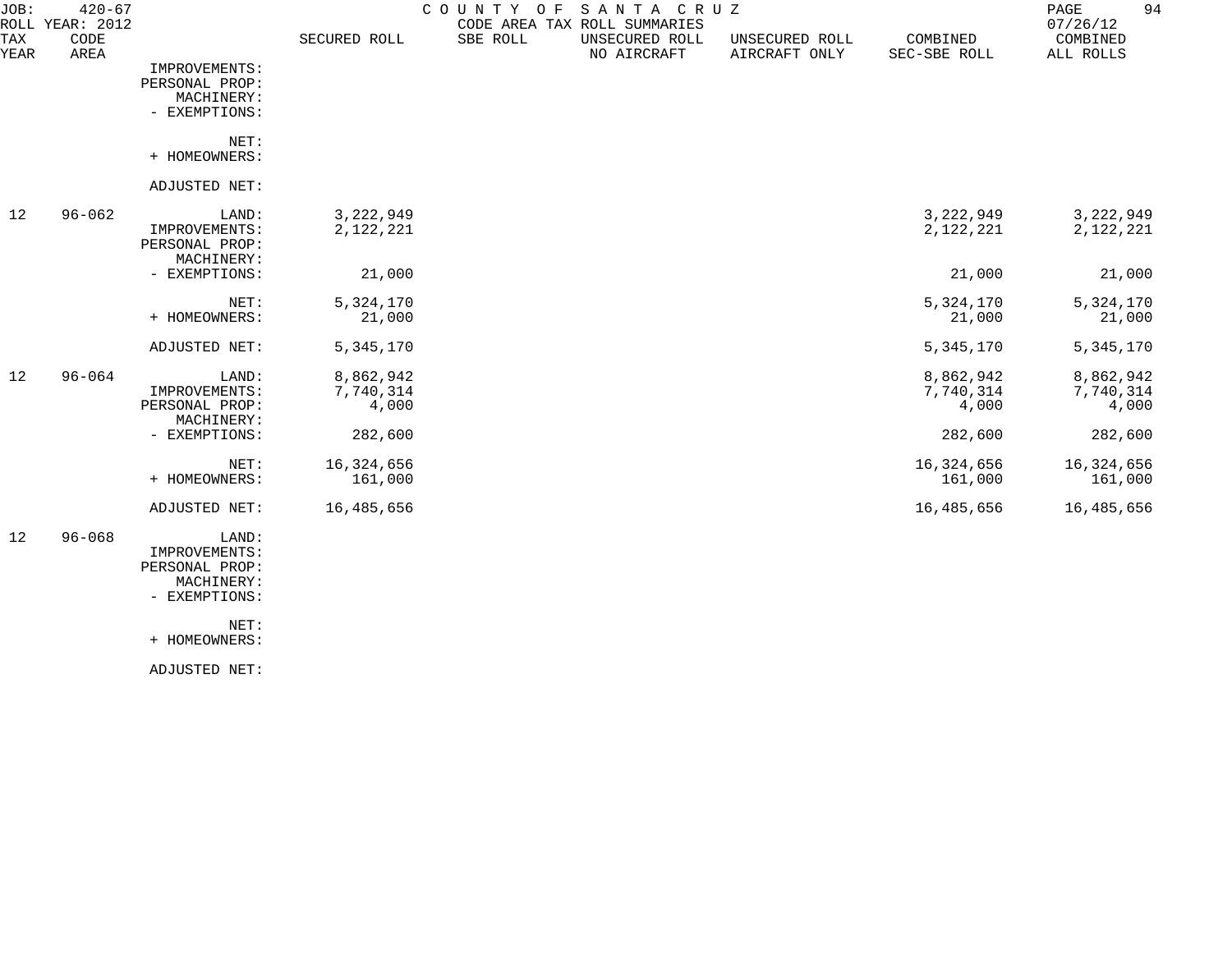JOB: 420-67 COUNTY OF SANTA CRUZ
ROLL YEAR: 2012 CODE AREA TAX ROLL SUMMARIES 07/26/12

| TAX YEAR | CODE AREA | | SECURED ROLL | SBE ROLL | UNSECURED ROLL NO AIRCRAFT | UNSECURED ROLL AIRCRAFT ONLY | COMBINED SEC-SBE ROLL | COMBINED ALL ROLLS |
|---|---|---|---|---|---|---|---|---|
| | | IMPROVEMENTS: | | | | | | |
| | | PERSONAL PROP: | | | | | | |
| | | MACHINERY: | | | | | | |
| | | - EXEMPTIONS: | | | | | | |
| | | NET: | | | | | | |
| | | + HOMEOWNERS: | | | | | | |
| | | ADJUSTED NET: | | | | | | |
| 12 | 96-062 | LAND: | 3,222,949 | | | | 3,222,949 | 3,222,949 |
| | | IMPROVEMENTS: | 2,122,221 | | | | 2,122,221 | 2,122,221 |
| | | PERSONAL PROP: | | | | | | |
| | | MACHINERY: | | | | | | |
| | | - EXEMPTIONS: | 21,000 | | | | 21,000 | 21,000 |
| | | NET: | 5,324,170 | | | | 5,324,170 | 5,324,170 |
| | | + HOMEOWNERS: | 21,000 | | | | 21,000 | 21,000 |
| | | ADJUSTED NET: | 5,345,170 | | | | 5,345,170 | 5,345,170 |
| 12 | 96-064 | LAND: | 8,862,942 | | | | 8,862,942 | 8,862,942 |
| | | IMPROVEMENTS: | 7,740,314 | | | | 7,740,314 | 7,740,314 |
| | | PERSONAL PROP: | 4,000 | | | | 4,000 | 4,000 |
| | | MACHINERY: | | | | | | |
| | | - EXEMPTIONS: | 282,600 | | | | 282,600 | 282,600 |
| | | NET: | 16,324,656 | | | | 16,324,656 | 16,324,656 |
| | | + HOMEOWNERS: | 161,000 | | | | 161,000 | 161,000 |
| | | ADJUSTED NET: | 16,485,656 | | | | 16,485,656 | 16,485,656 |
| 12 | 96-068 | LAND: | | | | | | |
| | | IMPROVEMENTS: | | | | | | |
| | | PERSONAL PROP: | | | | | | |
| | | MACHINERY: | | | | | | |
| | | - EXEMPTIONS: | | | | | | |
| | | NET: | | | | | | |
| | | + HOMEOWNERS: | | | | | | |
| | | ADJUSTED NET: | | | | | | |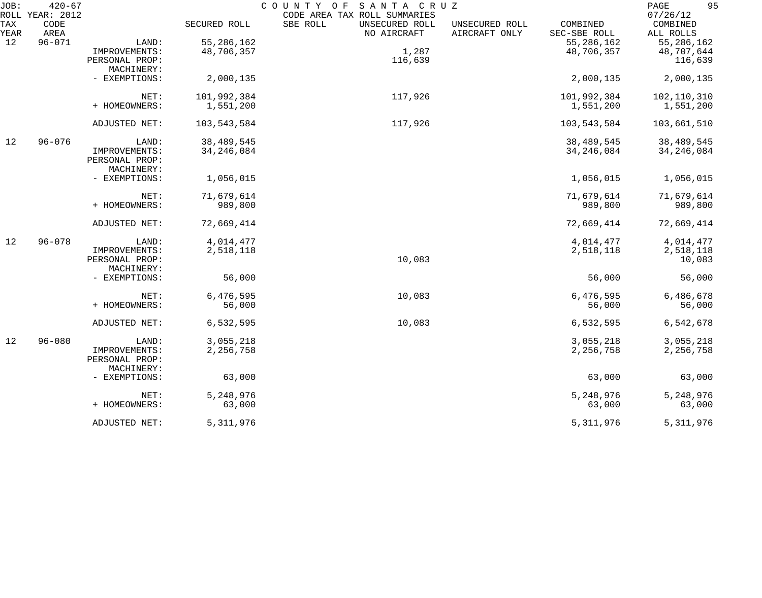JOB: 420-67 COUNTY OF SANTA CRUZ
ROLL YEAR: 2012 CODE AREA TAX ROLL SUMMARIES 07/26/12

| TAX YEAR | CODE AREA | | SECURED ROLL | SBE ROLL | UNSECURED ROLL NO AIRCRAFT | UNSECURED ROLL AIRCRAFT ONLY | COMBINED SEC-SBE ROLL | COMBINED ALL ROLLS |
|---|---|---|---|---|---|---|---|---|
| 12 | 96-071 | LAND: | 55,286,162 | | | | 55,286,162 | 55,286,162 |
| | | IMPROVEMENTS: | 48,706,357 | | 1,287 | | 48,706,357 | 48,707,644 |
| | | PERSONAL PROP: | | | 116,639 | | | 116,639 |
| | | MACHINERY: | | | | | | |
| | | - EXEMPTIONS: | 2,000,135 | | | | 2,000,135 | 2,000,135 |
| | | NET: | 101,992,384 | | 117,926 | | 101,992,384 | 102,110,310 |
| | | + HOMEOWNERS: | 1,551,200 | | | | 1,551,200 | 1,551,200 |
| | | ADJUSTED NET: | 103,543,584 | | 117,926 | | 103,543,584 | 103,661,510 |
| 12 | 96-076 | LAND: | 38,489,545 | | | | 38,489,545 | 38,489,545 |
| | | IMPROVEMENTS: | 34,246,084 | | | | 34,246,084 | 34,246,084 |
| | | PERSONAL PROP: | | | | | | |
| | | MACHINERY: | | | | | | |
| | | - EXEMPTIONS: | 1,056,015 | | | | 1,056,015 | 1,056,015 |
| | | NET: | 71,679,614 | | | | 71,679,614 | 71,679,614 |
| | | + HOMEOWNERS: | 989,800 | | | | 989,800 | 989,800 |
| | | ADJUSTED NET: | 72,669,414 | | | | 72,669,414 | 72,669,414 |
| 12 | 96-078 | LAND: | 4,014,477 | | | | 4,014,477 | 4,014,477 |
| | | IMPROVEMENTS: | 2,518,118 | | | | 2,518,118 | 2,518,118 |
| | | PERSONAL PROP: | | | 10,083 | | | 10,083 |
| | | MACHINERY: | | | | | | |
| | | - EXEMPTIONS: | 56,000 | | | | 56,000 | 56,000 |
| | | NET: | 6,476,595 | | 10,083 | | 6,476,595 | 6,486,678 |
| | | + HOMEOWNERS: | 56,000 | | | | 56,000 | 56,000 |
| | | ADJUSTED NET: | 6,532,595 | | 10,083 | | 6,532,595 | 6,542,678 |
| 12 | 96-080 | LAND: | 3,055,218 | | | | 3,055,218 | 3,055,218 |
| | | IMPROVEMENTS: | 2,256,758 | | | | 2,256,758 | 2,256,758 |
| | | PERSONAL PROP: | | | | | | |
| | | MACHINERY: | | | | | | |
| | | - EXEMPTIONS: | 63,000 | | | | 63,000 | 63,000 |
| | | NET: | 5,248,976 | | | | 5,248,976 | 5,248,976 |
| | | + HOMEOWNERS: | 63,000 | | | | 63,000 | 63,000 |
| | | ADJUSTED NET: | 5,311,976 | | | | 5,311,976 | 5,311,976 |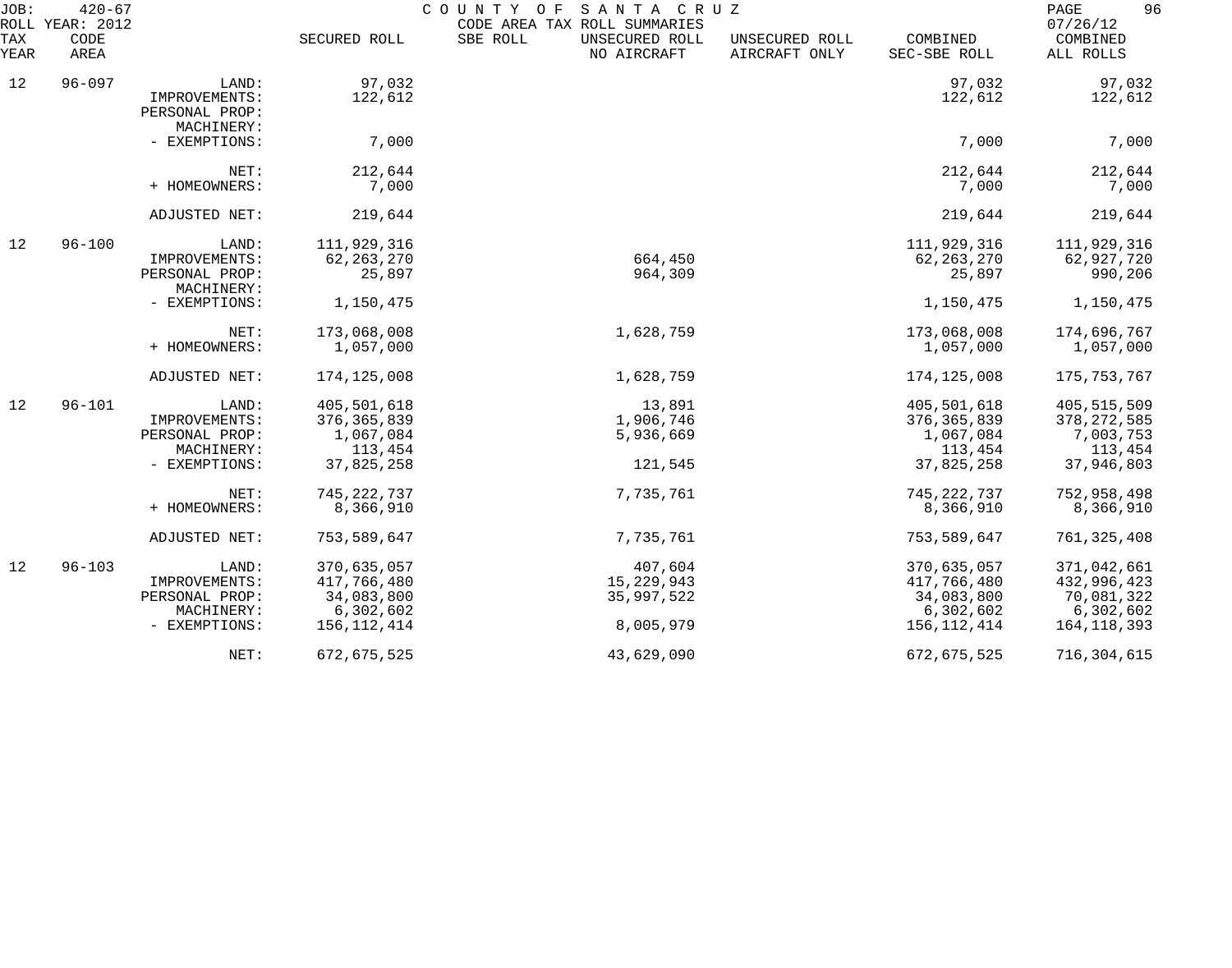JOB: 420-67 COUNTY OF SANTA CRUZ
ROLL YEAR: 2012 CODE AREA TAX ROLL SUMMARIES 07/26/12

| TAX YEAR | CODE AREA | | SECURED ROLL | SBE ROLL | UNSECURED ROLL NO AIRCRAFT | UNSECURED ROLL AIRCRAFT ONLY | COMBINED SEC-SBE ROLL | COMBINED ALL ROLLS |
|---|---|---|---|---|---|---|---|---|
| 12 | 96-097 | LAND: | 97,032 | | | | 97,032 | 97,032 |
| | | IMPROVEMENTS: | 122,612 | | | | 122,612 | 122,612 |
| | | PERSONAL PROP: | | | | | | |
| | | MACHINERY: | | | | | | |
| | | - EXEMPTIONS: | 7,000 | | | | 7,000 | 7,000 |
| | | NET: | 212,644 | | | | 212,644 | 212,644 |
| | | + HOMEOWNERS: | 7,000 | | | | 7,000 | 7,000 |
| | | ADJUSTED NET: | 219,644 | | | | 219,644 | 219,644 |
| 12 | 96-100 | LAND: | 111,929,316 | | | | 111,929,316 | 111,929,316 |
| | | IMPROVEMENTS: | 62,263,270 | | 664,450 | | 62,263,270 | 62,927,720 |
| | | PERSONAL PROP: | 25,897 | | 964,309 | | 25,897 | 990,206 |
| | | MACHINERY: | | | | | | |
| | | - EXEMPTIONS: | 1,150,475 | | | | 1,150,475 | 1,150,475 |
| | | NET: | 173,068,008 | | 1,628,759 | | 173,068,008 | 174,696,767 |
| | | + HOMEOWNERS: | 1,057,000 | | | | 1,057,000 | 1,057,000 |
| | | ADJUSTED NET: | 174,125,008 | | 1,628,759 | | 174,125,008 | 175,753,767 |
| 12 | 96-101 | LAND: | 405,501,618 | | 13,891 | | 405,501,618 | 405,515,509 |
| | | IMPROVEMENTS: | 376,365,839 | | 1,906,746 | | 376,365,839 | 378,272,585 |
| | | PERSONAL PROP: | 1,067,084 | | 5,936,669 | | 1,067,084 | 7,003,753 |
| | | MACHINERY: | 113,454 | | | | 113,454 | 113,454 |
| | | - EXEMPTIONS: | 37,825,258 | | 121,545 | | 37,825,258 | 37,946,803 |
| | | NET: | 745,222,737 | | 7,735,761 | | 745,222,737 | 752,958,498 |
| | | + HOMEOWNERS: | 8,366,910 | | | | 8,366,910 | 8,366,910 |
| | | ADJUSTED NET: | 753,589,647 | | 7,735,761 | | 753,589,647 | 761,325,408 |
| 12 | 96-103 | LAND: | 370,635,057 | | 407,604 | | 370,635,057 | 371,042,661 |
| | | IMPROVEMENTS: | 417,766,480 | | 15,229,943 | | 417,766,480 | 432,996,423 |
| | | PERSONAL PROP: | 34,083,800 | | 35,997,522 | | 34,083,800 | 70,081,322 |
| | | MACHINERY: | 6,302,602 | | | | 6,302,602 | 6,302,602 |
| | | - EXEMPTIONS: | 156,112,414 | | 8,005,979 | | 156,112,414 | 164,118,393 |
| | | NET: | 672,675,525 | | 43,629,090 | | 672,675,525 | 716,304,615 |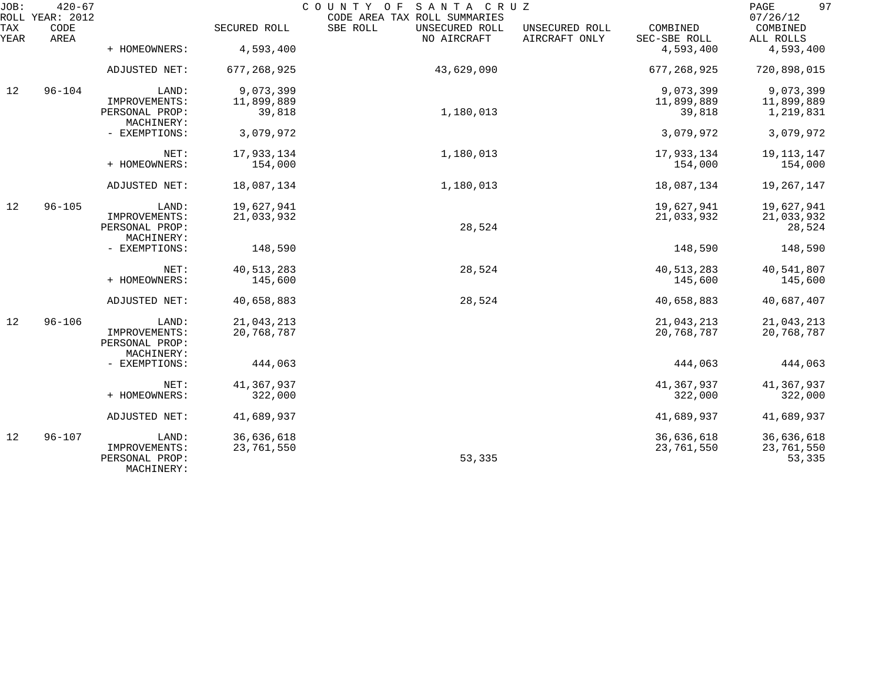JOB: 420-67 ROLL YEAR: 2012

COUNTY OF SANTA CRUZ
CODE AREA TAX ROLL SUMMARIES

07/26/12

| TAX YEAR | CODE AREA | | SECURED ROLL | SBE ROLL | UNSECURED ROLL NO AIRCRAFT | UNSECURED ROLL AIRCRAFT ONLY | COMBINED SEC-SBE ROLL | COMBINED ALL ROLLS |
|---|---|---|---|---|---|---|---|---|
| | | + HOMEOWNERS: | 4,593,400 | | | | 4,593,400 | 4,593,400 |
| | | ADJUSTED NET: | 677,268,925 | | 43,629,090 | | 677,268,925 | 720,898,015 |
| 12 | 96-104 | LAND: | 9,073,399 | | | | 9,073,399 | 9,073,399 |
| | | IMPROVEMENTS: | 11,899,889 | | | | 11,899,889 | 11,899,889 |
| | | PERSONAL PROP: | 39,818 | | 1,180,013 | | 39,818 | 1,219,831 |
| | | MACHINERY: | | | | | | |
| | | - EXEMPTIONS: | 3,079,972 | | | | 3,079,972 | 3,079,972 |
| | | NET: | 17,933,134 | | 1,180,013 | | 17,933,134 | 19,113,147 |
| | | + HOMEOWNERS: | 154,000 | | | | 154,000 | 154,000 |
| | | ADJUSTED NET: | 18,087,134 | | 1,180,013 | | 18,087,134 | 19,267,147 |
| 12 | 96-105 | LAND: | 19,627,941 | | | | 19,627,941 | 19,627,941 |
| | | IMPROVEMENTS: | 21,033,932 | | | | 21,033,932 | 21,033,932 |
| | | PERSONAL PROP: | | | 28,524 | | | 28,524 |
| | | MACHINERY: | | | | | | |
| | | - EXEMPTIONS: | 148,590 | | | | 148,590 | 148,590 |
| | | NET: | 40,513,283 | | 28,524 | | 40,513,283 | 40,541,807 |
| | | + HOMEOWNERS: | 145,600 | | | | 145,600 | 145,600 |
| | | ADJUSTED NET: | 40,658,883 | | 28,524 | | 40,658,883 | 40,687,407 |
| 12 | 96-106 | LAND: | 21,043,213 | | | | 21,043,213 | 21,043,213 |
| | | IMPROVEMENTS: | 20,768,787 | | | | 20,768,787 | 20,768,787 |
| | | PERSONAL PROP: | | | | | | |
| | | MACHINERY: | | | | | | |
| | | - EXEMPTIONS: | 444,063 | | | | 444,063 | 444,063 |
| | | NET: | 41,367,937 | | | | 41,367,937 | 41,367,937 |
| | | + HOMEOWNERS: | 322,000 | | | | 322,000 | 322,000 |
| | | ADJUSTED NET: | 41,689,937 | | | | 41,689,937 | 41,689,937 |
| 12 | 96-107 | LAND: | 36,636,618 | | | | 36,636,618 | 36,636,618 |
| | | IMPROVEMENTS: | 23,761,550 | | | | 23,761,550 | 23,761,550 |
| | | PERSONAL PROP: | | | 53,335 | | | 53,335 |
| | | MACHINERY: | | | | | | |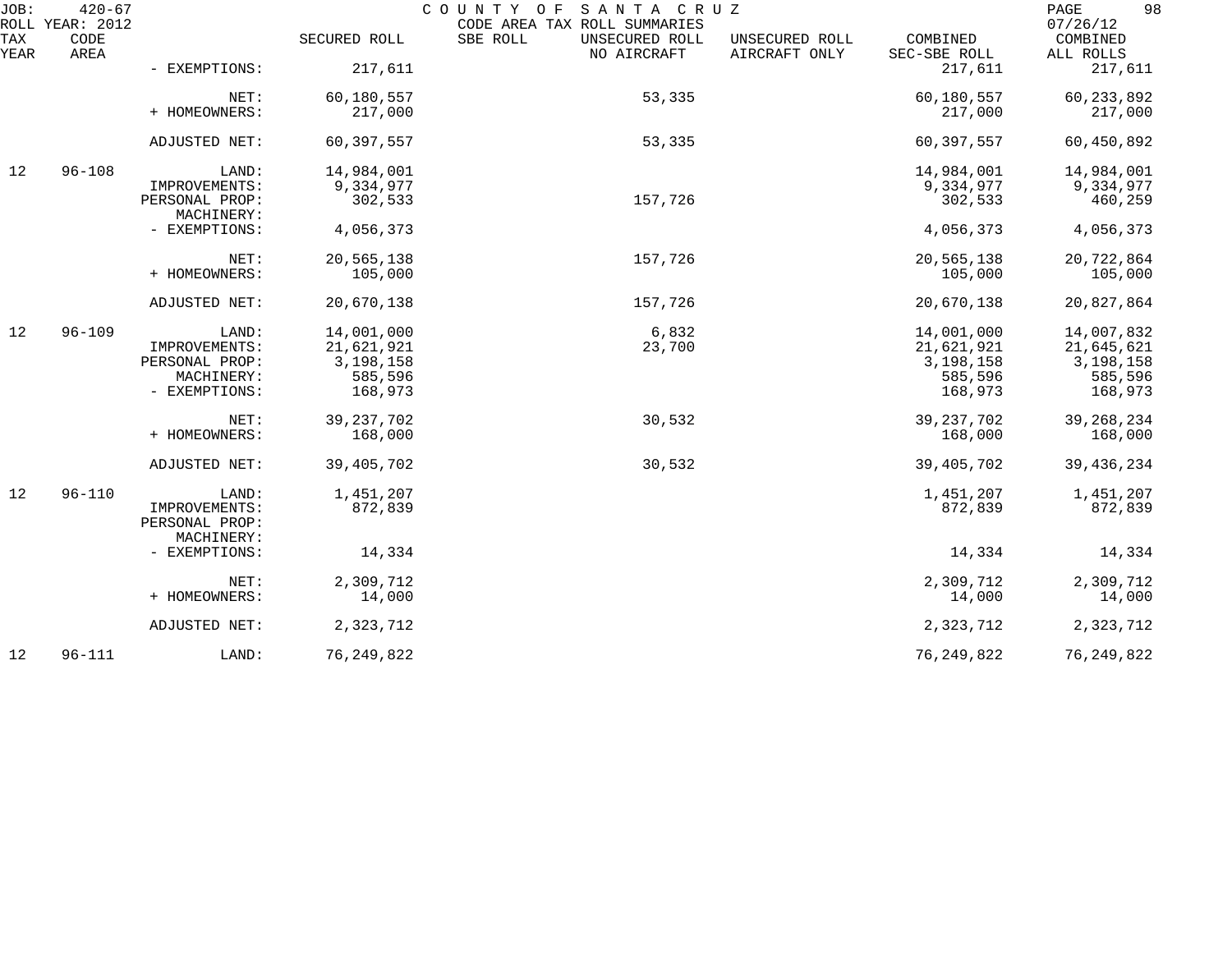| TAX YEAR | CODE AREA | | SECURED ROLL | SBE ROLL | UNSECURED ROLL NO AIRCRAFT | UNSECURED ROLL AIRCRAFT ONLY | COMBINED SEC-SBE ROLL | COMBINED ALL ROLLS |
|---|---|---|---|---|---|---|---|---|
| | | - EXEMPTIONS: | 217,611 | | | | 217,611 | 217,611 |
| | | NET: | 60,180,557 | | 53,335 | | 60,180,557 | 60,233,892 |
| | | + HOMEOWNERS: | 217,000 | | | | 217,000 | 217,000 |
| | | ADJUSTED NET: | 60,397,557 | | 53,335 | | 60,397,557 | 60,450,892 |
| 12 | 96-108 | LAND: | 14,984,001 | | | | 14,984,001 | 14,984,001 |
| | | IMPROVEMENTS: | 9,334,977 | | | | 9,334,977 | 9,334,977 |
| | | PERSONAL PROP: | 302,533 | | 157,726 | | 302,533 | 460,259 |
| | | MACHINERY: | | | | | | |
| | | - EXEMPTIONS: | 4,056,373 | | | | 4,056,373 | 4,056,373 |
| | | NET: | 20,565,138 | | 157,726 | | 20,565,138 | 20,722,864 |
| | | + HOMEOWNERS: | 105,000 | | | | 105,000 | 105,000 |
| | | ADJUSTED NET: | 20,670,138 | | 157,726 | | 20,670,138 | 20,827,864 |
| 12 | 96-109 | LAND: | 14,001,000 | | 6,832 | | 14,001,000 | 14,007,832 |
| | | IMPROVEMENTS: | 21,621,921 | | 23,700 | | 21,621,921 | 21,645,621 |
| | | PERSONAL PROP: | 3,198,158 | | | | 3,198,158 | 3,198,158 |
| | | MACHINERY: | 585,596 | | | | 585,596 | 585,596 |
| | | - EXEMPTIONS: | 168,973 | | | | 168,973 | 168,973 |
| | | NET: | 39,237,702 | | 30,532 | | 39,237,702 | 39,268,234 |
| | | + HOMEOWNERS: | 168,000 | | | | 168,000 | 168,000 |
| | | ADJUSTED NET: | 39,405,702 | | 30,532 | | 39,405,702 | 39,436,234 |
| 12 | 96-110 | LAND: | 1,451,207 | | | | 1,451,207 | 1,451,207 |
| | | IMPROVEMENTS: | 872,839 | | | | 872,839 | 872,839 |
| | | PERSONAL PROP: | | | | | | |
| | | MACHINERY: | | | | | | |
| | | - EXEMPTIONS: | 14,334 | | | | 14,334 | 14,334 |
| | | NET: | 2,309,712 | | | | 2,309,712 | 2,309,712 |
| | | + HOMEOWNERS: | 14,000 | | | | 14,000 | 14,000 |
| | | ADJUSTED NET: | 2,323,712 | | | | 2,323,712 | 2,323,712 |
| 12 | 96-111 | LAND: | 76,249,822 | | | | 76,249,822 | 76,249,822 |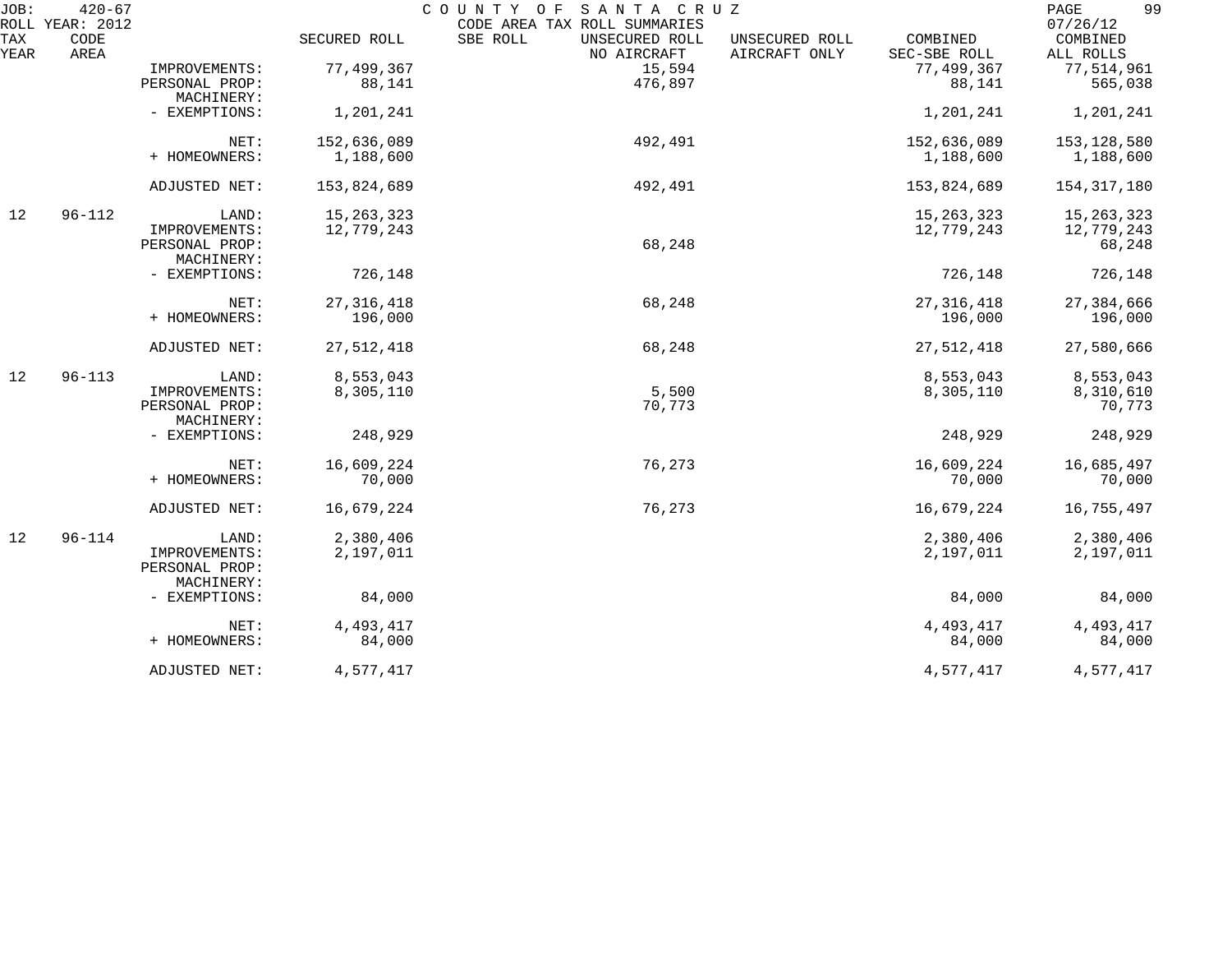JOB: 420-67 COUNTY OF SANTA CRUZ
ROLL YEAR: 2012 CODE AREA TAX ROLL SUMMARIES 07/26/12

| TAX YEAR | CODE AREA | | SECURED ROLL | SBE ROLL | UNSECURED ROLL NO AIRCRAFT | UNSECURED ROLL AIRCRAFT ONLY | COMBINED SEC-SBE ROLL | COMBINED ALL ROLLS |
|---|---|---|---|---|---|---|---|---|
| | | IMPROVEMENTS: | 77,499,367 | | 15,594 | | 77,499,367 | 77,514,961 |
| | | PERSONAL PROP: | 88,141 | | 476,897 | | 88,141 | 565,038 |
| | | MACHINERY: | | | | | | |
| | | - EXEMPTIONS: | 1,201,241 | | | | 1,201,241 | 1,201,241 |
| | | NET: | 152,636,089 | | 492,491 | | 152,636,089 | 153,128,580 |
| | | + HOMEOWNERS: | 1,188,600 | | | | 1,188,600 | 1,188,600 |
| | | ADJUSTED NET: | 153,824,689 | | 492,491 | | 153,824,689 | 154,317,180 |
| 12 | 96-112 | LAND: | 15,263,323 | | | | 15,263,323 | 15,263,323 |
| | | IMPROVEMENTS: | 12,779,243 | | | | 12,779,243 | 12,779,243 |
| | | PERSONAL PROP: | | | 68,248 | | | 68,248 |
| | | MACHINERY: | | | | | | |
| | | - EXEMPTIONS: | 726,148 | | | | 726,148 | 726,148 |
| | | NET: | 27,316,418 | | 68,248 | | 27,316,418 | 27,384,666 |
| | | + HOMEOWNERS: | 196,000 | | | | 196,000 | 196,000 |
| | | ADJUSTED NET: | 27,512,418 | | 68,248 | | 27,512,418 | 27,580,666 |
| 12 | 96-113 | LAND: | 8,553,043 | | | | 8,553,043 | 8,553,043 |
| | | IMPROVEMENTS: | 8,305,110 | | 5,500 | | 8,305,110 | 8,310,610 |
| | | PERSONAL PROP: | | | 70,773 | | | 70,773 |
| | | MACHINERY: | | | | | | |
| | | - EXEMPTIONS: | 248,929 | | | | 248,929 | 248,929 |
| | | NET: | 16,609,224 | | 76,273 | | 16,609,224 | 16,685,497 |
| | | + HOMEOWNERS: | 70,000 | | | | 70,000 | 70,000 |
| | | ADJUSTED NET: | 16,679,224 | | 76,273 | | 16,679,224 | 16,755,497 |
| 12 | 96-114 | LAND: | 2,380,406 | | | | 2,380,406 | 2,380,406 |
| | | IMPROVEMENTS: | 2,197,011 | | | | 2,197,011 | 2,197,011 |
| | | PERSONAL PROP: | | | | | | |
| | | MACHINERY: | | | | | | |
| | | - EXEMPTIONS: | 84,000 | | | | 84,000 | 84,000 |
| | | NET: | 4,493,417 | | | | 4,493,417 | 4,493,417 |
| | | + HOMEOWNERS: | 84,000 | | | | 84,000 | 84,000 |
| | | ADJUSTED NET: | 4,577,417 | | | | 4,577,417 | 4,577,417 |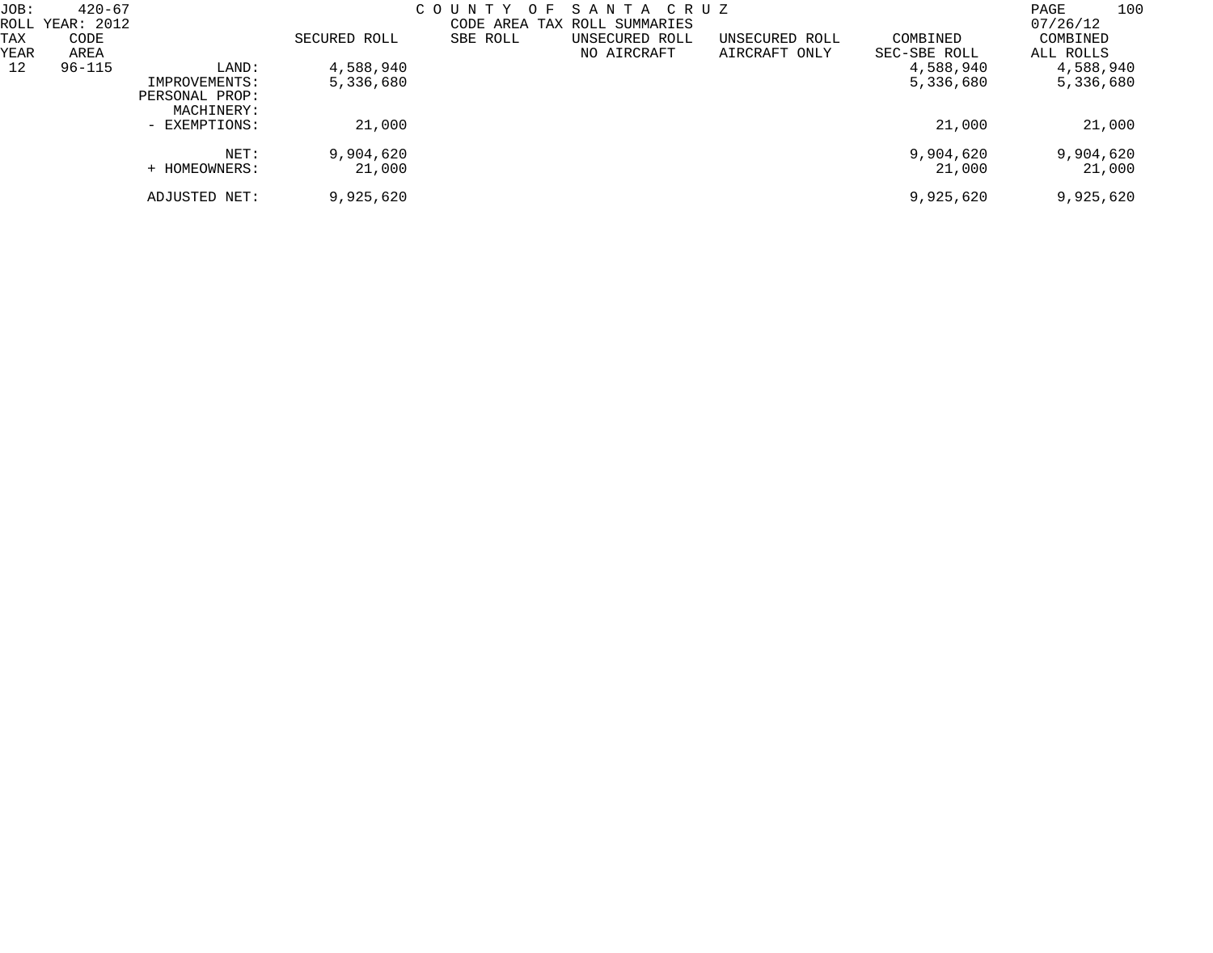JOB: 420-67 COUNTY OF SANTA CRUZ
ROLL YEAR: 2012 CODE AREA TAX ROLL SUMMARIES 07/26/12

| TAX YEAR | CODE AREA | | SECURED ROLL | SBE ROLL | UNSECURED ROLL NO AIRCRAFT | UNSECURED ROLL AIRCRAFT ONLY | COMBINED SEC-SBE ROLL | COMBINED ALL ROLLS |
|---|---|---|---|---|---|---|---|---|
| 12 | 96-115 | LAND: | 4,588,940 | | | | 4,588,940 | 4,588,940 |
| | | IMPROVEMENTS: | 5,336,680 | | | | 5,336,680 | 5,336,680 |
| | | PERSONAL PROP: | | | | | | |
| | | MACHINERY: | | | | | | |
| | | - EXEMPTIONS: | 21,000 | | | | 21,000 | 21,000 |
| | | NET: | 9,904,620 | | | | 9,904,620 | 9,904,620 |
| | | + HOMEOWNERS: | 21,000 | | | | 21,000 | 21,000 |
| | | ADJUSTED NET: | 9,925,620 | | | | 9,925,620 | 9,925,620 |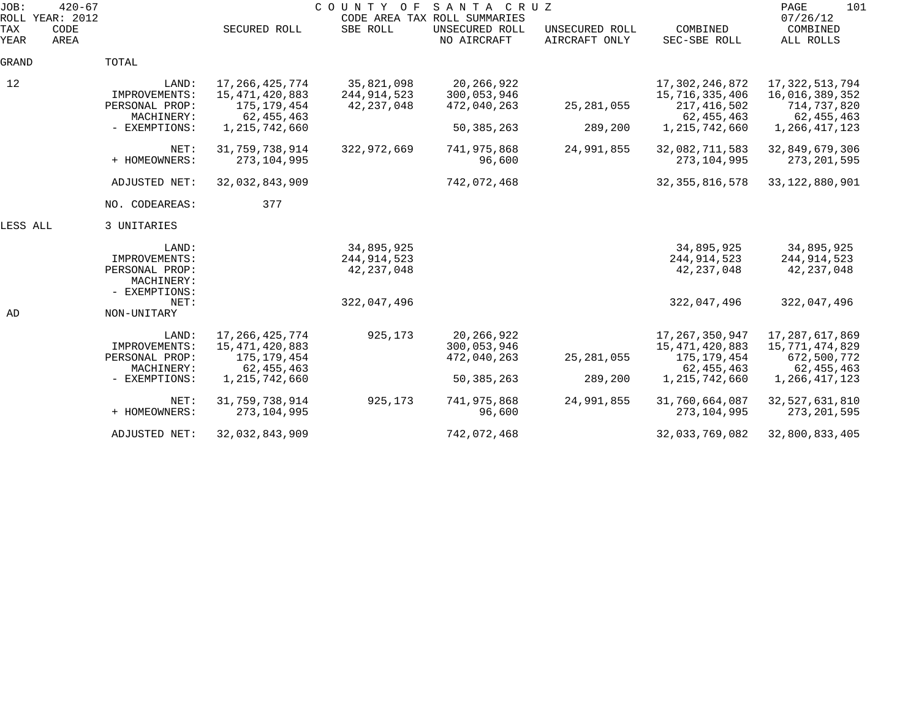COUNTY OF SANTA CRUZ
CODE AREA TAX ROLL SUMMARIES

JOB: 420-67
ROLL YEAR: 2012
07/26/12

| TAX YEAR | CODE AREA | | SECURED ROLL | SBE ROLL | UNSECURED ROLL NO AIRCRAFT | UNSECURED ROLL AIRCRAFT ONLY | COMBINED SEC-SBE ROLL | COMBINED ALL ROLLS |
|---|---|---|---|---|---|---|---|---|
| GRAND | TOTAL | | | | | | | |
| 12 | | LAND: | 17,266,425,774 | 35,821,098 | 20,266,922 | | 17,302,246,872 | 17,322,513,794 |
| | | IMPROVEMENTS: | 15,471,420,883 | 244,914,523 | 300,053,946 | | 15,716,335,406 | 16,016,389,352 |
| | | PERSONAL PROP: | 175,179,454 | 42,237,048 | 472,040,263 | 25,281,055 | 217,416,502 | 714,737,820 |
| | | MACHINERY: | 62,455,463 | | | | 62,455,463 | 62,455,463 |
| | | - EXEMPTIONS: | 1,215,742,660 | | 50,385,263 | 289,200 | 1,215,742,660 | 1,266,417,123 |
| | | NET: | 31,759,738,914 | 322,972,669 | 741,975,868 | 24,991,855 | 32,082,711,583 | 32,849,679,306 |
| | | + HOMEOWNERS: | 273,104,995 | | 96,600 | | 273,104,995 | 273,201,595 |
| | | ADJUSTED NET: | 32,032,843,909 | | 742,072,468 | | 32,355,816,578 | 33,122,880,901 |
| | | NO. CODEAREAS: | 377 | | | | | |
| LESS ALL | 3 UNITARIES | | | | | | | |
| | | LAND: | | 34,895,925 | | | 34,895,925 | 34,895,925 |
| | | IMPROVEMENTS: | | 244,914,523 | | | 244,914,523 | 244,914,523 |
| | | PERSONAL PROP: | | 42,237,048 | | | 42,237,048 | 42,237,048 |
| | | MACHINERY: | | | | | | |
| | | - EXEMPTIONS: | | | | | | |
| | | NET: | | 322,047,496 | | | 322,047,496 | 322,047,496 |
| AD | NON-UNITARY | | | | | | | |
| | | LAND: | 17,266,425,774 | 925,173 | 20,266,922 | | 17,267,350,947 | 17,287,617,869 |
| | | IMPROVEMENTS: | 15,471,420,883 | | 300,053,946 | | 15,471,420,883 | 15,771,474,829 |
| | | PERSONAL PROP: | 175,179,454 | | 472,040,263 | 25,281,055 | 175,179,454 | 672,500,772 |
| | | MACHINERY: | 62,455,463 | | | | 62,455,463 | 62,455,463 |
| | | - EXEMPTIONS: | 1,215,742,660 | | 50,385,263 | 289,200 | 1,215,742,660 | 1,266,417,123 |
| | | NET: | 31,759,738,914 | 925,173 | 741,975,868 | 24,991,855 | 31,760,664,087 | 32,527,631,810 |
| | | + HOMEOWNERS: | 273,104,995 | | 96,600 | | 273,104,995 | 273,201,595 |
| | | ADJUSTED NET: | 32,032,843,909 | | 742,072,468 | | 32,033,769,082 | 32,800,833,405 |